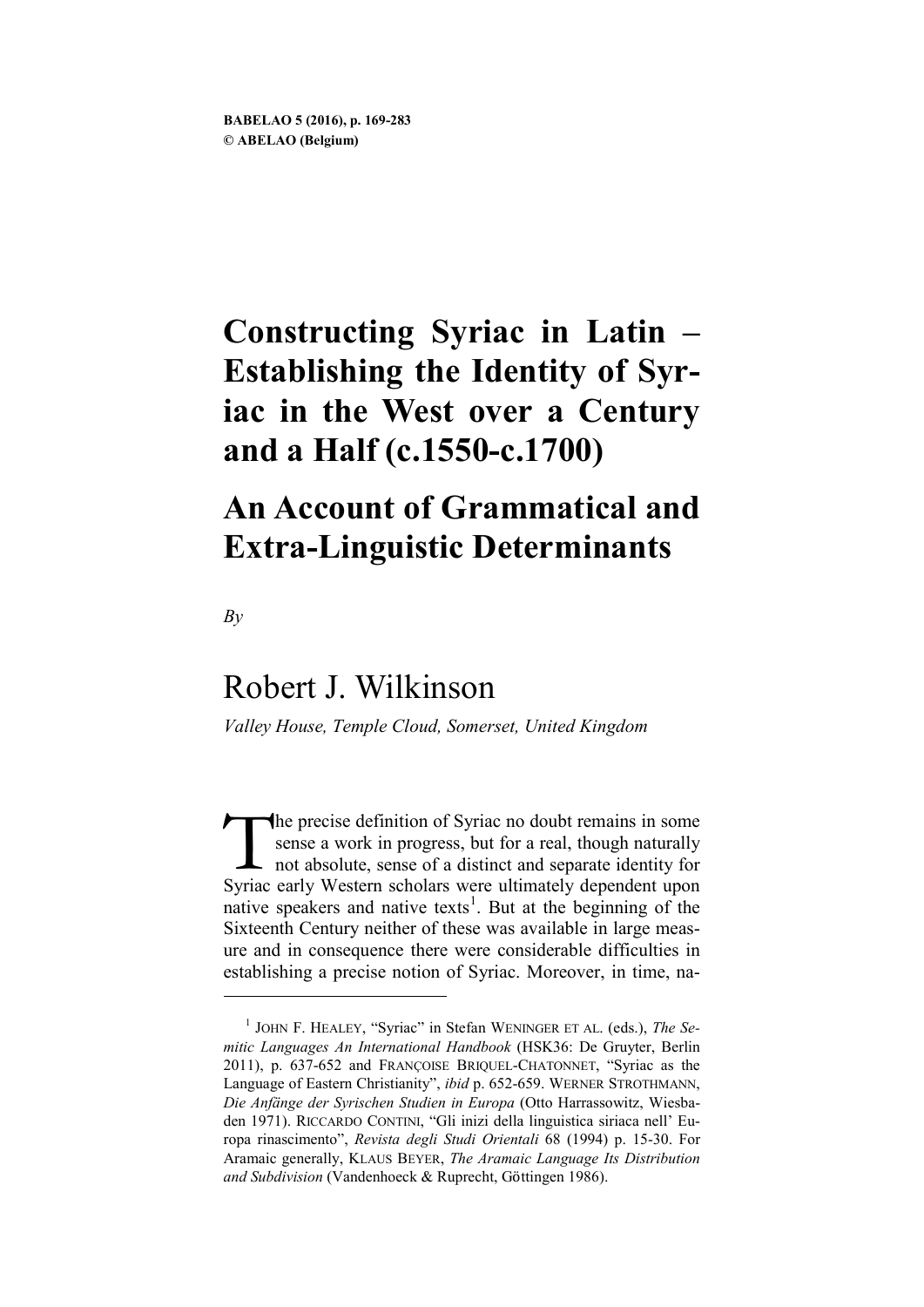# Constructing Syriac in Latin – Establishing the Identity of Syriac in the West over a Century and a Half (c.1550-c.1700)

## An Account of Grammatical and Extra-Linguistic Determinants

*By*

Robert J. Wilkinson

*Valley House, Temple Cloud, Somerset, United Kingdom*

The precise definition of Syriac no doubt remains in some sense a work in progress, but for a real, though naturally not absolute, sense of a distinct and separate identity for Syriac early Western scholars were ultimately dependent upon native speakers and native texts[1]. But at the beginning of the Sixteenth Century neither of these was available in large measure and in consequence there were considerable difficulties in establishing a precise notion of Syriac. Moreover, in time, na-

---

[1] JOHN F. HEALEY, "Syriac" in Stefan WENINGER ET AL. (eds.), *The Semitic Languages An International Handbook* (HSK36: De Gruyter, Berlin 2011), p. 637-652 and FRANÇOISE BRIQUEL-CHATONNET, "Syriac as the Language of Eastern Christianity", *ibid* p. 652-659. WERNER STROTHMANN, *Die Anfänge der Syrischen Studien in Europa* (Otto Harrassowitz, Wiesbaden 1971). RICCARDO CONTINI, "Gli inizi della linguistica siriaca nell' Europa rinascimento", *Revista degli Studi Orientali* 68 (1994) p. 15-30. For Aramaic generally, KLAUS BEYER, *The Aramaic Language Its Distribution and Subdivision* (Vandenhoeck & Ruprecht, Göttingen 1986).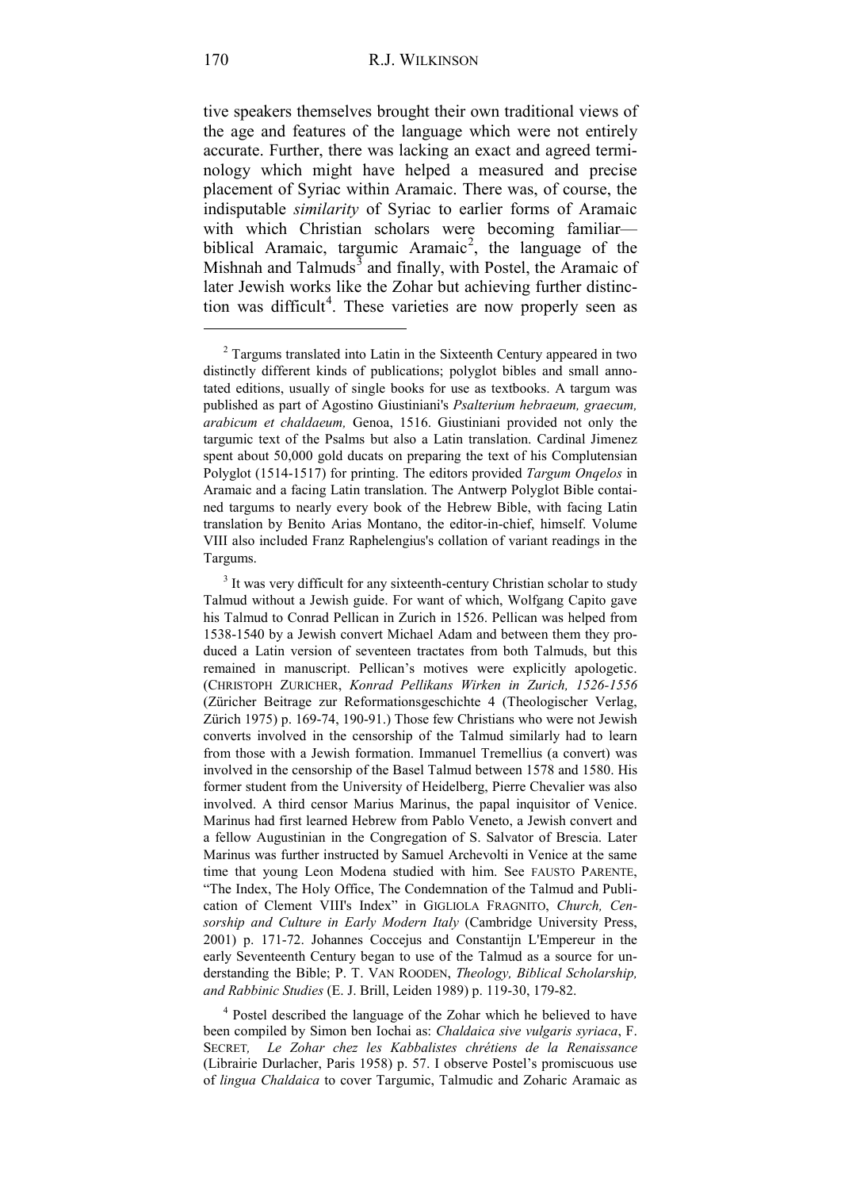tive speakers themselves brought their own traditional views of the age and features of the language which were not entirely accurate. Further, there was lacking an exact and agreed terminology which might have helped a measured and precise placement of Syriac within Aramaic. There was, of course, the indisputable *similarity* of Syriac to earlier forms of Aramaic with which Christian scholars were becoming familiar—biblical Aramaic, targumic Aramaic[2], the language of the Mishnah and Talmuds[3] and finally, with Postel, the Aramaic of later Jewish works like the Zohar but achieving further distinction was difficult[4]. These varieties are now properly seen as

---

[2] Targums translated into Latin in the Sixteenth Century appeared in two distinctly different kinds of publications; polyglot bibles and small annotated editions, usually of single books for use as textbooks. A targum was published as part of Agostino Giustiniani's *Psalterium hebraeum, graecum, arabicum et chaldaeum,* Genoa, 1516. Giustiniani provided not only the targumic text of the Psalms but also a Latin translation. Cardinal Jimenez spent about 50,000 gold ducats on preparing the text of his Complutensian Polyglot (1514-1517) for printing. The editors provided *Targum Onqelos* in Aramaic and a facing Latin translation. The Antwerp Polyglot Bible contained targums to nearly every book of the Hebrew Bible, with facing Latin translation by Benito Arias Montano, the editor-in-chief, himself. Volume VIII also included Franz Raphelengius's collation of variant readings in the Targums.

[3] It was very difficult for any sixteenth-century Christian scholar to study Talmud without a Jewish guide. For want of which, Wolfgang Capito gave his Talmud to Conrad Pellican in Zurich in 1526. Pellican was helped from 1538-1540 by a Jewish convert Michael Adam and between them they produced a Latin version of seventeen tractates from both Talmuds, but this remained in manuscript. Pellican's motives were explicitly apologetic. (CHRISTOPH ZURICHER, *Konrad Pellikans Wirken in Zurich, 1526-1556* (Züricher Beitrage zur Reformationsgeschichte 4 (Theologischer Verlag, Zürich 1975) p. 169-74, 190-91.) Those few Christians who were not Jewish converts involved in the censorship of the Talmud similarly had to learn from those with a Jewish formation. Immanuel Tremellius (a convert) was involved in the censorship of the Basel Talmud between 1578 and 1580. His former student from the University of Heidelberg, Pierre Chevalier was also involved. A third censor Marius Marinus, the papal inquisitor of Venice. Marinus had first learned Hebrew from Pablo Veneto, a Jewish convert and a fellow Augustinian in the Congregation of S. Salvator of Brescia. Later Marinus was further instructed by Samuel Archevolti in Venice at the same time that young Leon Modena studied with him. See FAUSTO PARENTE, "The Index, The Holy Office, The Condemnation of the Talmud and Publication of Clement VIII's Index" in GIGLIOLA FRAGNITO, *Church, Censorship and Culture in Early Modern Italy* (Cambridge University Press, 2001) p. 171-72. Johannes Coccejus and Constantijn L'Empereur in the early Seventeenth Century began to use of the Talmud as a source for understanding the Bible; P. T. VAN ROODEN, *Theology, Biblical Scholarship, and Rabbinic Studies* (E. J. Brill, Leiden 1989) p. 119-30, 179-82.

[4] Postel described the language of the Zohar which he believed to have been compiled by Simon ben Iochai as: *Chaldaica sive vulgaris syriaca*, F. SECRET, *Le Zohar chez les Kabbalistes chrétiens de la Renaissance* (Librairie Durlacher, Paris 1958) p. 57. I observe Postel's promiscuous use of *lingua Chaldaica* to cover Targumic, Talmudic and Zoharic Aramaic as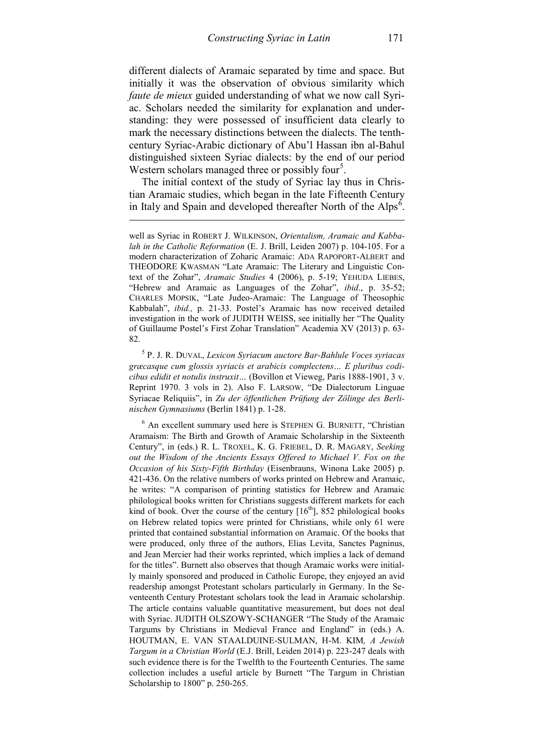different dialects of Aramaic separated by time and space. But initially it was the observation of obvious similarity which *faute de mieux* guided understanding of what we now call Syriac. Scholars needed the similarity for explanation and understanding: they were possessed of insufficient data clearly to mark the necessary distinctions between the dialects. The tenth-century Syriac-Arabic dictionary of Abu'l Hassan ibn al-Bahul distinguished sixteen Syriac dialects: by the end of our period Western scholars managed three or possibly four[5].

The initial context of the study of Syriac lay thus in Christian Aramaic studies, which began in the late Fifteenth Century in Italy and Spain and developed thereafter North of the Alps[6].

---

well as Syriac in ROBERT J. WILKINSON, *Orientalism, Aramaic and Kabbalah in the Catholic Reformation* (E. J. Brill, Leiden 2007) p. 104-105. For a modern characterization of Zoharic Aramaic: ADA RAPOPORT-ALBERT and THEODORE KWASMAN "Late Aramaic: The Literary and Linguistic Context of the Zohar", *Aramaic Studies* 4 (2006), p. 5-19; YEHUDA LIEBES, "Hebrew and Aramaic as Languages of the Zohar", *ibid*., p. 35-52; CHARLES MOPSIK, "Late Judeo-Aramaic: The Language of Theosophic Kabbalah", *ibid.,* p. 21-33. Postel's Aramaic has now received detailed investigation in the work of JUDITH WEISS, see initially her "The Quality of Guillaume Postel's First Zohar Translation" Academia XV (2013) p. 63-82.

[5] P. J. R. DUVAL, *Lexicon Syriacum auctore Bar-Bahlule Voces syriacas græcasque cum glossis syriacis et arabicis complectens… E pluribus codicibus edidit et notulis instruxit…* (Bovillon et Vieweg, Paris 1888-1901, 3 v. Reprint 1970. 3 vols in 2). Also F. LARSOW, "De Dialectorum Linguae Syriacae Reliquiis", in *Zu der öffentlichen Prüfung der Zölinge des Berlinischen Gymnasiums* (Berlin 1841) p. 1-28.

[6] An excellent summary used here is STEPHEN G. BURNETT, "Christian Aramaism: The Birth and Growth of Aramaic Scholarship in the Sixteenth Century", in (eds.) R. L. TROXEL, K. G. FRIEBEL, D. R. MAGARY, *Seeking out the Wisdom of the Ancients Essays Offered to Michael V. Fox on the Occasion of his Sixty-Fifth Birthday* (Eisenbrauns, Winona Lake 2005) p. 421-436. On the relative numbers of works printed on Hebrew and Aramaic, he writes: "A comparison of printing statistics for Hebrew and Aramaic philological books written for Christians suggests different markets for each kind of book. Over the course of the century [16th], 852 philological books on Hebrew related topics were printed for Christians, while only 61 were printed that contained substantial information on Aramaic. Of the books that were produced, only three of the authors, Elias Levita, Sanctes Pagninus, and Jean Mercier had their works reprinted, which implies a lack of demand for the titles". Burnett also observes that though Aramaic works were initially mainly sponsored and produced in Catholic Europe, they enjoyed an avid readership amongst Protestant scholars particularly in Germany. In the Seventeenth Century Protestant scholars took the lead in Aramaic scholarship. The article contains valuable quantitative measurement, but does not deal with Syriac. JUDITH OLSZOWY-SCHANGER "The Study of the Aramaic Targums by Christians in Medieval France and England" in (eds.) A. HOUTMAN, E. VAN STAALDUINE-SULMAN, H-M. KIM*, A Jewish Targum in a Christian World* (E.J. Brill, Leiden 2014) p. 223-247 deals with such evidence there is for the Twelfth to the Fourteenth Centuries. The same collection includes a useful article by Burnett "The Targum in Christian Scholarship to 1800" p. 250-265.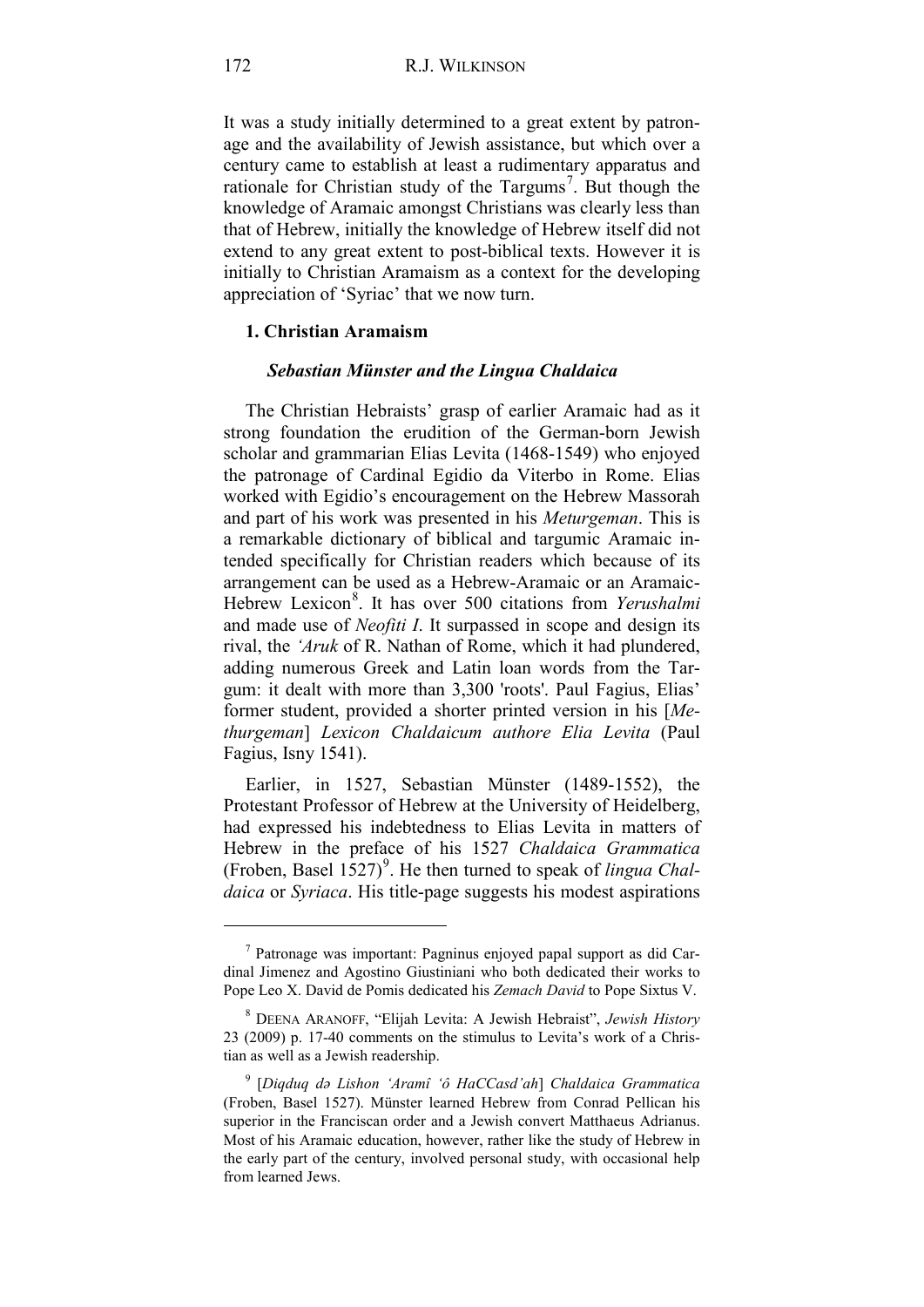It was a study initially determined to a great extent by patronage and the availability of Jewish assistance, but which over a century came to establish at least a rudimentary apparatus and rationale for Christian study of the Targums[7]. But though the knowledge of Aramaic amongst Christians was clearly less than that of Hebrew, initially the knowledge of Hebrew itself did not extend to any great extent to post-biblical texts. However it is initially to Christian Aramaism as a context for the developing appreciation of 'Syriac' that we now turn.

## 1. Christian Aramaism

### *Sebastian Münster and the Lingua Chaldaica*

The Christian Hebraists' grasp of earlier Aramaic had as it strong foundation the erudition of the German-born Jewish scholar and grammarian Elias Levita (1468-1549) who enjoyed the patronage of Cardinal Egidio da Viterbo in Rome. Elias worked with Egidio's encouragement on the Hebrew Massorah and part of his work was presented in his *Meturgeman*. This is a remarkable dictionary of biblical and targumic Aramaic intended specifically for Christian readers which because of its arrangement can be used as a Hebrew-Aramaic or an Aramaic-Hebrew Lexicon[8]. It has over 500 citations from *Yerushalmi* and made use of *Neofiti I*. It surpassed in scope and design its rival, the *'Aruk* of R. Nathan of Rome, which it had plundered, adding numerous Greek and Latin loan words from the Targum: it dealt with more than 3,300 'roots'. Paul Fagius, Elias' former student, provided a shorter printed version in his [*Methurgeman*] *Lexicon Chaldaicum authore Elia Levita* (Paul Fagius, Isny 1541).

Earlier, in 1527, Sebastian Münster (1489-1552), the Protestant Professor of Hebrew at the University of Heidelberg, had expressed his indebtedness to Elias Levita in matters of Hebrew in the preface of his 1527 *Chaldaica Grammatica* (Froben, Basel 1527)[9]. He then turned to speak of *lingua Chaldaica* or *Syriaca*. His title-page suggests his modest aspirations

---

[7] Patronage was important: Pagninus enjoyed papal support as did Cardinal Jimenez and Agostino Giustiniani who both dedicated their works to Pope Leo X. David de Pomis dedicated his *Zemach David* to Pope Sixtus V.

[8] DEENA ARANOFF, "Elijah Levita: A Jewish Hebraist", *Jewish History* 23 (2009) p. 17-40 comments on the stimulus to Levita's work of a Christian as well as a Jewish readership.

[9] [*Diqduq də Lishon 'Aramî 'ô HaCCasd'ah*] *Chaldaica Grammatica* (Froben, Basel 1527). Münster learned Hebrew from Conrad Pellican his superior in the Franciscan order and a Jewish convert Matthaeus Adrianus. Most of his Aramaic education, however, rather like the study of Hebrew in the early part of the century, involved personal study, with occasional help from learned Jews.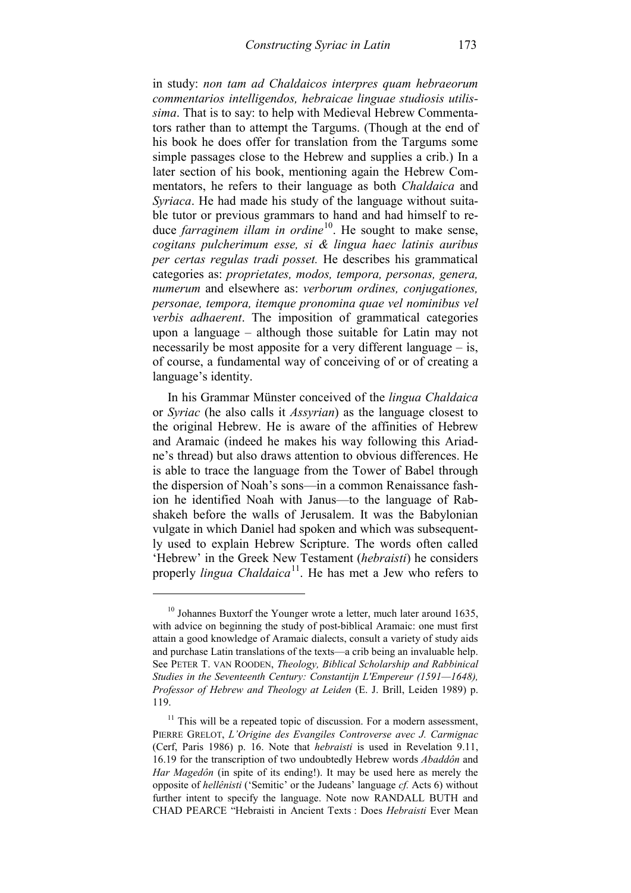in study: *non tam ad Chaldaicos interpres quam hebraeorum commentarios intelligendos, hebraicae linguae studiosis utilissima*. That is to say: to help with Medieval Hebrew Commentators rather than to attempt the Targums. (Though at the end of his book he does offer for translation from the Targums some simple passages close to the Hebrew and supplies a crib.) In a later section of his book, mentioning again the Hebrew Commentators, he refers to their language as both *Chaldaica* and *Syriaca*. He had made his study of the language without suitable tutor or previous grammars to hand and had himself to reduce *farraginem illam in ordine*[10]. He sought to make sense, *cogitans pulcherimum esse, si & lingua haec latinis auribus per certas regulas tradi posset.* He describes his grammatical categories as: *proprietates, modos, tempora, personas, genera, numerum* and elsewhere as: *verborum ordines, conjugationes, personae, tempora, itemque pronomina quae vel nominibus vel verbis adhaerent*. The imposition of grammatical categories upon a language – although those suitable for Latin may not necessarily be most apposite for a very different language – is, of course, a fundamental way of conceiving of or of creating a language's identity.

In his Grammar Münster conceived of the *lingua Chaldaica* or *Syriac* (he also calls it *Assyrian*) as the language closest to the original Hebrew. He is aware of the affinities of Hebrew and Aramaic (indeed he makes his way following this Ariadne's thread) but also draws attention to obvious differences. He is able to trace the language from the Tower of Babel through the dispersion of Noah's sons—in a common Renaissance fashion he identified Noah with Janus—to the language of Rabshakeh before the walls of Jerusalem. It was the Babylonian vulgate in which Daniel had spoken and which was subsequently used to explain Hebrew Scripture. The words often called 'Hebrew' in the Greek New Testament (*hebraisti*) he considers properly *lingua Chaldaica*[11]. He has met a Jew who refers to

---

[10] Johannes Buxtorf the Younger wrote a letter, much later around 1635, with advice on beginning the study of post-biblical Aramaic: one must first attain a good knowledge of Aramaic dialects, consult a variety of study aids and purchase Latin translations of the texts—a crib being an invaluable help. See PETER T. VAN ROODEN, *Theology, Biblical Scholarship and Rabbinical Studies in the Seventeenth Century: Constantijn L'Empereur (1591—1648), Professor of Hebrew and Theology at Leiden* (E. J. Brill, Leiden 1989) p. 119.

[11] This will be a repeated topic of discussion. For a modern assessment, PIERRE GRELOT, *L'Origine des Evangiles Controverse avec J. Carmignac* (Cerf, Paris 1986) p. 16. Note that *hebraisti* is used in Revelation 9.11, 16.19 for the transcription of two undoubtedly Hebrew words *Abaddôn* and *Har Magedôn* (in spite of its ending!). It may be used here as merely the opposite of *hellênisti* ('Semitic' or the Judeans' language *cf.* Acts 6) without further intent to specify the language. Note now RANDALL BUTH and CHAD PEARCE "Hebraisti in Ancient Texts : Does *Hebraisti* Ever Mean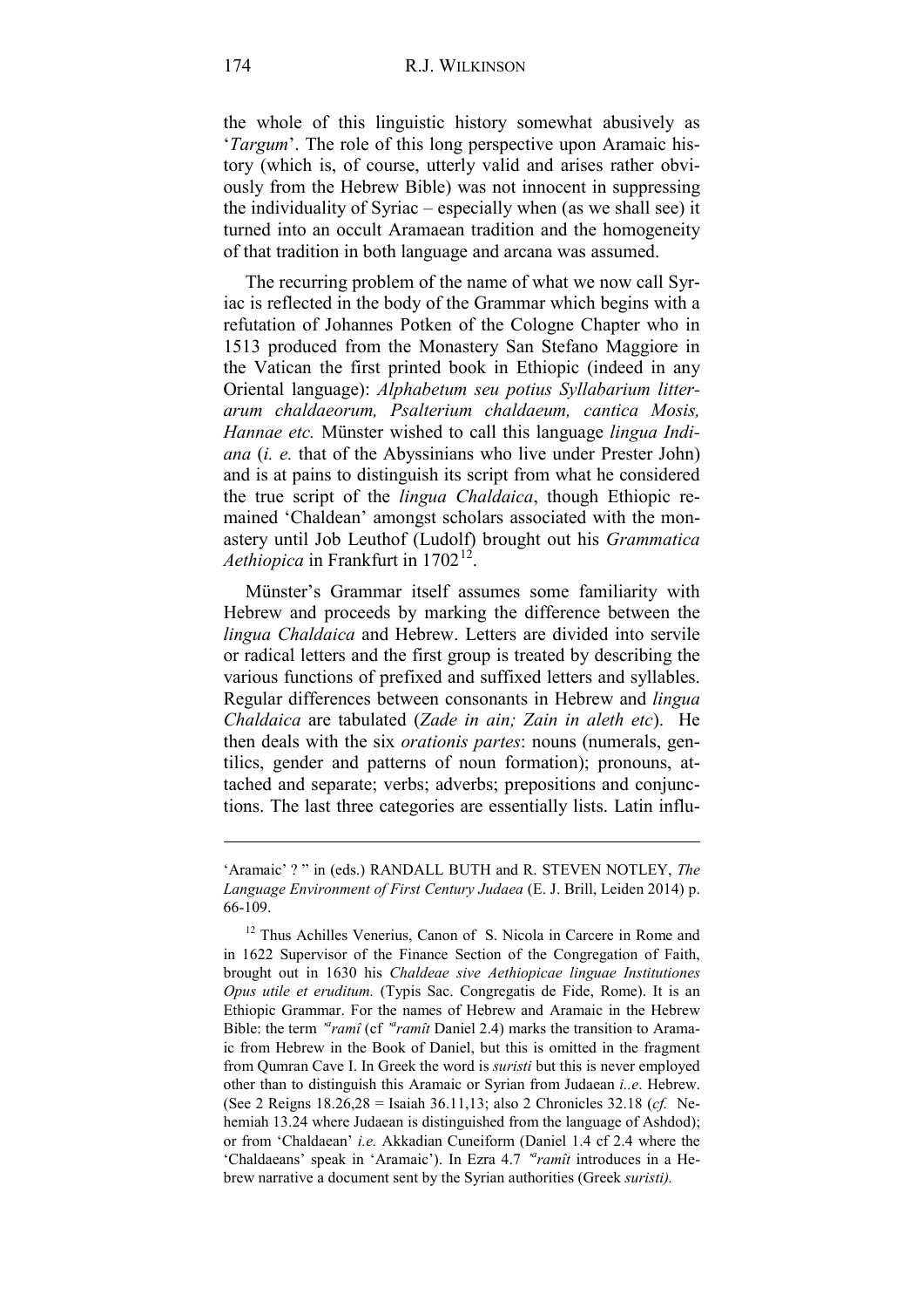the whole of this linguistic history somewhat abusively as '*Targum*'. The role of this long perspective upon Aramaic history (which is, of course, utterly valid and arises rather obviously from the Hebrew Bible) was not innocent in suppressing the individuality of Syriac – especially when (as we shall see) it turned into an occult Aramaean tradition and the homogeneity of that tradition in both language and arcana was assumed.

The recurring problem of the name of what we now call Syriac is reflected in the body of the Grammar which begins with a refutation of Johannes Potken of the Cologne Chapter who in 1513 produced from the Monastery San Stefano Maggiore in the Vatican the first printed book in Ethiopic (indeed in any Oriental language): *Alphabetum seu potius Syllabarium litterarum chaldaeorum, Psalterium chaldaeum, cantica Mosis, Hannae etc.* Münster wished to call this language *lingua Indiana* (*i. e.* that of the Abyssinians who live under Prester John) and is at pains to distinguish its script from what he considered the true script of the *lingua Chaldaica*, though Ethiopic remained 'Chaldean' amongst scholars associated with the monastery until Job Leuthof (Ludolf) brought out his *Grammatica Aethiopica* in Frankfurt in 1702[12].

Münster's Grammar itself assumes some familiarity with Hebrew and proceeds by marking the difference between the *lingua Chaldaica* and Hebrew. Letters are divided into servile or radical letters and the first group is treated by describing the various functions of prefixed and suffixed letters and syllables. Regular differences between consonants in Hebrew and *lingua Chaldaica* are tabulated (*Zade in ain; Zain in aleth etc*). He then deals with the six *orationis partes*: nouns (numerals, gentilics, gender and patterns of noun formation); pronouns, attached and separate; verbs; adverbs; prepositions and conjunctions. The last three categories are essentially lists. Latin influ-

---

'Aramaic' ? " in (eds.) RANDALL BUTH and R. STEVEN NOTLEY, *The Language Environment of First Century Judaea* (E. J. Brill, Leiden 2014) p. 66-109.

[12] Thus Achilles Venerius, Canon of S. Nicola in Carcere in Rome and in 1622 Supervisor of the Finance Section of the Congregation of Faith, brought out in 1630 his *Chaldeae sive Aethiopicae linguae Institutiones Opus utile et eruditum.* (Typis Sac. Congregatis de Fide, Rome). It is an Ethiopic Grammar. For the names of Hebrew and Aramaic in the Hebrew Bible: the term *ʾᵃramî* (cf *ʾᵃramît* Daniel 2.4) marks the transition to Aramaic from Hebrew in the Book of Daniel, but this is omitted in the fragment from Qumran Cave I. In Greek the word is *suristi* but this is never employed other than to distinguish this Aramaic or Syrian from Judaean *i..e*. Hebrew. (See 2 Reigns 18.26,28 = Isaiah 36.11,13; also 2 Chronicles 32.18 (*cf.* Nehemiah 13.24 where Judaean is distinguished from the language of Ashdod); or from 'Chaldean' *i.e.* Akkadian Cuneiform (Daniel 1.4 cf 2.4 where the 'Chaldaeans' speak in 'Aramaic'). In Ezra 4.7 *ʾᵃramît* introduces in a Hebrew narrative a document sent by the Syrian authorities (Greek *suristi).*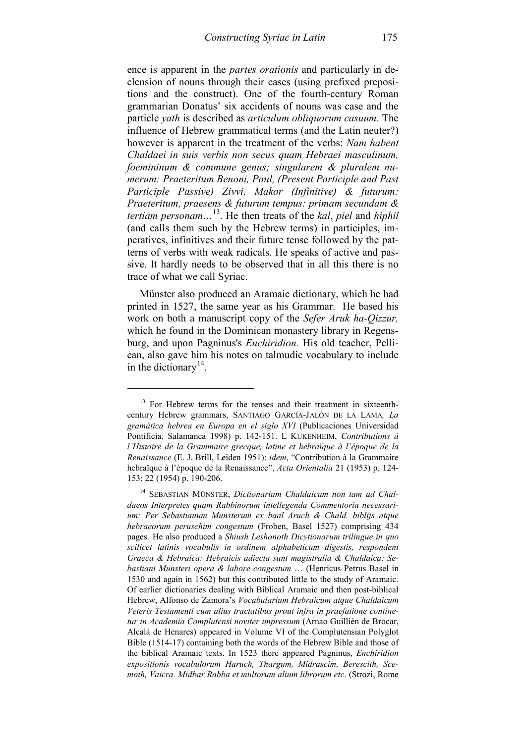ence is apparent in the *partes orationis* and particularly in declension of nouns through their cases (using prefixed prepositions and the construct). One of the fourth-century Roman grammarian Donatus' six accidents of nouns was case and the particle *yath* is described as *articulum obliquorum casuum*. The influence of Hebrew grammatical terms (and the Latin neuter?) however is apparent in the treatment of the verbs: *Nam habent Chaldaei in suis verbis non secus quam Hebraei masculinum, foemininum & commune genus; singularem & pluralem numerum: Praeteritum Benoni, Paul, (Present Participle and Past Participle Passive) Zivvi, Makor (Infinitive) & futurum: Praeteritum, praesens & futurum tempus: primam secundam & tertiam personam…*[13]. He then treats of the *kal*, *piel* and *hiphil* (and calls them such by the Hebrew terms) in participles, imperatives, infinitives and their future tense followed by the patterns of verbs with weak radicals. He speaks of active and passive. It hardly needs to be observed that in all this there is no trace of what we call Syriac.

Münster also produced an Aramaic dictionary, which he had printed in 1527, the same year as his Grammar. He based his work on both a manuscript copy of the *Sefer Aruk ha-Qizzur,* which he found in the Dominican monastery library in Regensburg, and upon Pagninus's *Enchiridion.* His old teacher, Pellican, also gave him his notes on talmudic vocabulary to include in the dictionary[14].

---

[13] For Hebrew terms for the tenses and their treatment in sixteenth-century Hebrew grammars, SANTIAGO GARCÍA-JALÓN DE LA LAMA*, La gramática hebrea en Europa en el siglo XVI* (Publicaciones Universidad Pontificia, Salamanca 1998) p. 142-151. L KUKENHEIM, *Contributions à l'Histoire de la Grammaire grecque, latine et hebraïque à l'époque de la Renaissance* (E. J. Brill, Leiden 1951); *idem*, "Contribution à la Grammaire hebraïque à l'époque de la Renaissance", *Acta Orientalia* 21 (1953) p. 124-153; 22 (1954) p. 190-206.

[14] SEBASTIAN MÜNSTER, *Dictionarium Chaldaicum non tam ad Chaldaeos Interpretes quam Rabbinorum intellegenda Commentoria necessarium: Per Sebastianum Munsterum ex baal Aruch & Chald. biblijs atque hebraeorum peruschim congestum* (Froben, Basel 1527) comprising 434 pages. He also produced a *Shiush Leshonoth Dicytionarum trilingue in quo scilicet latinis vocabulis in ordinem alphabeticum digestis, respondent Graeca & Hebraica: Hebraicis adiecta sunt magistralia & Chaldaica: Sebastiani Munsteri opera & labore congestum* … (Henricus Petrus Basel in 1530 and again in 1562) but this contributed little to the study of Aramaic. Of earlier dictionaries dealing with Biblical Aramaic and then post-biblical Hebrew, Alfonso de Zamora's *Vocabularium Hebraicum atque Chaldaicum Veteris Testamenti cum alius tractatibus prout infra in praefatione continetur in Academia Complutensi noviter impressum* (Arnao Guillién de Brocar, Alcalá de Henares) appeared in Volume VI of the Complutensian Polyglot Bible (1514-17) containing both the words of the Hebrew Bible and those of the biblical Aramaic texts. In 1523 there appeared Pagninus, *Enchiridion expositionis vocabulorum Haruch, Thargum, Midrascim, Berescith, Scemoth, Vaicra. Midbar Rabba et multorum alium librorum etc*. (Strozi, Rome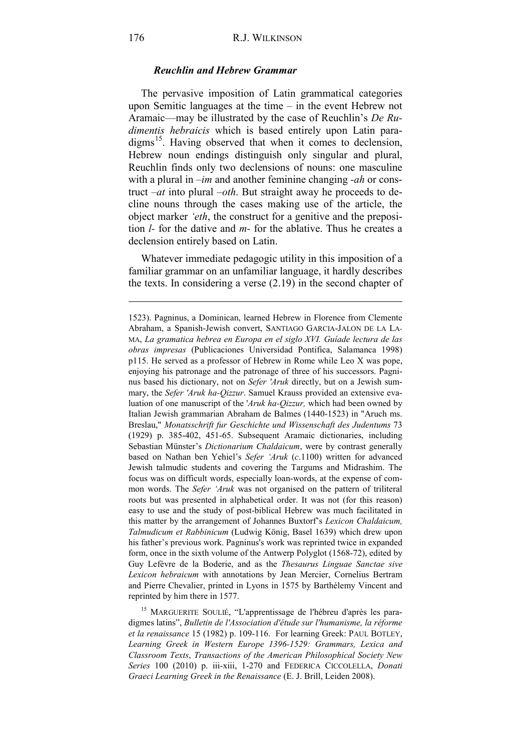### *Reuchlin and Hebrew Grammar*

The pervasive imposition of Latin grammatical categories upon Semitic languages at the time – in the event Hebrew not Aramaic—may be illustrated by the case of Reuchlin's *De Rudimentis hebraicis* which is based entirely upon Latin paradigms[15]. Having observed that when it comes to declension, Hebrew noun endings distinguish only singular and plural, Reuchlin finds only two declensions of nouns: one masculine with a plural in *–im* and another feminine changing *-ah* or construct *–at* into plural *–oth*. But straight away he proceeds to decline nouns through the cases making use of the article, the object marker *'eth*, the construct for a genitive and the preposition *l-* for the dative and *m-* for the ablative. Thus he creates a declension entirely based on Latin.

Whatever immediate pedagogic utility in this imposition of a familiar grammar on an unfamiliar language, it hardly describes the texts. In considering a verse (2.19) in the second chapter of

---

1523). Pagninus, a Dominican, learned Hebrew in Florence from Clemente Abraham, a Spanish-Jewish convert, SANTIAGO GARCIA-JALON DE LA LAMA, *La gramatica hebrea en Europa en el siglo XVI. Guiade lectura de las obras impresas* (Publicaciones Universidad Pontifica, Salamanca 1998) p115. He served as a professor of Hebrew in Rome while Leo X was pope, enjoying his patronage and the patronage of three of his successors. Pagninus based his dictionary, not on *Sefer 'Aruk* directly, but on a Jewish summary, the *Sefer 'Aruk ha-Qizzur*. Samuel Krauss provided an extensive evaluation of one manuscript of the '*Aruk ha-Qizzur,* which had been owned by Italian Jewish grammarian Abraham de Balmes (1440-1523) in "Aruch ms. Breslau," *Monatsschrift fur Geschichte und Wissenschaft des Judentums* 73 (1929) p. 385-402, 451-65. Subsequent Aramaic dictionaries, including Sebastian Münster's *Dictionarium Chaldaicum*, were by contrast generally based on Nathan ben Yehiel's *Sefer 'Aruk* (*c*.1100) written for advanced Jewish talmudic students and covering the Targums and Midrashim. The focus was on difficult words, especially loan-words, at the expense of common words. The *Sefer 'Aruk* was not organised on the pattern of triliteral roots but was presented in alphabetical order. It was not (for this reason) easy to use and the study of post-biblical Hebrew was much facilitated in this matter by the arrangement of Johannes Buxtorf's *Lexicon Chaldaicum, Talmudicum et Rabbinicum* (Ludwig König, Basel 1639) which drew upon his father's previous work. Pagninus's work was reprinted twice in expanded form, once in the sixth volume of the Antwerp Polyglot (1568-72), edited by Guy Lefèvre de la Boderie, and as the *Thesaurus Linguae Sanctae sive Lexicon hebraicum* with annotations by Jean Mercier, Cornelius Bertram and Pierre Chevalier, printed in Lyons in 1575 by Barthélemy Vincent and reprinted by him there in 1577.

[15] MARGUERITE SOULIÉ, "L'apprentissage de l'hébreu d'après les paradigmes latins", *Bulletin de l'Association d'étude sur l'humanisme, la réforme et la renaissance* 15 (1982) p. 109-116. For learning Greek: PAUL BOTLEY, *Learning Greek in Western Europe 1396-1529: Grammars, Lexica and Classroom Texts*, *Transactions of the American Philosophical Society New Series* 100 (2010) p. iii-xiii, 1-270 and FEDERICA CICCOLELLA, *Donati Graeci Learning Greek in the Renaissance* (E. J. Brill, Leiden 2008).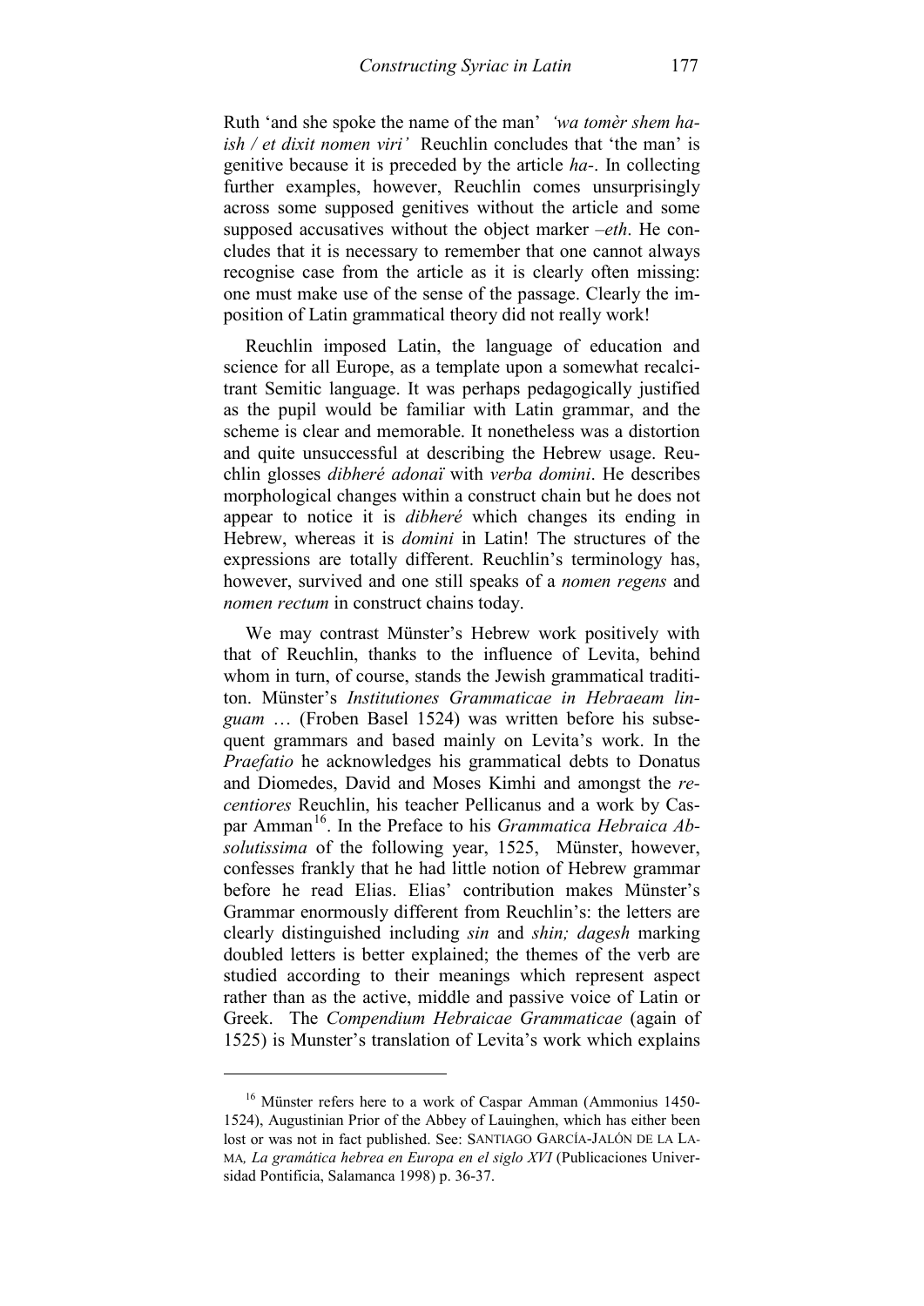Ruth 'and she spoke the name of the man' *'wa tomèr shem ha-ish / et dixit nomen viri'* Reuchlin concludes that 'the man' is genitive because it is preceded by the article *ha-*. In collecting further examples, however, Reuchlin comes unsurprisingly across some supposed genitives without the article and some supposed accusatives without the object marker *–eth*. He concludes that it is necessary to remember that one cannot always recognise case from the article as it is clearly often missing: one must make use of the sense of the passage. Clearly the imposition of Latin grammatical theory did not really work!

Reuchlin imposed Latin, the language of education and science for all Europe, as a template upon a somewhat recalcitrant Semitic language. It was perhaps pedagogically justified as the pupil would be familiar with Latin grammar, and the scheme is clear and memorable. It nonetheless was a distortion and quite unsuccessful at describing the Hebrew usage. Reuchlin glosses *dibheré adonaï* with *verba domini*. He describes morphological changes within a construct chain but he does not appear to notice it is *dibheré* which changes its ending in Hebrew, whereas it is *domini* in Latin! The structures of the expressions are totally different. Reuchlin's terminology has, however, survived and one still speaks of a *nomen regens* and *nomen rectum* in construct chains today.

We may contrast Münster's Hebrew work positively with that of Reuchlin, thanks to the influence of Levita, behind whom in turn, of course, stands the Jewish grammatical tradititon. Münster's *Institutiones Grammaticae in Hebraeam linguam* … (Froben Basel 1524) was written before his subsequent grammars and based mainly on Levita's work. In the *Praefatio* he acknowledges his grammatical debts to Donatus and Diomedes, David and Moses Kimhi and amongst the *recentiores* Reuchlin, his teacher Pellicanus and a work by Caspar Amman[16]. In the Preface to his *Grammatica Hebraica Absolutissima* of the following year, 1525, Münster, however, confesses frankly that he had little notion of Hebrew grammar before he read Elias. Elias' contribution makes Münster's Grammar enormously different from Reuchlin's: the letters are clearly distinguished including *sin* and *shin; dagesh* marking doubled letters is better explained; the themes of the verb are studied according to their meanings which represent aspect rather than as the active, middle and passive voice of Latin or Greek. The *Compendium Hebraicae Grammaticae* (again of 1525) is Munster's translation of Levita's work which explains

---

[16] Münster refers here to a work of Caspar Amman (Ammonius 1450-1524), Augustinian Prior of the Abbey of Lauinghen, which has either been lost or was not in fact published. See: SANTIAGO GARCÍA-JALÓN DE LA LAMA, *La gramática hebrea en Europa en el siglo XVI* (Publicaciones Universidad Pontificia, Salamanca 1998) p. 36-37.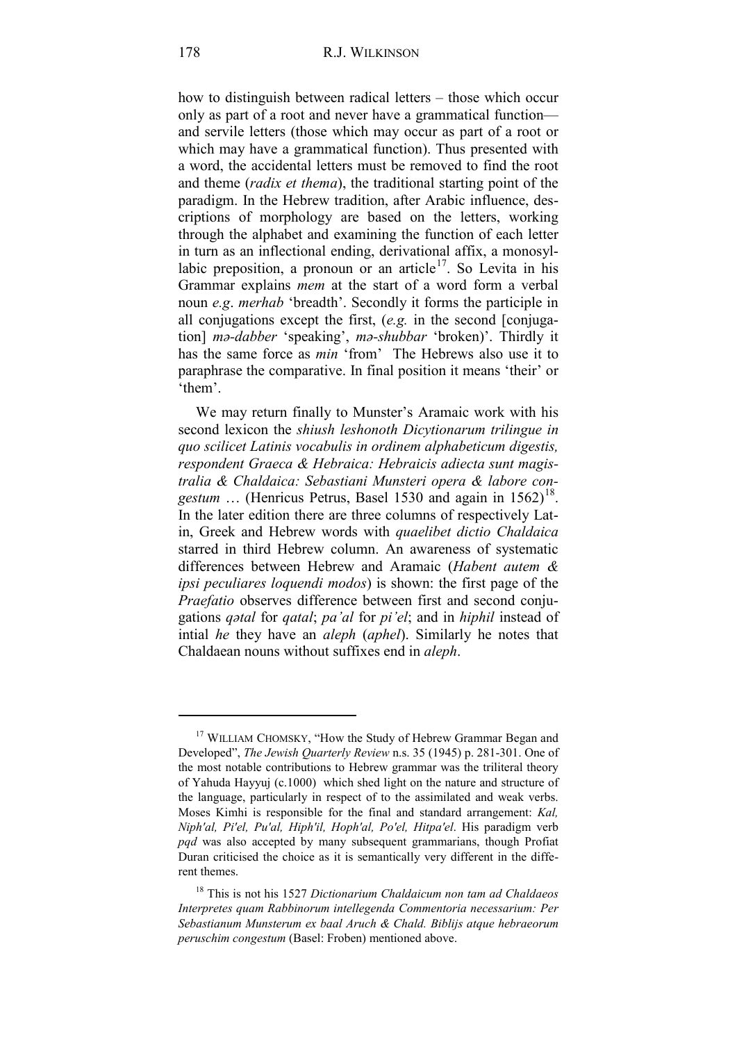how to distinguish between radical letters – those which occur only as part of a root and never have a grammatical function—and servile letters (those which may occur as part of a root or which may have a grammatical function). Thus presented with a word, the accidental letters must be removed to find the root and theme (*radix et thema*), the traditional starting point of the paradigm. In the Hebrew tradition, after Arabic influence, descriptions of morphology are based on the letters, working through the alphabet and examining the function of each letter in turn as an inflectional ending, derivational affix, a monosyllabic preposition, a pronoun or an article[17]. So Levita in his Grammar explains *mem* at the start of a word form a verbal noun *e.g*. *merhab* 'breadth'. Secondly it forms the participle in all conjugations except the first, (*e.g.* in the second [conjugation] *mə-dabber* 'speaking', *mə-shubbar* 'broken)'. Thirdly it has the same force as *min* 'from' The Hebrews also use it to paraphrase the comparative. In final position it means 'their' or 'them'.

We may return finally to Munster's Aramaic work with his second lexicon the *shiush leshonoth Dicytionarum trilingue in quo scilicet Latinis vocabulis in ordinem alphabeticum digestis, respondent Graeca & Hebraica: Hebraicis adiecta sunt magistralia & Chaldaica: Sebastiani Munsteri opera & labore congestum* … (Henricus Petrus, Basel 1530 and again in 1562)[18]. In the later edition there are three columns of respectively Latin, Greek and Hebrew words with *quaelibet dictio Chaldaica* starred in third Hebrew column. An awareness of systematic differences between Hebrew and Aramaic (*Habent autem & ipsi peculiares loquendi modos*) is shown: the first page of the *Praefatio* observes difference between first and second conjugations *qətal* for *qatal*; *pa'al* for *pi'el*; and in *hiphil* instead of intial *he* they have an *aleph* (*aphel*). Similarly he notes that Chaldaean nouns without suffixes end in *aleph*.

---

[17] WILLIAM CHOMSKY, "How the Study of Hebrew Grammar Began and Developed", *The Jewish Quarterly Review* n.s. 35 (1945) p. 281-301. One of the most notable contributions to Hebrew grammar was the triliteral theory of Yahuda Hayyuj (c.1000) which shed light on the nature and structure of the language, particularly in respect of to the assimilated and weak verbs. Moses Kimhi is responsible for the final and standard arrangement: *Kal, Niph'al, Pi'el, Pu'al, Hiph'il, Hoph'al, Po'el, Hitpa'el*. His paradigm verb *pqd* was also accepted by many subsequent grammarians, though Profiat Duran criticised the choice as it is semantically very different in the different themes.

[18] This is not his 1527 *Dictionarium Chaldaicum non tam ad Chaldaeos Interpretes quam Rabbinorum intellegenda Commentoria necessarium: Per Sebastianum Munsterum ex baal Aruch & Chald. Biblijs atque hebraeorum peruschim congestum* (Basel: Froben) mentioned above.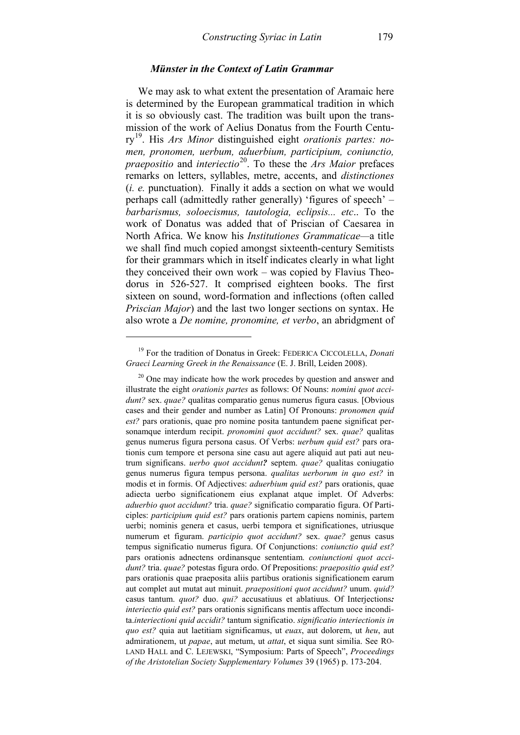### *Münster in the Context of Latin Grammar*

We may ask to what extent the presentation of Aramaic here is determined by the European grammatical tradition in which it is so obviously cast. The tradition was built upon the transmission of the work of Aelius Donatus from the Fourth Century[19]. His *Ars Minor* distinguished eight *orationis partes: nomen, pronomen, uerbum, aduerbium, participium, coniunctio, praepositio* and *interiectio*[20]. To these the *Ars Maior* prefaces remarks on letters, syllables, metre, accents, and *distinctiones* (*i. e.* punctuation). Finally it adds a section on what we would perhaps call (admittedly rather generally) 'figures of speech' – *barbarismus, soloecismus, tautologia, eclipsis... etc*.. To the work of Donatus was added that of Priscian of Caesarea in North Africa. We know his *Institutiones Grammaticae*—a title we shall find much copied amongst sixteenth-century Semitists for their grammars which in itself indicates clearly in what light they conceived their own work – was copied by Flavius Theodorus in 526-527. It comprised eighteen books. The first sixteen on sound, word-formation and inflections (often called *Priscian Major*) and the last two longer sections on syntax. He also wrote a *De nomine, pronomine, et verbo*, an abridgment of

---

[19] For the tradition of Donatus in Greek: FEDERICA CICCOLELLA, *Donati Graeci Learning Greek in the Renaissance* (E. J. Brill, Leiden 2008).

[20] One may indicate how the work procedes by question and answer and illustrate the eight *orationis partes* as follows: Of Nouns: *nomini quot accidunt?* sex. *quae?* qualitas comparatio genus numerus figura casus. [Obvious cases and their gender and number as Latin] Of Pronouns: *pronomen quid est?* pars orationis, quae pro nomine posita tantundem paene significat personamque interdum recipit. *pronomini quot accidunt?* sex. *quae?* qualitas genus numerus figura persona casus. Of Verbs: *uerbum quid est?* pars orationis cum tempore et persona sine casu aut agere aliquid aut pati aut neutrum significans. *uerbo quot accidunt?* septem. *quae?* qualitas coniugatio genus numerus figura tempus persona. *qualitas uerborum in quo est?* in modis et in formis. Of Adjectives: *aduerbium quid est?* pars orationis, quae adiecta uerbo significationem eius explanat atque implet. Of Adverbs: *aduerbio quot accidunt?* tria. *quae?* significatio comparatio figura. Of Participles: *participium quid est?* pars orationis partem capiens nominis, partem uerbi; nominis genera et casus, uerbi tempora et significationes, utriusque numerum et figuram. *participio quot accidunt?* sex. *quae?* genus casus tempus significatio numerus figura. Of Conjunctions: *coniunctio quid est?* pars orationis adnectens ordinansque sententiam. *coniunctioni quot accidunt?* tria. *quae?* potestas figura ordo. Of Prepositions: *praepositio quid est?* pars orationis quae praeposita aliis partibus orationis significationem earum aut complet aut mutat aut minuit. *praepositioni quot accidunt?* unum. *quid?* casus tantum. *quot?* duo. *qui?* accusatiuus et ablatiuus. Of Interjections*: interiectio quid est?* pars orationis significans mentis affectum uoce incondita.*interiectioni quid accidit?* tantum significatio. *significatio interiectionis in quo est?* quia aut laetitiam significamus, ut *euax*, aut dolorem, ut *heu*, aut admirationem, ut *papae*, aut metum, ut *attat*, et siqua sunt similia. See ROLAND HALL and C. LEJEWSKI, "Symposium: Parts of Speech", *Proceedings of the Aristotelian Society Supplementary Volumes* 39 (1965) p. 173-204.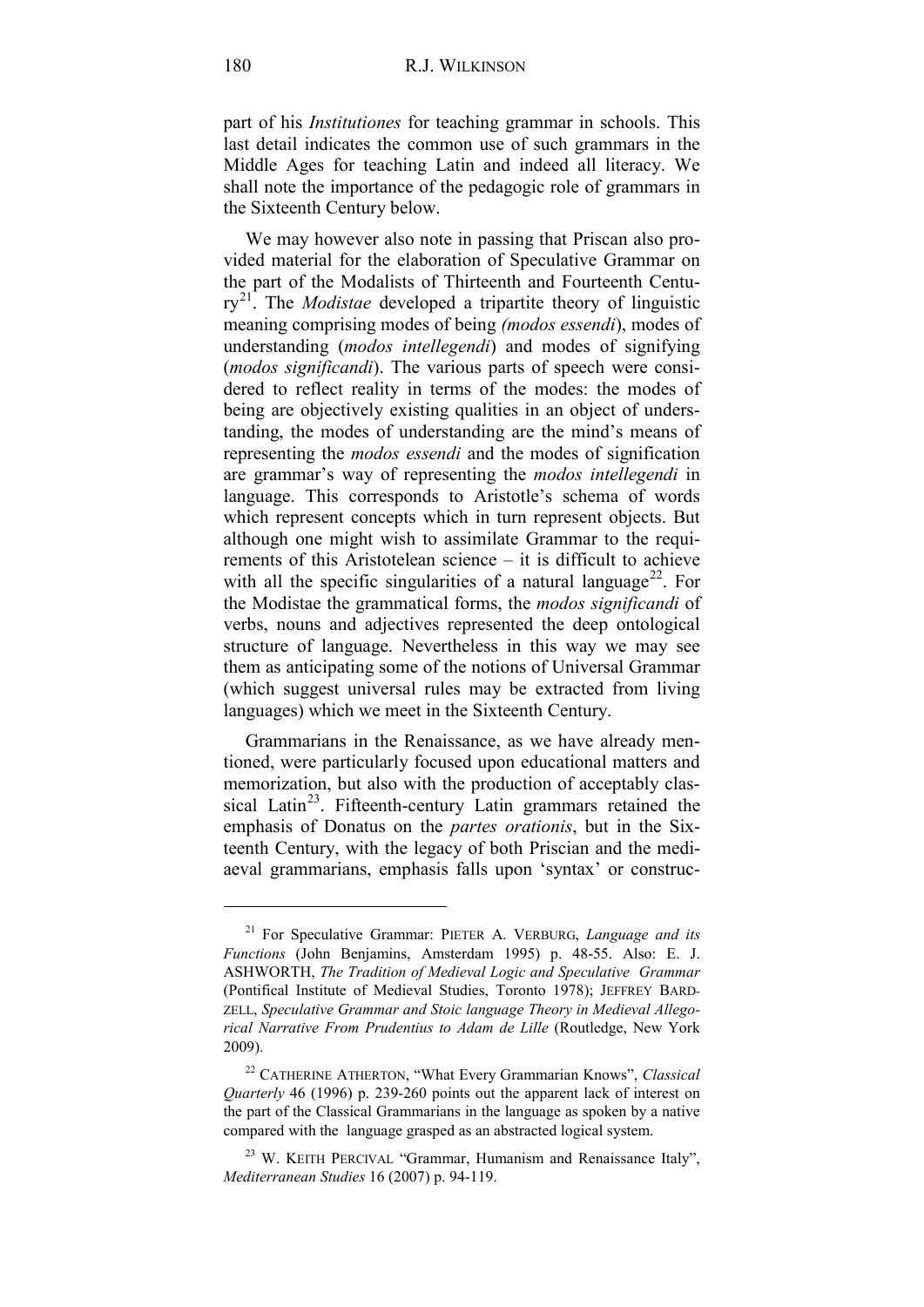part of his *Institutiones* for teaching grammar in schools. This last detail indicates the common use of such grammars in the Middle Ages for teaching Latin and indeed all literacy. We shall note the importance of the pedagogic role of grammars in the Sixteenth Century below.

We may however also note in passing that Priscan also provided material for the elaboration of Speculative Grammar on the part of the Modalists of Thirteenth and Fourteenth Century[21]. The *Modistae* developed a tripartite theory of linguistic meaning comprising modes of being *(modos essendi*), modes of understanding (*modos intellegendi*) and modes of signifying (*modos significandi*). The various parts of speech were considered to reflect reality in terms of the modes: the modes of being are objectively existing qualities in an object of understanding, the modes of understanding are the mind's means of representing the *modos essendi* and the modes of signification are grammar's way of representing the *modos intellegendi* in language. This corresponds to Aristotle's schema of words which represent concepts which in turn represent objects. But although one might wish to assimilate Grammar to the requirements of this Aristotelean science – it is difficult to achieve with all the specific singularities of a natural language[22]. For the Modistae the grammatical forms, the *modos significandi* of verbs, nouns and adjectives represented the deep ontological structure of language. Nevertheless in this way we may see them as anticipating some of the notions of Universal Grammar (which suggest universal rules may be extracted from living languages) which we meet in the Sixteenth Century.

Grammarians in the Renaissance, as we have already mentioned, were particularly focused upon educational matters and memorization, but also with the production of acceptably classical Latin[23]. Fifteenth-century Latin grammars retained the emphasis of Donatus on the *partes orationis*, but in the Sixteenth Century, with the legacy of both Priscian and the mediaeval grammarians, emphasis falls upon 'syntax' or construc-

---

[21] For Speculative Grammar: PIETER A. VERBURG, *Language and its Functions* (John Benjamins, Amsterdam 1995) p. 48-55. Also: E. J. ASHWORTH, *The Tradition of Medieval Logic and Speculative Grammar* (Pontifical Institute of Medieval Studies, Toronto 1978); JEFFREY BARDZELL, *Speculative Grammar and Stoic language Theory in Medieval Allegorical Narrative From Prudentius to Adam de Lille* (Routledge, New York 2009).

[22] CATHERINE ATHERTON, "What Every Grammarian Knows", *Classical Quarterly* 46 (1996) p. 239-260 points out the apparent lack of interest on the part of the Classical Grammarians in the language as spoken by a native compared with the language grasped as an abstracted logical system.

[23] W. KEITH PERCIVAL "Grammar, Humanism and Renaissance Italy", *Mediterranean Studies* 16 (2007) p. 94-119.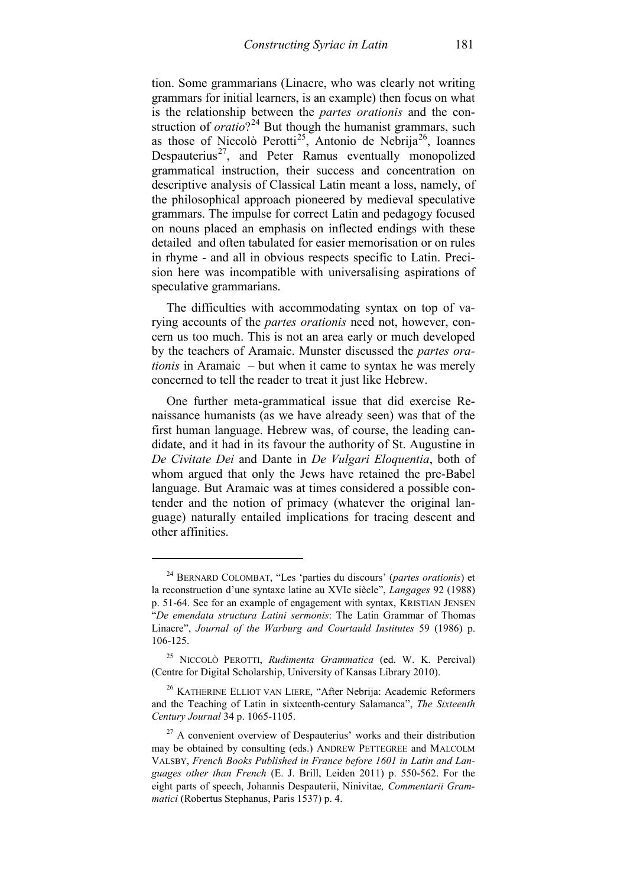tion. Some grammarians (Linacre, who was clearly not writing grammars for initial learners, is an example) then focus on what is the relationship between the *partes orationis* and the construction of *oratio*?[24] But though the humanist grammars, such as those of Niccolò Perotti[25], Antonio de Nebrija[26], Ioannes Despauterius[27], and Peter Ramus eventually monopolized grammatical instruction, their success and concentration on descriptive analysis of Classical Latin meant a loss, namely, of the philosophical approach pioneered by medieval speculative grammars. The impulse for correct Latin and pedagogy focused on nouns placed an emphasis on inflected endings with these detailed and often tabulated for easier memorisation or on rules in rhyme - and all in obvious respects specific to Latin. Precision here was incompatible with universalising aspirations of speculative grammarians.

The difficulties with accommodating syntax on top of varying accounts of the *partes orationis* need not, however, concern us too much. This is not an area early or much developed by the teachers of Aramaic. Munster discussed the *partes orationis* in Aramaic – but when it came to syntax he was merely concerned to tell the reader to treat it just like Hebrew.

One further meta-grammatical issue that did exercise Renaissance humanists (as we have already seen) was that of the first human language. Hebrew was, of course, the leading candidate, and it had in its favour the authority of St. Augustine in *De Civitate Dei* and Dante in *De Vulgari Eloquentia*, both of whom argued that only the Jews have retained the pre-Babel language. But Aramaic was at times considered a possible contender and the notion of primacy (whatever the original language) naturally entailed implications for tracing descent and other affinities.

---

[24] BERNARD COLOMBAT, "Les 'parties du discours' (*partes orationis*) et la reconstruction d'une syntaxe latine au XVIe siècle", *Langages* 92 (1988) p. 51-64. See for an example of engagement with syntax, KRISTIAN JENSEN "*De emendata structura Latini sermonis*: The Latin Grammar of Thomas Linacre", *Journal of the Warburg and Courtauld Institutes* 59 (1986) p. 106-125.

[25] NICCOLÒ PEROTTI, *Rudimenta Grammatica* (ed. W. K. Percival) (Centre for Digital Scholarship, University of Kansas Library 2010).

[26] KATHERINE ELLIOT VAN LIERE, "After Nebrija: Academic Reformers and the Teaching of Latin in sixteenth-century Salamanca", *The Sixteenth Century Journal* 34 p. 1065-1105.

[27] A convenient overview of Despauterius' works and their distribution may be obtained by consulting (eds.) ANDREW PETTEGREE and MALCOLM VALSBY, *French Books Published in France before 1601 in Latin and Languages other than French* (E. J. Brill, Leiden 2011) p. 550-562. For the eight parts of speech, Johannis Despauterii, Ninivitae*, Commentarii Grammatici* (Robertus Stephanus, Paris 1537) p. 4.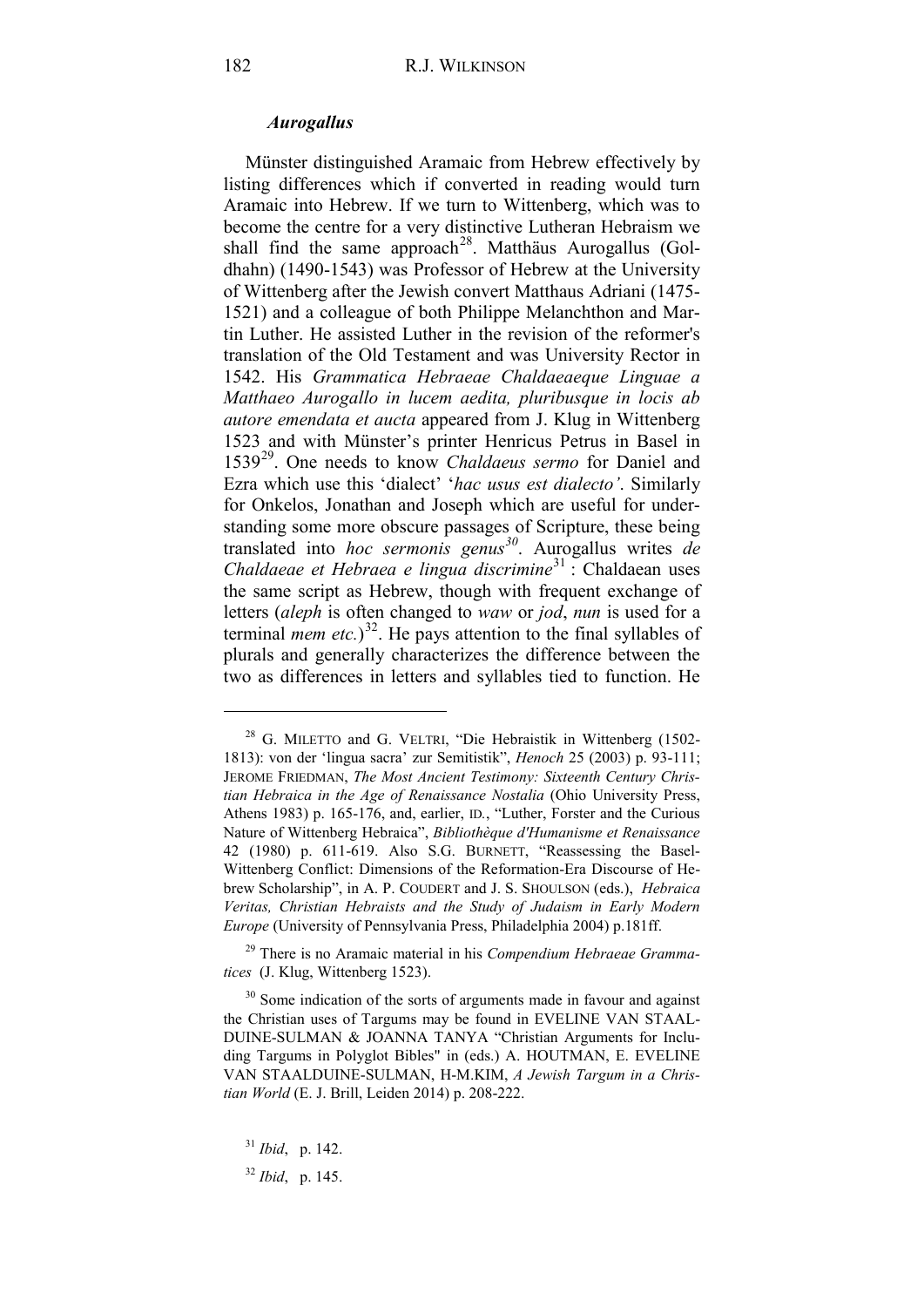### *Aurogallus*

Münster distinguished Aramaic from Hebrew effectively by listing differences which if converted in reading would turn Aramaic into Hebrew. If we turn to Wittenberg, which was to become the centre for a very distinctive Lutheran Hebraism we shall find the same approach[28]. Matthäus Aurogallus (Goldhahn) (1490-1543) was Professor of Hebrew at the University of Wittenberg after the Jewish convert Matthaus Adriani (1475-1521) and a colleague of both Philippe Melanchthon and Martin Luther. He assisted Luther in the revision of the reformer's translation of the Old Testament and was University Rector in 1542. His *Grammatica Hebraeae Chaldaeaeque Linguae a Matthaeo Aurogallo in lucem aedita, pluribusque in locis ab autore emendata et aucta* appeared from J. Klug in Wittenberg 1523 and with Münster's printer Henricus Petrus in Basel in 1539[29]. One needs to know *Chaldaeus sermo* for Daniel and Ezra which use this 'dialect' '*hac usus est dialecto'*. Similarly for Onkelos, Jonathan and Joseph which are useful for understanding some more obscure passages of Scripture, these being translated into *hoc sermonis genus*[30]. Aurogallus writes *de Chaldaeae et Hebraea e lingua discrimine*[31] : Chaldaean uses the same script as Hebrew, though with frequent exchange of letters (*aleph* is often changed to *waw* or *jod*, *nun* is used for a terminal *mem etc.*)[32]. He pays attention to the final syllables of plurals and generally characterizes the difference between the two as differences in letters and syllables tied to function. He

---

[28] G. MILETTO and G. VELTRI, "Die Hebraistik in Wittenberg (1502-1813): von der 'lingua sacra' zur Semitistik", *Henoch* 25 (2003) p. 93-111; JEROME FRIEDMAN, *The Most Ancient Testimony: Sixteenth Century Christian Hebraica in the Age of Renaissance Nostalia* (Ohio University Press, Athens 1983) p. 165-176, and, earlier, ID., "Luther, Forster and the Curious Nature of Wittenberg Hebraica", *Bibliothèque d'Humanisme et Renaissance* 42 (1980) p. 611-619. Also S.G. BURNETT, "Reassessing the Basel-Wittenberg Conflict: Dimensions of the Reformation-Era Discourse of Hebrew Scholarship", in A. P. COUDERT and J. S. SHOULSON (eds.), *Hebraica Veritas, Christian Hebraists and the Study of Judaism in Early Modern Europe* (University of Pennsylvania Press, Philadelphia 2004) p.181ff.

[29] There is no Aramaic material in his *Compendium Hebraeae Grammatices* (J. Klug, Wittenberg 1523).

[30] Some indication of the sorts of arguments made in favour and against the Christian uses of Targums may be found in EVELINE VAN STAALDUINE-SULMAN & JOANNA TANYA "Christian Arguments for Including Targums in Polyglot Bibles" in (eds.) A. HOUTMAN, E. EVELINE VAN STAALDUINE-SULMAN, H-M.KIM, *A Jewish Targum in a Christian World* (E. J. Brill, Leiden 2014) p. 208-222.

[31] *Ibid*, p. 142.

[32] *Ibid*, p. 145.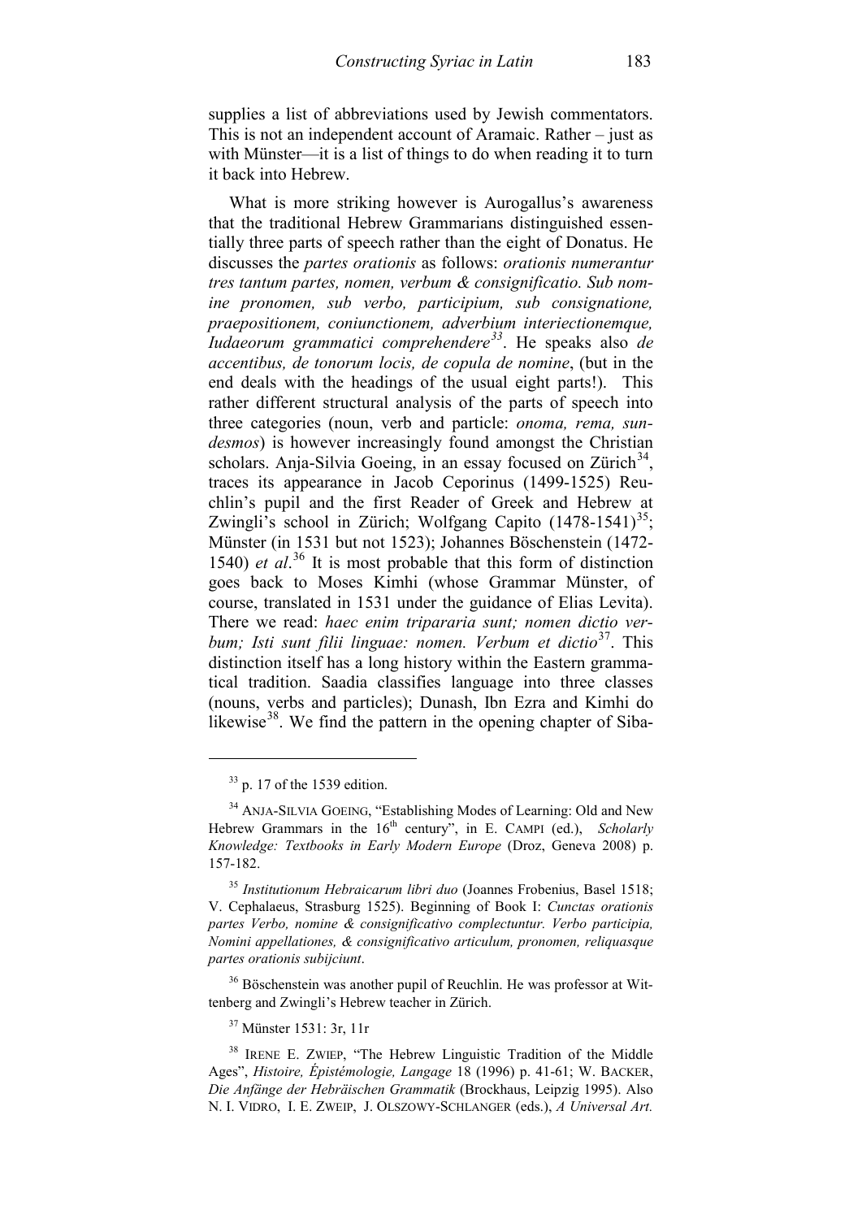supplies a list of abbreviations used by Jewish commentators. This is not an independent account of Aramaic. Rather – just as with Münster—it is a list of things to do when reading it to turn it back into Hebrew.

What is more striking however is Aurogallus's awareness that the traditional Hebrew Grammarians distinguished essentially three parts of speech rather than the eight of Donatus. He discusses the *partes orationis* as follows: *orationis numerantur tres tantum partes, nomen, verbum & consignificatio. Sub nomine pronomen, sub verbo, participium, sub consignatione, praepositionem, coniunctionem, adverbium interiectionemque, Iudaeorum grammatici comprehendere*[33]. He speaks also *de accentibus, de tonorum locis, de copula de nomine*, (but in the end deals with the headings of the usual eight parts!). This rather different structural analysis of the parts of speech into three categories (noun, verb and particle: *onoma, rema, sundesmos*) is however increasingly found amongst the Christian scholars. Anja-Silvia Goeing, in an essay focused on Zürich[34], traces its appearance in Jacob Ceporinus (1499-1525) Reuchlin's pupil and the first Reader of Greek and Hebrew at Zwingli's school in Zürich; Wolfgang Capito (1478-1541)[35]; Münster (in 1531 but not 1523); Johannes Böschenstein (1472-1540) *et al*.[36] It is most probable that this form of distinction goes back to Moses Kimhi (whose Grammar Münster, of course, translated in 1531 under the guidance of Elias Levita). There we read: *haec enim tripararia sunt; nomen dictio verbum; Isti sunt filii linguae: nomen. Verbum et dictio*[37]. This distinction itself has a long history within the Eastern grammatical tradition. Saadia classifies language into three classes (nouns, verbs and particles); Dunash, Ibn Ezra and Kimhi do likewise[38]. We find the pattern in the opening chapter of Siba-

---

[33] p. 17 of the 1539 edition.

[34] ANJA-SILVIA GOEING, "Establishing Modes of Learning: Old and New Hebrew Grammars in the 16th century", in E. CAMPI (ed.), *Scholarly Knowledge: Textbooks in Early Modern Europe* (Droz, Geneva 2008) p. 157-182.

[35] *Institutionum Hebraicarum libri duo* (Joannes Frobenius, Basel 1518; V. Cephalaeus, Strasburg 1525). Beginning of Book I: *Cunctas orationis partes Verbo, nomine & consignificativo complectuntur. Verbo participia, Nomini appellationes, & consignificativo articulum, pronomen, reliquasque partes orationis subijciunt*.

[36] Böschenstein was another pupil of Reuchlin. He was professor at Wittenberg and Zwingli's Hebrew teacher in Zürich.

[37] Münster 1531: 3r, 11r

[38] IRENE E. ZWIEP, "The Hebrew Linguistic Tradition of the Middle Ages", *Histoire, Épistémologie, Langage* 18 (1996) p. 41-61; W. BACKER, *Die Anfänge der Hebräischen Grammatik* (Brockhaus, Leipzig 1995). Also N. I. VIDRO, I. E. ZWEIP, J. OLSZOWY-SCHLANGER (eds.), *A Universal Art*.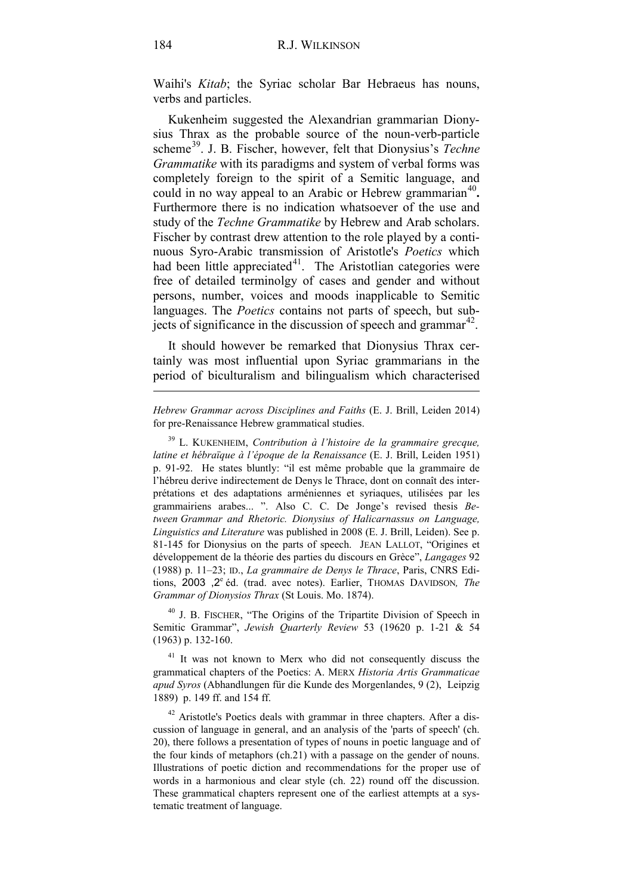Waihi's *Kitab*; the Syriac scholar Bar Hebraeus has nouns, verbs and particles.

Kukenheim suggested the Alexandrian grammarian Dionysius Thrax as the probable source of the noun-verb-particle scheme[39]. J. B. Fischer, however, felt that Dionysius's *Techne Grammatike* with its paradigms and system of verbal forms was completely foreign to the spirit of a Semitic language, and could in no way appeal to an Arabic or Hebrew grammarian[40]**.** Furthermore there is no indication whatsoever of the use and study of the *Techne Grammatike* by Hebrew and Arab scholars. Fischer by contrast drew attention to the role played by a continuous Syro-Arabic transmission of Aristotle's *Poetics* which had been little appreciated[41]. The Aristotlian categories were free of detailed terminolgy of cases and gender and without persons, number, voices and moods inapplicable to Semitic languages. The *Poetics* contains not parts of speech, but subjects of significance in the discussion of speech and grammar[42].

It should however be remarked that Dionysius Thrax certainly was most influential upon Syriac grammarians in the period of biculturalism and bilingualism which characterised

---

*Hebrew Grammar across Disciplines and Faiths* (E. J. Brill, Leiden 2014) for pre-Renaissance Hebrew grammatical studies.

[39] L. KUKENHEIM, *Contribution à l'histoire de la grammaire grecque, latine et hébraïque à l'époque de la Renaissance* (E. J. Brill, Leiden 1951) p. 91-92. He states bluntly: "il est même probable que la grammaire de l'hébreu derive indirectement de Denys le Thrace, dont on connaît des interprétations et des adaptations arméniennes et syriaques, utilisées par les grammairiens arabes... ". Also C. C. De Jonge's revised thesis *Between Grammar and Rhetoric. Dionysius of Halicarnassus on Language, Linguistics and Literature* was published in 2008 (E. J. Brill, Leiden). See p. 81-145 for Dionysius on the parts of speech. JEAN LALLOT, "Origines et développement de la théorie des parties du discours en Grèce", *Langages* 92 (1988) p. 11–23; ID., *La grammaire de Denys le Thrace*, Paris, CNRS Editions, 2003 ,2e éd. (trad. avec notes). Earlier, THOMAS DAVIDSON*, The Grammar of Dionysios Thrax* (St Louis. Mo. 1874).

[40] J. B. FISCHER, "The Origins of the Tripartite Division of Speech in Semitic Grammar", *Jewish Quarterly Review* 53 (19620 p. 1-21 & 54 (1963) p. 132-160.

[41] It was not known to Merx who did not consequently discuss the grammatical chapters of the Poetics: A. MERX *Historia Artis Grammaticae apud Syros* (Abhandlungen für die Kunde des Morgenlandes, 9 (2), Leipzig 1889) p. 149 ff. and 154 ff.

[42] Aristotle's Poetics deals with grammar in three chapters. After a discussion of language in general, and an analysis of the 'parts of speech' (ch. 20), there follows a presentation of types of nouns in poetic language and of the four kinds of metaphors (ch.21) with a passage on the gender of nouns. Illustrations of poetic diction and recommendations for the proper use of words in a harmonious and clear style (ch. 22) round off the discussion. These grammatical chapters represent one of the earliest attempts at a systematic treatment of language.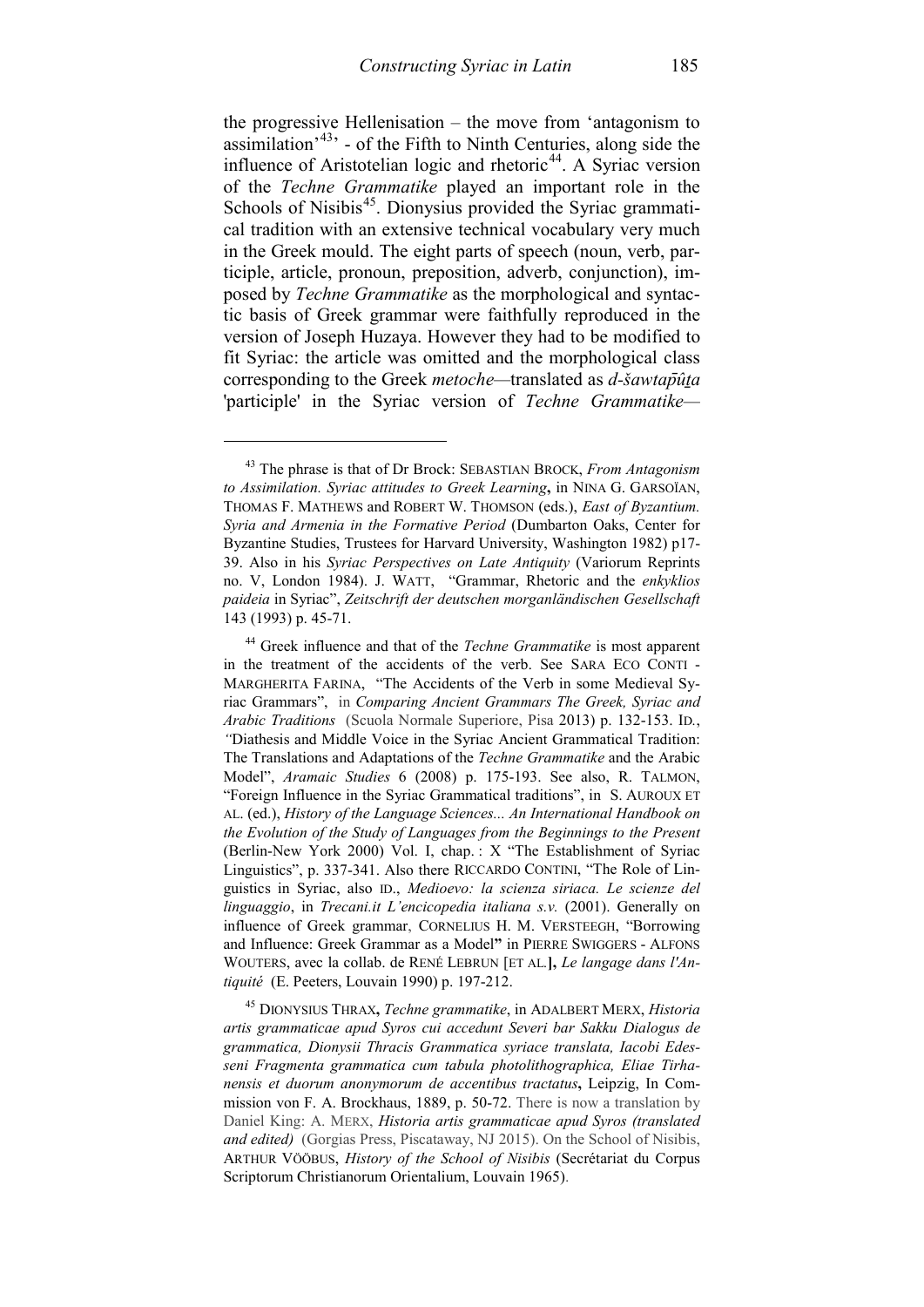the progressive Hellenisation – the move from 'antagonism to assimilation'[43]' - of the Fifth to Ninth Centuries, along side the influence of Aristotelian logic and rhetoric[44]. A Syriac version of the *Techne Grammatike* played an important role in the Schools of Nisibis[45]. Dionysius provided the Syriac grammatical tradition with an extensive technical vocabulary very much in the Greek mould. The eight parts of speech (noun, verb, participle, article, pronoun, preposition, adverb, conjunction), imposed by *Techne Grammatike* as the morphological and syntactic basis of Greek grammar were faithfully reproduced in the version of Joseph Huzaya. However they had to be modified to fit Syriac: the article was omitted and the morphological class corresponding to the Greek *metoche*—translated as *d-šawtap̄ûṯa* 'participle' in the Syriac version of *Techne Grammatike*—

---

[43] The phrase is that of Dr Brock: SEBASTIAN BROCK, *From Antagonism to Assimilation. Syriac attitudes to Greek Learning*, in NINA G. GARSOÏAN, THOMAS F. MATHEWS and ROBERT W. THOMSON (eds.), *East of Byzantium. Syria and Armenia in the Formative Period* (Dumbarton Oaks, Center for Byzantine Studies, Trustees for Harvard University, Washington 1982) p17-39. Also in his *Syriac Perspectives on Late Antiquity* (Variorum Reprints no. V, London 1984). J. WATT, "Grammar, Rhetoric and the *enkyklios paideia* in Syriac", *Zeitschrift der deutschen morganländischen Gesellschaft* 143 (1993) p. 45-71.

[44] Greek influence and that of the *Techne Grammatike* is most apparent in the treatment of the accidents of the verb. See SARA ECO CONTI - MARGHERITA FARINA, "The Accidents of the Verb in some Medieval Syriac Grammars", in *Comparing Ancient Grammars The Greek, Syriac and Arabic Traditions* (Scuola Normale Superiore, Pisa 2013) p. 132-153. ID., "Diathesis and Middle Voice in the Syriac Ancient Grammatical Tradition: The Translations and Adaptations of the *Techne Grammatike* and the Arabic Model", *Aramaic Studies* 6 (2008) p. 175-193. See also, R. TALMON, "Foreign Influence in the Syriac Grammatical traditions", in S. AUROUX ET AL. (ed.), *History of the Language Sciences... An International Handbook on the Evolution of the Study of Languages from the Beginnings to the Present* (Berlin-New York 2000) Vol. I, chap. : X "The Establishment of Syriac Linguistics", p. 337-341. Also there RICCARDO CONTINI, "The Role of Linguistics in Syriac, also ID., *Medioevo: la scienza siriaca. Le scienze del linguaggio*, in *Trecani.it L'encicopedia italiana s.v.* (2001). Generally on influence of Greek grammar, CORNELIUS H. M. VERSTEEGH, "Borrowing and Influence: Greek Grammar as a Model" in PIERRE SWIGGERS - ALFONS WOUTERS, avec la collab. de RENÉ LEBRUN [ET AL.], *Le langage dans l'Antiquité* (E. Peeters, Louvain 1990) p. 197-212.

[45] DIONYSIUS THRAX, *Techne grammatike*, in ADALBERT MERX, *Historia artis grammaticae apud Syros cui accedunt Severi bar Sakku Dialogus de grammatica, Dionysii Thracis Grammatica syriace translata, Iacobi Edesseni Fragmenta grammatica cum tabula photolithographica, Eliae Tirhanensis et duorum anonymorum de accentibus tractatus*, Leipzig, In Commission von F. A. Brockhaus, 1889, p. 50-72. There is now a translation by Daniel King: A. MERX, *Historia artis grammaticae apud Syros (translated and edited)* (Gorgias Press, Piscataway, NJ 2015). On the School of Nisibis, ARTHUR VÖÖBUS, *History of the School of Nisibis* (Secrétariat du Corpus Scriptorum Christianorum Orientalium, Louvain 1965).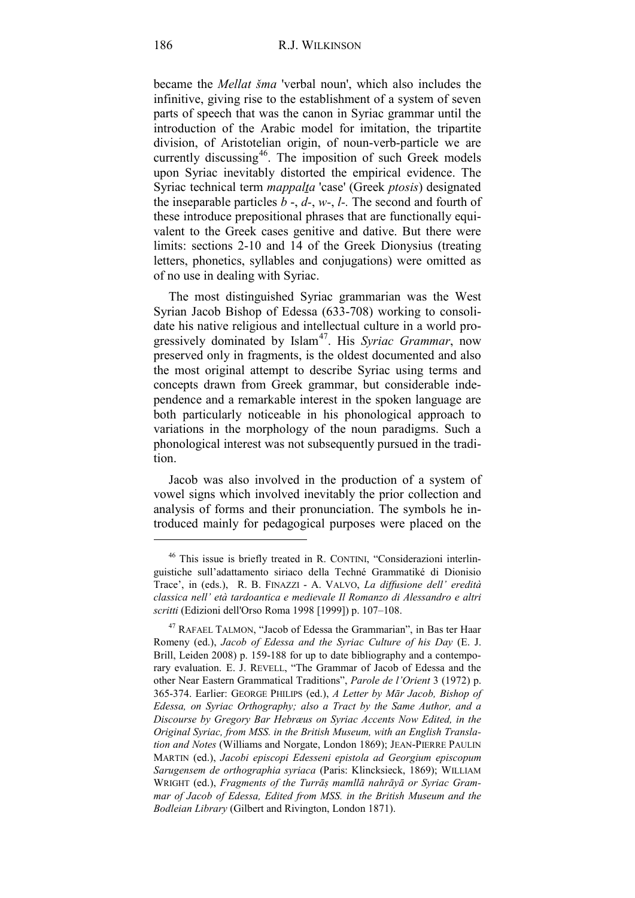became the *Mellat šma* 'verbal noun', which also includes the infinitive, giving rise to the establishment of a system of seven parts of speech that was the canon in Syriac grammar until the introduction of the Arabic model for imitation, the tripartite division, of Aristotelian origin, of noun-verb-particle we are currently discussing[46]. The imposition of such Greek models upon Syriac inevitably distorted the empirical evidence. The Syriac technical term *mappalṯa* 'case' (Greek *ptosis*) designated the inseparable particles *b* -, *d*-, *w*-, *l*-. The second and fourth of these introduce prepositional phrases that are functionally equivalent to the Greek cases genitive and dative. But there were limits: sections 2-10 and 14 of the Greek Dionysius (treating letters, phonetics, syllables and conjugations) were omitted as of no use in dealing with Syriac.

The most distinguished Syriac grammarian was the West Syrian Jacob Bishop of Edessa (633-708) working to consolidate his native religious and intellectual culture in a world progressively dominated by Islam[47]. His *Syriac Grammar*, now preserved only in fragments, is the oldest documented and also the most original attempt to describe Syriac using terms and concepts drawn from Greek grammar, but considerable independence and a remarkable interest in the spoken language are both particularly noticeable in his phonological approach to variations in the morphology of the noun paradigms. Such a phonological interest was not subsequently pursued in the tradition.

Jacob was also involved in the production of a system of vowel signs which involved inevitably the prior collection and analysis of forms and their pronunciation. The symbols he introduced mainly for pedagogical purposes were placed on the

---

[46] This issue is briefly treated in R. CONTINI, "Considerazioni interlinguistiche sull'adattamento siriaco della Techné Grammatiké di Dionisio Trace', in (eds.), R. B. FINAZZI - A. VALVO, *La diffusione dell' eredità classica nell' età tardoantica e medievale Il Romanzo di Alessandro e altri scritti* (Edizioni dell'Orso Roma 1998 [1999]) p. 107–108.

[47] RAFAEL TALMON, "Jacob of Edessa the Grammarian", in Bas ter Haar Romeny (ed.), *Jacob of Edessa and the Syriac Culture of his Day* (E. J. Brill, Leiden 2008) p. 159-188 for up to date bibliography and a contemporary evaluation. E. J. REVELL, "The Grammar of Jacob of Edessa and the other Near Eastern Grammatical Traditions", *Parole de l'Orient* 3 (1972) p. 365-374. Earlier: GEORGE PHILIPS (ed.), *A Letter by Mār Jacob, Bishop of Edessa, on Syriac Orthography; also a Tract by the Same Author, and a Discourse by Gregory Bar Hebræus on Syriac Accents Now Edited, in the Original Syriac, from MSS. in the British Museum, with an English Translation and Notes* (Williams and Norgate, London 1869); JEAN-PIERRE PAULIN MARTIN (ed.), *Jacobi episcopi Edesseni epistola ad Georgium episcopum Sarugensem de orthographia syriaca* (Paris: Klincksieck, 1869); WILLIAM WRIGHT (ed.), *Fragments of the Turrāṣ mamllā nahrāyā or Syriac Grammar of Jacob of Edessa, Edited from MSS. in the British Museum and the Bodleian Library* (Gilbert and Rivington, London 1871).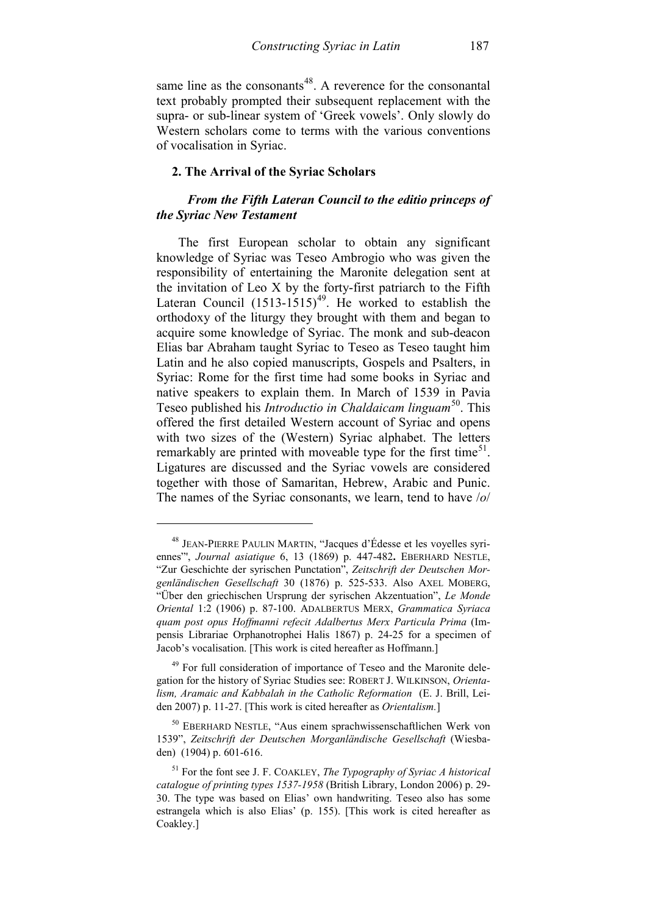same line as the consonants[48]. A reverence for the consonantal text probably prompted their subsequent replacement with the supra- or sub-linear system of 'Greek vowels'. Only slowly do Western scholars come to terms with the various conventions of vocalisation in Syriac.

## 2. The Arrival of the Syriac Scholars

### *From the Fifth Lateran Council to the editio princeps of the Syriac New Testament*

The first European scholar to obtain any significant knowledge of Syriac was Teseo Ambrogio who was given the responsibility of entertaining the Maronite delegation sent at the invitation of Leo X by the forty-first patriarch to the Fifth Lateran Council (1513-1515)[49]. He worked to establish the orthodoxy of the liturgy they brought with them and began to acquire some knowledge of Syriac. The monk and sub-deacon Elias bar Abraham taught Syriac to Teseo as Teseo taught him Latin and he also copied manuscripts, Gospels and Psalters, in Syriac: Rome for the first time had some books in Syriac and native speakers to explain them. In March of 1539 in Pavia Teseo published his *Introductio in Chaldaicam linguam*[50]. This offered the first detailed Western account of Syriac and opens with two sizes of the (Western) Syriac alphabet. The letters remarkably are printed with moveable type for the first time[51]. Ligatures are discussed and the Syriac vowels are considered together with those of Samaritan, Hebrew, Arabic and Punic. The names of the Syriac consonants, we learn, tend to have /*o*/

---

[48] JEAN-PIERRE PAULIN MARTIN, "Jacques d'Édesse et les voyelles syriennes"', *Journal asiatique* 6, 13 (1869) p. 447-482. EBERHARD NESTLE, "Zur Geschichte der syrischen Punctation", *Zeitschrift der Deutschen Morgenländischen Gesellschaft* 30 (1876) p. 525-533. Also AXEL MOBERG, "Über den griechischen Ursprung der syrischen Akzentuation", *Le Monde Oriental* 1:2 (1906) p. 87-100. ADALBERTUS MERX, *Grammatica Syriaca quam post opus Hoffmanni refecit Adalbertus Merx Particula Prima* (Impensis Librariae Orphanotrophei Halis 1867) p. 24-25 for a specimen of Jacob's vocalisation. [This work is cited hereafter as Hoffmann.]

[49] For full consideration of importance of Teseo and the Maronite delegation for the history of Syriac Studies see: ROBERT J. WILKINSON, *Orientalism, Aramaic and Kabbalah in the Catholic Reformation* (E. J. Brill, Leiden 2007) p. 11-27. [This work is cited hereafter as *Orientalism.*]

[50] EBERHARD NESTLE, "Aus einem sprachwissenschaftlichen Werk von 1539", *Zeitschrift der Deutschen Morganländische Gesellschaft* (Wiesbaden) (1904) p. 601-616.

[51] For the font see J. F. COAKLEY, *The Typography of Syriac A historical catalogue of printing types 1537-1958* (British Library, London 2006) p. 29-30. The type was based on Elias' own handwriting. Teseo also has some estrangela which is also Elias' (p. 155). [This work is cited hereafter as Coakley.]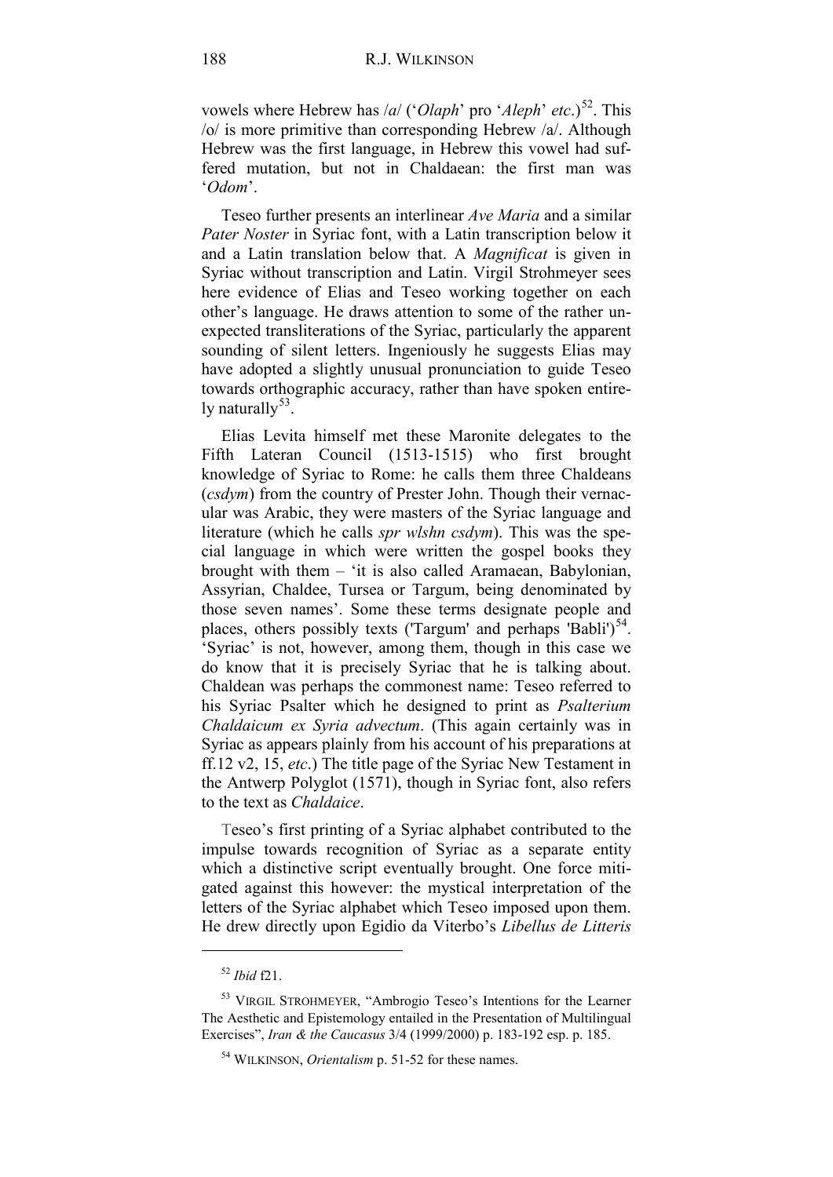vowels where Hebrew has /*a*/ ('*Olaph*' pro '*Aleph*' *etc*.)[52]. This /o/ is more primitive than corresponding Hebrew /a/. Although Hebrew was the first language, in Hebrew this vowel had suffered mutation, but not in Chaldaean: the first man was '*Odom*'.

Teseo further presents an interlinear *Ave Maria* and a similar *Pater Noster* in Syriac font, with a Latin transcription below it and a Latin translation below that. A *Magnificat* is given in Syriac without transcription and Latin. Virgil Strohmeyer sees here evidence of Elias and Teseo working together on each other's language. He draws attention to some of the rather unexpected transliterations of the Syriac, particularly the apparent sounding of silent letters. Ingeniously he suggests Elias may have adopted a slightly unusual pronunciation to guide Teseo towards orthographic accuracy, rather than have spoken entirely naturally[53].

Elias Levita himself met these Maronite delegates to the Fifth Lateran Council (1513-1515) who first brought knowledge of Syriac to Rome: he calls them three Chaldeans (*csdym*) from the country of Prester John. Though their vernacular was Arabic, they were masters of the Syriac language and literature (which he calls *spr wlshn csdym*). This was the special language in which were written the gospel books they brought with them – 'it is also called Aramaean, Babylonian, Assyrian, Chaldee, Tursea or Targum, being denominated by those seven names'. Some these terms designate people and places, others possibly texts ('Targum' and perhaps 'Babli')[54]. 'Syriac' is not, however, among them, though in this case we do know that it is precisely Syriac that he is talking about. Chaldean was perhaps the commonest name: Teseo referred to his Syriac Psalter which he designed to print as *Psalterium Chaldaicum ex Syria advectum*. (This again certainly was in Syriac as appears plainly from his account of his preparations at ff.12 v2, 15, *etc*.) The title page of the Syriac New Testament in the Antwerp Polyglot (1571), though in Syriac font, also refers to the text as *Chaldaice*.

Teseo's first printing of a Syriac alphabet contributed to the impulse towards recognition of Syriac as a separate entity which a distinctive script eventually brought. One force mitigated against this however: the mystical interpretation of the letters of the Syriac alphabet which Teseo imposed upon them. He drew directly upon Egidio da Viterbo's *Libellus de Litteris*

---

[52] *Ibid* f21.

[53] VIRGIL STROHMEYER, "Ambrogio Teseo's Intentions for the Learner The Aesthetic and Epistemology entailed in the Presentation of Multilingual Exercises", *Iran & the Caucasus* 3/4 (1999/2000) p. 183-192 esp. p. 185.

[54] WILKINSON, *Orientalism* p. 51-52 for these names.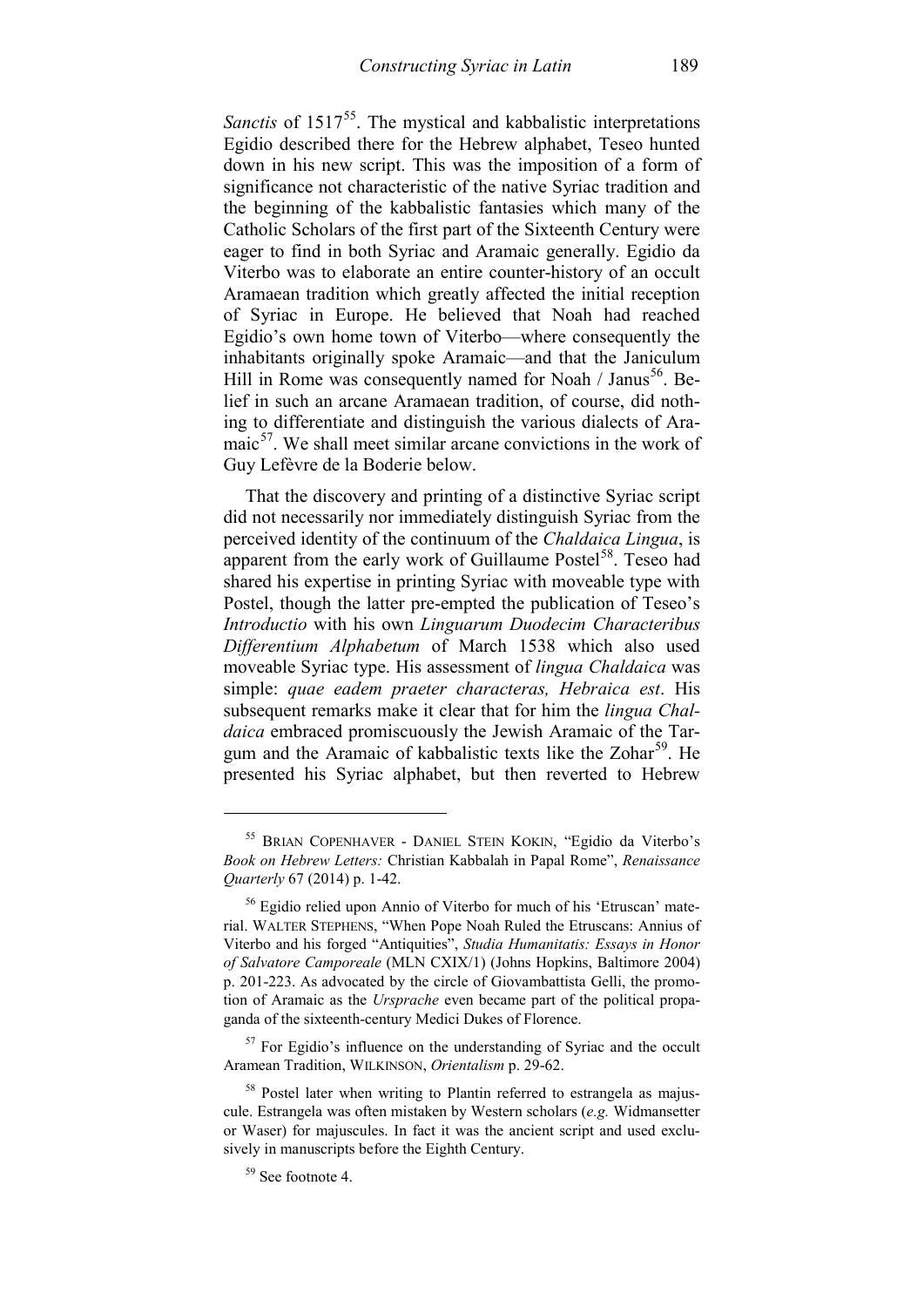*Sanctis* of 1517[55]. The mystical and kabbalistic interpretations Egidio described there for the Hebrew alphabet, Teseo hunted down in his new script. This was the imposition of a form of significance not characteristic of the native Syriac tradition and the beginning of the kabbalistic fantasies which many of the Catholic Scholars of the first part of the Sixteenth Century were eager to find in both Syriac and Aramaic generally. Egidio da Viterbo was to elaborate an entire counter-history of an occult Aramaean tradition which greatly affected the initial reception of Syriac in Europe. He believed that Noah had reached Egidio's own home town of Viterbo—where consequently the inhabitants originally spoke Aramaic—and that the Janiculum Hill in Rome was consequently named for Noah / Janus[56]. Belief in such an arcane Aramaean tradition, of course, did nothing to differentiate and distinguish the various dialects of Aramaic[57]. We shall meet similar arcane convictions in the work of Guy Lefèvre de la Boderie below.

That the discovery and printing of a distinctive Syriac script did not necessarily nor immediately distinguish Syriac from the perceived identity of the continuum of the *Chaldaica Lingua*, is apparent from the early work of Guillaume Postel[58]. Teseo had shared his expertise in printing Syriac with moveable type with Postel, though the latter pre-empted the publication of Teseo's *Introductio* with his own *Linguarum Duodecim Characteribus Differentium Alphabetum* of March 1538 which also used moveable Syriac type. His assessment of *lingua Chaldaica* was simple: *quae eadem praeter characteras, Hebraica est*. His subsequent remarks make it clear that for him the *lingua Chaldaica* embraced promiscuously the Jewish Aramaic of the Targum and the Aramaic of kabbalistic texts like the Zohar[59]. He presented his Syriac alphabet, but then reverted to Hebrew

---

[55] BRIAN COPENHAVER - DANIEL STEIN KOKIN, "Egidio da Viterbo's *Book on Hebrew Letters:* Christian Kabbalah in Papal Rome", *Renaissance Quarterly* 67 (2014) p. 1-42.

[56] Egidio relied upon Annio of Viterbo for much of his 'Etruscan' material. WALTER STEPHENS, "When Pope Noah Ruled the Etruscans: Annius of Viterbo and his forged "Antiquities", *Studia Humanitatis: Essays in Honor of Salvatore Camporeale* (MLN CXIX/1) (Johns Hopkins, Baltimore 2004) p. 201-223. As advocated by the circle of Giovambattista Gelli, the promotion of Aramaic as the *Ursprache* even became part of the political propaganda of the sixteenth-century Medici Dukes of Florence.

[57] For Egidio's influence on the understanding of Syriac and the occult Aramean Tradition, WILKINSON, *Orientalism* p. 29-62.

[58] Postel later when writing to Plantin referred to estrangela as majuscule. Estrangela was often mistaken by Western scholars (*e.g.* Widmansetter or Waser) for majuscules. In fact it was the ancient script and used exclusively in manuscripts before the Eighth Century.

[59] See footnote 4.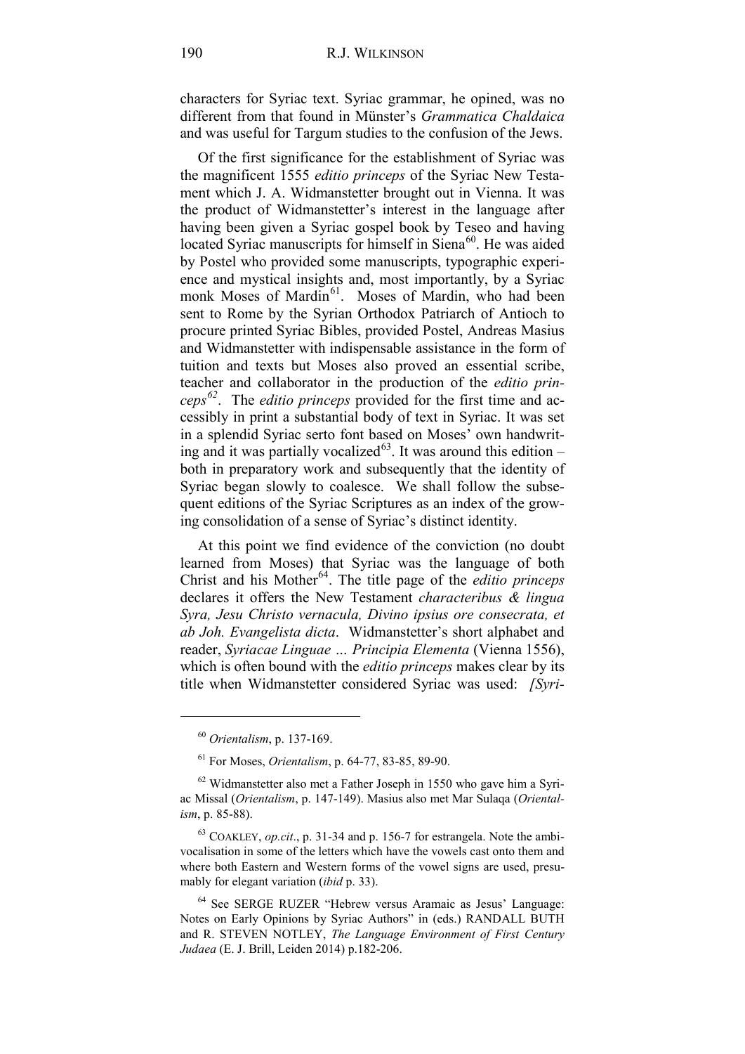characters for Syriac text. Syriac grammar, he opined, was no different from that found in Münster's *Grammatica Chaldaica* and was useful for Targum studies to the confusion of the Jews.

Of the first significance for the establishment of Syriac was the magnificent 1555 *editio princeps* of the Syriac New Testament which J. A. Widmanstetter brought out in Vienna. It was the product of Widmanstetter's interest in the language after having been given a Syriac gospel book by Teseo and having located Syriac manuscripts for himself in Siena[60]. He was aided by Postel who provided some manuscripts, typographic experience and mystical insights and, most importantly, by a Syriac monk Moses of Mardin[61]. Moses of Mardin, who had been sent to Rome by the Syrian Orthodox Patriarch of Antioch to procure printed Syriac Bibles, provided Postel, Andreas Masius and Widmanstetter with indispensable assistance in the form of tuition and texts but Moses also proved an essential scribe, teacher and collaborator in the production of the *editio princeps*[62]. The *editio princeps* provided for the first time and accessibly in print a substantial body of text in Syriac. It was set in a splendid Syriac serto font based on Moses' own handwriting and it was partially vocalized[63]. It was around this edition – both in preparatory work and subsequently that the identity of Syriac began slowly to coalesce. We shall follow the subsequent editions of the Syriac Scriptures as an index of the growing consolidation of a sense of Syriac's distinct identity.

At this point we find evidence of the conviction (no doubt learned from Moses) that Syriac was the language of both Christ and his Mother[64]. The title page of the *editio princeps* declares it offers the New Testament *characteribus & lingua Syra, Jesu Christo vernacula, Divino ipsius ore consecrata, et ab Joh. Evangelista dicta*. Widmanstetter's short alphabet and reader, *Syriacae Linguae … Principia Elementa* (Vienna 1556), which is often bound with the *editio princeps* makes clear by its title when Widmanstetter considered Syriac was used: *[Syri-*

---

[60] *Orientalism*, p. 137-169.

[61] For Moses, *Orientalism*, p. 64-77, 83-85, 89-90.

[62] Widmanstetter also met a Father Joseph in 1550 who gave him a Syriac Missal (*Orientalism*, p. 147-149). Masius also met Mar Sulaqa (*Orientalism*, p. 85-88).

[63] COAKLEY, *op.cit*., p. 31-34 and p. 156-7 for estrangela. Note the ambivocalisation in some of the letters which have the vowels cast onto them and where both Eastern and Western forms of the vowel signs are used, presumably for elegant variation (*ibid* p. 33).

[64] See SERGE RUZER "Hebrew versus Aramaic as Jesus' Language: Notes on Early Opinions by Syriac Authors" in (eds.) RANDALL BUTH and R. STEVEN NOTLEY, *The Language Environment of First Century Judaea* (E. J. Brill, Leiden 2014) p.182-206.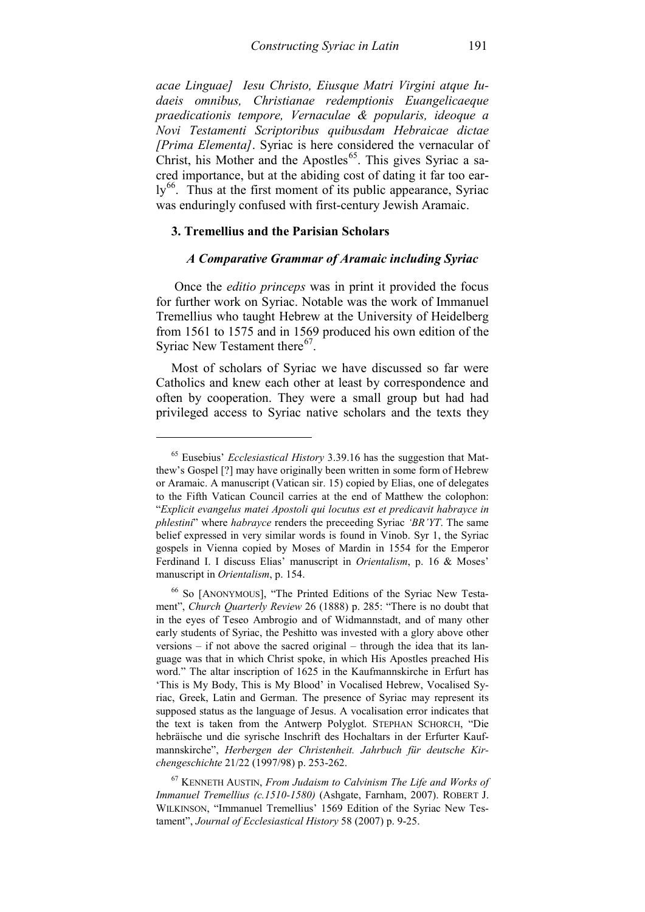*acae Linguae] Iesu Christo, Eiusque Matri Virgini atque Iudaeis omnibus, Christianae redemptionis Euangelicaeque praedicationis tempore, Vernaculae & popularis, ideoque a Novi Testamenti Scriptoribus quibusdam Hebraicae dictae [Prima Elementa]*. Syriac is here considered the vernacular of Christ, his Mother and the Apostles[65]. This gives Syriac a sacred importance, but at the abiding cost of dating it far too early[66]. Thus at the first moment of its public appearance, Syriac was enduringly confused with first-century Jewish Aramaic.

## 3. Tremellius and the Parisian Scholars

### *A Comparative Grammar of Aramaic including Syriac*

Once the *editio princeps* was in print it provided the focus for further work on Syriac. Notable was the work of Immanuel Tremellius who taught Hebrew at the University of Heidelberg from 1561 to 1575 and in 1569 produced his own edition of the Syriac New Testament there[67].

Most of scholars of Syriac we have discussed so far were Catholics and knew each other at least by correspondence and often by cooperation. They were a small group but had had privileged access to Syriac native scholars and the texts they

---

[65] Eusebius' *Ecclesiastical History* 3.39.16 has the suggestion that Matthew's Gospel [?] may have originally been written in some form of Hebrew or Aramaic. A manuscript (Vatican sir. 15) copied by Elias, one of delegates to the Fifth Vatican Council carries at the end of Matthew the colophon: "*Explicit evangelus matei Apostoli qui locutus est et predicavit habrayce in phlestini*" where *habrayce* renders the preceeding Syriac *'BR'YT*. The same belief expressed in very similar words is found in Vinob. Syr 1, the Syriac gospels in Vienna copied by Moses of Mardin in 1554 for the Emperor Ferdinand I. I discuss Elias' manuscript in *Orientalism*, p. 16 & Moses' manuscript in *Orientalism*, p. 154.

[66] So [ANONYMOUS], "The Printed Editions of the Syriac New Testament", *Church Quarterly Review* 26 (1888) p. 285: "There is no doubt that in the eyes of Teseo Ambrogio and of Widmannstadt, and of many other early students of Syriac, the Peshitto was invested with a glory above other versions – if not above the sacred original – through the idea that its language was that in which Christ spoke, in which His Apostles preached His word." The altar inscription of 1625 in the Kaufmannskirche in Erfurt has 'This is My Body, This is My Blood' in Vocalised Hebrew, Vocalised Syriac, Greek, Latin and German. The presence of Syriac may represent its supposed status as the language of Jesus. A vocalisation error indicates that the text is taken from the Antwerp Polyglot. STEPHAN SCHORCH, "Die hebräische und die syrische Inschrift des Hochaltars in der Erfurter Kaufmannskirche", *Herbergen der Christenheit. Jahrbuch für deutsche Kirchengeschichte* 21/22 (1997/98) p. 253-262.

[67] KENNETH AUSTIN, *From Judaism to Calvinism The Life and Works of Immanuel Tremellius (c.1510-1580)* (Ashgate, Farnham, 2007). ROBERT J. WILKINSON, "Immanuel Tremellius' 1569 Edition of the Syriac New Testament", *Journal of Ecclesiastical History* 58 (2007) p. 9-25.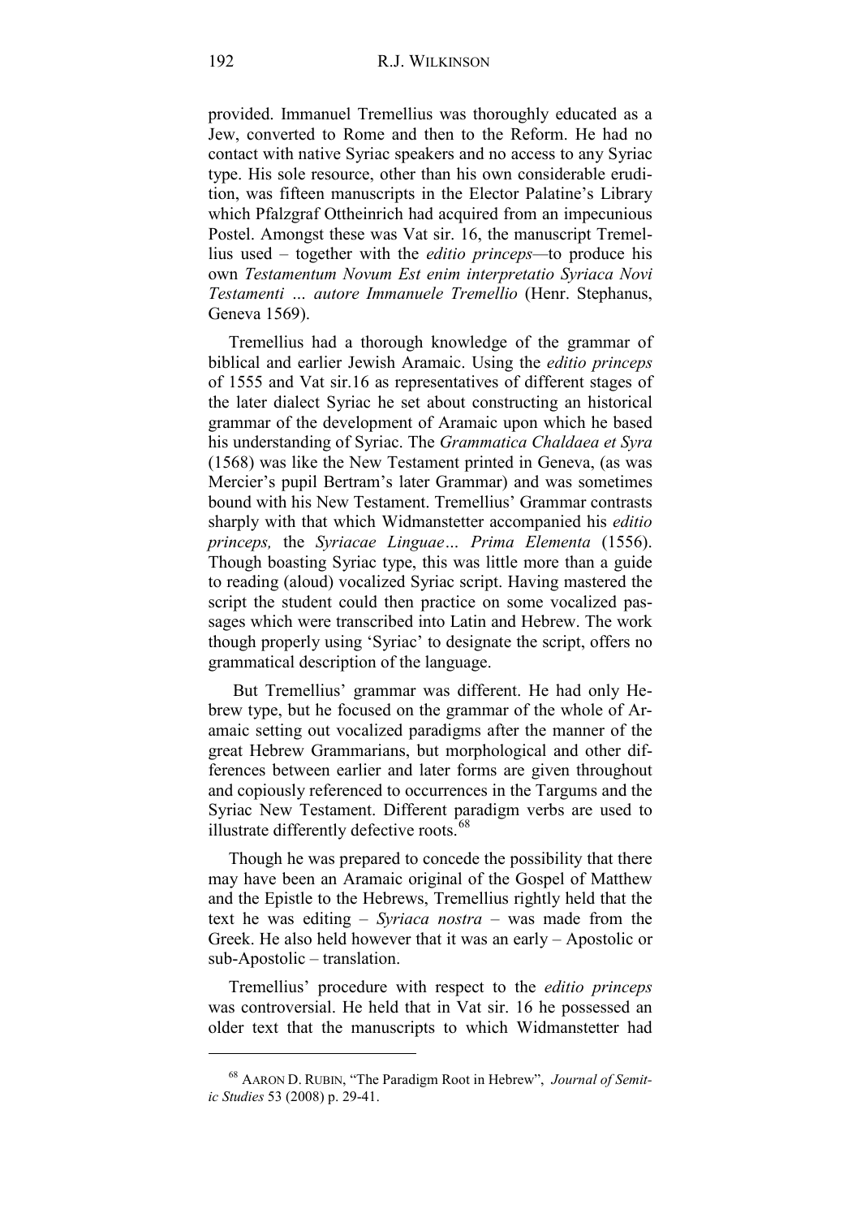provided. Immanuel Tremellius was thoroughly educated as a Jew, converted to Rome and then to the Reform. He had no contact with native Syriac speakers and no access to any Syriac type. His sole resource, other than his own considerable erudition, was fifteen manuscripts in the Elector Palatine's Library which Pfalzgraf Ottheinrich had acquired from an impecunious Postel. Amongst these was Vat sir. 16, the manuscript Tremellius used – together with the *editio princeps*—to produce his own *Testamentum Novum Est enim interpretatio Syriaca Novi Testamenti … autore Immanuele Tremellio* (Henr. Stephanus, Geneva 1569).

Tremellius had a thorough knowledge of the grammar of biblical and earlier Jewish Aramaic. Using the *editio princeps* of 1555 and Vat sir.16 as representatives of different stages of the later dialect Syriac he set about constructing an historical grammar of the development of Aramaic upon which he based his understanding of Syriac. The *Grammatica Chaldaea et Syra* (1568) was like the New Testament printed in Geneva, (as was Mercier's pupil Bertram's later Grammar) and was sometimes bound with his New Testament. Tremellius' Grammar contrasts sharply with that which Widmanstetter accompanied his *editio princeps,* the *Syriacae Linguae… Prima Elementa* (1556). Though boasting Syriac type, this was little more than a guide to reading (aloud) vocalized Syriac script. Having mastered the script the student could then practice on some vocalized passages which were transcribed into Latin and Hebrew. The work though properly using 'Syriac' to designate the script, offers no grammatical description of the language.

But Tremellius' grammar was different. He had only Hebrew type, but he focused on the grammar of the whole of Aramaic setting out vocalized paradigms after the manner of the great Hebrew Grammarians, but morphological and other differences between earlier and later forms are given throughout and copiously referenced to occurrences in the Targums and the Syriac New Testament. Different paradigm verbs are used to illustrate differently defective roots.[68]

Though he was prepared to concede the possibility that there may have been an Aramaic original of the Gospel of Matthew and the Epistle to the Hebrews, Tremellius rightly held that the text he was editing – *Syriaca nostra* – was made from the Greek. He also held however that it was an early – Apostolic or sub-Apostolic – translation.

Tremellius' procedure with respect to the *editio princeps* was controversial. He held that in Vat sir. 16 he possessed an older text that the manuscripts to which Widmanstetter had

---

[68] AARON D. RUBIN, "The Paradigm Root in Hebrew", *Journal of Semitic Studies* 53 (2008) p. 29-41.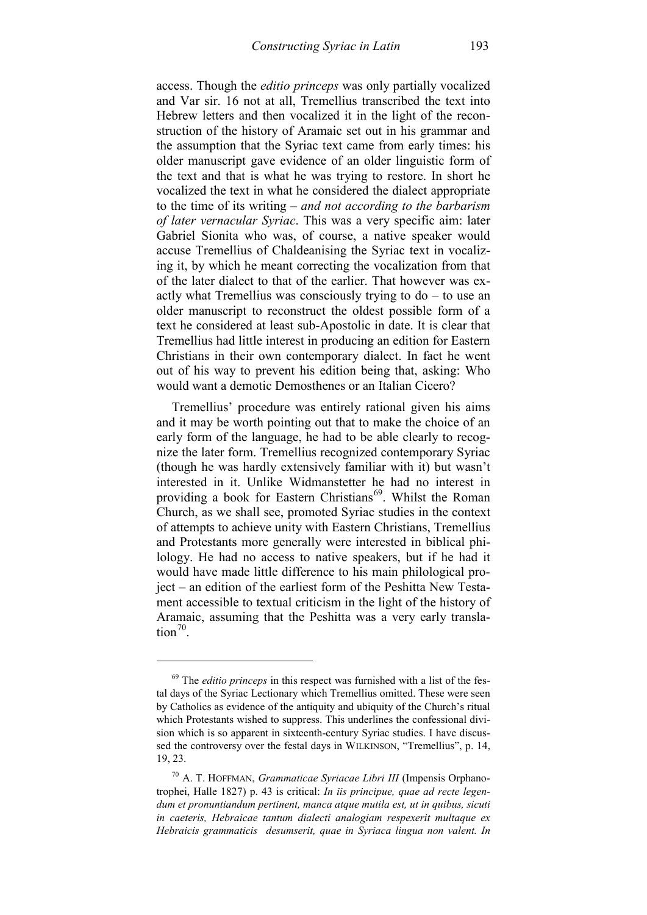access. Though the *editio princeps* was only partially vocalized and Var sir. 16 not at all, Tremellius transcribed the text into Hebrew letters and then vocalized it in the light of the reconstruction of the history of Aramaic set out in his grammar and the assumption that the Syriac text came from early times: his older manuscript gave evidence of an older linguistic form of the text and that is what he was trying to restore. In short he vocalized the text in what he considered the dialect appropriate to the time of its writing – *and not according to the barbarism of later vernacular Syriac*. This was a very specific aim: later Gabriel Sionita who was, of course, a native speaker would accuse Tremellius of Chaldeanising the Syriac text in vocalizing it, by which he meant correcting the vocalization from that of the later dialect to that of the earlier. That however was exactly what Tremellius was consciously trying to do – to use an older manuscript to reconstruct the oldest possible form of a text he considered at least sub-Apostolic in date. It is clear that Tremellius had little interest in producing an edition for Eastern Christians in their own contemporary dialect. In fact he went out of his way to prevent his edition being that, asking: Who would want a demotic Demosthenes or an Italian Cicero?

Tremellius' procedure was entirely rational given his aims and it may be worth pointing out that to make the choice of an early form of the language, he had to be able clearly to recognize the later form. Tremellius recognized contemporary Syriac (though he was hardly extensively familiar with it) but wasn't interested in it. Unlike Widmanstetter he had no interest in providing a book for Eastern Christians[69]. Whilst the Roman Church, as we shall see, promoted Syriac studies in the context of attempts to achieve unity with Eastern Christians, Tremellius and Protestants more generally were interested in biblical philology. He had no access to native speakers, but if he had it would have made little difference to his main philological project – an edition of the earliest form of the Peshitta New Testament accessible to textual criticism in the light of the history of Aramaic, assuming that the Peshitta was a very early translation[70].

---

[69] The *editio princeps* in this respect was furnished with a list of the festal days of the Syriac Lectionary which Tremellius omitted. These were seen by Catholics as evidence of the antiquity and ubiquity of the Church's ritual which Protestants wished to suppress. This underlines the confessional division which is so apparent in sixteenth-century Syriac studies. I have discussed the controversy over the festal days in WILKINSON, "Tremellius", p. 14, 19, 23.

[70] A. T. HOFFMAN, *Grammaticae Syriacae Libri III* (Impensis Orphanotrophei, Halle 1827) p. 43 is critical: *In iis principue, quae ad recte legendum et pronuntiandum pertinent, manca atque mutila est, ut in quibus, sicuti in caeteris, Hebraicae tantum dialecti analogiam respexerit multaque ex Hebraicis grammaticis desumserit, quae in Syriaca lingua non valent. In*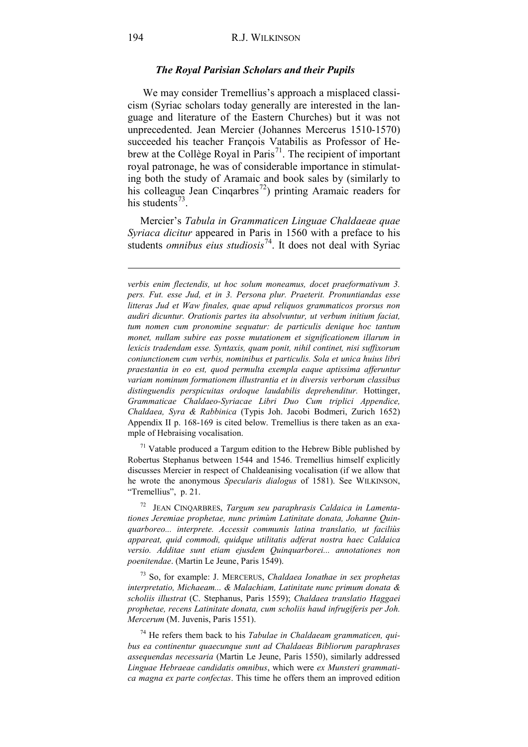### *The Royal Parisian Scholars and their Pupils*

We may consider Tremellius's approach a misplaced classicism (Syriac scholars today generally are interested in the language and literature of the Eastern Churches) but it was not unprecedented. Jean Mercier (Johannes Mercerus 1510-1570) succeeded his teacher François Vatabilis as Professor of Hebrew at the Collège Royal in Paris[71]. The recipient of important royal patronage, he was of considerable importance in stimulating both the study of Aramaic and book sales by (similarly to his colleague Jean Cinqarbres[72]) printing Aramaic readers for his students[73].

Mercier's *Tabula in Grammaticen Linguae Chaldaeae quae Syriaca dicitur* appeared in Paris in 1560 with a preface to his students *omnibus eius studiosis*[74]. It does not deal with Syriac

---

*verbis enim flectendis, ut hoc solum moneamus, docet praeformativum 3. pers. Fut. esse Jud, et in 3. Persona plur. Praeterit. Pronuntiandas esse litteras Jud et Waw finales, quae apud reliquos grammaticos prorsus non audiri dicuntur. Orationis partes ita absolvuntur, ut verbum initium faciat, tum nomen cum pronomine sequatur: de particulis denique hoc tantum monet, nullam subire eas posse mutationem et significationem illarum in lexicis tradendam esse. Syntaxis, quam ponit, nihil continet, nisi suffixorum coniunctionem cum verbis, nominibus et particulis. Sola et unica huius libri praestantia in eo est, quod permulta exempla eaque aptissima afferuntur variam nominum formationem illustrantia et in diversis verborum classibus distinguendis perspicuitas ordoque laudabilis deprehenditur.* Hottinger, *Grammaticae Chaldaeo-Syriacae Libri Duo Cum triplici Appendice, Chaldaea, Syra & Rabbinica* (Typis Joh. Jacobi Bodmeri, Zurich 1652) Appendix II p. 168-169 is cited below. Tremellius is there taken as an example of Hebraising vocalisation.

[71] Vatable produced a Targum edition to the Hebrew Bible published by Robertus Stephanus between 1544 and 1546. Tremellius himself explicitly discusses Mercier in respect of Chaldeanising vocalisation (if we allow that he wrote the anonymous *Specularis dialogus* of 1581). See WILKINSON, "Tremellius", p. 21.

[72] JEAN CINQARBRES, *Targum seu paraphrasis Caldaica in Lamentationes Jeremiae prophetae, nunc primùm Latinitate donata, Johanne Quinquarboreo... interprete. Accessit communis latina translatio, ut faciliùs appareat, quid commodi, quidque utilitatis adferat nostra haec Caldaica versio. Additae sunt etiam ejusdem Quinquarborei... annotationes non poenitendae*. (Martin Le Jeune, Paris 1549).

[73] So, for example: J. MERCERUS, *Chaldaea Ionathae in sex prophetas interpretatio, Michaeam... & Malachiam, Latinitate nunc primum donata & scholiis illustrat* (C. Stephanus, Paris 1559); *Chaldaea translatio Haggaei prophetae, recens Latinitate donata, cum scholiis haud infrugiferis per Joh. Mercerum* (M. Juvenis, Paris 1551).

[74] He refers them back to his *Tabulae in Chaldaeam grammaticen, quibus ea continentur quaecunque sunt ad Chaldaeas Bibliorum paraphrases assequendas necessaria* (Martin Le Jeune, Paris 1550), similarly addressed *Linguae Hebraeae candidatis omnibus*, which were *ex Munsteri grammatica magna ex parte confectas*. This time he offers them an improved edition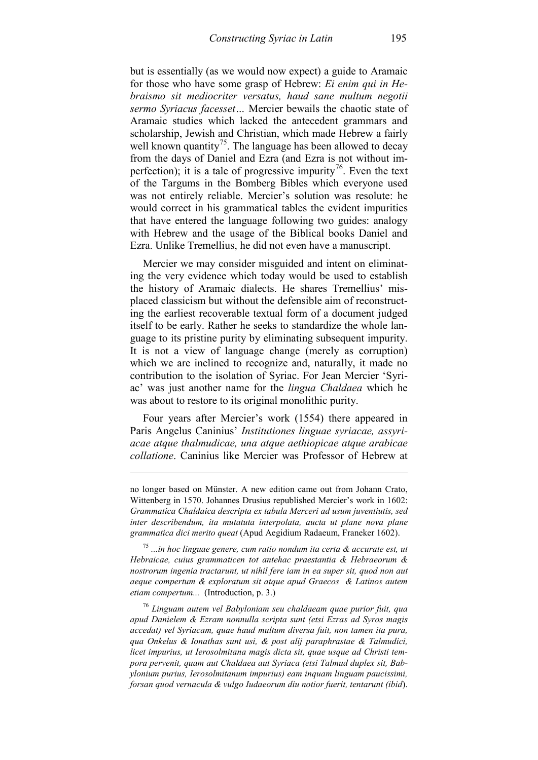but is essentially (as we would now expect) a guide to Aramaic for those who have some grasp of Hebrew: *Ei enim qui in Hebraismo sit mediocriter versatus, haud sane multum negotii sermo Syriacus facesset…* Mercier bewails the chaotic state of Aramaic studies which lacked the antecedent grammars and scholarship, Jewish and Christian, which made Hebrew a fairly well known quantity[75]. The language has been allowed to decay from the days of Daniel and Ezra (and Ezra is not without imperfection); it is a tale of progressive impurity[76]. Even the text of the Targums in the Bomberg Bibles which everyone used was not entirely reliable. Mercier's solution was resolute: he would correct in his grammatical tables the evident impurities that have entered the language following two guides: analogy with Hebrew and the usage of the Biblical books Daniel and Ezra. Unlike Tremellius, he did not even have a manuscript.

Mercier we may consider misguided and intent on eliminating the very evidence which today would be used to establish the history of Aramaic dialects. He shares Tremellius' misplaced classicism but without the defensible aim of reconstructing the earliest recoverable textual form of a document judged itself to be early. Rather he seeks to standardize the whole language to its pristine purity by eliminating subsequent impurity. It is not a view of language change (merely as corruption) which we are inclined to recognize and, naturally, it made no contribution to the isolation of Syriac. For Jean Mercier 'Syriac' was just another name for the *lingua Chaldaea* which he was about to restore to its original monolithic purity.

Four years after Mercier's work (1554) there appeared in Paris Angelus Caninius' *Institutiones linguae syriacae, assyriacae atque thalmudicae, una atque aethiopicae atque arabicae collatione*. Caninius like Mercier was Professor of Hebrew at

---

no longer based on Münster. A new edition came out from Johann Crato, Wittenberg in 1570. Johannes Drusius republished Mercier's work in 1602: *Grammatica Chaldaica descripta ex tabula Merceri ad usum juventiutis, sed inter describendum, ita mutatuta interpolata, aucta ut plane nova plane grammatica dici merito queat* (Apud Aegidium Radaeum, Franeker 1602).

[75] *...in hoc linguae genere, cum ratio nondum ita certa & accurate est, ut Hebraicae, cuius grammaticen tot antehac praestantia & Hebraeorum & nostrorum ingenia tractarunt, ut nihil fere iam in ea super sit, quod non aut aeque compertum & exploratum sit atque apud Graecos & Latinos autem etiam compertum...* (Introduction, p. 3.)

[76] *Linguam autem vel Babyloniam seu chaldaeam quae purior fuit, qua apud Danielem & Ezram nonnulla scripta sunt (etsi Ezras ad Syros magis accedat) vel Syriacam, quae haud multum diversa fuit, non tamen ita pura, qua Onkelus & Ionathas sunt usi, & post alij paraphrastae & Talmudici, licet impurius, ut Ierosolmitana magis dicta sit, quae usque ad Christi tempora pervenit, quam aut Chaldaea aut Syriaca (etsi Talmud duplex sit, Babylonium purius, Ierosolmitanum impurius) eam inquam linguam paucissimi, forsan quod vernacula & vulgo Iudaeorum diu notior fuerit, tentarunt (ibid).*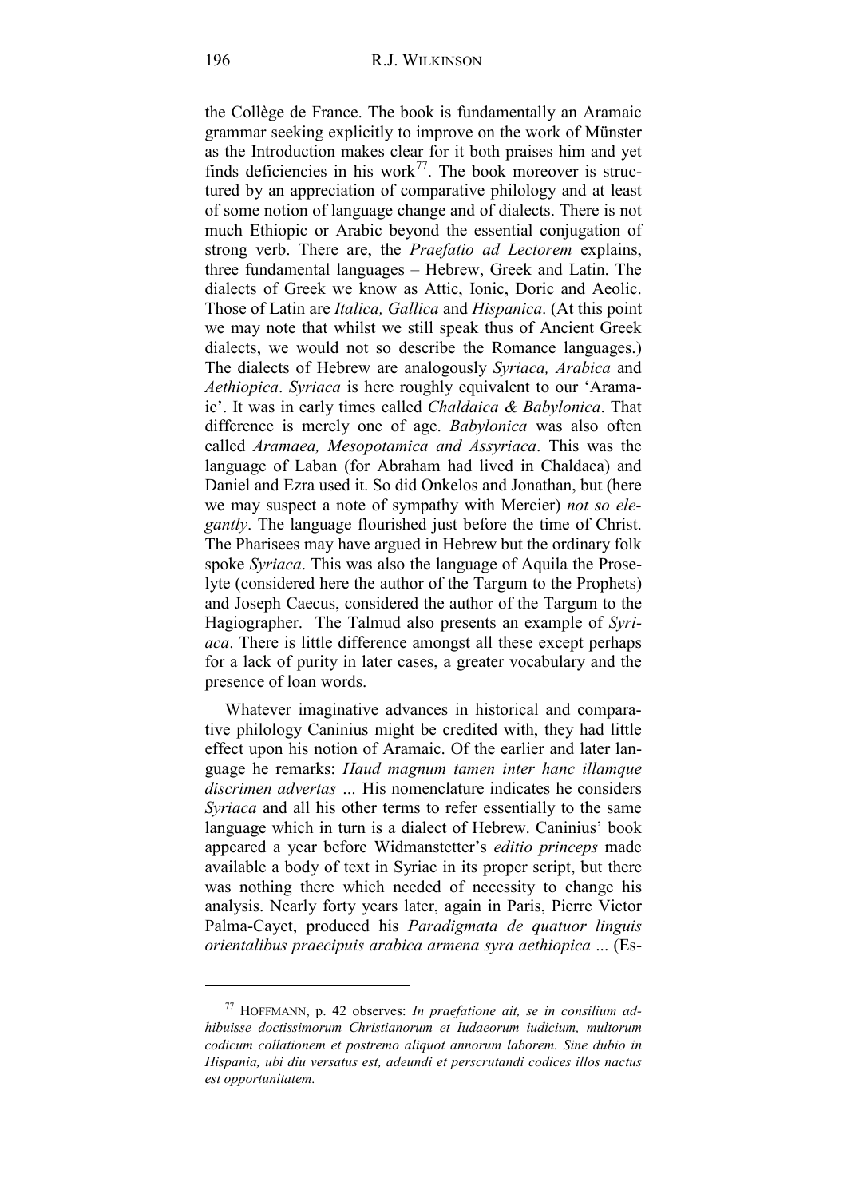the Collège de France. The book is fundamentally an Aramaic grammar seeking explicitly to improve on the work of Münster as the Introduction makes clear for it both praises him and yet finds deficiencies in his work[77]. The book moreover is structured by an appreciation of comparative philology and at least of some notion of language change and of dialects. There is not much Ethiopic or Arabic beyond the essential conjugation of strong verb. There are, the *Praefatio ad Lectorem* explains, three fundamental languages – Hebrew, Greek and Latin. The dialects of Greek we know as Attic, Ionic, Doric and Aeolic. Those of Latin are *Italica, Gallica* and *Hispanica*. (At this point we may note that whilst we still speak thus of Ancient Greek dialects, we would not so describe the Romance languages.) The dialects of Hebrew are analogously *Syriaca, Arabica* and *Aethiopica*. *Syriaca* is here roughly equivalent to our 'Aramaic'. It was in early times called *Chaldaica & Babylonica*. That difference is merely one of age. *Babylonica* was also often called *Aramaea, Mesopotamica and Assyriaca*. This was the language of Laban (for Abraham had lived in Chaldaea) and Daniel and Ezra used it. So did Onkelos and Jonathan, but (here we may suspect a note of sympathy with Mercier) *not so elegantly*. The language flourished just before the time of Christ. The Pharisees may have argued in Hebrew but the ordinary folk spoke *Syriaca*. This was also the language of Aquila the Proselyte (considered here the author of the Targum to the Prophets) and Joseph Caecus, considered the author of the Targum to the Hagiographer. The Talmud also presents an example of *Syriaca*. There is little difference amongst all these except perhaps for a lack of purity in later cases, a greater vocabulary and the presence of loan words.

Whatever imaginative advances in historical and comparative philology Caninius might be credited with, they had little effect upon his notion of Aramaic. Of the earlier and later language he remarks: *Haud magnum tamen inter hanc illamque discrimen advertas* ... His nomenclature indicates he considers *Syriaca* and all his other terms to refer essentially to the same language which in turn is a dialect of Hebrew. Caninius' book appeared a year before Widmanstetter's *editio princeps* made available a body of text in Syriac in its proper script, but there was nothing there which needed of necessity to change his analysis. Nearly forty years later, again in Paris, Pierre Victor Palma-Cayet, produced his *Paradigmata de quatuor linguis orientalibus praecipuis arabica armena syra aethiopica* ... (Es-

---

[77] HOFFMANN, p. 42 observes: *In praefatione ait, se in consilium adhibuisse doctissimorum Christianorum et Iudaeorum iudicium, multorum codicum collationem et postremo aliquot annorum laborem. Sine dubio in Hispania, ubi diu versatus est, adeundi et perscrutandi codices illos nactus est opportunitatem.*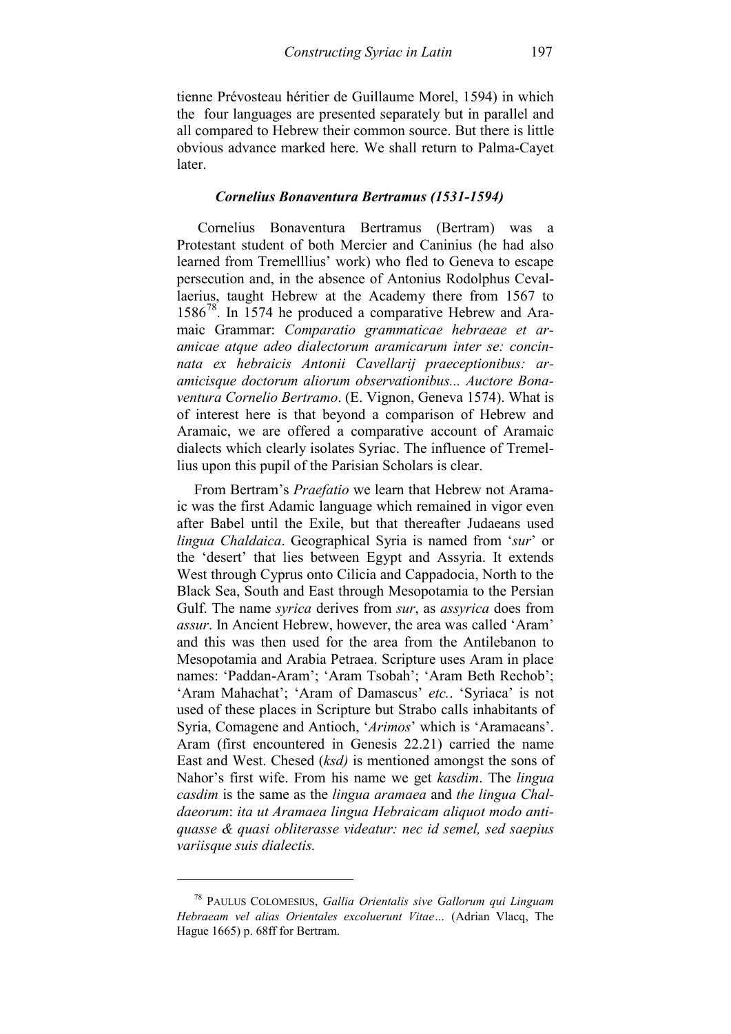tienne Prévosteau héritier de Guillaume Morel, 1594) in which the four languages are presented separately but in parallel and all compared to Hebrew their common source. But there is little obvious advance marked here. We shall return to Palma-Cayet later.

### *Cornelius Bonaventura Bertramus (1531-1594)*

Cornelius Bonaventura Bertramus (Bertram) was a Protestant student of both Mercier and Caninius (he had also learned from Tremelllius' work) who fled to Geneva to escape persecution and, in the absence of Antonius Rodolphus Cevallaerius, taught Hebrew at the Academy there from 1567 to 1586[78]. In 1574 he produced a comparative Hebrew and Aramaic Grammar: *Comparatio grammaticae hebraeae et aramicae atque adeo dialectorum aramicarum inter se: concinnata ex hebraicis Antonii Cavellarij praeceptionibus: aramicisque doctorum aliorum observationibus... Auctore Bonaventura Cornelio Bertramo*. (E. Vignon, Geneva 1574). What is of interest here is that beyond a comparison of Hebrew and Aramaic, we are offered a comparative account of Aramaic dialects which clearly isolates Syriac. The influence of Tremellius upon this pupil of the Parisian Scholars is clear.

From Bertram's *Praefatio* we learn that Hebrew not Aramaic was the first Adamic language which remained in vigor even after Babel until the Exile, but that thereafter Judaeans used *lingua Chaldaica*. Geographical Syria is named from '*sur*' or the 'desert' that lies between Egypt and Assyria. It extends West through Cyprus onto Cilicia and Cappadocia, North to the Black Sea, South and East through Mesopotamia to the Persian Gulf. The name *syrica* derives from *sur*, as *assyrica* does from *assur*. In Ancient Hebrew, however, the area was called 'Aram' and this was then used for the area from the Antilebanon to Mesopotamia and Arabia Petraea. Scripture uses Aram in place names: 'Paddan-Aram'; 'Aram Tsobah'; 'Aram Beth Rechob'; 'Aram Mahachat'; 'Aram of Damascus' *etc.*. 'Syriaca' is not used of these places in Scripture but Strabo calls inhabitants of Syria, Comagene and Antioch, '*Arimos*' which is 'Aramaeans'. Aram (first encountered in Genesis 22.21) carried the name East and West. Chesed (*ksd)* is mentioned amongst the sons of Nahor's first wife. From his name we get *kasdim*. The *lingua casdim* is the same as the *lingua aramaea* and *the lingua Chaldaeorum*: *ita ut Aramaea lingua Hebraicam aliquot modo antiquasse & quasi obliterasse videatur: nec id semel, sed saepius variisque suis dialectis.*

---

[78] Paulus Colomesius, *Gallia Orientalis sive Gallorum qui Linguam Hebraeam vel alias Orientales excoluerunt Vitae…* (Adrian Vlacq, The Hague 1665) p. 68ff for Bertram.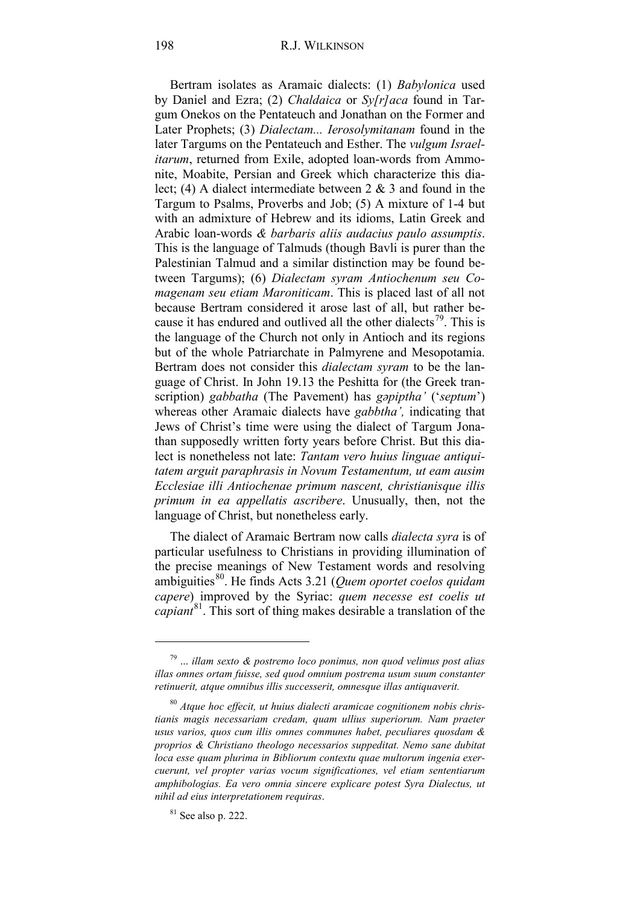Bertram isolates as Aramaic dialects: (1) *Babylonica* used by Daniel and Ezra; (2) *Chaldaica* or *Sy[r]aca* found in Targum Onekos on the Pentateuch and Jonathan on the Former and Later Prophets; (3) *Dialectam... Ierosolymitanam* found in the later Targums on the Pentateuch and Esther. The *vulgum Israelitarum*, returned from Exile, adopted loan-words from Ammonite, Moabite, Persian and Greek which characterize this dialect; (4) A dialect intermediate between 2 & 3 and found in the Targum to Psalms, Proverbs and Job; (5) A mixture of 1-4 but with an admixture of Hebrew and its idioms, Latin Greek and Arabic loan-words *& barbaris aliis audacius paulo assumptis*. This is the language of Talmuds (though Bavli is purer than the Palestinian Talmud and a similar distinction may be found between Targums); (6) *Dialectam syram Antiochenum seu Comagenam seu etiam Maroniticam*. This is placed last of all not because Bertram considered it arose last of all, but rather because it has endured and outlived all the other dialects[79]. This is the language of the Church not only in Antioch and its regions but of the whole Patriarchate in Palmyrene and Mesopotamia. Bertram does not consider this *dialectam syram* to be the language of Christ. In John 19.13 the Peshitta for (the Greek transcription) *gabbatha* (The Pavement) has *gəpiptha'* ('*septum*') whereas other Aramaic dialects have *gabbtha',* indicating that Jews of Christ's time were using the dialect of Targum Jonathan supposedly written forty years before Christ. But this dialect is nonetheless not late: *Tantam vero huius linguae antiquitatem arguit paraphrasis in Novum Testamentum, ut eam ausim Ecclesiae illi Antiochenae primum nascent, christianisque illis primum in ea appellatis ascribere*. Unusually, then, not the language of Christ, but nonetheless early.

The dialect of Aramaic Bertram now calls *dialecta syra* is of particular usefulness to Christians in providing illumination of the precise meanings of New Testament words and resolving ambiguities[80]. He finds Acts 3.21 (*Quem oportet coelos quidam capere*) improved by the Syriac: *quem necesse est coelis ut capiant*[81]. This sort of thing makes desirable a translation of the

---

[79] *... illam sexto & postremo loco ponimus, non quod velimus post alias illas omnes ortam fuisse, sed quod omnium postrema usum suum constanter retinuerit, atque omnibus illis successerit, omnesque illas antiquaverit.*

[80] *Atque hoc effecit, ut huius dialecti aramicae cognitionem nobis christianis magis necessariam credam, quam ullius superiorum. Nam praeter usus varios, quos cum illis omnes communes habet, peculiares quosdam & proprios & Christiano theologo necessarios suppeditat. Nemo sane dubitat loca esse quam plurima in Bibliorum contextu quae multorum ingenia exercuerunt, vel propter varias vocum significationes, vel etiam sententiarum amphibologias. Ea vero omnia sincere explicare potest Syra Dialectus, ut nihil ad eius interpretationem requiras*.

[81] See also p. 222.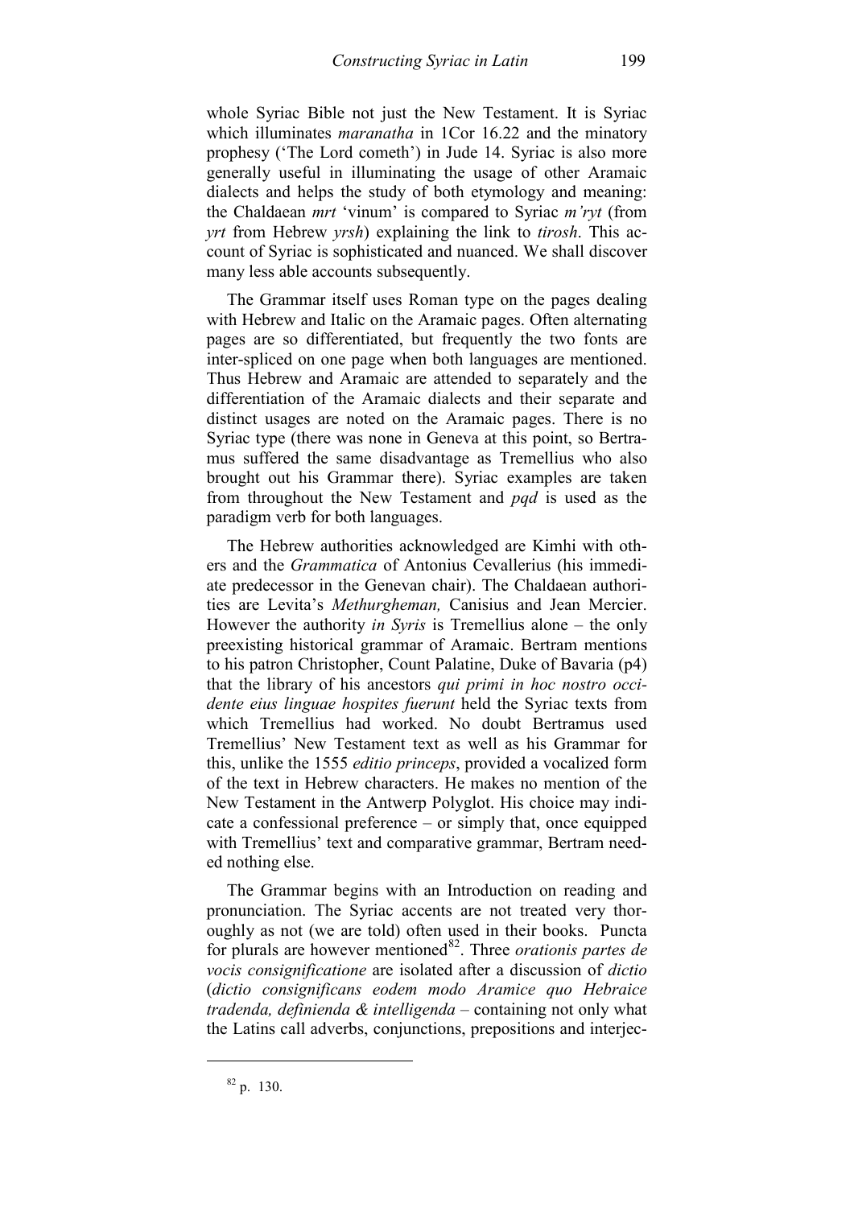whole Syriac Bible not just the New Testament. It is Syriac which illuminates *maranatha* in 1Cor 16.22 and the minatory prophesy ('The Lord cometh') in Jude 14. Syriac is also more generally useful in illuminating the usage of other Aramaic dialects and helps the study of both etymology and meaning: the Chaldaean *mrt* 'vinum' is compared to Syriac *m'ryt* (from *yrt* from Hebrew *yrsh*) explaining the link to *tirosh*. This account of Syriac is sophisticated and nuanced. We shall discover many less able accounts subsequently.

The Grammar itself uses Roman type on the pages dealing with Hebrew and Italic on the Aramaic pages. Often alternating pages are so differentiated, but frequently the two fonts are inter-spliced on one page when both languages are mentioned. Thus Hebrew and Aramaic are attended to separately and the differentiation of the Aramaic dialects and their separate and distinct usages are noted on the Aramaic pages. There is no Syriac type (there was none in Geneva at this point, so Bertramus suffered the same disadvantage as Tremellius who also brought out his Grammar there). Syriac examples are taken from throughout the New Testament and *pqd* is used as the paradigm verb for both languages.

The Hebrew authorities acknowledged are Kimhi with others and the *Grammatica* of Antonius Cevallerius (his immediate predecessor in the Genevan chair). The Chaldaean authorities are Levita's *Methurgheman,* Canisius and Jean Mercier. However the authority *in Syris* is Tremellius alone – the only preexisting historical grammar of Aramaic. Bertram mentions to his patron Christopher, Count Palatine, Duke of Bavaria (p4) that the library of his ancestors *qui primi in hoc nostro occidente eius linguae hospites fuerunt* held the Syriac texts from which Tremellius had worked. No doubt Bertramus used Tremellius' New Testament text as well as his Grammar for this, unlike the 1555 *editio princeps*, provided a vocalized form of the text in Hebrew characters. He makes no mention of the New Testament in the Antwerp Polyglot. His choice may indicate a confessional preference – or simply that, once equipped with Tremellius' text and comparative grammar, Bertram needed nothing else.

The Grammar begins with an Introduction on reading and pronunciation. The Syriac accents are not treated very thoroughly as not (we are told) often used in their books. Puncta for plurals are however mentioned[82]. Three *orationis partes de vocis consignificatione* are isolated after a discussion of *dictio* (*dictio consignificans eodem modo Aramice quo Hebraice tradenda, definienda & intelligenda* – containing not only what the Latins call adverbs, conjunctions, prepositions and interjec-

[82] p. 130.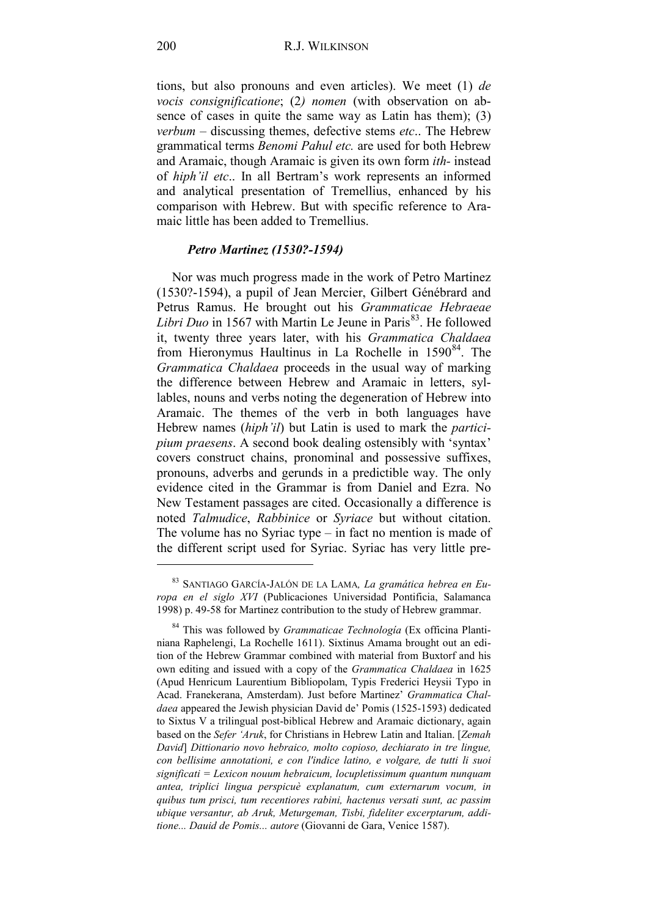tions, but also pronouns and even articles). We meet (1) *de vocis consignificatione*; (2*) nomen* (with observation on absence of cases in quite the same way as Latin has them); (3) *verbum* – discussing themes, defective stems *etc*.. The Hebrew grammatical terms *Benomi Pahul etc.* are used for both Hebrew and Aramaic, though Aramaic is given its own form *ith-* instead of *hiph'il etc*.. In all Bertram's work represents an informed and analytical presentation of Tremellius, enhanced by his comparison with Hebrew. But with specific reference to Aramaic little has been added to Tremellius.

### *Petro Martinez (1530?-1594)*

Nor was much progress made in the work of Petro Martinez (1530?-1594), a pupil of Jean Mercier, Gilbert Génébrard and Petrus Ramus. He brought out his *Grammaticae Hebraeae Libri Duo* in 1567 with Martin Le Jeune in Paris[83]. He followed it, twenty three years later, with his *Grammatica Chaldaea* from Hieronymus Haultinus in La Rochelle in 1590[84]. The *Grammatica Chaldaea* proceeds in the usual way of marking the difference between Hebrew and Aramaic in letters, syllables, nouns and verbs noting the degeneration of Hebrew into Aramaic. The themes of the verb in both languages have Hebrew names (*hiph'il*) but Latin is used to mark the *participium praesens*. A second book dealing ostensibly with 'syntax' covers construct chains, pronominal and possessive suffixes, pronouns, adverbs and gerunds in a predictible way. The only evidence cited in the Grammar is from Daniel and Ezra. No New Testament passages are cited. Occasionally a difference is noted *Talmudice*, *Rabbinice* or *Syriace* but without citation. The volume has no Syriac type – in fact no mention is made of the different script used for Syriac. Syriac has very little pre-

---

[83] SANTIAGO GARCÍA-JALÓN DE LA LAMA, *La gramática hebrea en Europa en el siglo XVI* (Publicaciones Universidad Pontificia, Salamanca 1998) p. 49-58 for Martinez contribution to the study of Hebrew grammar.

[84] This was followed by *Grammaticae Technologia* (Ex officina Plantiniana Raphelengi, La Rochelle 1611). Sixtinus Amama brought out an edition of the Hebrew Grammar combined with material from Buxtorf and his own editing and issued with a copy of the *Grammatica Chaldaea* in 1625 (Apud Henricum Laurentium Bibliopolam, Typis Frederici Heysii Typo in Acad. Franekerana, Amsterdam). Just before Martinez' *Grammatica Chaldaea* appeared the Jewish physician David de' Pomis (1525-1593) dedicated to Sixtus V a trilingual post-biblical Hebrew and Aramaic dictionary, again based on the *Sefer 'Aruk*, for Christians in Hebrew Latin and Italian. [*Zemah David*] *Dittionario novo hebraico, molto copioso, dechiarato in tre lingue, con bellisime annotationi, e con l'indice latino, e volgare, de tutti li suoi significati = Lexicon nouum hebraicum, locupletissimum quantum nunquam antea, triplici lingua perspicuè explanatum, cum externarum vocum, in quibus tum prisci, tum recentiores rabini, hactenus versati sunt, ac passim ubique versantur, ab Aruk, Meturgeman, Tisbi, fideliter excerptarum, additione... Dauid de Pomis... autore* (Giovanni de Gara, Venice 1587).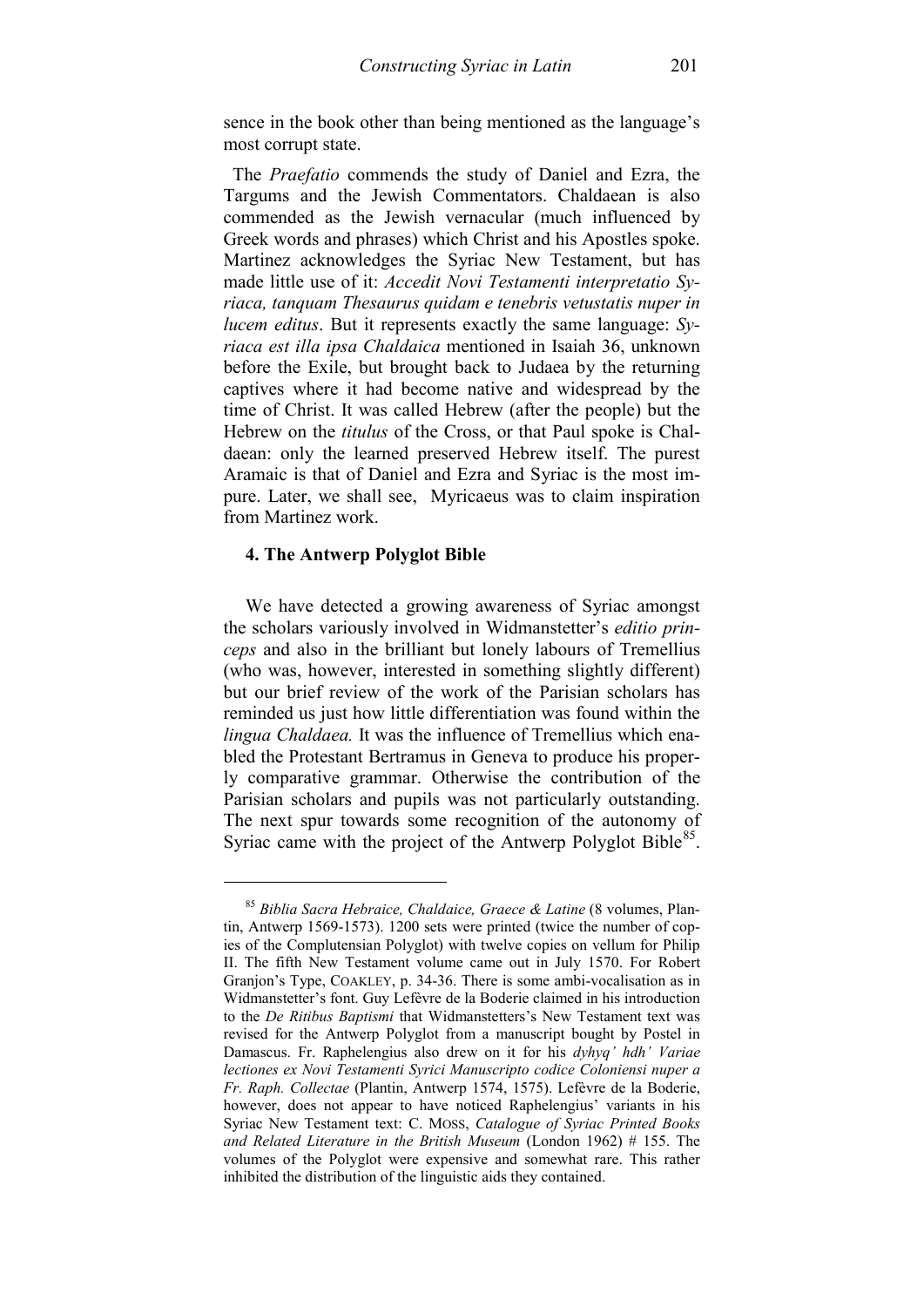sence in the book other than being mentioned as the language's most corrupt state.

The *Praefatio* commends the study of Daniel and Ezra, the Targums and the Jewish Commentators. Chaldaean is also commended as the Jewish vernacular (much influenced by Greek words and phrases) which Christ and his Apostles spoke. Martinez acknowledges the Syriac New Testament, but has made little use of it: *Accedit Novi Testamenti interpretatio Syriaca, tanquam Thesaurus quidam e tenebris vetustatis nuper in lucem editus*. But it represents exactly the same language: *Syriaca est illa ipsa Chaldaica* mentioned in Isaiah 36, unknown before the Exile, but brought back to Judaea by the returning captives where it had become native and widespread by the time of Christ. It was called Hebrew (after the people) but the Hebrew on the *titulus* of the Cross, or that Paul spoke is Chaldaean: only the learned preserved Hebrew itself. The purest Aramaic is that of Daniel and Ezra and Syriac is the most impure. Later, we shall see, Myricaeus was to claim inspiration from Martinez work.

### 4. The Antwerp Polyglot Bible

We have detected a growing awareness of Syriac amongst the scholars variously involved in Widmanstetter's *editio princeps* and also in the brilliant but lonely labours of Tremellius (who was, however, interested in something slightly different) but our brief review of the work of the Parisian scholars has reminded us just how little differentiation was found within the *lingua Chaldaea.* It was the influence of Tremellius which enabled the Protestant Bertramus in Geneva to produce his properly comparative grammar. Otherwise the contribution of the Parisian scholars and pupils was not particularly outstanding. The next spur towards some recognition of the autonomy of Syriac came with the project of the Antwerp Polyglot Bible[85].

---

[85] *Biblia Sacra Hebraice, Chaldaice, Graece & Latine* (8 volumes, Plantin, Antwerp 1569-1573). 1200 sets were printed (twice the number of copies of the Complutensian Polyglot) with twelve copies on vellum for Philip II. The fifth New Testament volume came out in July 1570. For Robert Granjon's Type, COAKLEY, p. 34-36. There is some ambi-vocalisation as in Widmanstetter's font. Guy Lefèvre de la Boderie claimed in his introduction to the *De Ritibus Baptismi* that Widmanstetters's New Testament text was revised for the Antwerp Polyglot from a manuscript bought by Postel in Damascus. Fr. Raphelengius also drew on it for his *dyhyq' hdh' Variae lectiones ex Novi Testamenti Syrici Manuscripto codice Coloniensi nuper a Fr. Raph. Collectae* (Plantin, Antwerp 1574, 1575). Lefèvre de la Boderie, however, does not appear to have noticed Raphelengius' variants in his Syriac New Testament text: C. MOSS, *Catalogue of Syriac Printed Books and Related Literature in the British Museum* (London 1962) # 155. The volumes of the Polyglot were expensive and somewhat rare. This rather inhibited the distribution of the linguistic aids they contained.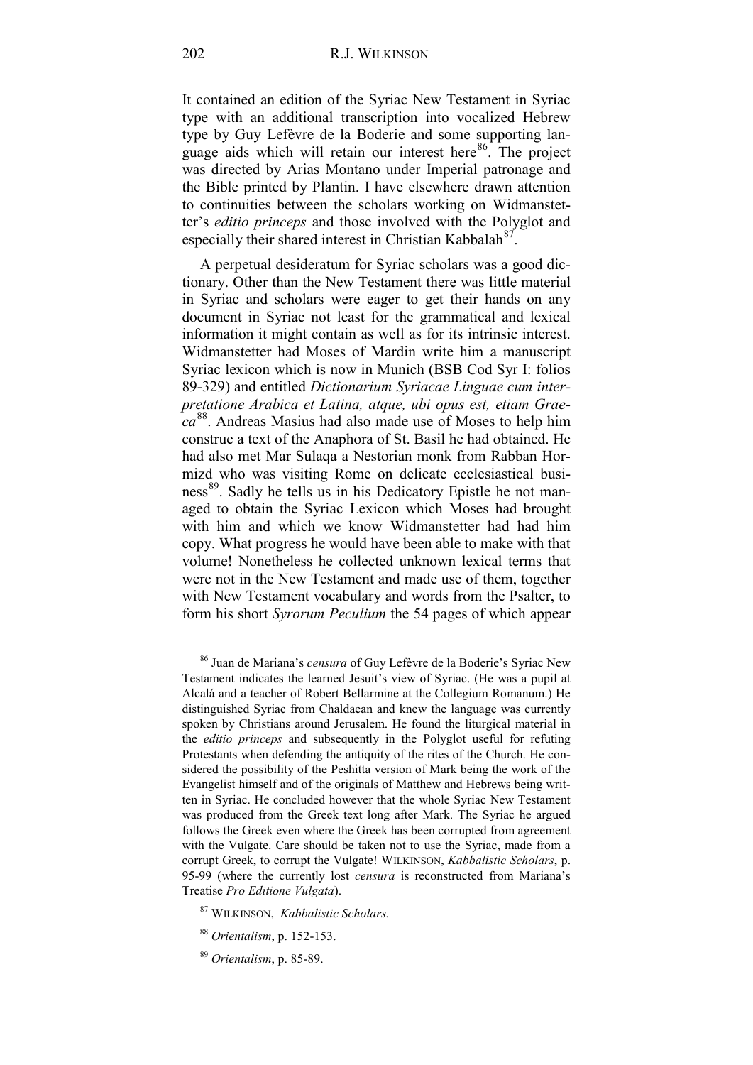It contained an edition of the Syriac New Testament in Syriac type with an additional transcription into vocalized Hebrew type by Guy Lefèvre de la Boderie and some supporting language aids which will retain our interest here[86]. The project was directed by Arias Montano under Imperial patronage and the Bible printed by Plantin. I have elsewhere drawn attention to continuities between the scholars working on Widmanstetter's *editio princeps* and those involved with the Polyglot and especially their shared interest in Christian Kabbalah[87].

A perpetual desideratum for Syriac scholars was a good dictionary. Other than the New Testament there was little material in Syriac and scholars were eager to get their hands on any document in Syriac not least for the grammatical and lexical information it might contain as well as for its intrinsic interest. Widmanstetter had Moses of Mardin write him a manuscript Syriac lexicon which is now in Munich (BSB Cod Syr I: folios 89-329) and entitled *Dictionarium Syriacae Linguae cum interpretatione Arabica et Latina, atque, ubi opus est, etiam Graeca*[88]. Andreas Masius had also made use of Moses to help him construe a text of the Anaphora of St. Basil he had obtained. He had also met Mar Sulaqa a Nestorian monk from Rabban Hormizd who was visiting Rome on delicate ecclesiastical business[89]. Sadly he tells us in his Dedicatory Epistle he not managed to obtain the Syriac Lexicon which Moses had brought with him and which we know Widmanstetter had had him copy. What progress he would have been able to make with that volume! Nonetheless he collected unknown lexical terms that were not in the New Testament and made use of them, together with New Testament vocabulary and words from the Psalter, to form his short *Syrorum Peculium* the 54 pages of which appear

---

[86] Juan de Mariana's *censura* of Guy Lefèvre de la Boderie's Syriac New Testament indicates the learned Jesuit's view of Syriac. (He was a pupil at Alcalá and a teacher of Robert Bellarmine at the Collegium Romanum.) He distinguished Syriac from Chaldaean and knew the language was currently spoken by Christians around Jerusalem. He found the liturgical material in the *editio princeps* and subsequently in the Polyglot useful for refuting Protestants when defending the antiquity of the rites of the Church. He considered the possibility of the Peshitta version of Mark being the work of the Evangelist himself and of the originals of Matthew and Hebrews being written in Syriac. He concluded however that the whole Syriac New Testament was produced from the Greek text long after Mark. The Syriac he argued follows the Greek even where the Greek has been corrupted from agreement with the Vulgate. Care should be taken not to use the Syriac, made from a corrupt Greek, to corrupt the Vulgate! WILKINSON, *Kabbalistic Scholars*, p. 95-99 (where the currently lost *censura* is reconstructed from Mariana's Treatise *Pro Editione Vulgata*).

[87] WILKINSON, *Kabbalistic Scholars.*

[88] *Orientalism*, p. 152-153.

[89] *Orientalism*, p. 85-89.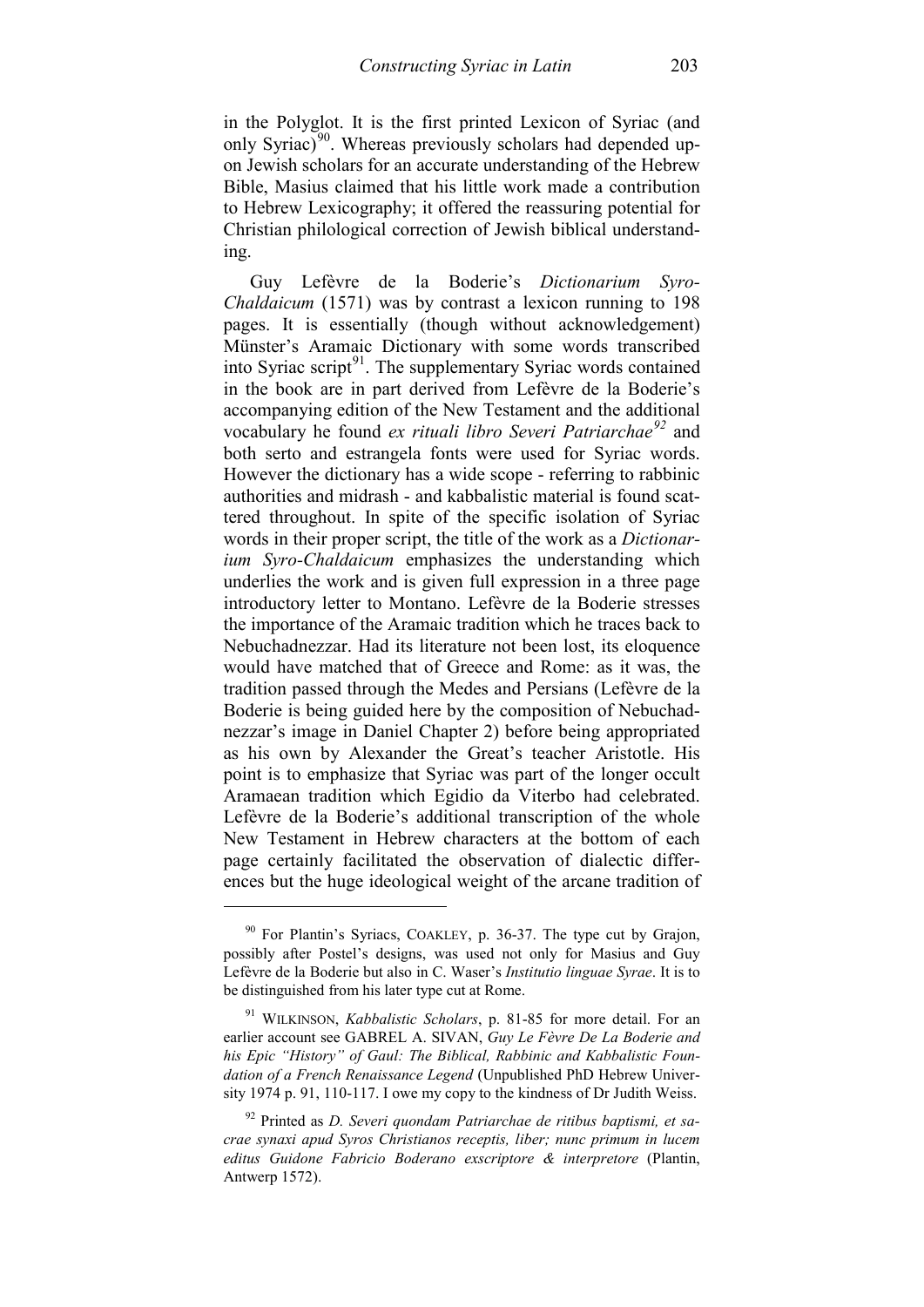in the Polyglot. It is the first printed Lexicon of Syriac (and only Syriac)[90]. Whereas previously scholars had depended upon Jewish scholars for an accurate understanding of the Hebrew Bible, Masius claimed that his little work made a contribution to Hebrew Lexicography; it offered the reassuring potential for Christian philological correction of Jewish biblical understanding.

Guy Lefèvre de la Boderie's *Dictionarium Syro-Chaldaicum* (1571) was by contrast a lexicon running to 198 pages. It is essentially (though without acknowledgement) Münster's Aramaic Dictionary with some words transcribed into Syriac script[91]. The supplementary Syriac words contained in the book are in part derived from Lefèvre de la Boderie's accompanying edition of the New Testament and the additional vocabulary he found *ex rituali libro Severi Patriarchae*[92] and both serto and estrangela fonts were used for Syriac words. However the dictionary has a wide scope - referring to rabbinic authorities and midrash - and kabbalistic material is found scattered throughout. In spite of the specific isolation of Syriac words in their proper script, the title of the work as a *Dictionarium Syro-Chaldaicum* emphasizes the understanding which underlies the work and is given full expression in a three page introductory letter to Montano. Lefèvre de la Boderie stresses the importance of the Aramaic tradition which he traces back to Nebuchadnezzar. Had its literature not been lost, its eloquence would have matched that of Greece and Rome: as it was, the tradition passed through the Medes and Persians (Lefèvre de la Boderie is being guided here by the composition of Nebuchadnezzar's image in Daniel Chapter 2) before being appropriated as his own by Alexander the Great's teacher Aristotle. His point is to emphasize that Syriac was part of the longer occult Aramaean tradition which Egidio da Viterbo had celebrated. Lefèvre de la Boderie's additional transcription of the whole New Testament in Hebrew characters at the bottom of each page certainly facilitated the observation of dialectic differences but the huge ideological weight of the arcane tradition of

---

[90] For Plantin's Syriacs, COAKLEY, p. 36-37. The type cut by Grajon, possibly after Postel's designs, was used not only for Masius and Guy Lefèvre de la Boderie but also in C. Waser's *Institutio linguae Syrae*. It is to be distinguished from his later type cut at Rome.

[91] WILKINSON, *Kabbalistic Scholars*, p. 81-85 for more detail. For an earlier account see GABREL A. SIVAN, *Guy Le Fèvre De La Boderie and his Epic "History" of Gaul: The Biblical, Rabbinic and Kabbalistic Foundation of a French Renaissance Legend* (Unpublished PhD Hebrew University 1974 p. 91, 110-117. I owe my copy to the kindness of Dr Judith Weiss.

[92] Printed as *D. Severi quondam Patriarchae de ritibus baptismi, et sacrae synaxi apud Syros Christianos receptis, liber; nunc primum in lucem editus Guidone Fabricio Boderano exscriptore & interpretore* (Plantin, Antwerp 1572).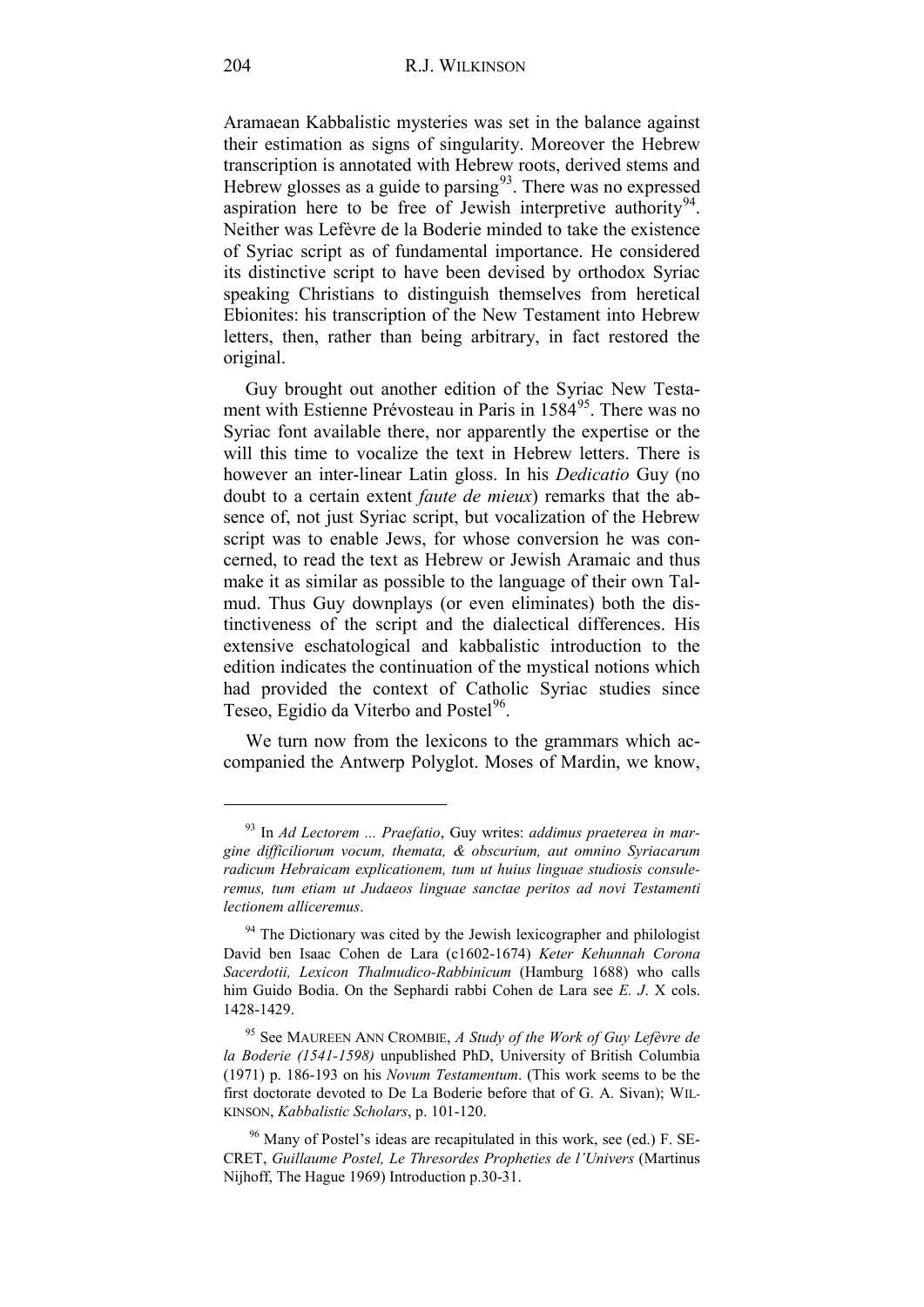Aramaean Kabbalistic mysteries was set in the balance against their estimation as signs of singularity. Moreover the Hebrew transcription is annotated with Hebrew roots, derived stems and Hebrew glosses as a guide to parsing[93]. There was no expressed aspiration here to be free of Jewish interpretive authority[94]. Neither was Lefèvre de la Boderie minded to take the existence of Syriac script as of fundamental importance. He considered its distinctive script to have been devised by orthodox Syriac speaking Christians to distinguish themselves from heretical Ebionites: his transcription of the New Testament into Hebrew letters, then, rather than being arbitrary, in fact restored the original.

Guy brought out another edition of the Syriac New Testament with Estienne Prévosteau in Paris in 1584[95]. There was no Syriac font available there, nor apparently the expertise or the will this time to vocalize the text in Hebrew letters. There is however an inter-linear Latin gloss. In his *Dedicatio* Guy (no doubt to a certain extent *faute de mieux*) remarks that the absence of, not just Syriac script, but vocalization of the Hebrew script was to enable Jews, for whose conversion he was concerned, to read the text as Hebrew or Jewish Aramaic and thus make it as similar as possible to the language of their own Talmud. Thus Guy downplays (or even eliminates) both the distinctiveness of the script and the dialectical differences. His extensive eschatological and kabbalistic introduction to the edition indicates the continuation of the mystical notions which had provided the context of Catholic Syriac studies since Teseo, Egidio da Viterbo and Postel[96].

We turn now from the lexicons to the grammars which accompanied the Antwerp Polyglot. Moses of Mardin, we know,

---

[93] In *Ad Lectorem ... Praefatio*, Guy writes: *addimus praeterea in margine difficiliorum vocum, themata, & obscurium, aut omnino Syriacarum radicum Hebraicam explicationem, tum ut huius linguae studiosis consuleremus, tum etiam ut Judaeos linguae sanctae peritos ad novi Testamenti lectionem alliceremus*.

[94] The Dictionary was cited by the Jewish lexicographer and philologist David ben Isaac Cohen de Lara (c1602-1674) *Keter Kehunnah Corona Sacerdotii, Lexicon Thalmudico-Rabbinicum* (Hamburg 1688) who calls him Guido Bodia. On the Sephardi rabbi Cohen de Lara see *E. J*. X cols. 1428-1429.

[95] See MAUREEN ANN CROMBIE, *A Study of the Work of Guy Lefèvre de la Boderie (1541-1598)* unpublished PhD, University of British Columbia (1971) p. 186-193 on his *Novum Testamentum*. (This work seems to be the first doctorate devoted to De La Boderie before that of G. A. Sivan); WILKINSON, *Kabbalistic Scholars*, p. 101-120.

[96] Many of Postel's ideas are recapitulated in this work, see (ed.) F. SECRET, *Guillaume Postel, Le Thresordes Propheties de l'Univers* (Martinus Nijhoff, The Hague 1969) Introduction p.30-31.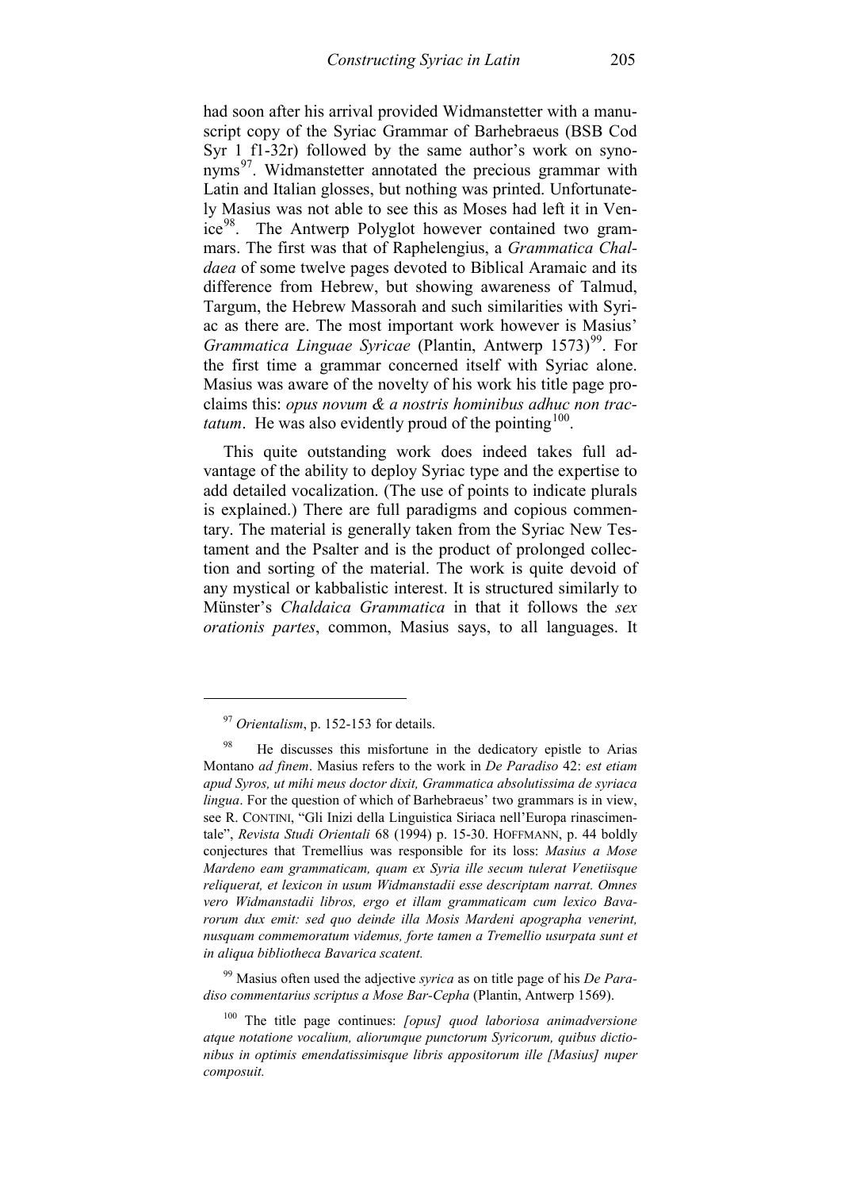had soon after his arrival provided Widmanstetter with a manuscript copy of the Syriac Grammar of Barhebraeus (BSB Cod Syr 1 f1-32r) followed by the same author's work on synonyms[97]. Widmanstetter annotated the precious grammar with Latin and Italian glosses, but nothing was printed. Unfortunately Masius was not able to see this as Moses had left it in Venice[98]. The Antwerp Polyglot however contained two grammars. The first was that of Raphelengius, a *Grammatica Chaldaea* of some twelve pages devoted to Biblical Aramaic and its difference from Hebrew, but showing awareness of Talmud, Targum, the Hebrew Massorah and such similarities with Syriac as there are. The most important work however is Masius' *Grammatica Linguae Syricae* (Plantin, Antwerp 1573)[99]. For the first time a grammar concerned itself with Syriac alone. Masius was aware of the novelty of his work his title page proclaims this: *opus novum & a nostris hominibus adhuc non tractatum*. He was also evidently proud of the pointing[100].

This quite outstanding work does indeed takes full advantage of the ability to deploy Syriac type and the expertise to add detailed vocalization. (The use of points to indicate plurals is explained.) There are full paradigms and copious commentary. The material is generally taken from the Syriac New Testament and the Psalter and is the product of prolonged collection and sorting of the material. The work is quite devoid of any mystical or kabbalistic interest. It is structured similarly to Münster's *Chaldaica Grammatica* in that it follows the *sex orationis partes*, common, Masius says, to all languages. It

---

[97] *Orientalism*, p. 152-153 for details.

[98] He discusses this misfortune in the dedicatory epistle to Arias Montano *ad finem*. Masius refers to the work in *De Paradiso* 42: *est etiam apud Syros, ut mihi meus doctor dixit, Grammatica absolutissima de syriaca lingua*. For the question of which of Barhebraeus' two grammars is in view, see R. CONTINI, "Gli Inizi della Linguistica Siriaca nell'Europa rinascimentale", *Revista Studi Orientali* 68 (1994) p. 15-30. HOFFMANN, p. 44 boldly conjectures that Tremellius was responsible for its loss: *Masius a Mose Mardeno eam grammaticam, quam ex Syria ille secum tulerat Venetiisque reliquerat, et lexicon in usum Widmanstadii esse descriptam narrat. Omnes vero Widmanstadii libros, ergo et illam grammaticam cum lexico Bavarorum dux emit: sed quo deinde illa Mosis Mardeni apographa venerint, nusquam commemoratum videmus, forte tamen a Tremellio usurpata sunt et in aliqua bibliotheca Bavarica scatent.*

[99] Masius often used the adjective *syrica* as on title page of his *De Paradiso commentarius scriptus a Mose Bar-Cepha* (Plantin, Antwerp 1569).

[100] The title page continues: *[opus] quod laboriosa animadversione atque notatione vocalium, aliorumque punctorum Syricorum, quibus dictionibus in optimis emendatissimisque libris appositorum ille [Masius] nuper composuit.*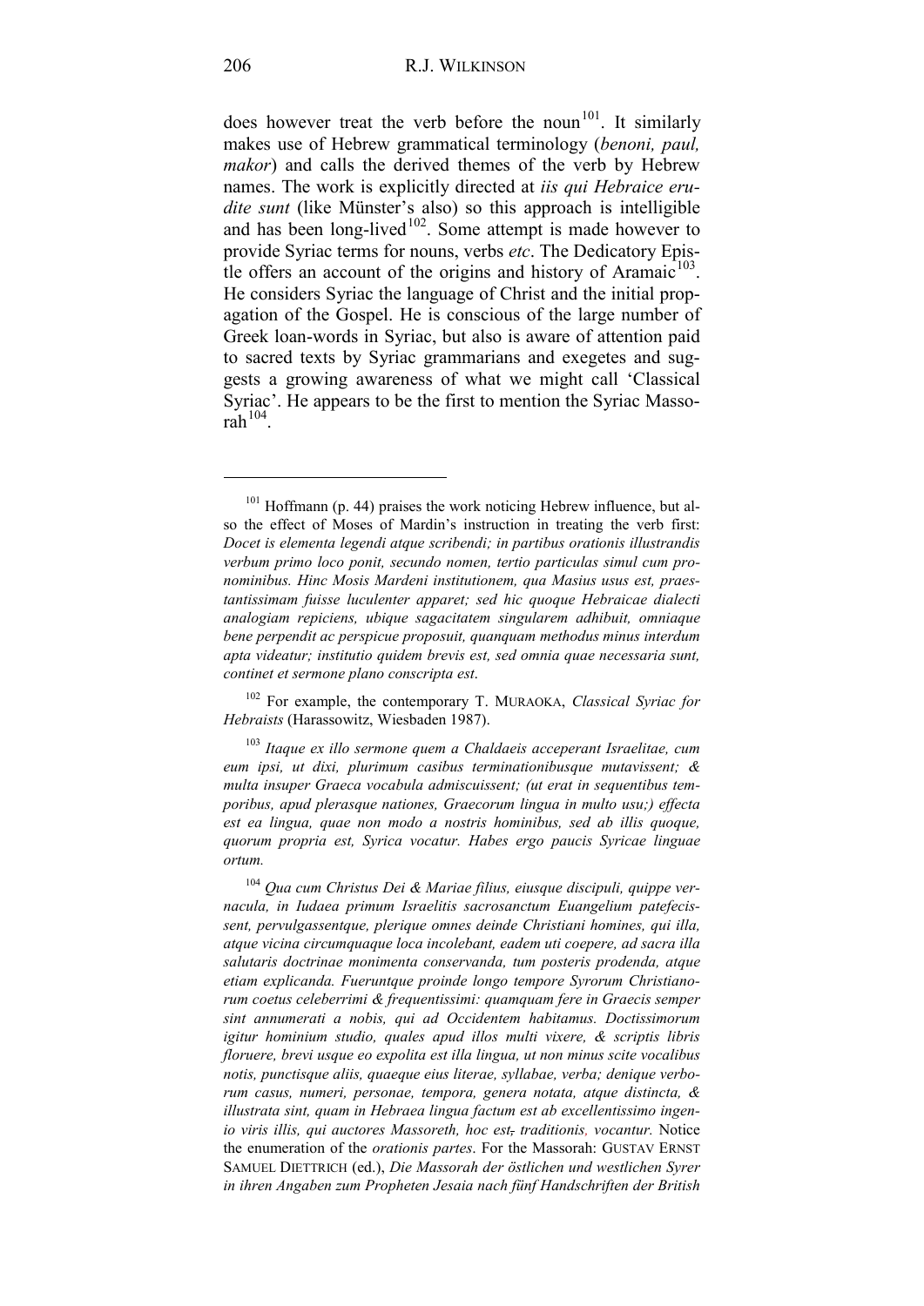does however treat the verb before the noun[101]. It similarly makes use of Hebrew grammatical terminology (*benoni, paul, makor*) and calls the derived themes of the verb by Hebrew names. The work is explicitly directed at *iis qui Hebraice erudite sunt* (like Münster's also) so this approach is intelligible and has been long-lived[102]. Some attempt is made however to provide Syriac terms for nouns, verbs *etc*. The Dedicatory Epistle offers an account of the origins and history of Aramaic[103]. He considers Syriac the language of Christ and the initial propagation of the Gospel. He is conscious of the large number of Greek loan-words in Syriac, but also is aware of attention paid to sacred texts by Syriac grammarians and exegetes and suggests a growing awareness of what we might call 'Classical Syriac'. He appears to be the first to mention the Syriac Massorah[104].

---

[101] Hoffmann (p. 44) praises the work noticing Hebrew influence, but also the effect of Moses of Mardin's instruction in treating the verb first: *Docet is elementa legendi atque scribendi; in partibus orationis illustrandis verbum primo loco ponit, secundo nomen, tertio particulas simul cum pronominibus. Hinc Mosis Mardeni institutionem, qua Masius usus est, praestantissimam fuisse luculenter apparet; sed hic quoque Hebraicae dialecti analogiam repiciens, ubique sagacitatem singularem adhibuit, omniaque bene perpendit ac perspicue proposuit, quanquam methodus minus interdum apta videatur; institutio quidem brevis est, sed omnia quae necessaria sunt, continet et sermone plano conscripta est*.

[102] For example, the contemporary T. MURAOKA, *Classical Syriac for Hebraists* (Harassowitz, Wiesbaden 1987).

[103] *Itaque ex illo sermone quem a Chaldaeis acceperant Israelitae, cum eum ipsi, ut dixi, plurimum casibus terminationibusque mutavissent; & multa insuper Graeca vocabula admiscuissent; (ut erat in sequentibus temporibus, apud plerasque nationes, Graecorum lingua in multo usu;) effecta est ea lingua, quae non modo a nostris hominibus, sed ab illis quoque, quorum propria est, Syrica vocatur. Habes ergo paucis Syricae linguae ortum.*

[104] *Qua cum Christus Dei & Mariae filius, eiusque discipuli, quippe vernacula, in Iudaea primum Israelitis sacrosanctum Euangelium patefecissent, pervulgassentque, plerique omnes deinde Christiani homines, qui illa, atque vicina circumquaque loca incolebant, eadem uti coepere, ad sacra illa salutaris doctrinae monimenta conservanda, tum posteris prodenda, atque etiam explicanda. Fueruntque proinde longo tempore Syrorum Christianorum coetus celeberrimi & frequentissimi: quamquam fere in Graecis semper sint annumerati a nobis, qui ad Occidentem habitamus. Doctissimorum igitur hominium studio, quales apud illos multi vixere, & scriptis libris floruere, brevi usque eo expolita est illa lingua, ut non minus scite vocalibus notis, punctisque aliis, quaeque eius literae, syllabae, verba; denique verborum casus, numeri, personae, tempora, genera notata, atque distincta, & illustrata sint, quam in Hebraea lingua factum est ab excellentissimo ingenio viris illis, qui auctores Massoreth, hoc est~~,~~ traditionis, vocantur.* Notice the enumeration of the *orationis partes*. For the Massorah: GUSTAV ERNST SAMUEL DIETTRICH (ed.), *Die Massorah der östlichen und westlichen Syrer in ihren Angaben zum Propheten Jesaia nach fünf Handschriften der British*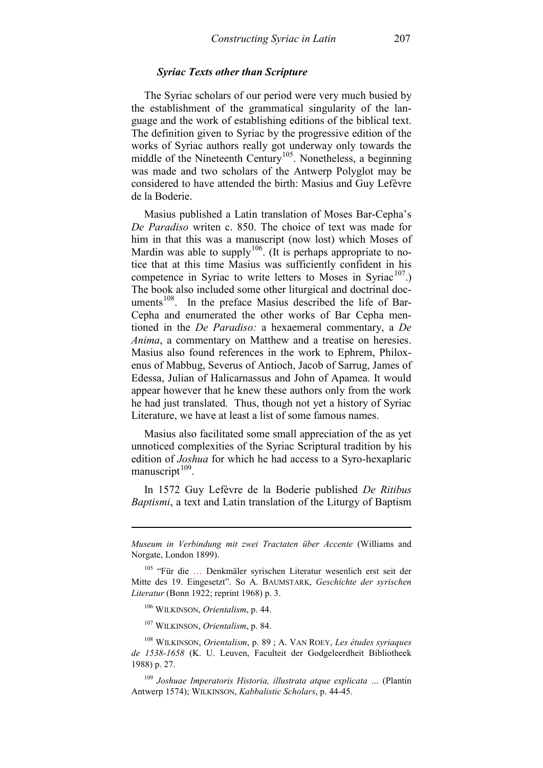### *Syriac Texts other than Scripture*

The Syriac scholars of our period were very much busied by the establishment of the grammatical singularity of the language and the work of establishing editions of the biblical text. The definition given to Syriac by the progressive edition of the works of Syriac authors really got underway only towards the middle of the Nineteenth Century[105]. Nonetheless, a beginning was made and two scholars of the Antwerp Polyglot may be considered to have attended the birth: Masius and Guy Lefèvre de la Boderie.

Masius published a Latin translation of Moses Bar-Cepha's *De Paradiso* writen c. 850. The choice of text was made for him in that this was a manuscript (now lost) which Moses of Mardin was able to supply[106]. (It is perhaps appropriate to notice that at this time Masius was sufficiently confident in his competence in Syriac to write letters to Moses in Syriac[107].) The book also included some other liturgical and doctrinal documents[108]. In the preface Masius described the life of Bar-Cepha and enumerated the other works of Bar Cepha mentioned in the *De Paradiso:* a hexaemeral commentary, a *De Anima*, a commentary on Matthew and a treatise on heresies. Masius also found references in the work to Ephrem, Philoxenus of Mabbug, Severus of Antioch, Jacob of Sarrug, James of Edessa, Julian of Halicarnassus and John of Apamea. It would appear however that he knew these authors only from the work he had just translated. Thus, though not yet a history of Syriac Literature, we have at least a list of some famous names.

Masius also facilitated some small appreciation of the as yet unnoticed complexities of the Syriac Scriptural tradition by his edition of *Joshua* for which he had access to a Syro-hexaplaric manuscript[109].

In 1572 Guy Lefèvre de la Boderie published *De Ritibus Baptismi*, a text and Latin translation of the Liturgy of Baptism

---

*Museum in Verbindung mit zwei Tractaten über Accente* (Williams and Norgate, London 1899).

[105] "Für die … Denkmäler syrischen Literatur wesenlich erst seit der Mitte des 19. Eingesetzt". So A. BAUMSTARK, *Geschichte der syrischen Literatur* (Bonn 1922; reprint 1968) p. 3.

[106] WILKINSON, *Orientalism*, p. 44.

[107] WILKINSON, *Orientalism*, p. 84.

[108] WILKINSON, *Orientalism*, p. 89 ; A. VAN ROEY, *Les études syriaques de 1538-1658* (K. U. Leuven, Faculteit der Godgeleerdheit Bibliotheek 1988) p. 27.

[109] *Joshuae Imperatoris Historia, illustrata atque explicata ...* (Plantin Antwerp 1574); WILKINSON, *Kabbalistic Scholars*, p. 44-45.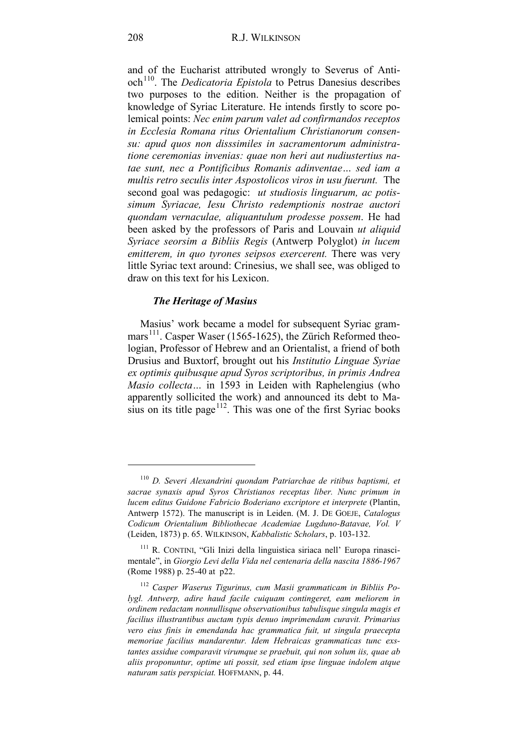and of the Eucharist attributed wrongly to Severus of Antioch[110]. The *Dedicatoria Epistola* to Petrus Danesius describes two purposes to the edition. Neither is the propagation of knowledge of Syriac Literature. He intends firstly to score polemical points: *Nec enim parum valet ad confirmandos receptos in Ecclesia Romana ritus Orientalium Christianorum consensu: apud quos non disssimiles in sacramentorum administratione ceremonias invenias: quae non heri aut nudiustertius natae sunt, nec a Pontificibus Romanis adinventae… sed iam a multis retro seculis inter Aspostolicos viros in usu fuerunt.* The second goal was pedagogic: *ut studiosis linguarum, ac potissimum Syriacae, Iesu Christo redemptionis nostrae auctori quondam vernaculae, aliquantulum prodesse possem*. He had been asked by the professors of Paris and Louvain *ut aliquid Syriace seorsim a Bibliis Regis* (Antwerp Polyglot) *in lucem emitterem, in quo tyrones seipsos exercerent.* There was very little Syriac text around: Crinesius, we shall see, was obliged to draw on this text for his Lexicon.

### *The Heritage of Masius*

Masius' work became a model for subsequent Syriac grammars[111]. Casper Waser (1565-1625), the Zürich Reformed theologian, Professor of Hebrew and an Orientalist, a friend of both Drusius and Buxtorf, brought out his *Institutio Linguae Syriae ex optimis quibusque apud Syros scriptoribus, in primis Andrea Masio collecta…* in 1593 in Leiden with Raphelengius (who apparently sollicited the work) and announced its debt to Masius on its title page[112]. This was one of the first Syriac books

---

[110] *D. Severi Alexandrini quondam Patriarchae de ritibus baptismi, et sacrae synaxis apud Syros Christianos receptas liber. Nunc primum in lucem editus Guidone Fabricio Boderiano excriptore et interprete* (Plantin, Antwerp 1572). The manuscript is in Leiden. (M. J. DE GOEJE, *Catalogus Codicum Orientalium Bibliothecae Academiae Lugduno-Batavae, Vol. V* (Leiden, 1873) p. 65. WILKINSON, *Kabbalistic Scholars*, p. 103-132.

[111] R. CONTINI, "Gli Inizi della linguistica siriaca nell' Europa rinascimentale", in *Giorgio Levi della Vida nel centenaria della nascita 1886-1967* (Rome 1988) p. 25-40 at p22.

[112] *Casper Waserus Tigurinus, cum Masii grammaticam in Bibliis Polygl. Antwerp, adire haud facile cuiquam contingeret, eam meliorem in ordinem redactam nonnullisque observationibus tabulisque singula magis et facilius illustrantibus auctam typis denuo imprimendam curavit. Primarius vero eius finis in emendanda hac grammatica fuit, ut singula praecepta memoriae facilius mandarentur. Idem Hebraicas grammaticas tunc exstantes assidue comparavit virumque se praebuit, qui non solum iis, quae ab aliis proponuntur, optime uti possit, sed etiam ipse linguae indolem atque naturam satis perspiciat.* HOFFMANN, p. 44.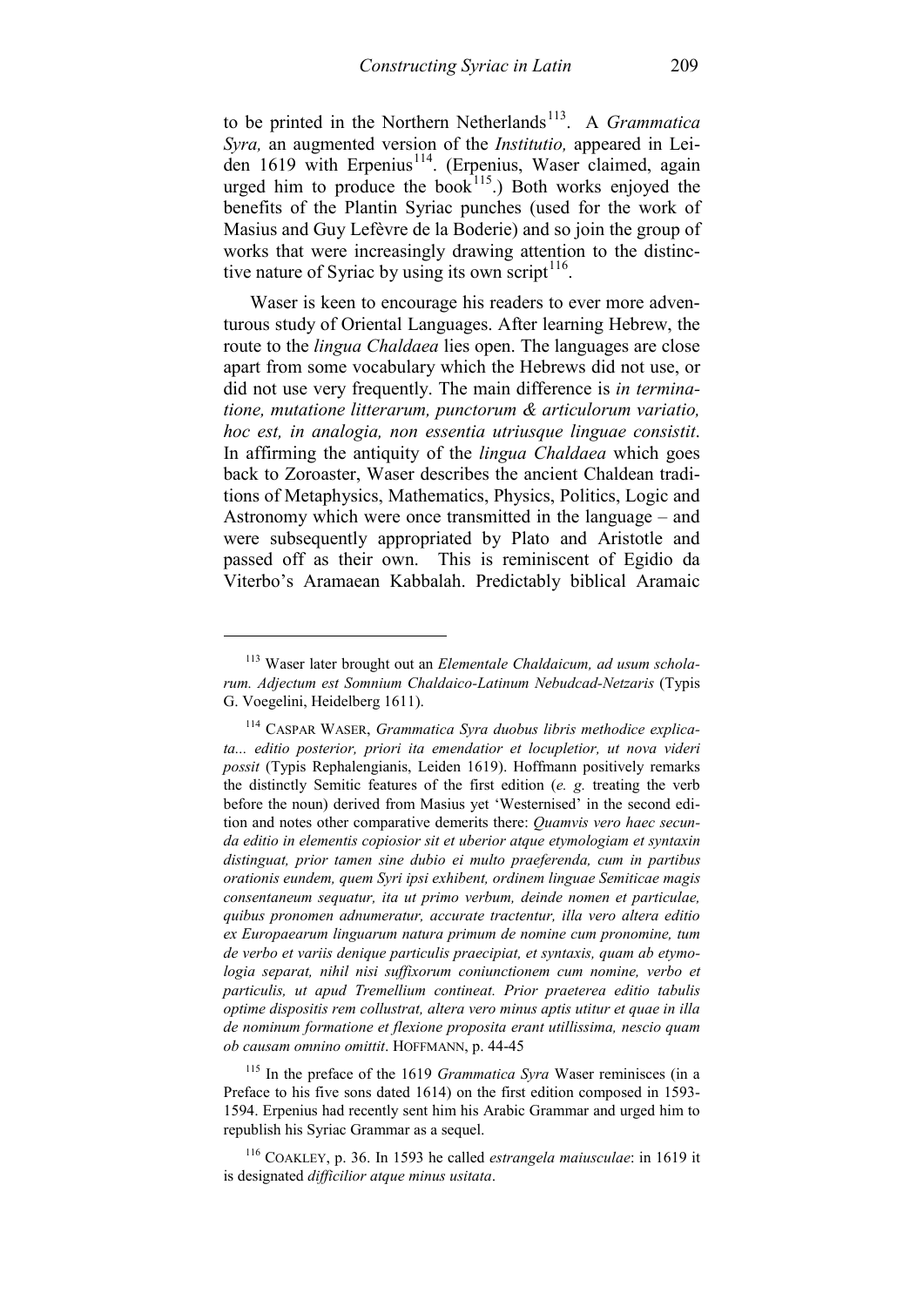to be printed in the Northern Netherlands[113]. A *Grammatica Syra,* an augmented version of the *Institutio,* appeared in Leiden 1619 with Erpenius[114]. (Erpenius, Waser claimed, again urged him to produce the book[115].) Both works enjoyed the benefits of the Plantin Syriac punches (used for the work of Masius and Guy Lefèvre de la Boderie) and so join the group of works that were increasingly drawing attention to the distinctive nature of Syriac by using its own script[116].

Waser is keen to encourage his readers to ever more adventurous study of Oriental Languages. After learning Hebrew, the route to the *lingua Chaldaea* lies open. The languages are close apart from some vocabulary which the Hebrews did not use, or did not use very frequently. The main difference is *in terminatione, mutatione litterarum, punctorum & articulorum variatio, hoc est, in analogia, non essentia utriusque linguae consistit*. In affirming the antiquity of the *lingua Chaldaea* which goes back to Zoroaster, Waser describes the ancient Chaldean traditions of Metaphysics, Mathematics, Physics, Politics, Logic and Astronomy which were once transmitted in the language – and were subsequently appropriated by Plato and Aristotle and passed off as their own. This is reminiscent of Egidio da Viterbo's Aramaean Kabbalah. Predictably biblical Aramaic

---

[113] Waser later brought out an *Elementale Chaldaicum, ad usum scholarum. Adjectum est Somnium Chaldaico-Latinum Nebudcad-Netzaris* (Typis G. Voegelini, Heidelberg 1611).

[114] CASPAR WASER, *Grammatica Syra duobus libris methodice explicata... editio posterior, priori ita emendatior et locupletior, ut nova videri possit* (Typis Rephalengianis, Leiden 1619). Hoffmann positively remarks the distinctly Semitic features of the first edition (*e. g.* treating the verb before the noun) derived from Masius yet 'Westernised' in the second edition and notes other comparative demerits there: *Quamvis vero haec secunda editio in elementis copiosior sit et uberior atque etymologiam et syntaxin distinguat, prior tamen sine dubio ei multo praeferenda, cum in partibus orationis eundem, quem Syri ipsi exhibent, ordinem linguae Semiticae magis consentaneum sequatur, ita ut primo verbum, deinde nomen et particulae, quibus pronomen adnumeratur, accurate tractentur, illa vero altera editio ex Europaearum linguarum natura primum de nomine cum pronomine, tum de verbo et variis denique particulis praecipiat, et syntaxis, quam ab etymologia separat, nihil nisi suffixorum coniunctionem cum nomine, verbo et particulis, ut apud Tremellium contineat. Prior praeterea editio tabulis optime dispositis rem collustrat, altera vero minus aptis utitur et quae in illa de nominum formatione et flexione proposita erant utillissima, nescio quam ob causam omnino omittit*. HOFFMANN, p. 44-45

[115] In the preface of the 1619 *Grammatica Syra* Waser reminisces (in a Preface to his five sons dated 1614) on the first edition composed in 1593-1594. Erpenius had recently sent him his Arabic Grammar and urged him to republish his Syriac Grammar as a sequel.

[116] COAKLEY, p. 36. In 1593 he called *estrangela maiusculae*: in 1619 it is designated *difficilior atque minus usitata*.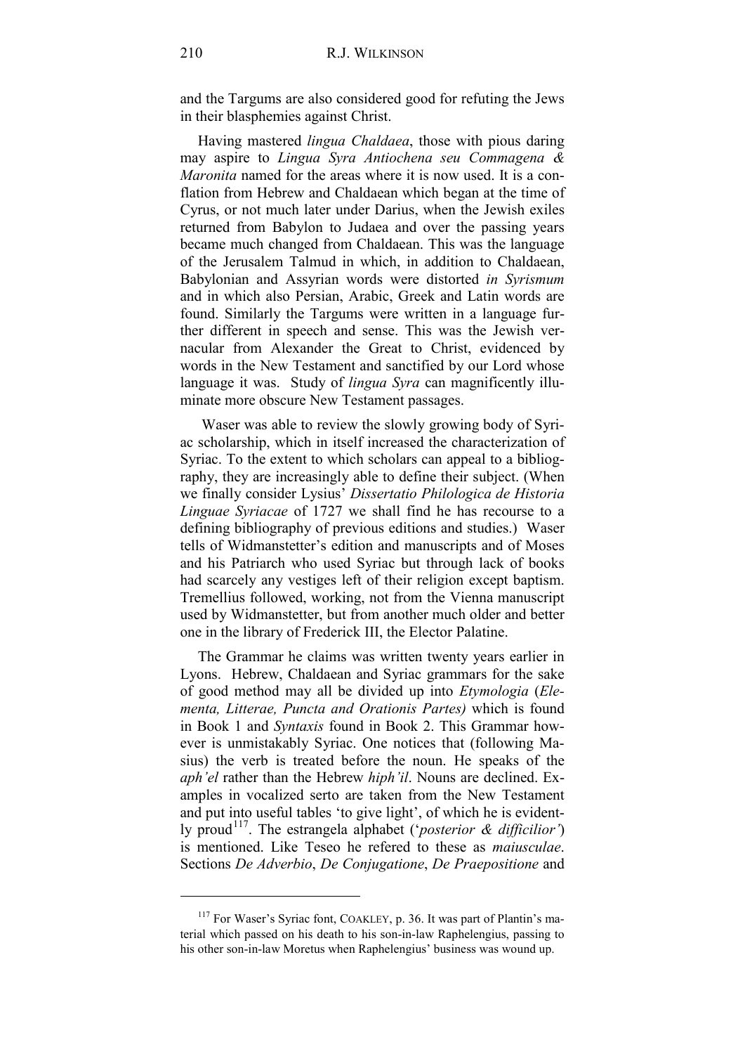and the Targums are also considered good for refuting the Jews in their blasphemies against Christ.

Having mastered *lingua Chaldaea*, those with pious daring may aspire to *Lingua Syra Antiochena seu Commagena & Maronita* named for the areas where it is now used. It is a conflation from Hebrew and Chaldaean which began at the time of Cyrus, or not much later under Darius, when the Jewish exiles returned from Babylon to Judaea and over the passing years became much changed from Chaldaean. This was the language of the Jerusalem Talmud in which, in addition to Chaldaean, Babylonian and Assyrian words were distorted *in Syrismum* and in which also Persian, Arabic, Greek and Latin words are found. Similarly the Targums were written in a language further different in speech and sense. This was the Jewish vernacular from Alexander the Great to Christ, evidenced by words in the New Testament and sanctified by our Lord whose language it was. Study of *lingua Syra* can magnificently illuminate more obscure New Testament passages.

Waser was able to review the slowly growing body of Syriac scholarship, which in itself increased the characterization of Syriac. To the extent to which scholars can appeal to a bibliography, they are increasingly able to define their subject. (When we finally consider Lysius' *Dissertatio Philologica de Historia Linguae Syriacae* of 1727 we shall find he has recourse to a defining bibliography of previous editions and studies.) Waser tells of Widmanstetter's edition and manuscripts and of Moses and his Patriarch who used Syriac but through lack of books had scarcely any vestiges left of their religion except baptism. Tremellius followed, working, not from the Vienna manuscript used by Widmanstetter, but from another much older and better one in the library of Frederick III, the Elector Palatine.

The Grammar he claims was written twenty years earlier in Lyons. Hebrew, Chaldaean and Syriac grammars for the sake of good method may all be divided up into *Etymologia* (*Elementa, Litterae, Puncta and Orationis Partes)* which is found in Book 1 and *Syntaxis* found in Book 2. This Grammar however is unmistakably Syriac. One notices that (following Masius) the verb is treated before the noun. He speaks of the *aph'el* rather than the Hebrew *hiph'il*. Nouns are declined. Examples in vocalized serto are taken from the New Testament and put into useful tables 'to give light', of which he is evidently proud[117]. The estrangela alphabet ('*posterior & difficilior'*) is mentioned. Like Teseo he refered to these as *maiusculae*. Sections *De Adverbio*, *De Conjugatione*, *De Praepositione* and

---

[117] For Waser's Syriac font, COAKLEY, p. 36. It was part of Plantin's material which passed on his death to his son-in-law Raphelengius, passing to his other son-in-law Moretus when Raphelengius' business was wound up.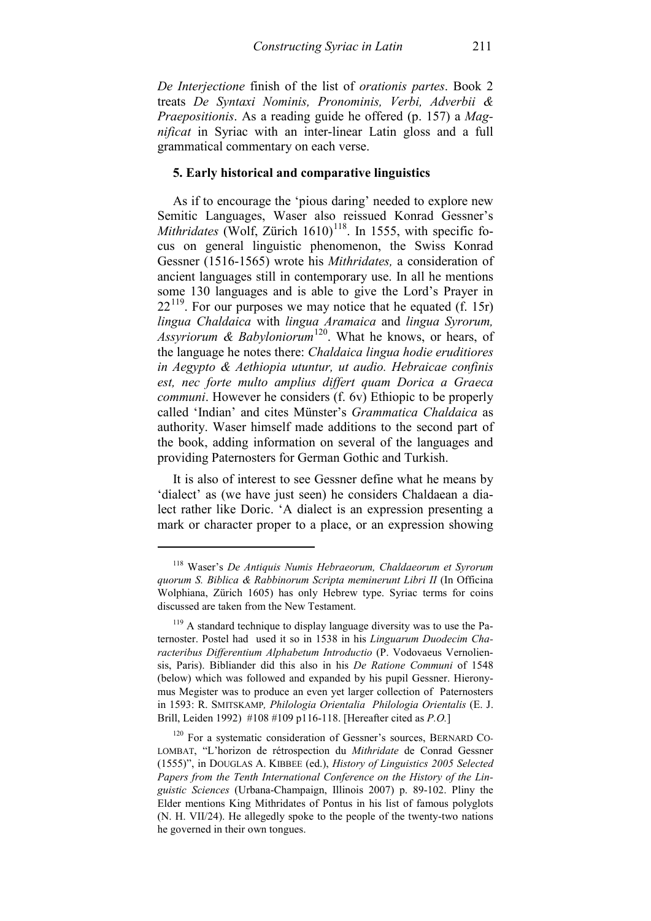*De Interjectione* finish of the list of *orationis partes*. Book 2 treats *De Syntaxi Nominis, Pronominis, Verbi, Adverbii & Praepositionis*. As a reading guide he offered (p. 157) a *Magnificat* in Syriac with an inter-linear Latin gloss and a full grammatical commentary on each verse.

### 5. Early historical and comparative linguistics

As if to encourage the 'pious daring' needed to explore new Semitic Languages, Waser also reissued Konrad Gessner's *Mithridates* (Wolf, Zürich 1610)[118]. In 1555, with specific focus on general linguistic phenomenon, the Swiss Konrad Gessner (1516-1565) wrote his *Mithridates,* a consideration of ancient languages still in contemporary use. In all he mentions some 130 languages and is able to give the Lord's Prayer in 22[119]. For our purposes we may notice that he equated (f. 15r) *lingua Chaldaica* with *lingua Aramaica* and *lingua Syrorum, Assyriorum & Babyloniorum*[120]. What he knows, or hears, of the language he notes there: *Chaldaica lingua hodie eruditiores in Aegypto & Aethiopia utuntur, ut audio. Hebraicae confinis est, nec forte multo amplius differt quam Dorica a Graeca communi*. However he considers (f. 6v) Ethiopic to be properly called 'Indian' and cites Münster's *Grammatica Chaldaica* as authority. Waser himself made additions to the second part of the book, adding information on several of the languages and providing Paternosters for German Gothic and Turkish.

It is also of interest to see Gessner define what he means by 'dialect' as (we have just seen) he considers Chaldaean a dialect rather like Doric. 'A dialect is an expression presenting a mark or character proper to a place, or an expression showing

---

[118] Waser's *De Antiquis Numis Hebraeorum, Chaldaeorum et Syrorum quorum S. Biblica & Rabbinorum Scripta meminerunt Libri II* (In Officina Wolphiana, Zürich 1605) has only Hebrew type. Syriac terms for coins discussed are taken from the New Testament.

[119] A standard technique to display language diversity was to use the Paternoster. Postel had used it so in 1538 in his *Linguarum Duodecim Characteribus Differentium Alphabetum Introductio* (P. Vodovaeus Vernoliensis, Paris). Bibliander did this also in his *De Ratione Communi* of 1548 (below) which was followed and expanded by his pupil Gessner. Hieronymus Megister was to produce an even yet larger collection of Paternosters in 1593: R. SMITSKAMP*, Philologia Orientalia Philologia Orientalis* (E. J. Brill, Leiden 1992) #108 #109 p116-118. [Hereafter cited as *P.O.*]

[120] For a systematic consideration of Gessner's sources, BERNARD COLOMBAT, "L'horizon de rétrospection du *Mithridate* de Conrad Gessner (1555)", in DOUGLAS A. KIBBEE (ed.), *History of Linguistics 2005 Selected Papers from the Tenth International Conference on the History of the Linguistic Sciences* (Urbana-Champaign, Illinois 2007) p. 89-102. Pliny the Elder mentions King Mithridates of Pontus in his list of famous polyglots (N. H. VII/24). He allegedly spoke to the people of the twenty-two nations he governed in their own tongues.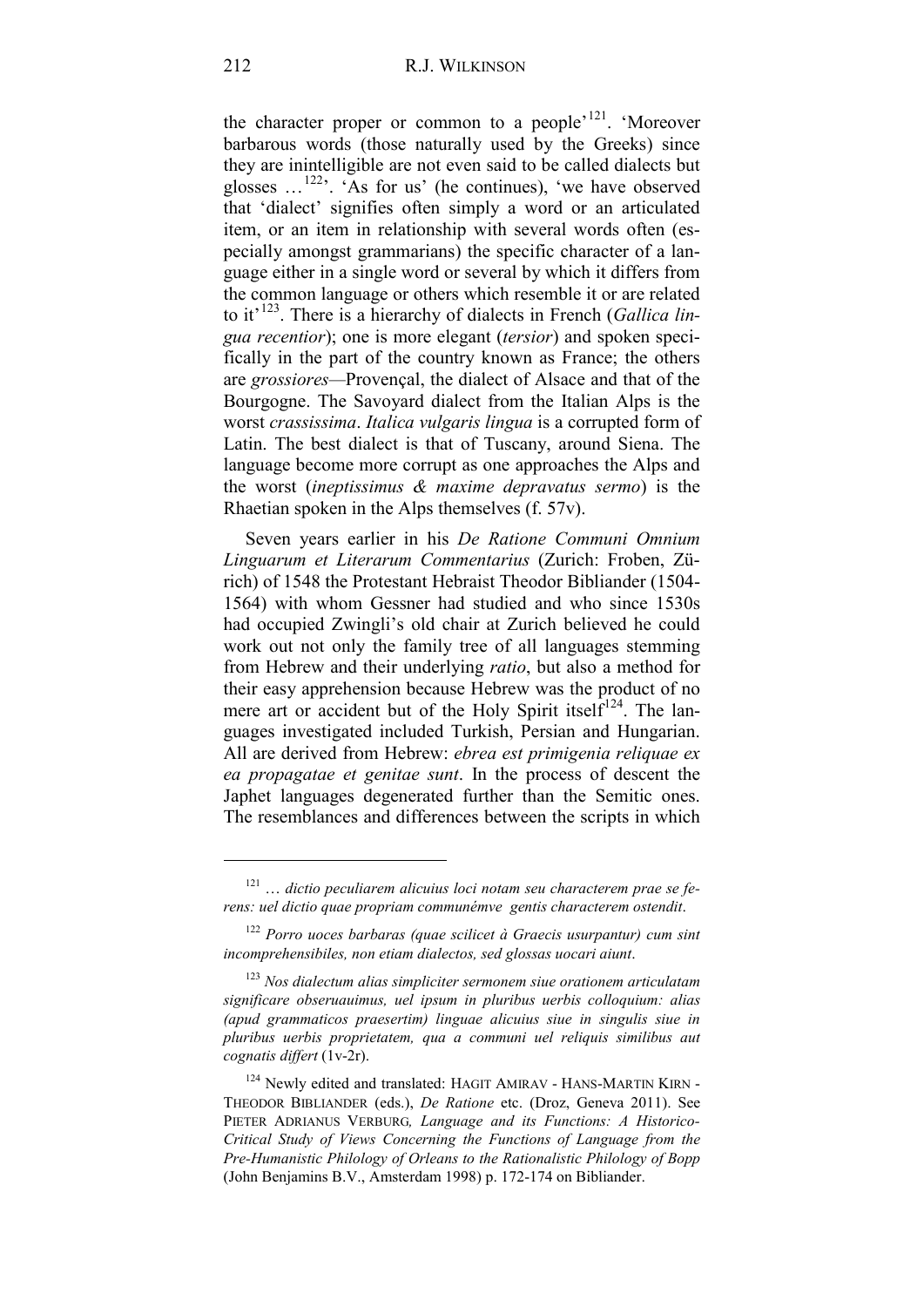the character proper or common to a people'[121]. 'Moreover barbarous words (those naturally used by the Greeks) since they are inintelligible are not even said to be called dialects but glosses …[122]'. 'As for us' (he continues), 'we have observed that 'dialect' signifies often simply a word or an articulated item, or an item in relationship with several words often (especially amongst grammarians) the specific character of a language either in a single word or several by which it differs from the common language or others which resemble it or are related to it'[123]. There is a hierarchy of dialects in French (*Gallica lingua recentior*); one is more elegant (*tersior*) and spoken specifically in the part of the country known as France; the others are *grossiores*—Provençal, the dialect of Alsace and that of the Bourgogne. The Savoyard dialect from the Italian Alps is the worst *crassissima*. *Italica vulgaris lingua* is a corrupted form of Latin. The best dialect is that of Tuscany, around Siena. The language become more corrupt as one approaches the Alps and the worst (*ineptissimus & maxime depravatus sermo*) is the Rhaetian spoken in the Alps themselves (f. 57v).

Seven years earlier in his *De Ratione Communi Omnium Linguarum et Literarum Commentarius* (Zurich: Froben, Zürich) of 1548 the Protestant Hebraist Theodor Bibliander (1504-1564) with whom Gessner had studied and who since 1530s had occupied Zwingli's old chair at Zurich believed he could work out not only the family tree of all languages stemming from Hebrew and their underlying *ratio*, but also a method for their easy apprehension because Hebrew was the product of no mere art or accident but of the Holy Spirit itself[124]. The languages investigated included Turkish, Persian and Hungarian. All are derived from Hebrew: *ebrea est primigenia reliquae ex ea propagatae et genitae sunt*. In the process of descent the Japhet languages degenerated further than the Semitic ones. The resemblances and differences between the scripts in which

---

[121] … *dictio peculiarem alicuius loci notam seu characterem prae se ferens: uel dictio quae propriam communémve gentis characterem ostendit*.

[122] *Porro uoces barbaras (quae scilicet à Graecis usurpantur) cum sint incomprehensibiles, non etiam dialectos, sed glossas uocari aiunt*.

[123] *Nos dialectum alias simpliciter sermonem siue orationem articulatam significare obseruauimus, uel ipsum in pluribus uerbis colloquium: alias (apud grammaticos praesertim) linguae alicuius siue in singulis siue in pluribus uerbis proprietatem, qua a communi uel reliquis similibus aut cognatis differt* (1v-2r).

[124] Newly edited and translated: HAGIT AMIRAV - HANS-MARTIN KIRN - THEODOR BIBLIANDER (eds.), *De Ratione* etc. (Droz, Geneva 2011). See PIETER ADRIANUS VERBURG, *Language and its Functions: A Historico-Critical Study of Views Concerning the Functions of Language from the Pre-Humanistic Philology of Orleans to the Rationalistic Philology of Bopp* (John Benjamins B.V., Amsterdam 1998) p. 172-174 on Bibliander.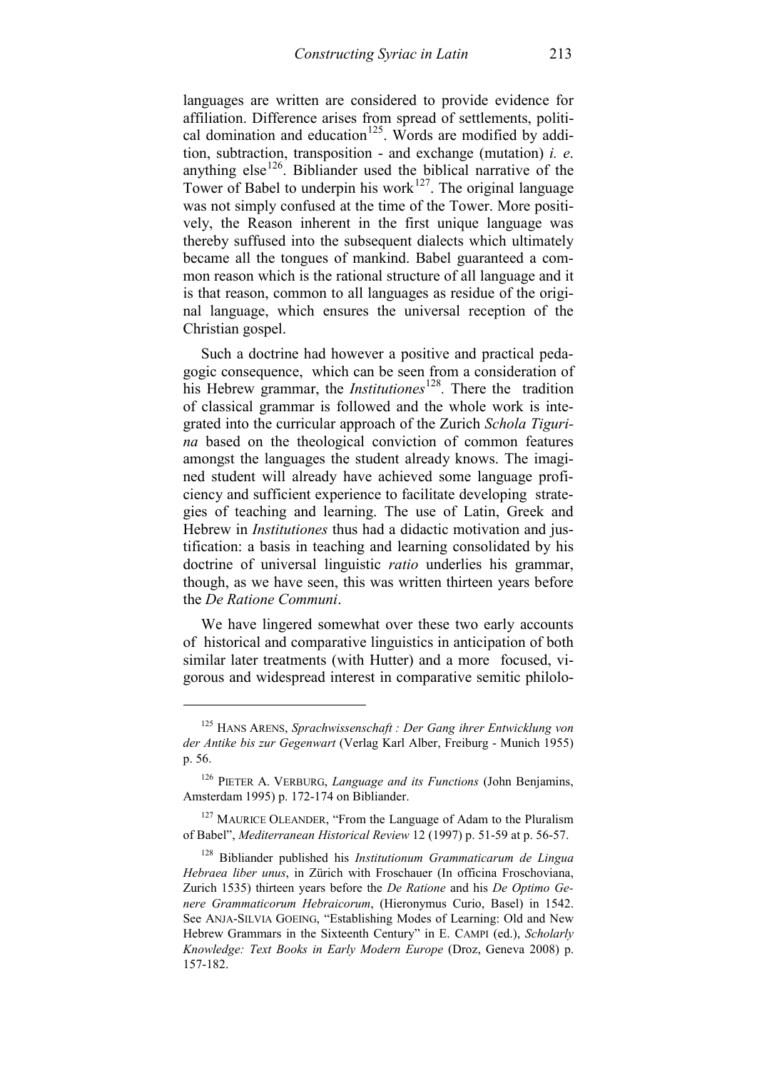languages are written are considered to provide evidence for affiliation. Difference arises from spread of settlements, political domination and education[125]. Words are modified by addition, subtraction, transposition - and exchange (mutation) *i. e.* anything else[126]. Bibliander used the biblical narrative of the Tower of Babel to underpin his work[127]. The original language was not simply confused at the time of the Tower. More positively, the Reason inherent in the first unique language was thereby suffused into the subsequent dialects which ultimately became all the tongues of mankind. Babel guaranteed a common reason which is the rational structure of all language and it is that reason, common to all languages as residue of the original language, which ensures the universal reception of the Christian gospel.

Such a doctrine had however a positive and practical pedagogic consequence, which can be seen from a consideration of his Hebrew grammar, the *Institutiones*[128]. There the tradition of classical grammar is followed and the whole work is integrated into the curricular approach of the Zurich *Schola Tigurina* based on the theological conviction of common features amongst the languages the student already knows. The imagined student will already have achieved some language proficiency and sufficient experience to facilitate developing strategies of teaching and learning. The use of Latin, Greek and Hebrew in *Institutiones* thus had a didactic motivation and justification: a basis in teaching and learning consolidated by his doctrine of universal linguistic *ratio* underlies his grammar, though, as we have seen, this was written thirteen years before the *De Ratione Communi*.

We have lingered somewhat over these two early accounts of historical and comparative linguistics in anticipation of both similar later treatments (with Hutter) and a more focused, vigorous and widespread interest in comparative semitic philolo-

---

[125] HANS ARENS, *Sprachwissenschaft : Der Gang ihrer Entwicklung von der Antike bis zur Gegenwart* (Verlag Karl Alber, Freiburg - Munich 1955) p. 56.

[126] PIETER A. VERBURG, *Language and its Functions* (John Benjamins, Amsterdam 1995) p. 172-174 on Bibliander.

[127] MAURICE OLEANDER, "From the Language of Adam to the Pluralism of Babel", *Mediterranean Historical Review* 12 (1997) p. 51-59 at p. 56-57.

[128] Bibliander published his *Institutionum Grammaticarum de Lingua Hebraea liber unus*, in Zürich with Froschauer (In officina Froschoviana, Zurich 1535) thirteen years before the *De Ratione* and his *De Optimo Genere Grammaticorum Hebraicorum*, (Hieronymus Curio, Basel) in 1542. See ANJA-SILVIA GOEING, "Establishing Modes of Learning: Old and New Hebrew Grammars in the Sixteenth Century" in E. CAMPI (ed.), *Scholarly Knowledge: Text Books in Early Modern Europe* (Droz, Geneva 2008) p. 157-182.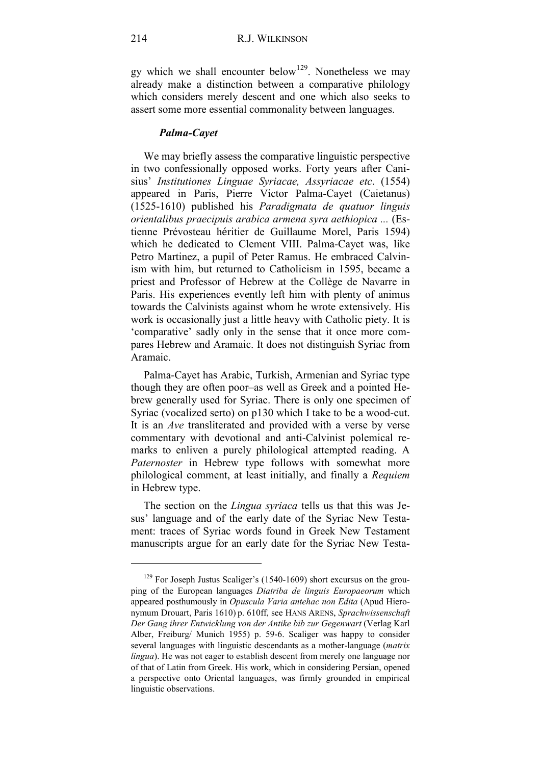gy which we shall encounter below[129]. Nonetheless we may already make a distinction between a comparative philology which considers merely descent and one which also seeks to assert some more essential commonality between languages.

### *Palma-Cayet*

We may briefly assess the comparative linguistic perspective in two confessionally opposed works. Forty years after Canisius' *Institutiones Linguae Syriacae, Assyriacae etc*. (1554) appeared in Paris, Pierre Victor Palma-Cayet (Caietanus) (1525-1610) published his *Paradigmata de quatuor linguis orientalibus praecipuis arabica armena syra aethiopica ...* (Estienne Prévosteau héritier de Guillaume Morel, Paris 1594) which he dedicated to Clement VIII. Palma-Cayet was, like Petro Martinez, a pupil of Peter Ramus. He embraced Calvinism with him, but returned to Catholicism in 1595, became a priest and Professor of Hebrew at the Collège de Navarre in Paris. His experiences evently left him with plenty of animus towards the Calvinists against whom he wrote extensively. His work is occasionally just a little heavy with Catholic piety. It is 'comparative' sadly only in the sense that it once more compares Hebrew and Aramaic. It does not distinguish Syriac from Aramaic.

Palma-Cayet has Arabic, Turkish, Armenian and Syriac type though they are often poor–as well as Greek and a pointed Hebrew generally used for Syriac. There is only one specimen of Syriac (vocalized serto) on p130 which I take to be a wood-cut. It is an *Ave* transliterated and provided with a verse by verse commentary with devotional and anti-Calvinist polemical remarks to enliven a purely philological attempted reading. A *Paternoster* in Hebrew type follows with somewhat more philological comment, at least initially, and finally a *Requiem* in Hebrew type.

The section on the *Lingua syriaca* tells us that this was Jesus' language and of the early date of the Syriac New Testament: traces of Syriac words found in Greek New Testament manuscripts argue for an early date for the Syriac New Testa-

---

[129] For Joseph Justus Scaliger's (1540-1609) short excursus on the grouping of the European languages *Diatriba de linguis Europaeorum* which appeared posthumously in *Opuscula Varia antehac non Edita* (Apud Hieronymum Drouart, Paris 1610) p. 610ff, see HANS ARENS, *Sprachwissenschaft Der Gang ihrer Entwicklung von der Antike bib zur Gegenwart* (Verlag Karl Alber, Freiburg/ Munich 1955) p. 59-6. Scaliger was happy to consider several languages with linguistic descendants as a mother-language (*matrix lingua*). He was not eager to establish descent from merely one language nor of that of Latin from Greek. His work, which in considering Persian, opened a perspective onto Oriental languages, was firmly grounded in empirical linguistic observations.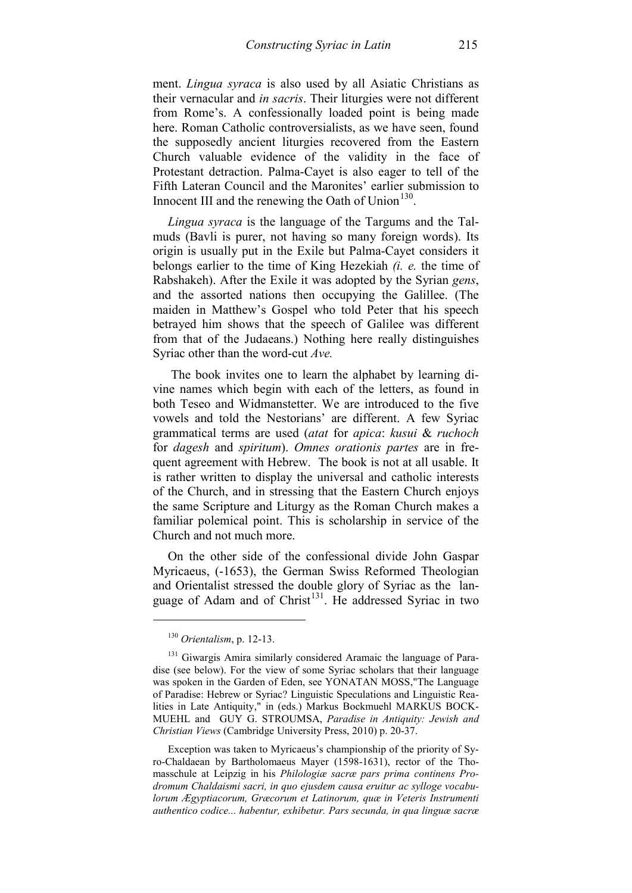ment. *Lingua syraca* is also used by all Asiatic Christians as their vernacular and *in sacris*. Their liturgies were not different from Rome's. A confessionally loaded point is being made here. Roman Catholic controversialists, as we have seen, found the supposedly ancient liturgies recovered from the Eastern Church valuable evidence of the validity in the face of Protestant detraction. Palma-Cayet is also eager to tell of the Fifth Lateran Council and the Maronites' earlier submission to Innocent III and the renewing the Oath of Union[130].

*Lingua syraca* is the language of the Targums and the Talmuds (Bavli is purer, not having so many foreign words). Its origin is usually put in the Exile but Palma-Cayet considers it belongs earlier to the time of King Hezekiah *(i. e.* the time of Rabshakeh). After the Exile it was adopted by the Syrian *gens*, and the assorted nations then occupying the Galillee. (The maiden in Matthew's Gospel who told Peter that his speech betrayed him shows that the speech of Galilee was different from that of the Judaeans.) Nothing here really distinguishes Syriac other than the word-cut *Ave.*

The book invites one to learn the alphabet by learning divine names which begin with each of the letters, as found in both Teseo and Widmanstetter. We are introduced to the five vowels and told the Nestorians' are different. A few Syriac grammatical terms are used (*atat* for *apica*: *kusui* & *ruchoch* for *dagesh* and *spiritum*). *Omnes orationis partes* are in frequent agreement with Hebrew. The book is not at all usable. It is rather written to display the universal and catholic interests of the Church, and in stressing that the Eastern Church enjoys the same Scripture and Liturgy as the Roman Church makes a familiar polemical point. This is scholarship in service of the Church and not much more.

On the other side of the confessional divide John Gaspar Myricaeus, (-1653), the German Swiss Reformed Theologian and Orientalist stressed the double glory of Syriac as the language of Adam and of Christ[131]. He addressed Syriac in two

---

[130] *Orientalism*, p. 12-13.

[131] Giwargis Amira similarly considered Aramaic the language of Paradise (see below). For the view of some Syriac scholars that their language was spoken in the Garden of Eden, see YONATAN MOSS,"The Language of Paradise: Hebrew or Syriac? Linguistic Speculations and Linguistic Realities in Late Antiquity," in (eds.) Markus Bockmuehl MARKUS BOCKMUEHL and GUY G. STROUMSA, *Paradise in Antiquity: Jewish and Christian Views* (Cambridge University Press, 2010) p. 20-37.

Exception was taken to Myricaeus's championship of the priority of Syro-Chaldaean by Bartholomaeus Mayer (1598-1631), rector of the Thomasschule at Leipzig in his *Philologiæ sacræ pars prima continens Prodromum Chaldaismi sacri, in quo ejusdem causa eruitur ac sylloge vocabulorum Ægyptiacorum, Græcorum et Latinorum, quæ in Veteris Instrumenti authentico codice... habentur, exhibetur. Pars secunda, in qua linguæ sacræ*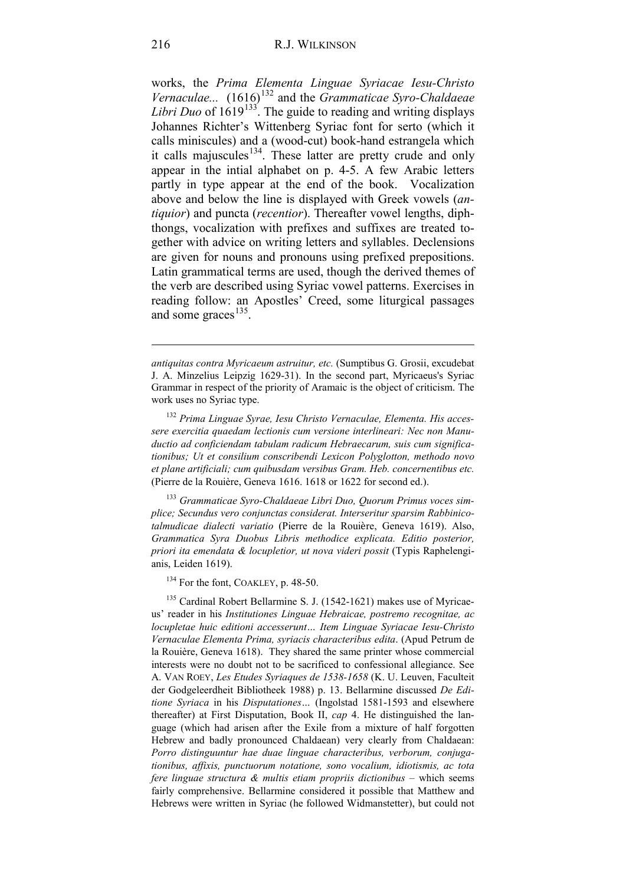works, the *Prima Elementa Linguae Syriacae Iesu-Christo Vernaculae...* (1616)[132] and the *Grammaticae Syro-Chaldaeae Libri Duo* of 1619[133]. The guide to reading and writing displays Johannes Richter's Wittenberg Syriac font for serto (which it calls miniscules) and a (wood-cut) book-hand estrangela which it calls majuscules[134]. These latter are pretty crude and only appear in the intial alphabet on p. 4-5. A few Arabic letters partly in type appear at the end of the book. Vocalization above and below the line is displayed with Greek vowels (*antiquior*) and puncta (*recentior*). Thereafter vowel lengths, diphthongs, vocalization with prefixes and suffixes are treated together with advice on writing letters and syllables. Declensions are given for nouns and pronouns using prefixed prepositions. Latin grammatical terms are used, though the derived themes of the verb are described using Syriac vowel patterns. Exercises in reading follow: an Apostles' Creed, some liturgical passages and some graces[135].

---

*antiquitas contra Myricaeum astruitur, etc.* (Sumptibus G. Grosii, excudebat J. A. Minzelius Leipzig 1629-31). In the second part, Myricaeus's Syriac Grammar in respect of the priority of Aramaic is the object of criticism. The work uses no Syriac type.

[132] *Prima Linguae Syrae, Iesu Christo Vernaculae, Elementa. His accessere exercitia quaedam lectionis cum versione interlineari: Nec non Manuductio ad conficiendam tabulam radicum Hebraecarum, suis cum significationibus; Ut et consilium conscribendi Lexicon Polyglotton, methodo novo et plane artificiali; cum quibusdam versibus Gram. Heb. concernentibus etc.* (Pierre de la Rouière, Geneva 1616. 1618 or 1622 for second ed.).

[133] *Grammaticae Syro-Chaldaeae Libri Duo, Quorum Primus voces simplice; Secundus vero conjunctas considerat. Interseritur sparsim Rabbinicotalmudicae dialecti variatio* (Pierre de la Rouière, Geneva 1619). Also, *Grammatica Syra Duobus Libris methodice explicata. Editio posterior, priori ita emendata & locupletior, ut nova videri possit* (Typis Raphelengianis, Leiden 1619).

[134] For the font, COAKLEY, p. 48-50.

[135] Cardinal Robert Bellarmine S. J. (1542-1621) makes use of Myricaeus' reader in his *Institutiones Linguae Hebraicae, postremo recognitae, ac locupletae huic editioni accesserunt… Item Linguae Syriacae Iesu-Christo Vernaculae Elementa Prima, syriacis characteribus edita*. (Apud Petrum de la Rouière, Geneva 1618). They shared the same printer whose commercial interests were no doubt not to be sacrificed to confessional allegiance. See A. VAN ROEY, *Les Etudes Syriaques de 1538-1658* (K. U. Leuven, Faculteit der Godgeleerdheit Bibliotheek 1988) p. 13. Bellarmine discussed *De Editione Syriaca* in his *Disputationes…* (Ingolstad 1581-1593 and elsewhere thereafter) at First Disputation, Book II, *cap* 4. He distinguished the language (which had arisen after the Exile from a mixture of half forgotten Hebrew and badly pronounced Chaldaean) very clearly from Chaldaean: *Porro distinguuntur hae duae linguae characteribus, verborum, conjugationibus, affixis, punctuorum notatione, sono vocalium, idiotismis, ac tota fere linguae structura & multis etiam propriis dictionibus* – which seems fairly comprehensive. Bellarmine considered it possible that Matthew and Hebrews were written in Syriac (he followed Widmanstetter), but could not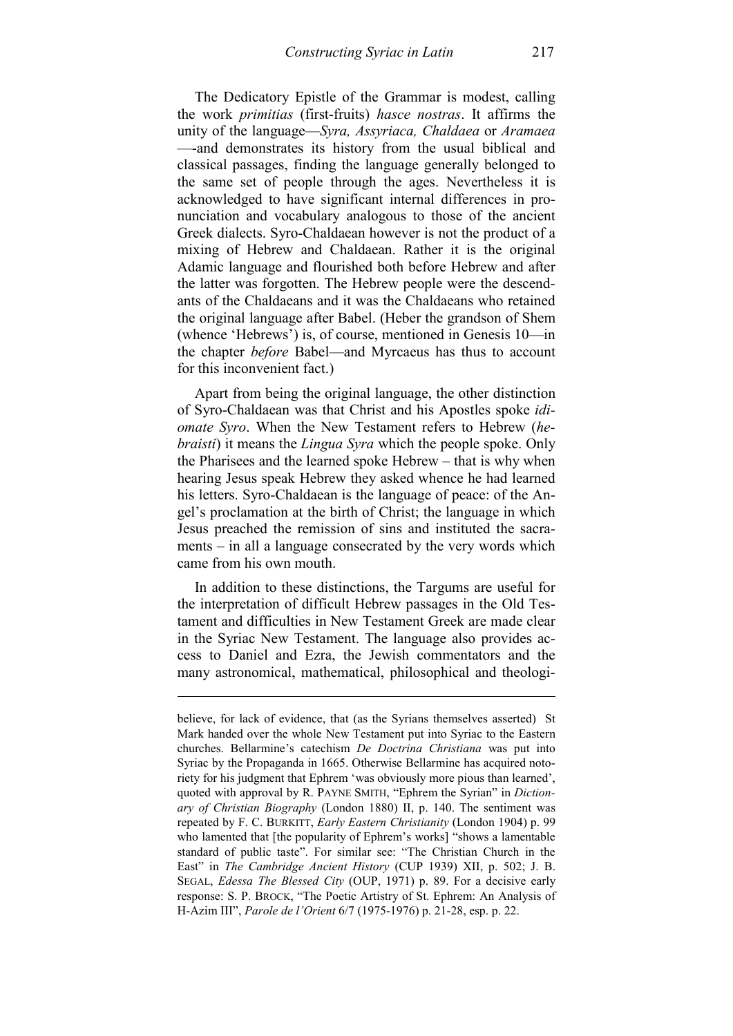The Dedicatory Epistle of the Grammar is modest, calling the work *primitias* (first-fruits) *hasce nostras*. It affirms the unity of the language—*Syra, Assyriaca, Chaldaea* or *Aramaea* —-and demonstrates its history from the usual biblical and classical passages, finding the language generally belonged to the same set of people through the ages. Nevertheless it is acknowledged to have significant internal differences in pronunciation and vocabulary analogous to those of the ancient Greek dialects. Syro-Chaldaean however is not the product of a mixing of Hebrew and Chaldaean. Rather it is the original Adamic language and flourished both before Hebrew and after the latter was forgotten. The Hebrew people were the descendants of the Chaldaeans and it was the Chaldaeans who retained the original language after Babel. (Heber the grandson of Shem (whence 'Hebrews') is, of course, mentioned in Genesis 10—in the chapter *before* Babel—and Myrcaeus has thus to account for this inconvenient fact.)

Apart from being the original language, the other distinction of Syro-Chaldaean was that Christ and his Apostles spoke *idiomate Syro*. When the New Testament refers to Hebrew (*hebraisti*) it means the *Lingua Syra* which the people spoke. Only the Pharisees and the learned spoke Hebrew – that is why when hearing Jesus speak Hebrew they asked whence he had learned his letters. Syro-Chaldaean is the language of peace: of the Angel's proclamation at the birth of Christ; the language in which Jesus preached the remission of sins and instituted the sacraments – in all a language consecrated by the very words which came from his own mouth.

In addition to these distinctions, the Targums are useful for the interpretation of difficult Hebrew passages in the Old Testament and difficulties in New Testament Greek are made clear in the Syriac New Testament. The language also provides access to Daniel and Ezra, the Jewish commentators and the many astronomical, mathematical, philosophical and theologi-

---

believe, for lack of evidence, that (as the Syrians themselves asserted) St Mark handed over the whole New Testament put into Syriac to the Eastern churches. Bellarmine's catechism *De Doctrina Christiana* was put into Syriac by the Propaganda in 1665. Otherwise Bellarmine has acquired notoriety for his judgment that Ephrem 'was obviously more pious than learned', quoted with approval by R. PAYNE SMITH, "Ephrem the Syrian" in *Dictionary of Christian Biography* (London 1880) II, p. 140. The sentiment was repeated by F. C. BURKITT, *Early Eastern Christianity* (London 1904) p. 99 who lamented that [the popularity of Ephrem's works] "shows a lamentable standard of public taste". For similar see: "The Christian Church in the East" in *The Cambridge Ancient History* (CUP 1939) XII, p. 502; J. B. SEGAL, *Edessa The Blessed City* (OUP, 1971) p. 89. For a decisive early response: S. P. BROCK, "The Poetic Artistry of St. Ephrem: An Analysis of H-Azim III", *Parole de l'Orient* 6/7 (1975-1976) p. 21-28, esp. p. 22.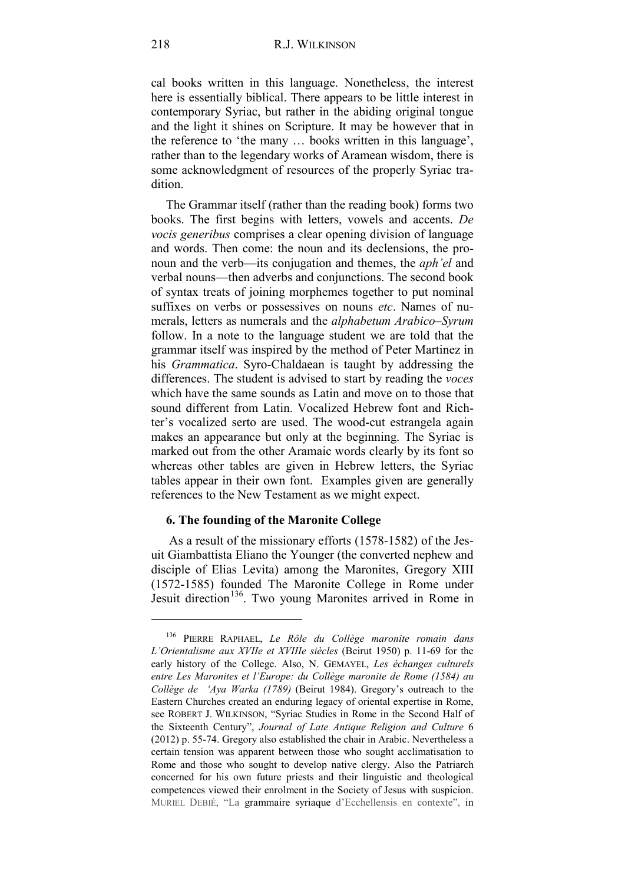cal books written in this language. Nonetheless, the interest here is essentially biblical. There appears to be little interest in contemporary Syriac, but rather in the abiding original tongue and the light it shines on Scripture. It may be however that in the reference to 'the many … books written in this language', rather than to the legendary works of Aramean wisdom, there is some acknowledgment of resources of the properly Syriac tradition.

The Grammar itself (rather than the reading book) forms two books. The first begins with letters, vowels and accents. *De vocis generibus* comprises a clear opening division of language and words. Then come: the noun and its declensions, the pronoun and the verb—its conjugation and themes, the *aph'el* and verbal nouns—then adverbs and conjunctions. The second book of syntax treats of joining morphemes together to put nominal suffixes on verbs or possessives on nouns *etc*. Names of numerals, letters as numerals and the *alphabetum Arabico–Syrum* follow. In a note to the language student we are told that the grammar itself was inspired by the method of Peter Martinez in his *Grammatica*. Syro-Chaldaean is taught by addressing the differences. The student is advised to start by reading the *voces* which have the same sounds as Latin and move on to those that sound different from Latin. Vocalized Hebrew font and Richter's vocalized serto are used. The wood-cut estrangela again makes an appearance but only at the beginning. The Syriac is marked out from the other Aramaic words clearly by its font so whereas other tables are given in Hebrew letters, the Syriac tables appear in their own font. Examples given are generally references to the New Testament as we might expect.

### 6. The founding of the Maronite College

As a result of the missionary efforts (1578-1582) of the Jesuit Giambattista Eliano the Younger (the converted nephew and disciple of Elias Levita) among the Maronites, Gregory XIII (1572-1585) founded The Maronite College in Rome under Jesuit direction[136]. Two young Maronites arrived in Rome in

---

[136] PIERRE RAPHAEL, *Le Rôle du Collège maronite romain dans L'Orientalisme aux XVIIe et XVIIIe siècles* (Beirut 1950) p. 11-69 for the early history of the College. Also, N. GEMAYEL, *Les échanges culturels entre Les Maronites et l'Europe: du Collège maronite de Rome (1584) au Collège de 'Aya Warka (1789)* (Beirut 1984). Gregory's outreach to the Eastern Churches created an enduring legacy of oriental expertise in Rome, see ROBERT J. WILKINSON, "Syriac Studies in Rome in the Second Half of the Sixteenth Century", *Journal of Late Antique Religion and Culture* 6 (2012) p. 55-74. Gregory also established the chair in Arabic. Nevertheless a certain tension was apparent between those who sought acclimatisation to Rome and those who sought to develop native clergy. Also the Patriarch concerned for his own future priests and their linguistic and theological competences viewed their enrolment in the Society of Jesus with suspicion. MURIEL DEBIÉ, "La grammaire syriaque d'Ecchellensis en contexte", in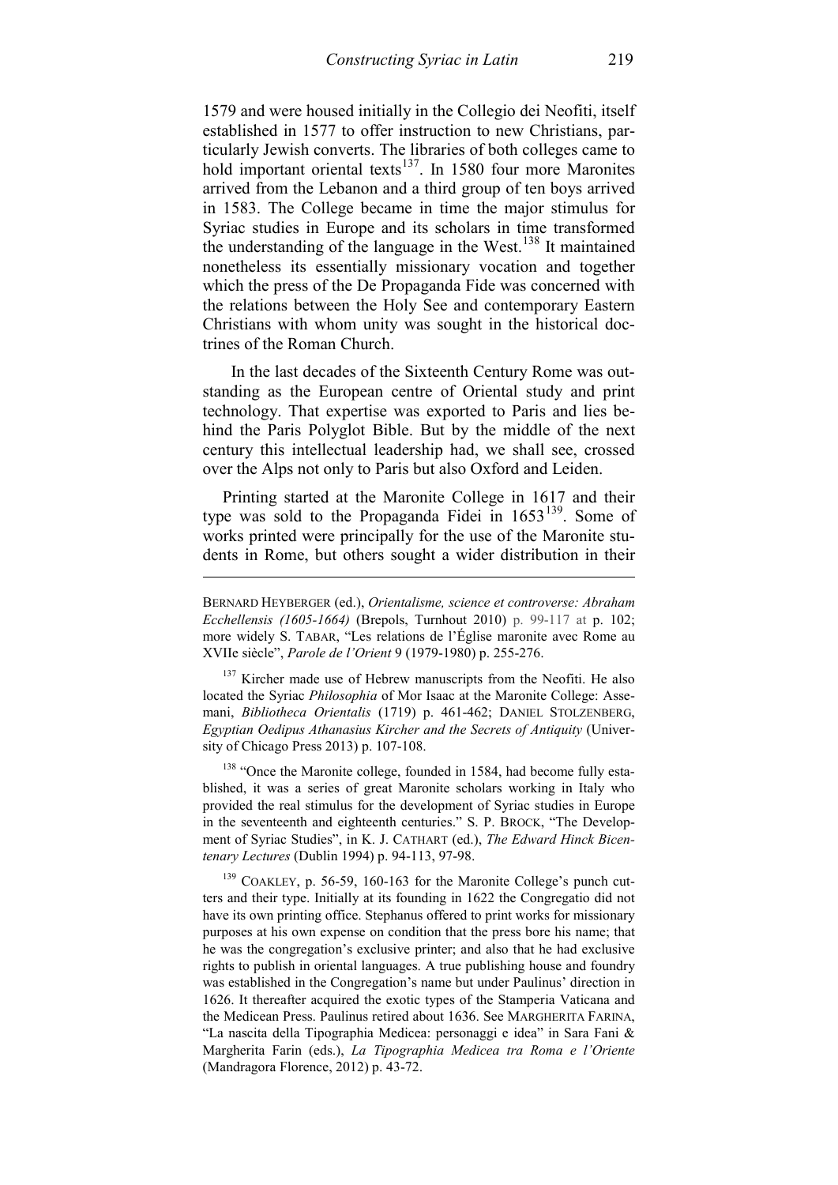1579 and were housed initially in the Collegio dei Neofiti, itself established in 1577 to offer instruction to new Christians, particularly Jewish converts. The libraries of both colleges came to hold important oriental texts[137]. In 1580 four more Maronites arrived from the Lebanon and a third group of ten boys arrived in 1583. The College became in time the major stimulus for Syriac studies in Europe and its scholars in time transformed the understanding of the language in the West.[138] It maintained nonetheless its essentially missionary vocation and together which the press of the De Propaganda Fide was concerned with the relations between the Holy See and contemporary Eastern Christians with whom unity was sought in the historical doctrines of the Roman Church.

In the last decades of the Sixteenth Century Rome was outstanding as the European centre of Oriental study and print technology. That expertise was exported to Paris and lies behind the Paris Polyglot Bible. But by the middle of the next century this intellectual leadership had, we shall see, crossed over the Alps not only to Paris but also Oxford and Leiden.

Printing started at the Maronite College in 1617 and their type was sold to the Propaganda Fidei in 1653[139]. Some of works printed were principally for the use of the Maronite students in Rome, but others sought a wider distribution in their

---

BERNARD HEYBERGER (ed.), *Orientalisme, science et controverse: Abraham Ecchellensis (1605-1664)* (Brepols, Turnhout 2010) p. 99-117 at p. 102; more widely S. TABAR, "Les relations de l'Église maronite avec Rome au XVIIe siècle", *Parole de l'Orient* 9 (1979-1980) p. 255-276.

[137] Kircher made use of Hebrew manuscripts from the Neofiti. He also located the Syriac *Philosophia* of Mor Isaac at the Maronite College: Assemani, *Bibliotheca Orientalis* (1719) p. 461-462; DANIEL STOLZENBERG, *Egyptian Oedipus Athanasius Kircher and the Secrets of Antiquity* (University of Chicago Press 2013) p. 107-108.

[138] "Once the Maronite college, founded in 1584, had become fully established, it was a series of great Maronite scholars working in Italy who provided the real stimulus for the development of Syriac studies in Europe in the seventeenth and eighteenth centuries." S. P. BROCK, "The Development of Syriac Studies", in K. J. CATHART (ed.), *The Edward Hinck Bicentenary Lectures* (Dublin 1994) p. 94-113, 97-98.

[139] COAKLEY, p. 56-59, 160-163 for the Maronite College's punch cutters and their type. Initially at its founding in 1622 the Congregatio did not have its own printing office. Stephanus offered to print works for missionary purposes at his own expense on condition that the press bore his name; that he was the congregation's exclusive printer; and also that he had exclusive rights to publish in oriental languages. A true publishing house and foundry was established in the Congregation's name but under Paulinus' direction in 1626. It thereafter acquired the exotic types of the Stamperia Vaticana and the Medicean Press. Paulinus retired about 1636. See MARGHERITA FARINA, "La nascita della Tipographia Medicea: personaggi e idea" in Sara Fani & Margherita Farin (eds.), *La Tipographia Medicea tra Roma e l'Oriente* (Mandragora Florence, 2012) p. 43-72.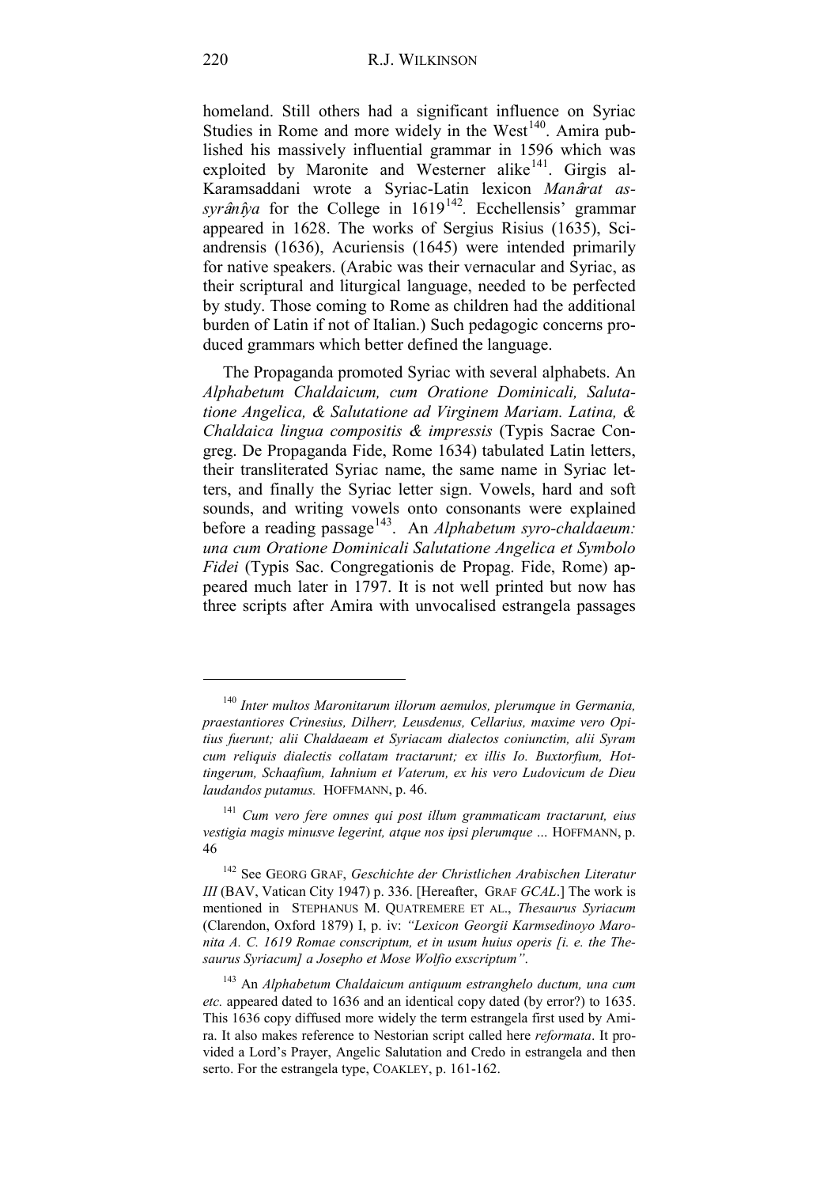homeland. Still others had a significant influence on Syriac Studies in Rome and more widely in the West[140]. Amira published his massively influential grammar in 1596 which was exploited by Maronite and Westerner alike[141]. Girgis al-Karamsaddani wrote a Syriac-Latin lexicon *Manârat as-syrânîya* for the College in 1619[142]. Ecchellensis' grammar appeared in 1628. The works of Sergius Risius (1635), Sciandrensis (1636), Acuriensis (1645) were intended primarily for native speakers. (Arabic was their vernacular and Syriac, as their scriptural and liturgical language, needed to be perfected by study. Those coming to Rome as children had the additional burden of Latin if not of Italian.) Such pedagogic concerns produced grammars which better defined the language.

The Propaganda promoted Syriac with several alphabets. An *Alphabetum Chaldaicum, cum Oratione Dominicali, Salutatione Angelica, & Salutatione ad Virginem Mariam. Latina, & Chaldaica lingua compositis & impressis* (Typis Sacrae Congreg. De Propaganda Fide, Rome 1634) tabulated Latin letters, their transliterated Syriac name, the same name in Syriac letters, and finally the Syriac letter sign. Vowels, hard and soft sounds, and writing vowels onto consonants were explained before a reading passage[143]. An *Alphabetum syro-chaldaeum: una cum Oratione Dominicali Salutatione Angelica et Symbolo Fidei* (Typis Sac. Congregationis de Propag. Fide, Rome) appeared much later in 1797. It is not well printed but now has three scripts after Amira with unvocalised estrangela passages

---

[140] *Inter multos Maronitarum illorum aemulos, plerumque in Germania, praestantiores Crinesius, Dilherr, Leusdenus, Cellarius, maxime vero Opitius fuerunt; alii Chaldaeam et Syriacam dialectos coniunctim, alii Syram cum reliquis dialectis collatam tractarunt; ex illis Io. Buxtorfium, Hottingerum, Schaafium, Iahnium et Vaterum, ex his vero Ludovicum de Dieu laudandos putamus.* HOFFMANN, p. 46.

[141] *Cum vero fere omnes qui post illum grammaticam tractarunt, eius vestigia magis minusve legerint, atque nos ipsi plerumque …* HOFFMANN, p. 46

[142] See GEORG GRAF, *Geschichte der Christlichen Arabischen Literatur III* (BAV, Vatican City 1947) p. 336. [Hereafter, GRAF *GCAL*.] The work is mentioned in STEPHANUS M. QUATREMERE ET AL., *Thesaurus Syriacum* (Clarendon, Oxford 1879) I, p. iv: *"Lexicon Georgii Karmsedinoyo Maronita A. C. 1619 Romae conscriptum, et in usum huius operis [i. e. the Thesaurus Syriacum] a Josepho et Mose Wolfio exscriptum"*.

[143] An *Alphabetum Chaldaicum antiquum estranghelo ductum, una cum etc.* appeared dated to 1636 and an identical copy dated (by error?) to 1635. This 1636 copy diffused more widely the term estrangela first used by Amira. It also makes reference to Nestorian script called here *reformata*. It provided a Lord's Prayer, Angelic Salutation and Credo in estrangela and then serto. For the estrangela type, COAKLEY, p. 161-162.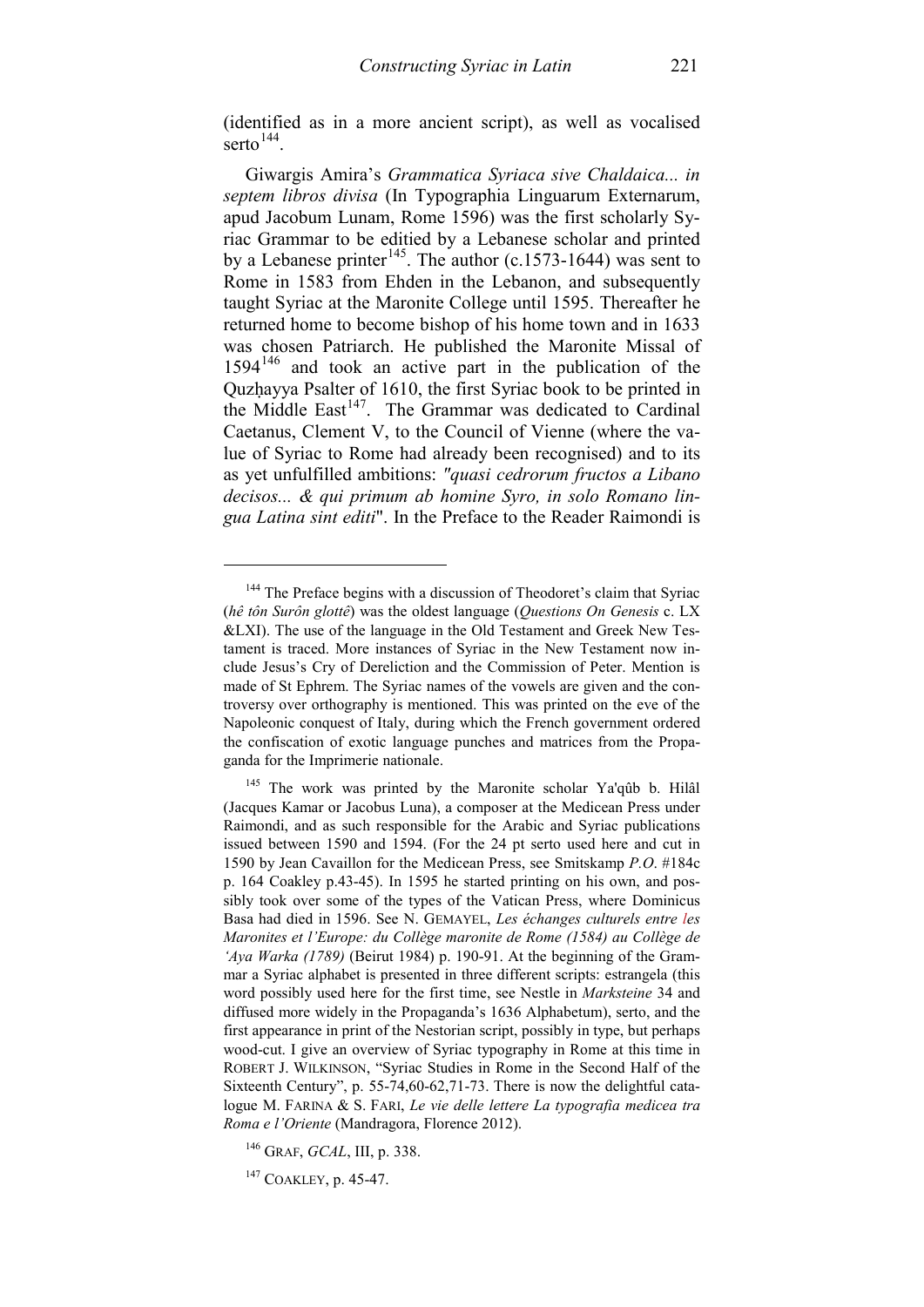(identified as in a more ancient script), as well as vocalised serto[144].

Giwargis Amira's *Grammatica Syriaca sive Chaldaica... in septem libros divisa* (In Typographia Linguarum Externarum, apud Jacobum Lunam, Rome 1596) was the first scholarly Syriac Grammar to be editied by a Lebanese scholar and printed by a Lebanese printer[145]. The author (c.1573-1644) was sent to Rome in 1583 from Ehden in the Lebanon, and subsequently taught Syriac at the Maronite College until 1595. Thereafter he returned home to become bishop of his home town and in 1633 was chosen Patriarch. He published the Maronite Missal of 1594[146] and took an active part in the publication of the Quzḥayya Psalter of 1610, the first Syriac book to be printed in the Middle East[147]. The Grammar was dedicated to Cardinal Caetanus, Clement V, to the Council of Vienne (where the value of Syriac to Rome had already been recognised) and to its as yet unfulfilled ambitions: *"quasi cedrorum fructos a Libano decisos... & qui primum ab homine Syro, in solo Romano lingua Latina sint editi*". In the Preface to the Reader Raimondi is

---

[144] The Preface begins with a discussion of Theodoret's claim that Syriac (*hê tôn Surôn glottê*) was the oldest language (*Questions On Genesis* c. LX &LXI). The use of the language in the Old Testament and Greek New Testament is traced. More instances of Syriac in the New Testament now include Jesus's Cry of Dereliction and the Commission of Peter. Mention is made of St Ephrem. The Syriac names of the vowels are given and the controversy over orthography is mentioned. This was printed on the eve of the Napoleonic conquest of Italy, during which the French government ordered the confiscation of exotic language punches and matrices from the Propaganda for the Imprimerie nationale.

[145] The work was printed by the Maronite scholar Ya'qûb b. Hilâl (Jacques Kamar or Jacobus Luna), a composer at the Medicean Press under Raimondi, and as such responsible for the Arabic and Syriac publications issued between 1590 and 1594. (For the 24 pt serto used here and cut in 1590 by Jean Cavaillon for the Medicean Press, see Smitskamp *P.O.* #184c p. 164 Coakley p.43-45). In 1595 he started printing on his own, and possibly took over some of the types of the Vatican Press, where Dominicus Basa had died in 1596. See N. GEMAYEL, *Les échanges culturels entre les Maronites et l'Europe: du Collège maronite de Rome (1584) au Collège de 'Aya Warka (1789)* (Beirut 1984) p. 190-91. At the beginning of the Grammar a Syriac alphabet is presented in three different scripts: estrangela (this word possibly used here for the first time, see Nestle in *Marksteine* 34 and diffused more widely in the Propaganda's 1636 Alphabetum), serto, and the first appearance in print of the Nestorian script, possibly in type, but perhaps wood-cut. I give an overview of Syriac typography in Rome at this time in ROBERT J. WILKINSON, "Syriac Studies in Rome in the Second Half of the Sixteenth Century", p. 55-74,60-62,71-73. There is now the delightful catalogue M. FARINA & S. FARI, *Le vie delle lettere La typografia medicea tra Roma e l'Oriente* (Mandragora, Florence 2012).

[146] GRAF, *GCAL*, III, p. 338.

[147] COAKLEY, p. 45-47.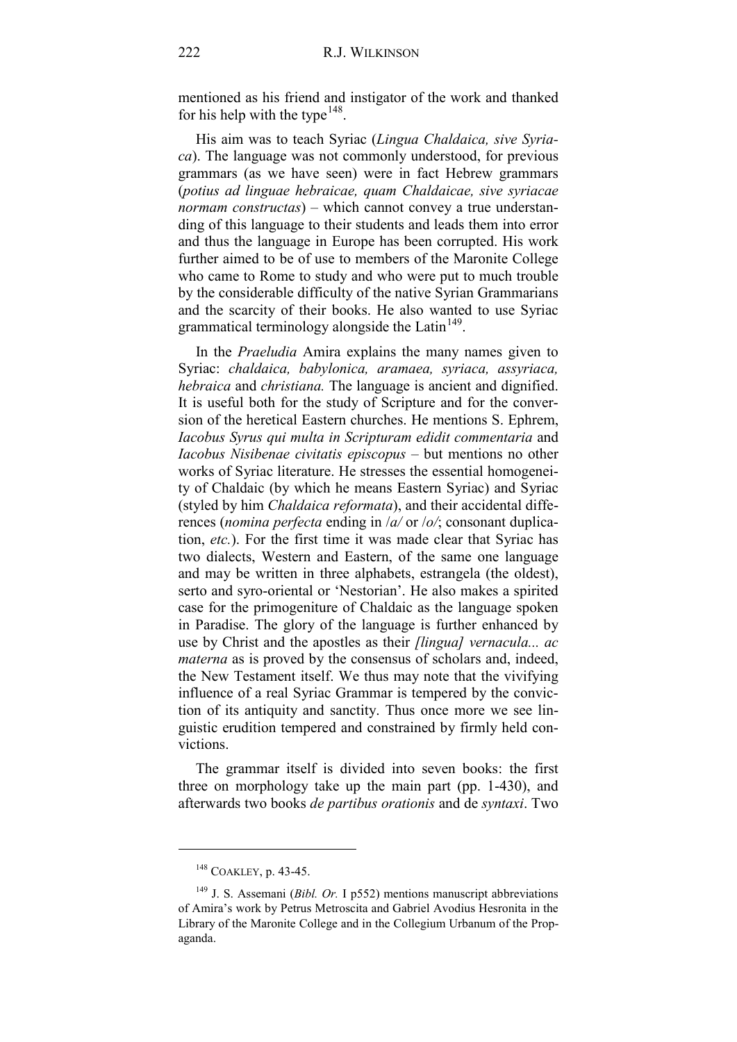mentioned as his friend and instigator of the work and thanked for his help with the type[148].

His aim was to teach Syriac (*Lingua Chaldaica, sive Syriaca*). The language was not commonly understood, for previous grammars (as we have seen) were in fact Hebrew grammars (*potius ad linguae hebraicae, quam Chaldaicae, sive syriacae normam constructas*) – which cannot convey a true understanding of this language to their students and leads them into error and thus the language in Europe has been corrupted. His work further aimed to be of use to members of the Maronite College who came to Rome to study and who were put to much trouble by the considerable difficulty of the native Syrian Grammarians and the scarcity of their books. He also wanted to use Syriac grammatical terminology alongside the Latin[149].

In the *Praeludia* Amira explains the many names given to Syriac: *chaldaica, babylonica, aramaea, syriaca, assyriaca, hebraica* and *christiana.* The language is ancient and dignified. It is useful both for the study of Scripture and for the conversion of the heretical Eastern churches. He mentions S. Ephrem, *Iacobus Syrus qui multa in Scripturam edidit commentaria* and *Iacobus Nisibenae civitatis episcopus* – but mentions no other works of Syriac literature. He stresses the essential homogeneity of Chaldaic (by which he means Eastern Syriac) and Syriac (styled by him *Chaldaica reformata*), and their accidental differences (*nomina perfecta* ending in /*a*/ or /*o*/; consonant duplication, *etc.*). For the first time it was made clear that Syriac has two dialects, Western and Eastern, of the same one language and may be written in three alphabets, estrangela (the oldest), serto and syro-oriental or 'Nestorian'. He also makes a spirited case for the primogeniture of Chaldaic as the language spoken in Paradise. The glory of the language is further enhanced by use by Christ and the apostles as their *[lingua] vernacula... ac materna* as is proved by the consensus of scholars and, indeed, the New Testament itself. We thus may note that the vivifying influence of a real Syriac Grammar is tempered by the conviction of its antiquity and sanctity. Thus once more we see linguistic erudition tempered and constrained by firmly held convictions.

The grammar itself is divided into seven books: the first three on morphology take up the main part (pp. 1-430), and afterwards two books *de partibus orationis* and de *syntaxi*. Two

---

[148] COAKLEY, p. 43-45.

[149] J. S. Assemani (*Bibl. Or.* I p552) mentions manuscript abbreviations of Amira's work by Petrus Metroscita and Gabriel Avodius Hesronita in the Library of the Maronite College and in the Collegium Urbanum of the Propaganda.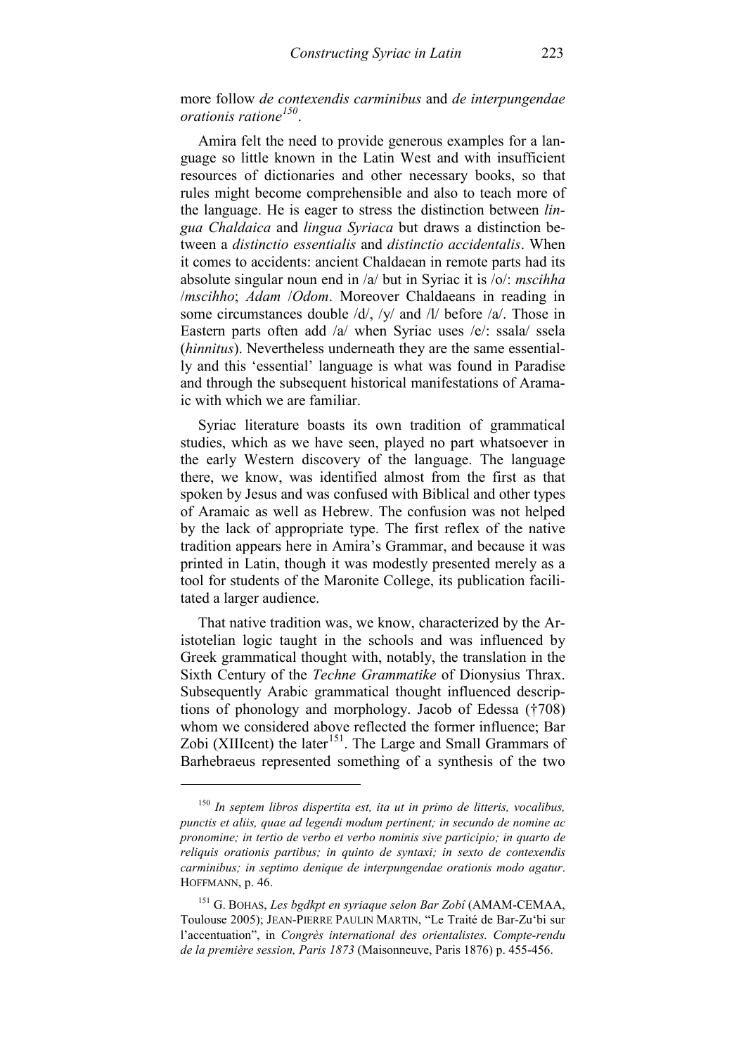more follow *de contexendis carminibus* and *de interpungendae orationis ratione*[150].

Amira felt the need to provide generous examples for a language so little known in the Latin West and with insufficient resources of dictionaries and other necessary books, so that rules might become comprehensible and also to teach more of the language. He is eager to stress the distinction between *lingua Chaldaica* and *lingua Syriaca* but draws a distinction between a *distinctio essentialis* and *distinctio accidentalis*. When it comes to accidents: ancient Chaldaean in remote parts had its absolute singular noun end in /a/ but in Syriac it is /o/: *mscihha* /*mscihho*; *Adam* /*Odom*. Moreover Chaldaeans in reading in some circumstances double /d/, /y/ and /l/ before /a/. Those in Eastern parts often add /a/ when Syriac uses /e/: ssala/ ssela (*hinnitus*). Nevertheless underneath they are the same essentially and this 'essential' language is what was found in Paradise and through the subsequent historical manifestations of Aramaic with which we are familiar.

Syriac literature boasts its own tradition of grammatical studies, which as we have seen, played no part whatsoever in the early Western discovery of the language. The language there, we know, was identified almost from the first as that spoken by Jesus and was confused with Biblical and other types of Aramaic as well as Hebrew. The confusion was not helped by the lack of appropriate type. The first reflex of the native tradition appears here in Amira's Grammar, and because it was printed in Latin, though it was modestly presented merely as a tool for students of the Maronite College, its publication facilitated a larger audience.

That native tradition was, we know, characterized by the Aristotelian logic taught in the schools and was influenced by Greek grammatical thought with, notably, the translation in the Sixth Century of the *Techne Grammatike* of Dionysius Thrax. Subsequently Arabic grammatical thought influenced descriptions of phonology and morphology. Jacob of Edessa (†708) whom we considered above reflected the former influence; Bar Zobi (XIIIcent) the later[151]. The Large and Small Grammars of Barhebraeus represented something of a synthesis of the two

---

[150] *In septem libros dispertita est, ita ut in primo de litteris, vocalibus, punctis et aliis, quae ad legendi modum pertinent; in secundo de nomine ac pronomine; in tertio de verbo et verbo nominis sive participio; in quarto de reliquis orationis partibus; in quinto de syntaxi; in sexto de contexendis carminibus; in septimo denique de interpungendae orationis modo agatur*. HOFFMANN, p. 46.

[151] G. BOHAS, *Les bgdkpt en syriaque selon Bar Zobî* (AMAM-CEMAA, Toulouse 2005); JEAN-PIERRE PAULIN MARTIN, "Le Traité de Bar-Zu'bi sur l'accentuation", in *Congrès international des orientalistes. Compte-rendu de la première session, Paris 1873* (Maisonneuve, Paris 1876) p. 455-456.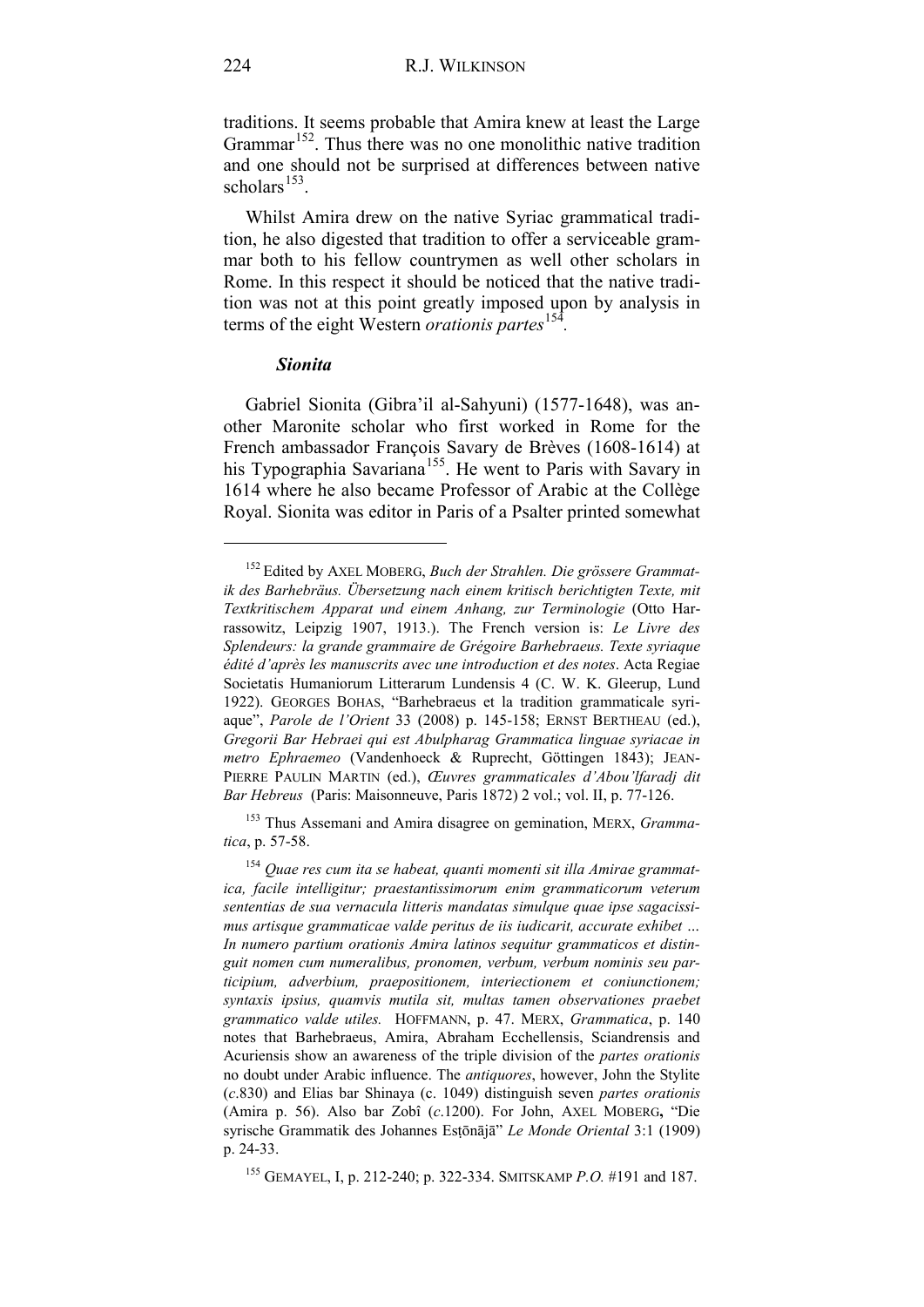traditions. It seems probable that Amira knew at least the Large Grammar[152]. Thus there was no one monolithic native tradition and one should not be surprised at differences between native scholars[153].

Whilst Amira drew on the native Syriac grammatical tradition, he also digested that tradition to offer a serviceable grammar both to his fellow countrymen as well other scholars in Rome. In this respect it should be noticed that the native tradition was not at this point greatly imposed upon by analysis in terms of the eight Western *orationis partes*[154].

### *Sionita*

Gabriel Sionita (Gibra'il al-Sahyuni) (1577-1648), was another Maronite scholar who first worked in Rome for the French ambassador François Savary de Brèves (1608-1614) at his Typographia Savariana[155]. He went to Paris with Savary in 1614 where he also became Professor of Arabic at the Collège Royal. Sionita was editor in Paris of a Psalter printed somewhat

---

[152] Edited by AXEL MOBERG, *Buch der Strahlen. Die grössere Grammatik des Barhebräus. Übersetzung nach einem kritisch berichtigten Texte, mit Textkritischem Apparat und einem Anhang, zur Terminologie* (Otto Harrassowitz, Leipzig 1907, 1913.). The French version is: *Le Livre des Splendeurs: la grande grammaire de Grégoire Barhebraeus. Texte syriaque édité d'après les manuscrits avec une introduction et des notes*. Acta Regiae Societatis Humaniorum Litterarum Lundensis 4 (C. W. K. Gleerup, Lund 1922). GEORGES BOHAS, "Barhebraeus et la tradition grammaticale syriaque", *Parole de l'Orient* 33 (2008) p. 145-158; ERNST BERTHEAU (ed.), *Gregorii Bar Hebraei qui est Abulpharag Grammatica linguae syriacae in metro Ephraemeo* (Vandenhoeck & Ruprecht, Göttingen 1843); JEAN-PIERRE PAULIN MARTIN (ed.), *Œuvres grammaticales d'Abou'lfaradj dit Bar Hebreus* (Paris: Maisonneuve, Paris 1872) 2 vol.; vol. II, p. 77-126.

[153] Thus Assemani and Amira disagree on gemination, MERX, *Grammatica*, p. 57-58.

[154] *Quae res cum ita se habeat, quanti momenti sit illa Amirae grammatica, facile intelligitur; praestantissimorum enim grammaticorum veterum sententias de sua vernacula litteris mandatas simulque quae ipse sagacissimus artisque grammaticae valde peritus de iis iudicarit, accurate exhibet … In numero partium orationis Amira latinos sequitur grammaticos et distinguit nomen cum numeralibus, pronomen, verbum, verbum nominis seu participium, adverbium, praepositionem, interiectionem et coniunctionem; syntaxis ipsius, quamvis mutila sit, multas tamen observationes praebet grammatico valde utiles.* HOFFMANN, p. 47. MERX, *Grammatica*, p. 140 notes that Barhebraeus, Amira, Abraham Ecchellensis, Sciandrensis and Acuriensis show an awareness of the triple division of the *partes orationis* no doubt under Arabic influence. The *antiquores*, however, John the Stylite (*c.*830) and Elias bar Shinaya (c. 1049) distinguish seven *partes orationis* (Amira p. 56). Also bar Zobî (*c.*1200). For John, AXEL MOBERG**,** "Die syrische Grammatik des Johannes Esṭōnājā" *Le Monde Oriental* 3:1 (1909) p. 24-33.

[155] GEMAYEL, I, p. 212-240; p. 322-334. SMITSKAMP *P.O.* #191 and 187.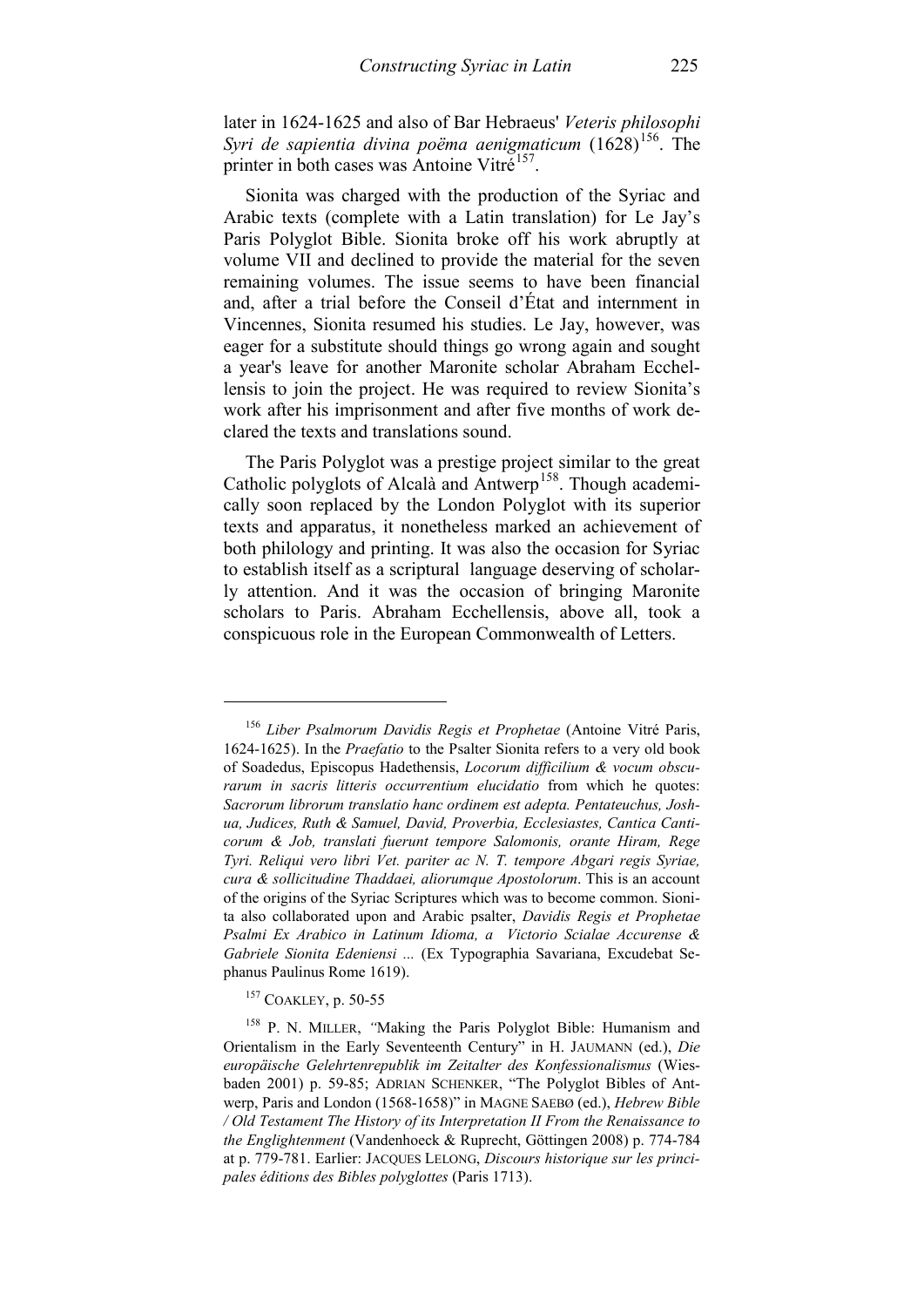later in 1624-1625 and also of Bar Hebraeus' *Veteris philosophi Syri de sapientia divina poëma aenigmaticum* (1628)[156]. The printer in both cases was Antoine Vitré[157].

Sionita was charged with the production of the Syriac and Arabic texts (complete with a Latin translation) for Le Jay's Paris Polyglot Bible. Sionita broke off his work abruptly at volume VII and declined to provide the material for the seven remaining volumes. The issue seems to have been financial and, after a trial before the Conseil d'État and internment in Vincennes, Sionita resumed his studies. Le Jay, however, was eager for a substitute should things go wrong again and sought a year's leave for another Maronite scholar Abraham Ecchellensis to join the project. He was required to review Sionita's work after his imprisonment and after five months of work declared the texts and translations sound.

The Paris Polyglot was a prestige project similar to the great Catholic polyglots of Alcalà and Antwerp[158]. Though academically soon replaced by the London Polyglot with its superior texts and apparatus, it nonetheless marked an achievement of both philology and printing. It was also the occasion for Syriac to establish itself as a scriptural language deserving of scholarly attention. And it was the occasion of bringing Maronite scholars to Paris. Abraham Ecchellensis, above all, took a conspicuous role in the European Commonwealth of Letters.

---

[156] *Liber Psalmorum Davidis Regis et Prophetae* (Antoine Vitré Paris, 1624-1625). In the *Praefatio* to the Psalter Sionita refers to a very old book of Soadedus, Episcopus Hadethensis, *Locorum difficilium & vocum obscurarum in sacris litteris occurrentium elucidatio* from which he quotes: *Sacrorum librorum translatio hanc ordinem est adepta. Pentateuchus, Joshua, Judices, Ruth & Samuel, David, Proverbia, Ecclesiastes, Cantica Canticorum & Job, translati fuerunt tempore Salomonis, orante Hiram, Rege Tyri. Reliqui vero libri Vet. pariter ac N. T. tempore Abgari regis Syriae, cura & sollicitudine Thaddaei, aliorumque Apostolorum*. This is an account of the origins of the Syriac Scriptures which was to become common. Sionita also collaborated upon and Arabic psalter, *Davidis Regis et Prophetae Psalmi Ex Arabico in Latinum Idioma, a Victorio Scialae Accurense & Gabriele Sionita Edeniensi ...* (Ex Typographia Savariana, Excudebat Sephanus Paulinus Rome 1619).

[157] COAKLEY, p. 50-55

[158] P. N. MILLER, "Making the Paris Polyglot Bible: Humanism and Orientalism in the Early Seventeenth Century" in H. JAUMANN (ed.), *Die europäische Gelehrtenrepublik im Zeitalter des Konfessionalismus* (Wiesbaden 2001) p. 59-85; ADRIAN SCHENKER, "The Polyglot Bibles of Antwerp, Paris and London (1568-1658)" in MAGNE SAEBØ (ed.), *Hebrew Bible / Old Testament The History of its Interpretation II From the Renaissance to the Englightenment* (Vandenhoeck & Ruprecht, Göttingen 2008) p. 774-784 at p. 779-781. Earlier: JACQUES LELONG, *Discours historique sur les principales éditions des Bibles polyglottes* (Paris 1713).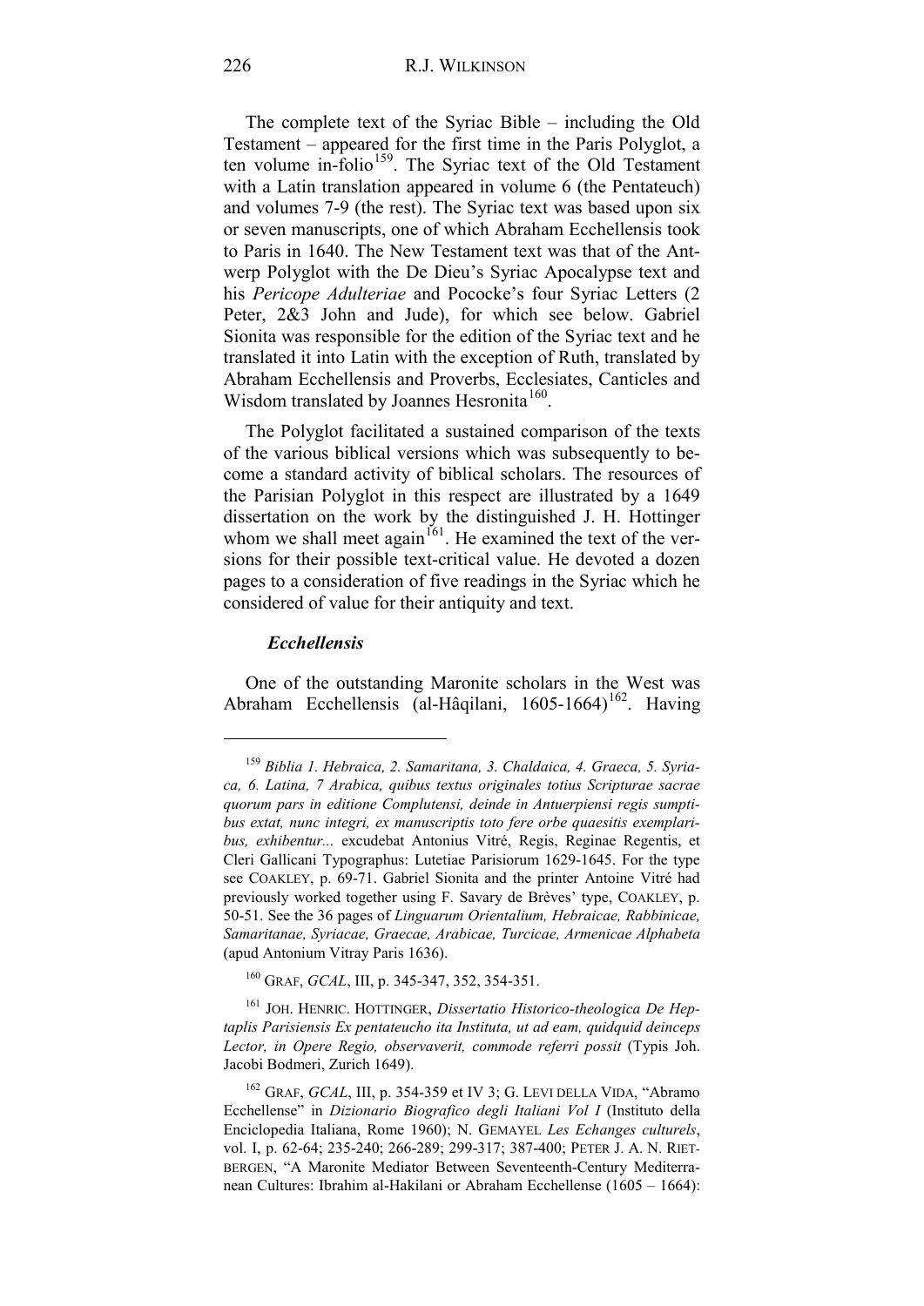The complete text of the Syriac Bible – including the Old Testament – appeared for the first time in the Paris Polyglot, a ten volume in-folio[159]. The Syriac text of the Old Testament with a Latin translation appeared in volume 6 (the Pentateuch) and volumes 7-9 (the rest). The Syriac text was based upon six or seven manuscripts, one of which Abraham Ecchellensis took to Paris in 1640. The New Testament text was that of the Antwerp Polyglot with the De Dieu's Syriac Apocalypse text and his *Pericope Adulteriae* and Pococke's four Syriac Letters (2 Peter, 2&3 John and Jude), for which see below. Gabriel Sionita was responsible for the edition of the Syriac text and he translated it into Latin with the exception of Ruth, translated by Abraham Ecchellensis and Proverbs, Ecclesiates, Canticles and Wisdom translated by Joannes Hesronita[160].

The Polyglot facilitated a sustained comparison of the texts of the various biblical versions which was subsequently to become a standard activity of biblical scholars. The resources of the Parisian Polyglot in this respect are illustrated by a 1649 dissertation on the work by the distinguished J. H. Hottinger whom we shall meet again[161]. He examined the text of the versions for their possible text-critical value. He devoted a dozen pages to a consideration of five readings in the Syriac which he considered of value for their antiquity and text.

### *Ecchellensis*

One of the outstanding Maronite scholars in the West was Abraham Ecchellensis (al-Hâqilani, 1605-1664)[162]. Having

---

[159] *Biblia 1. Hebraica, 2. Samaritana, 3. Chaldaica, 4. Graeca, 5. Syriaca, 6. Latina, 7 Arabica, quibus textus originales totius Scripturae sacrae quorum pars in editione Complutensi, deinde in Antuerpiensi regis sumptibus extat, nunc integri, ex manuscriptis toto fere orbe quaesitis exemplaribus, exhibentur...* excudebat Antonius Vitré, Regis, Reginae Regentis, et Cleri Gallicani Typographus: Lutetiae Parisiorum 1629-1645. For the type see COAKLEY, p. 69-71. Gabriel Sionita and the printer Antoine Vitré had previously worked together using F. Savary de Brèves' type, COAKLEY, p. 50-51. See the 36 pages of *Linguarum Orientalium, Hebraicae, Rabbinicae, Samaritanae, Syriacae, Graecae, Arabicae, Turcicae, Armenicae Alphabeta* (apud Antonium Vitray Paris 1636).

[160] GRAF, *GCAL*, III, p. 345-347, 352, 354-351.

[161] JOH. HENRIC. HOTTINGER, *Dissertatio Historico-theologica De Heptaplis Parisiensis Ex pentateucho ita Instituta, ut ad eam, quidquid deinceps Lector, in Opere Regio, observaverit, commode referri possit* (Typis Joh. Jacobi Bodmeri, Zurich 1649).

[162] GRAF, *GCAL*, III, p. 354-359 et IV 3; G. LEVI DELLA VIDA, "Abramo Ecchellense" in *Dizionario Biografico degli Italiani Vol I* (Instituto della Enciclopedia Italiana, Rome 1960); N. GEMAYEL *Les Echanges culturels*, vol. I, p. 62-64; 235-240; 266-289; 299-317; 387-400; PETER J. A. N. RIETBERGEN, "A Maronite Mediator Between Seventeenth-Century Mediterranean Cultures: Ibrahim al-Hakilani or Abraham Ecchellense (1605 – 1664):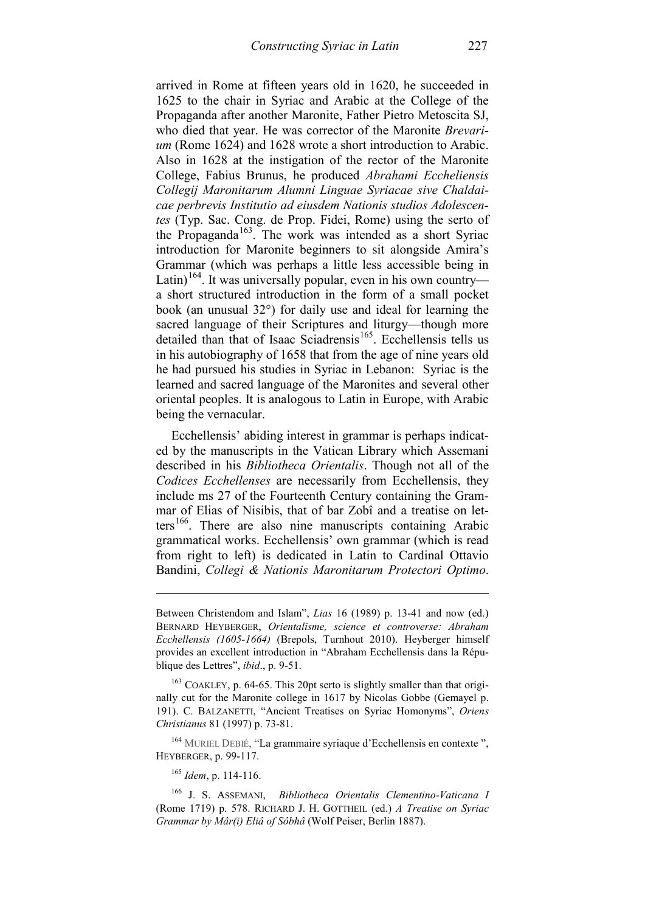arrived in Rome at fifteen years old in 1620, he succeeded in 1625 to the chair in Syriac and Arabic at the College of the Propaganda after another Maronite, Father Pietro Metoscita SJ, who died that year. He was corrector of the Maronite *Brevarium* (Rome 1624) and 1628 wrote a short introduction to Arabic. Also in 1628 at the instigation of the rector of the Maronite College, Fabius Brunus, he produced *Abrahami Eccheliensis Collegij Maronitarum Alumni Linguae Syriacae sive Chaldaicae perbrevis Institutio ad eiusdem Nationis studios Adolescentes* (Typ. Sac. Cong. de Prop. Fidei, Rome) using the serto of the Propaganda[163]. The work was intended as a short Syriac introduction for Maronite beginners to sit alongside Amira's Grammar (which was perhaps a little less accessible being in Latin)[164]. It was universally popular, even in his own country—a short structured introduction in the form of a small pocket book (an unusual 32°) for daily use and ideal for learning the sacred language of their Scriptures and liturgy—though more detailed than that of Isaac Sciadrensis[165]. Ecchellensis tells us in his autobiography of 1658 that from the age of nine years old he had pursued his studies in Syriac in Lebanon: Syriac is the learned and sacred language of the Maronites and several other oriental peoples. It is analogous to Latin in Europe, with Arabic being the vernacular.

Ecchellensis' abiding interest in grammar is perhaps indicated by the manuscripts in the Vatican Library which Assemani described in his *Bibliotheca Orientalis*. Though not all of the *Codices Ecchellenses* are necessarily from Ecchellensis, they include ms 27 of the Fourteenth Century containing the Grammar of Elias of Nisibis, that of bar Zobî and a treatise on letters[166]. There are also nine manuscripts containing Arabic grammatical works. Ecchellensis' own grammar (which is read from right to left) is dedicated in Latin to Cardinal Ottavio Bandini, *Collegi & Nationis Maronitarum Protectori Optimo*.

---

Between Christendom and Islam", *Lias* 16 (1989) p. 13-41 and now (ed.) BERNARD HEYBERGER, *Orientalisme, science et controverse: Abraham Ecchellensis (1605-1664)* (Brepols, Turnhout 2010). Heyberger himself provides an excellent introduction in "Abraham Ecchellensis dans la République des Lettres", *ibid*., p. 9-51.

[163] COAKLEY, p. 64-65. This 20pt serto is slightly smaller than that originally cut for the Maronite college in 1617 by Nicolas Gobbe (Gemayel p. 191). C. BALZANETTI, "Ancient Treatises on Syriac Homonyms", *Oriens Christianus* 81 (1997) p. 73-81.

[164] MURIEL DEBIÉ, "La grammaire syriaque d'Ecchellensis en contexte ", HEYBERGER, p. 99-117.

[165] *Idem*, p. 114-116.

[166] J. S. ASSEMANI, *Bibliotheca Orientalis Clementino-Vaticana I* (Rome 1719) p. 578. RICHARD J. H. GOTTHEIL (ed.) *A Treatise on Syriac Grammar by Mâr(i) Eliâ of Sôbhâ* (Wolf Peiser, Berlin 1887).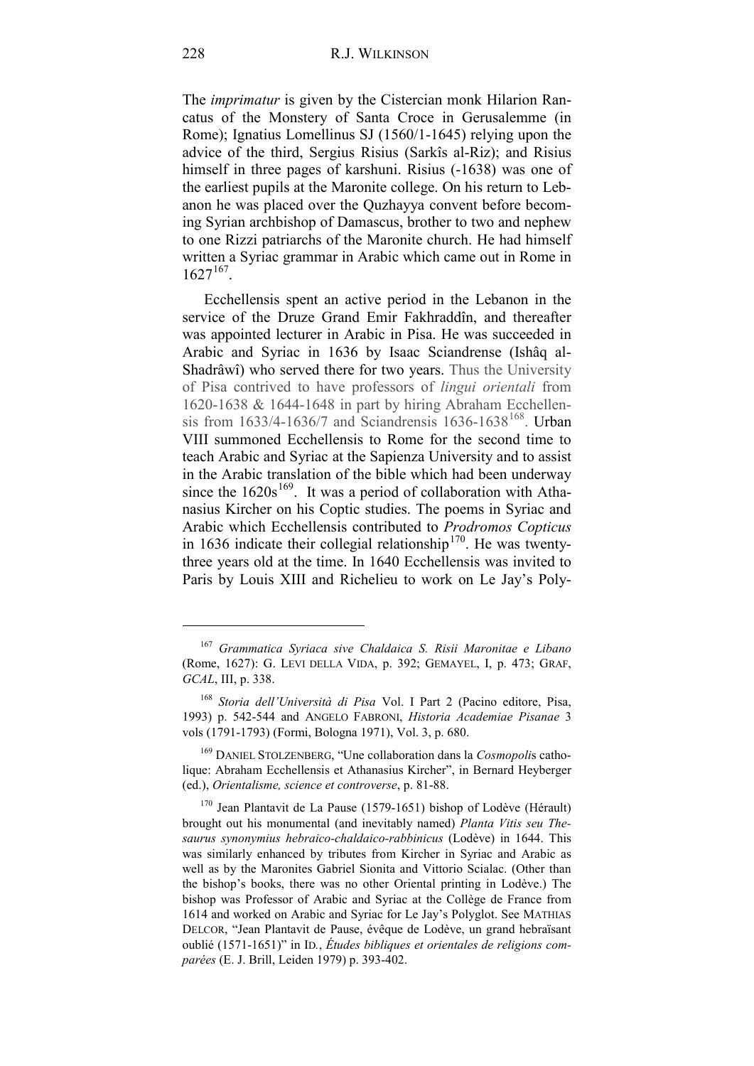The *imprimatur* is given by the Cistercian monk Hilarion Rancatus of the Monstery of Santa Croce in Gerusalemme (in Rome); Ignatius Lomellinus SJ (1560/1-1645) relying upon the advice of the third, Sergius Risius (Sarkîs al-Riz); and Risius himself in three pages of karshuni. Risius (-1638) was one of the earliest pupils at the Maronite college. On his return to Lebanon he was placed over the Quzhayya convent before becoming Syrian archbishop of Damascus, brother to two and nephew to one Rizzi patriarchs of the Maronite church. He had himself written a Syriac grammar in Arabic which came out in Rome in 1627[167].

Ecchellensis spent an active period in the Lebanon in the service of the Druze Grand Emir Fakhraddîn, and thereafter was appointed lecturer in Arabic in Pisa. He was succeeded in Arabic and Syriac in 1636 by Isaac Sciandrense (Ishâq al-Shadrâwî) who served there for two years. Thus the University of Pisa contrived to have professors of *lingui orientali* from 1620-1638 & 1644-1648 in part by hiring Abraham Ecchellensis from 1633/4-1636/7 and Sciandrensis 1636-1638[168]. Urban VIII summoned Ecchellensis to Rome for the second time to teach Arabic and Syriac at the Sapienza University and to assist in the Arabic translation of the bible which had been underway since the 1620s[169]. It was a period of collaboration with Athanasius Kircher on his Coptic studies. The poems in Syriac and Arabic which Ecchellensis contributed to *Prodromos Copticus* in 1636 indicate their collegial relationship[170]. He was twenty-three years old at the time. In 1640 Ecchellensis was invited to Paris by Louis XIII and Richelieu to work on Le Jay's Poly-

---

[167] *Grammatica Syriaca sive Chaldaica S. Risii Maronitae e Libano* (Rome, 1627): G. LEVI DELLA VIDA, p. 392; GEMAYEL, I, p. 473; GRAF, *GCAL*, III, p. 338.

[168] *Storia dell'Università di Pisa* Vol. I Part 2 (Pacino editore, Pisa, 1993) p. 542-544 and ANGELO FABRONI, *Historia Academiae Pisanae* 3 vols (1791-1793) (Formi, Bologna 1971), Vol. 3, p. 680.

[169] DANIEL STOLZENBERG, "Une collaboration dans la *Cosmopolis* catholique: Abraham Ecchellensis et Athanasius Kircher", in Bernard Heyberger (ed.), *Orientalisme, science et controverse*, p. 81-88.

[170] Jean Plantavit de La Pause (1579-1651) bishop of Lodève (Hérault) brought out his monumental (and inevitably named) *Planta Vitis seu Thesaurus synonymius hebraico-chaldaico-rabbinicus* (Lodève) in 1644. This was similarly enhanced by tributes from Kircher in Syriac and Arabic as well as by the Maronites Gabriel Sionita and Vittorio Scialac. (Other than the bishop's books, there was no other Oriental printing in Lodève.) The bishop was Professor of Arabic and Syriac at the Collège de France from 1614 and worked on Arabic and Syriac for Le Jay's Polyglot. See MATHIAS DELCOR, "Jean Plantavit de Pause, évêque de Lodève, un grand hebraïsant oublié (1571-1651)" in ID., *Études bibliques et orientales de religions comparées* (E. J. Brill, Leiden 1979) p. 393-402.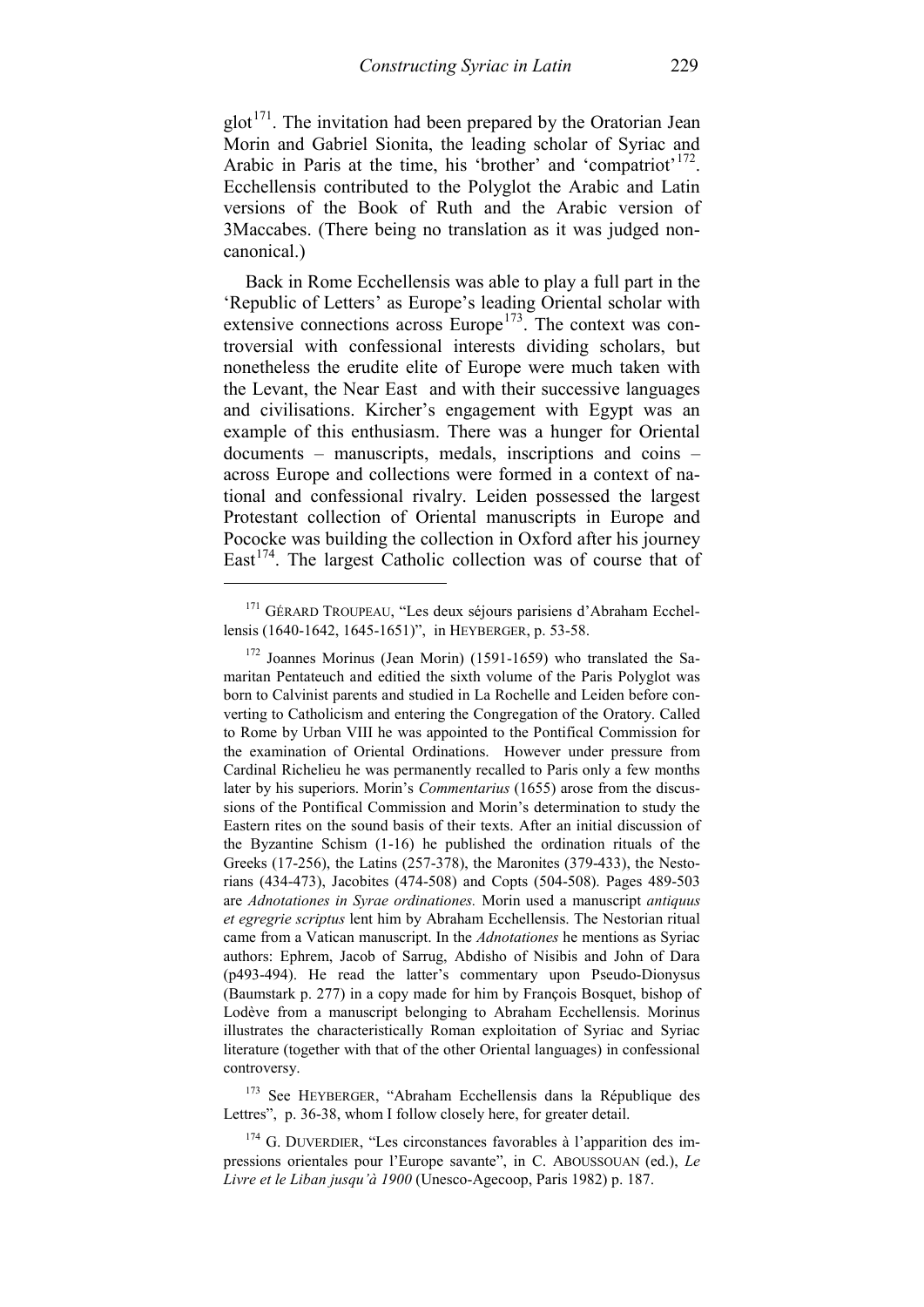glot[171]. The invitation had been prepared by the Oratorian Jean Morin and Gabriel Sionita, the leading scholar of Syriac and Arabic in Paris at the time, his 'brother' and 'compatriot'[172]. Ecchellensis contributed to the Polyglot the Arabic and Latin versions of the Book of Ruth and the Arabic version of 3Maccabes. (There being no translation as it was judged non-canonical.)

Back in Rome Ecchellensis was able to play a full part in the 'Republic of Letters' as Europe's leading Oriental scholar with extensive connections across Europe[173]. The context was controversial with confessional interests dividing scholars, but nonetheless the erudite elite of Europe were much taken with the Levant, the Near East and with their successive languages and civilisations. Kircher's engagement with Egypt was an example of this enthusiasm. There was a hunger for Oriental documents – manuscripts, medals, inscriptions and coins – across Europe and collections were formed in a context of national and confessional rivalry. Leiden possessed the largest Protestant collection of Oriental manuscripts in Europe and Pococke was building the collection in Oxford after his journey East[174]. The largest Catholic collection was of course that of

---

[171] GÉRARD TROUPEAU, "Les deux séjours parisiens d'Abraham Ecchellensis (1640-1642, 1645-1651)", in HEYBERGER, p. 53-58.

[172] Joannes Morinus (Jean Morin) (1591-1659) who translated the Samaritan Pentateuch and editied the sixth volume of the Paris Polyglot was born to Calvinist parents and studied in La Rochelle and Leiden before converting to Catholicism and entering the Congregation of the Oratory. Called to Rome by Urban VIII he was appointed to the Pontifical Commission for the examination of Oriental Ordinations. However under pressure from Cardinal Richelieu he was permanently recalled to Paris only a few months later by his superiors. Morin's *Commentarius* (1655) arose from the discussions of the Pontifical Commission and Morin's determination to study the Eastern rites on the sound basis of their texts. After an initial discussion of the Byzantine Schism (1-16) he published the ordination rituals of the Greeks (17-256), the Latins (257-378), the Maronites (379-433), the Nestorians (434-473), Jacobites (474-508) and Copts (504-508). Pages 489-503 are *Adnotationes in Syrae ordinationes.* Morin used a manuscript *antiquus et egregrie scriptus* lent him by Abraham Ecchellensis. The Nestorian ritual came from a Vatican manuscript. In the *Adnotationes* he mentions as Syriac authors: Ephrem, Jacob of Sarrug, Abdisho of Nisibis and John of Dara (p493-494). He read the latter's commentary upon Pseudo-Dionysus (Baumstark p. 277) in a copy made for him by François Bosquet, bishop of Lodève from a manuscript belonging to Abraham Ecchellensis. Morinus illustrates the characteristically Roman exploitation of Syriac and Syriac literature (together with that of the other Oriental languages) in confessional controversy.

[173] See HEYBERGER, "Abraham Ecchellensis dans la République des Lettres", p. 36-38, whom I follow closely here, for greater detail.

[174] G. DUVERDIER, "Les circonstances favorables à l'apparition des impressions orientales pour l'Europe savante", in C. ABOUSSOUAN (ed.), *Le Livre et le Liban jusqu'à 1900* (Unesco-Agecoop, Paris 1982) p. 187.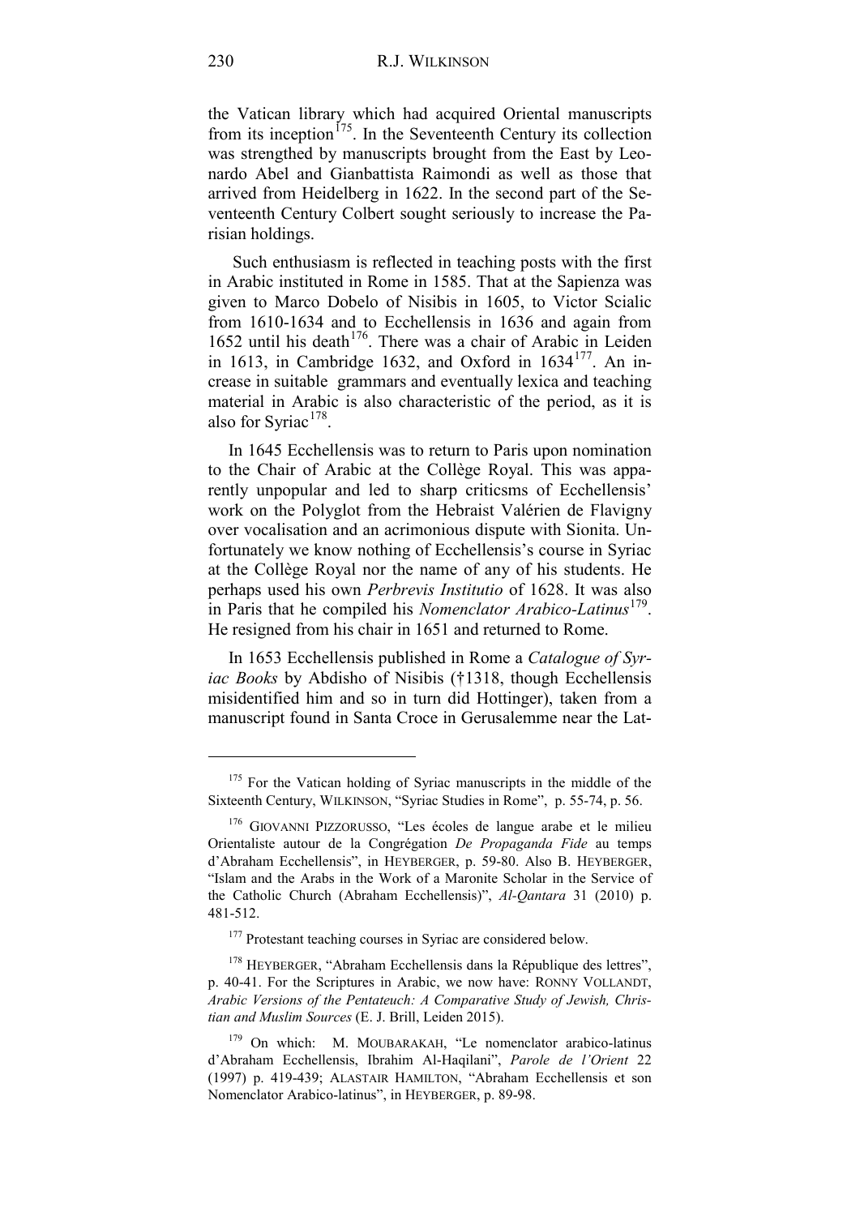the Vatican library which had acquired Oriental manuscripts from its inception[175]. In the Seventeenth Century its collection was strengthed by manuscripts brought from the East by Leonardo Abel and Gianbattista Raimondi as well as those that arrived from Heidelberg in 1622. In the second part of the Seventeenth Century Colbert sought seriously to increase the Parisian holdings.

Such enthusiasm is reflected in teaching posts with the first in Arabic instituted in Rome in 1585. That at the Sapienza was given to Marco Dobelo of Nisibis in 1605, to Victor Scialic from 1610-1634 and to Ecchellensis in 1636 and again from 1652 until his death[176]. There was a chair of Arabic in Leiden in 1613, in Cambridge 1632, and Oxford in 1634[177]. An increase in suitable grammars and eventually lexica and teaching material in Arabic is also characteristic of the period, as it is also for Syriac[178].

In 1645 Ecchellensis was to return to Paris upon nomination to the Chair of Arabic at the Collège Royal. This was apparently unpopular and led to sharp criticsms of Ecchellensis' work on the Polyglot from the Hebraist Valérien de Flavigny over vocalisation and an acrimonious dispute with Sionita. Unfortunately we know nothing of Ecchellensis's course in Syriac at the Collège Royal nor the name of any of his students. He perhaps used his own *Perbrevis Institutio* of 1628. It was also in Paris that he compiled his *Nomenclator Arabico-Latinus*[179]. He resigned from his chair in 1651 and returned to Rome.

In 1653 Ecchellensis published in Rome a *Catalogue of Syriac Books* by Abdisho of Nisibis (†1318, though Ecchellensis misidentified him and so in turn did Hottinger), taken from a manuscript found in Santa Croce in Gerusalemme near the Lat-

---

[175] For the Vatican holding of Syriac manuscripts in the middle of the Sixteenth Century, WILKINSON, "Syriac Studies in Rome", p. 55-74, p. 56.

[176] GIOVANNI PIZZORUSSO, "Les écoles de langue arabe et le milieu Orientaliste autour de la Congrégation *De Propaganda Fide* au temps d'Abraham Ecchellensis", in HEYBERGER, p. 59-80. Also B. HEYBERGER, "Islam and the Arabs in the Work of a Maronite Scholar in the Service of the Catholic Church (Abraham Ecchellensis)", *Al-Qantara* 31 (2010) p. 481-512.

[177] Protestant teaching courses in Syriac are considered below.

[178] HEYBERGER, "Abraham Ecchellensis dans la République des lettres", p. 40-41. For the Scriptures in Arabic, we now have: RONNY VOLLANDT, *Arabic Versions of the Pentateuch: A Comparative Study of Jewish, Christian and Muslim Sources* (E. J. Brill, Leiden 2015).

[179] On which: M. MOUBARAKAH, "Le nomenclator arabico-latinus d'Abraham Ecchellensis, Ibrahim Al-Haqilani", *Parole de l'Orient* 22 (1997) p. 419-439; ALASTAIR HAMILTON, "Abraham Ecchellensis et son Nomenclator Arabico-latinus", in HEYBERGER, p. 89-98.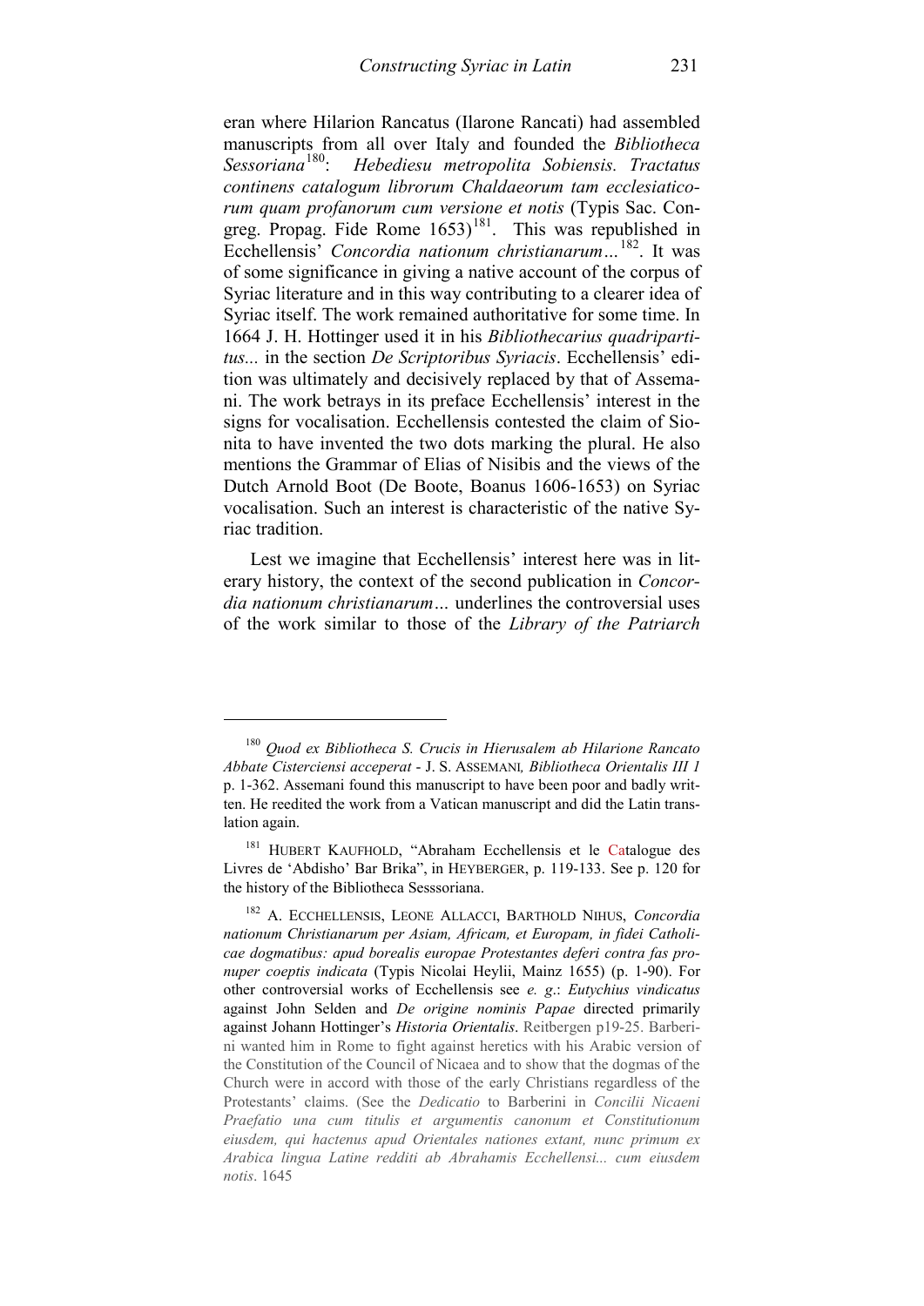eran where Hilarion Rancatus (Ilarone Rancati) had assembled manuscripts from all over Italy and founded the *Bibliotheca Sessoriana*[180]: *Hebediesu metropolita Sobiensis. Tractatus continens catalogum librorum Chaldaeorum tam ecclesiaticorum quam profanorum cum versione et notis* (Typis Sac. Congreg. Propag. Fide Rome 1653)[181]. This was republished in Ecchellensis' *Concordia nationum christianarum…*[182]. It was of some significance in giving a native account of the corpus of Syriac literature and in this way contributing to a clearer idea of Syriac itself. The work remained authoritative for some time. In 1664 J. H. Hottinger used it in his *Bibliothecarius quadripartitus...* in the section *De Scriptoribus Syriacis*. Ecchellensis' edition was ultimately and decisively replaced by that of Assemani. The work betrays in its preface Ecchellensis' interest in the signs for vocalisation. Ecchellensis contested the claim of Sionita to have invented the two dots marking the plural. He also mentions the Grammar of Elias of Nisibis and the views of the Dutch Arnold Boot (De Boote, Boanus 1606-1653) on Syriac vocalisation. Such an interest is characteristic of the native Syriac tradition.

Lest we imagine that Ecchellensis' interest here was in literary history, the context of the second publication in *Concordia nationum christianarum…* underlines the controversial uses of the work similar to those of the *Library of the Patriarch*

---

[180] *Quod ex Bibliotheca S. Crucis in Hierusalem ab Hilarione Rancato Abbate Cisterciensi acceperat* - J. S. ASSEMANI*, Bibliotheca Orientalis III 1* p. 1-362. Assemani found this manuscript to have been poor and badly written. He reedited the work from a Vatican manuscript and did the Latin translation again.

[181] HUBERT KAUFHOLD, "Abraham Ecchellensis et le Catalogue des Livres de 'Abdisho' Bar Brika", in HEYBERGER, p. 119-133. See p. 120 for the history of the Bibliotheca Sesssoriana.

[182] A. ECCHELLENSIS, LEONE ALLACCI, BARTHOLD NIHUS, *Concordia nationum Christianarum per Asiam, Africam, et Europam, in fidei Catholicae dogmatibus: apud borealis europae Protestantes deferi contra fas pronuper coeptis indicata* (Typis Nicolai Heylii, Mainz 1655) (p. 1-90). For other controversial works of Ecchellensis see *e. g*.: *Eutychius vindicatus* against John Selden and *De origine nominis Papae* directed primarily against Johann Hottinger's *Historia Orientalis*. Reitbergen p19-25. Barberini wanted him in Rome to fight against heretics with his Arabic version of the Constitution of the Council of Nicaea and to show that the dogmas of the Church were in accord with those of the early Christians regardless of the Protestants' claims. (See the *Dedicatio* to Barberini in *Concilii Nicaeni Praefatio una cum titulis et argumentis canonum et Constitutionum eiusdem, qui hactenus apud Orientales nationes extant, nunc primum ex Arabica lingua Latine redditi ab Abrahamis Ecchellensi... cum eiusdem notis*. 1645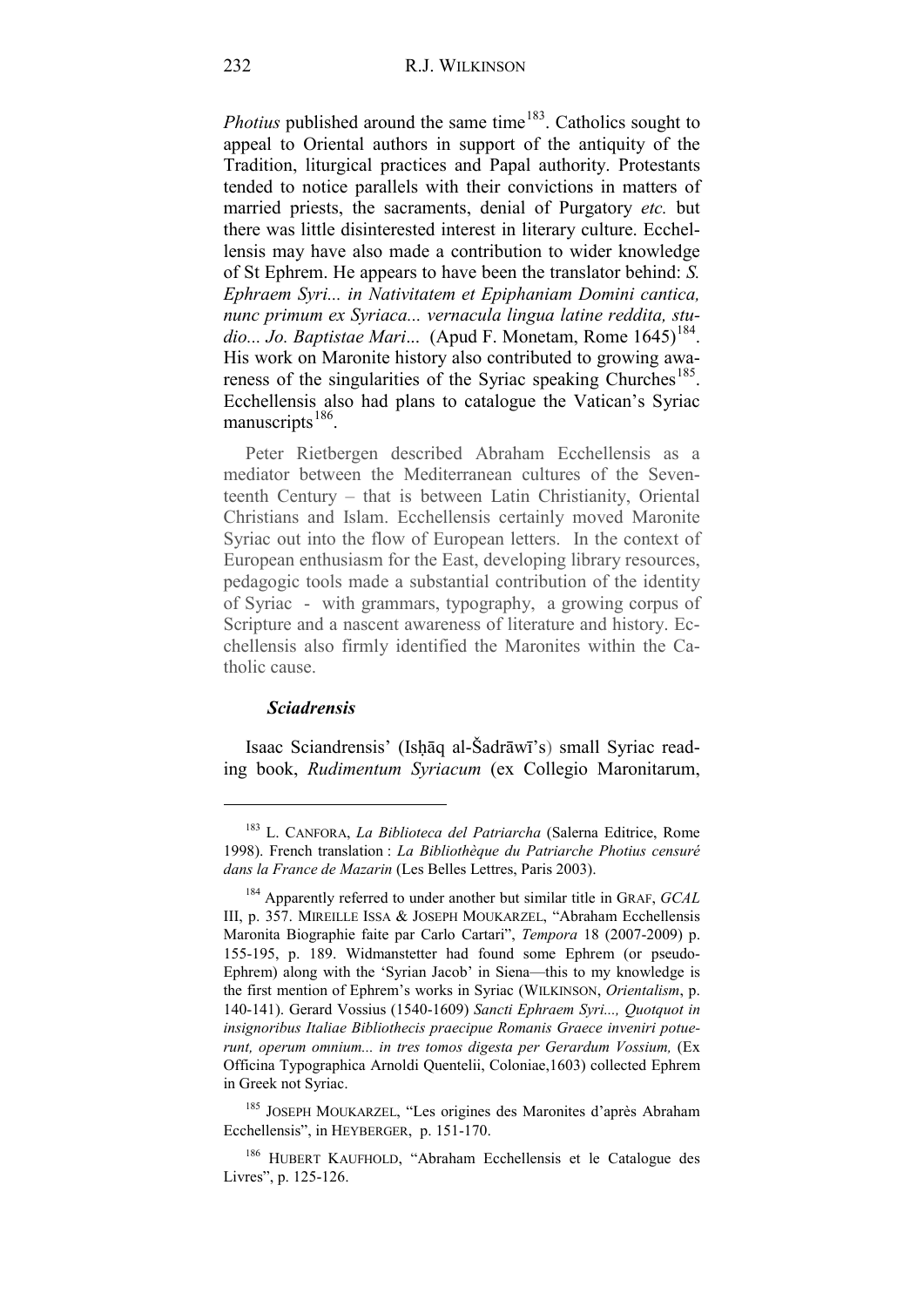*Photius* published around the same time[183]. Catholics sought to appeal to Oriental authors in support of the antiquity of the Tradition, liturgical practices and Papal authority. Protestants tended to notice parallels with their convictions in matters of married priests, the sacraments, denial of Purgatory *etc.* but there was little disinterested interest in literary culture. Ecchellensis may have also made a contribution to wider knowledge of St Ephrem. He appears to have been the translator behind: *S. Ephraem Syri... in Nativitatem et Epiphaniam Domini cantica, nunc primum ex Syriaca... vernacula lingua latine reddita, studio... Jo. Baptistae Mari...* (Apud F. Monetam, Rome 1645)[184]. His work on Maronite history also contributed to growing awareness of the singularities of the Syriac speaking Churches[185]. Ecchellensis also had plans to catalogue the Vatican's Syriac manuscripts[186].

Peter Rietbergen described Abraham Ecchellensis as a mediator between the Mediterranean cultures of the Seventeenth Century – that is between Latin Christianity, Oriental Christians and Islam. Ecchellensis certainly moved Maronite Syriac out into the flow of European letters. In the context of European enthusiasm for the East, developing library resources, pedagogic tools made a substantial contribution of the identity of Syriac - with grammars, typography, a growing corpus of Scripture and a nascent awareness of literature and history. Ecchellensis also firmly identified the Maronites within the Catholic cause.

### *Sciadrensis*

Isaac Sciandrensis' (Isḥāq al-Šadrāwī's) small Syriac reading book, *Rudimentum Syriacum* (ex Collegio Maronitarum,

---

[183] L. CANFORA, *La Biblioteca del Patriarcha* (Salerna Editrice, Rome 1998). French translation : *La Bibliothèque du Patriarche Photius censuré dans la France de Mazarin* (Les Belles Lettres, Paris 2003).

[184] Apparently referred to under another but similar title in GRAF, *GCAL* III, p. 357. MIREILLE ISSA & JOSEPH MOUKARZEL, "Abraham Ecchellensis Maronita Biographie faite par Carlo Cartari", *Tempora* 18 (2007-2009) p. 155-195, p. 189. Widmanstetter had found some Ephrem (or pseudo-Ephrem) along with the 'Syrian Jacob' in Siena—this to my knowledge is the first mention of Ephrem's works in Syriac (WILKINSON, *Orientalism*, p. 140-141). Gerard Vossius (1540-1609) *Sancti Ephraem Syri..., Quotquot in insignoribus Italiae Bibliothecis praecipue Romanis Graece inveniri potuerunt, operum omnium... in tres tomos digesta per Gerardum Vossium,* (Ex Officina Typographica Arnoldi Quentelii, Coloniae,1603) collected Ephrem in Greek not Syriac.

[185] JOSEPH MOUKARZEL, "Les origines des Maronites d'après Abraham Ecchellensis", in HEYBERGER, p. 151-170.

[186] HUBERT KAUFHOLD, "Abraham Ecchellensis et le Catalogue des Livres", p. 125-126.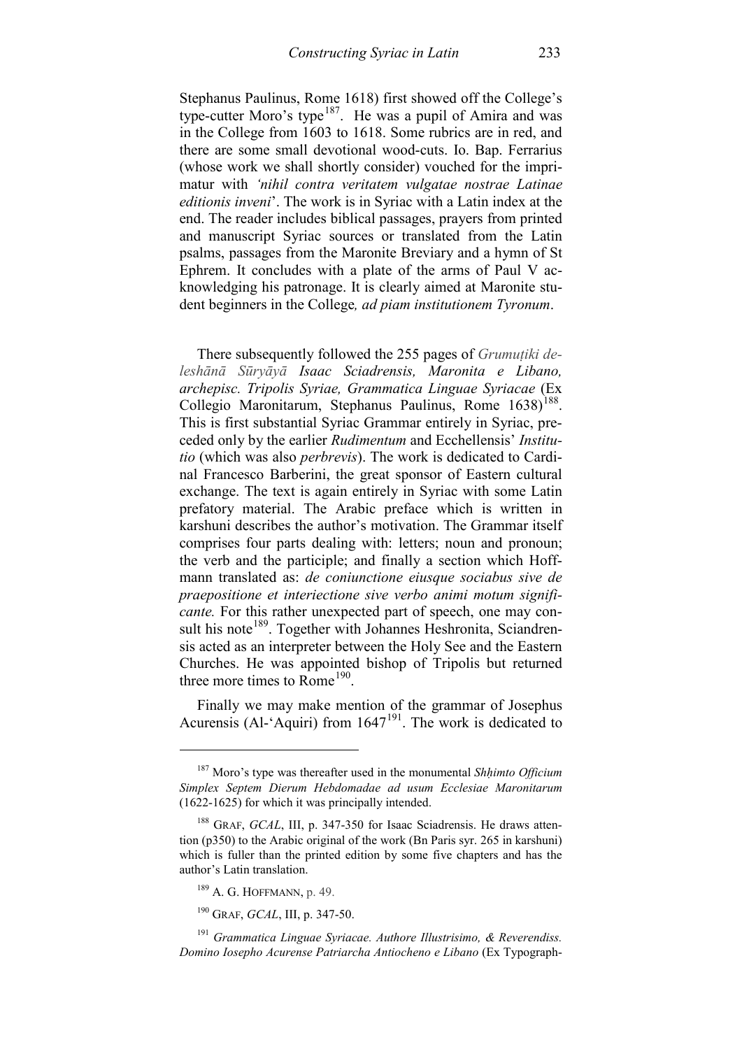Stephanus Paulinus, Rome 1618) first showed off the College's type-cutter Moro's type[187]. He was a pupil of Amira and was in the College from 1603 to 1618. Some rubrics are in red, and there are some small devotional wood-cuts. Io. Bap. Ferrarius (whose work we shall shortly consider) vouched for the imprimatur with *'nihil contra veritatem vulgatae nostrae Latinae editionis inveni*'. The work is in Syriac with a Latin index at the end. The reader includes biblical passages, prayers from printed and manuscript Syriac sources or translated from the Latin psalms, passages from the Maronite Breviary and a hymn of St Ephrem. It concludes with a plate of the arms of Paul V acknowledging his patronage. It is clearly aimed at Maronite student beginners in the College*, ad piam institutionem Tyronum*.

There subsequently followed the 255 pages of *Grumuṭiki deleshānā Sūryāyā Isaac Sciadrensis, Maronita e Libano, archepisc. Tripolis Syriae, Grammatica Linguae Syriacae* (Ex Collegio Maronitarum, Stephanus Paulinus, Rome 1638)[188]. This is first substantial Syriac Grammar entirely in Syriac, preceded only by the earlier *Rudimentum* and Ecchellensis' *Institutio* (which was also *perbrevis*). The work is dedicated to Cardinal Francesco Barberini, the great sponsor of Eastern cultural exchange. The text is again entirely in Syriac with some Latin prefatory material. The Arabic preface which is written in karshuni describes the author's motivation. The Grammar itself comprises four parts dealing with: letters; noun and pronoun; the verb and the participle; and finally a section which Hoffmann translated as: *de coniunctione eiusque sociabus sive de praepositione et interiectione sive verbo animi motum significante.* For this rather unexpected part of speech, one may consult his note[189]. Together with Johannes Heshronita, Sciandrensis acted as an interpreter between the Holy See and the Eastern Churches. He was appointed bishop of Tripolis but returned three more times to Rome[190].

Finally we may make mention of the grammar of Josephus Acurensis (Al-'Aquiri) from 1647[191]. The work is dedicated to

---

[187] Moro's type was thereafter used in the monumental *Shḥimto Officium Simplex Septem Dierum Hebdomadae ad usum Ecclesiae Maronitarum* (1622-1625) for which it was principally intended.

[188] GRAF, *GCAL*, III, p. 347-350 for Isaac Sciadrensis. He draws attention (p350) to the Arabic original of the work (Bn Paris syr. 265 in karshuni) which is fuller than the printed edition by some five chapters and has the author's Latin translation.

[189] A. G. HOFFMANN, p. 49.

[190] GRAF, *GCAL*, III, p. 347-50.

[191] *Grammatica Linguae Syriacae. Authore Illustrisimo, & Reverendiss. Domino Iosepho Acurense Patriarcha Antiocheno e Libano* (Ex Typograph-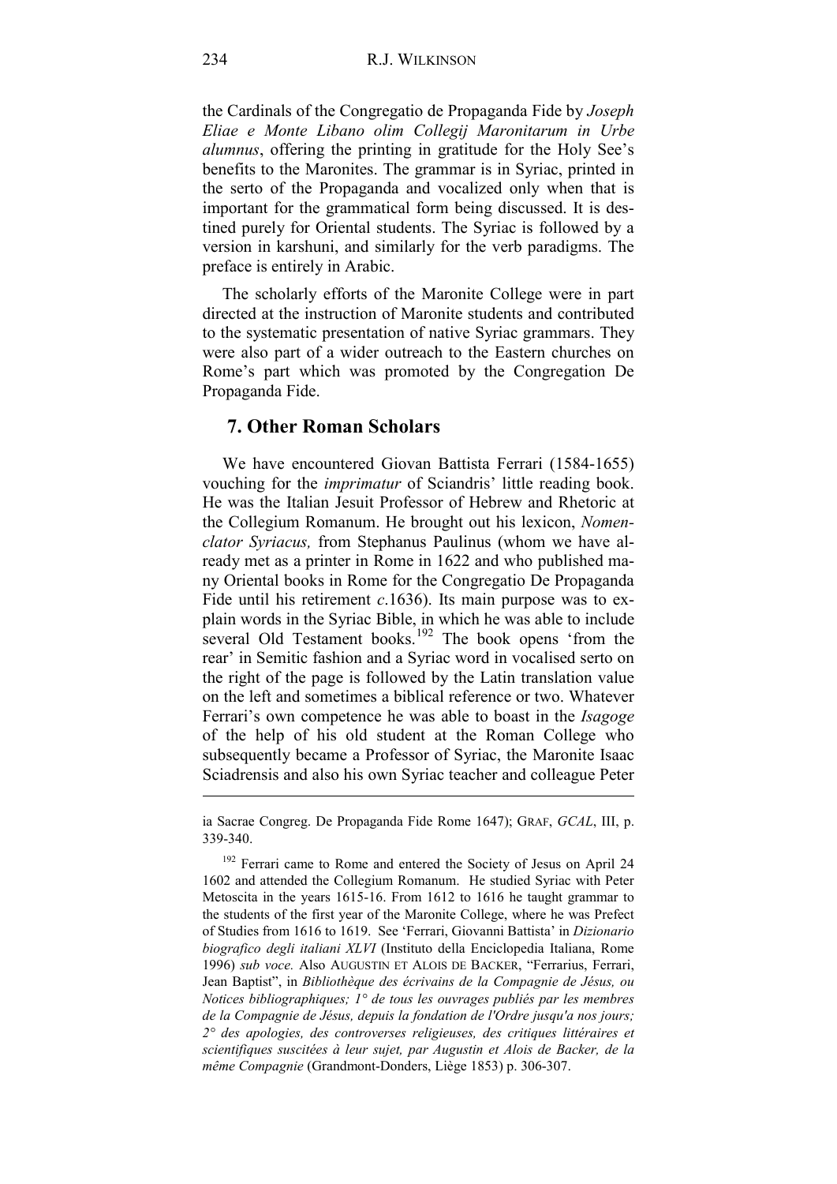the Cardinals of the Congregatio de Propaganda Fide by *Joseph Eliae e Monte Libano olim Collegij Maronitarum in Urbe alumnus*, offering the printing in gratitude for the Holy See's benefits to the Maronites. The grammar is in Syriac, printed in the serto of the Propaganda and vocalized only when that is important for the grammatical form being discussed. It is destined purely for Oriental students. The Syriac is followed by a version in karshuni, and similarly for the verb paradigms. The preface is entirely in Arabic.

The scholarly efforts of the Maronite College were in part directed at the instruction of Maronite students and contributed to the systematic presentation of native Syriac grammars. They were also part of a wider outreach to the Eastern churches on Rome's part which was promoted by the Congregation De Propaganda Fide.

## 7. Other Roman Scholars

We have encountered Giovan Battista Ferrari (1584-1655) vouching for the *imprimatur* of Sciandris' little reading book. He was the Italian Jesuit Professor of Hebrew and Rhetoric at the Collegium Romanum. He brought out his lexicon, *Nomenclator Syriacus,* from Stephanus Paulinus (whom we have already met as a printer in Rome in 1622 and who published many Oriental books in Rome for the Congregatio De Propaganda Fide until his retirement *c.*1636). Its main purpose was to explain words in the Syriac Bible, in which he was able to include several Old Testament books.[192] The book opens 'from the rear' in Semitic fashion and a Syriac word in vocalised serto on the right of the page is followed by the Latin translation value on the left and sometimes a biblical reference or two. Whatever Ferrari's own competence he was able to boast in the *Isagoge* of the help of his old student at the Roman College who subsequently became a Professor of Syriac, the Maronite Isaac Sciadrensis and also his own Syriac teacher and colleague Peter

---

ia Sacrae Congreg. De Propaganda Fide Rome 1647); GRAF, *GCAL*, III, p. 339-340.

[192] Ferrari came to Rome and entered the Society of Jesus on April 24 1602 and attended the Collegium Romanum. He studied Syriac with Peter Metoscita in the years 1615-16. From 1612 to 1616 he taught grammar to the students of the first year of the Maronite College, where he was Prefect of Studies from 1616 to 1619. See 'Ferrari, Giovanni Battista' in *Dizionario biografico degli italiani XLVI* (Instituto della Enciclopedia Italiana, Rome 1996) *sub voce.* Also AUGUSTIN ET ALOIS DE BACKER, "Ferrarius, Ferrari, Jean Baptist", in *Bibliothèque des écrivains de la Compagnie de Jésus, ou Notices bibliographiques; 1° de tous les ouvrages publiés par les membres de la Compagnie de Jésus, depuis la fondation de l'Ordre jusqu'a nos jours; 2° des apologies, des controverses religieuses, des critiques littéraires et scientifiques suscitées à leur sujet, par Augustin et Alois de Backer, de la même Compagnie* (Grandmont-Donders, Liège 1853) p. 306-307.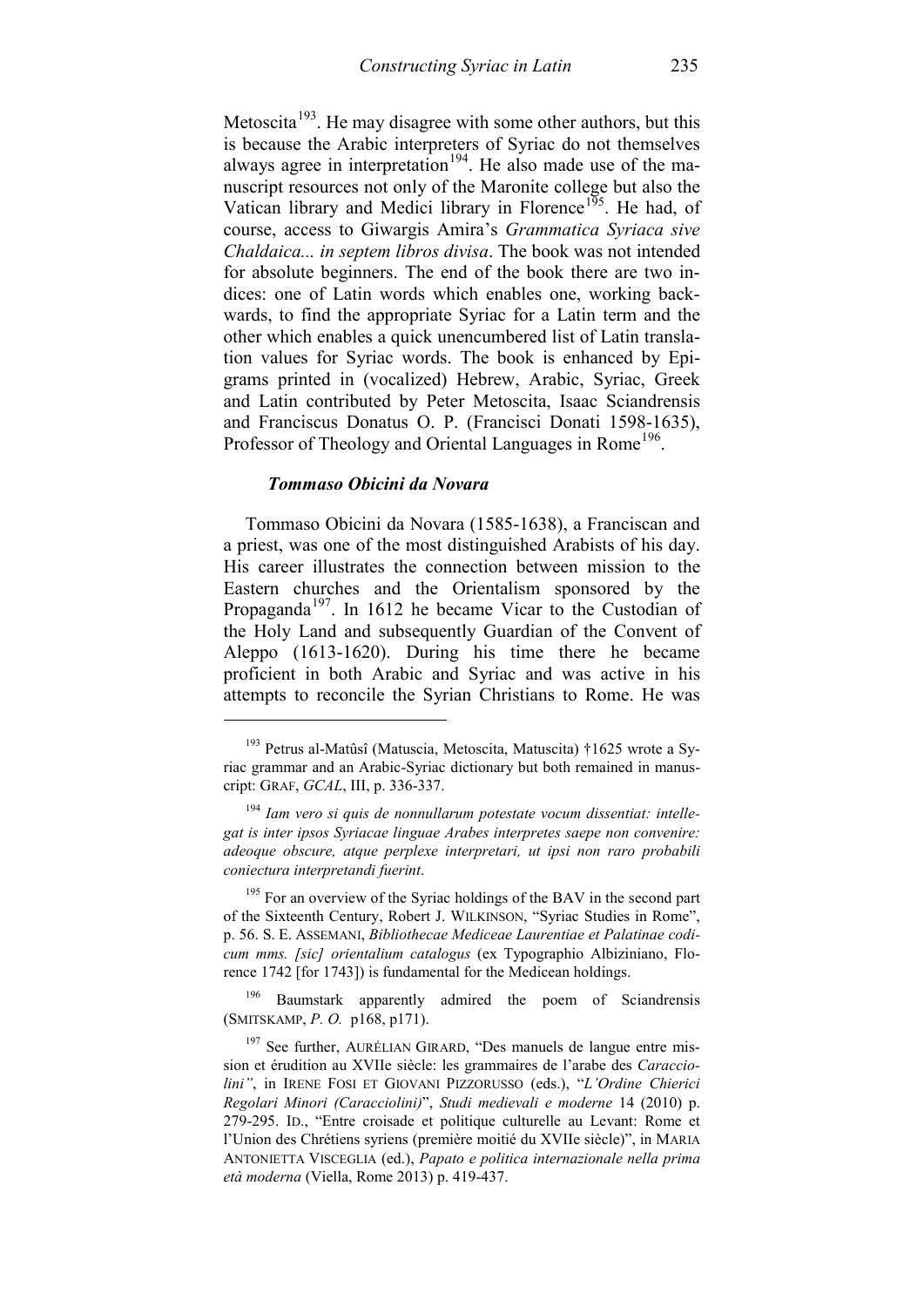Metoscita[193]. He may disagree with some other authors, but this is because the Arabic interpreters of Syriac do not themselves always agree in interpretation[194]. He also made use of the manuscript resources not only of the Maronite college but also the Vatican library and Medici library in Florence[195]. He had, of course, access to Giwargis Amira's *Grammatica Syriaca sive Chaldaica... in septem libros divisa*. The book was not intended for absolute beginners. The end of the book there are two indices: one of Latin words which enables one, working backwards, to find the appropriate Syriac for a Latin term and the other which enables a quick unencumbered list of Latin translation values for Syriac words. The book is enhanced by Epigrams printed in (vocalized) Hebrew, Arabic, Syriac, Greek and Latin contributed by Peter Metoscita, Isaac Sciandrensis and Franciscus Donatus O. P. (Francisci Donati 1598-1635), Professor of Theology and Oriental Languages in Rome[196].

### *Tommaso Obicini da Novara*

Tommaso Obicini da Novara (1585-1638), a Franciscan and a priest, was one of the most distinguished Arabists of his day. His career illustrates the connection between mission to the Eastern churches and the Orientalism sponsored by the Propaganda[197]. In 1612 he became Vicar to the Custodian of the Holy Land and subsequently Guardian of the Convent of Aleppo (1613-1620). During his time there he became proficient in both Arabic and Syriac and was active in his attempts to reconcile the Syrian Christians to Rome. He was

---

[193] Petrus al-Matûsî (Matuscia, Metoscita, Matuscita) †1625 wrote a Syriac grammar and an Arabic-Syriac dictionary but both remained in manuscript: GRAF, *GCAL*, III, p. 336-337.

[194] *Iam vero si quis de nonnullarum potestate vocum dissentiat: intellegat is inter ipsos Syriacae linguae Arabes interpretes saepe non convenire: adeoque obscure, atque perplexe interpretari, ut ipsi non raro probabili coniectura interpretandi fuerint*.

[195] For an overview of the Syriac holdings of the BAV in the second part of the Sixteenth Century, Robert J. WILKINSON, "Syriac Studies in Rome", p. 56. S. E. ASSEMANI, *Bibliothecae Mediceae Laurentiae et Palatinae codicum mms. [sic] orientalium catalogus* (ex Typographio Albiziniano, Florence 1742 [for 1743]) is fundamental for the Medicean holdings.

[196] Baumstark apparently admired the poem of Sciandrensis (SMITSKAMP, *P. O.* p168, p171).

[197] See further, AURÉLIAN GIRARD, "Des manuels de langue entre mission et érudition au XVIIe siècle: les grammaires de l'arabe des *Caracciolini"*, in IRENE FOSI ET GIOVANI PIZZORUSSO (eds.), "*L'Ordine Chierici Regolari Minori (Caracciolini)*", *Studi medievali e moderne* 14 (2010) p. 279-295. ID., "Entre croisade et politique culturelle au Levant: Rome et l'Union des Chrétiens syriens (première moitié du XVIIe siècle)", in MARIA ANTONIETTA VISCEGLIA (ed.), *Papato e politica internazionale nella prima età moderna* (Viella, Rome 2013) p. 419-437.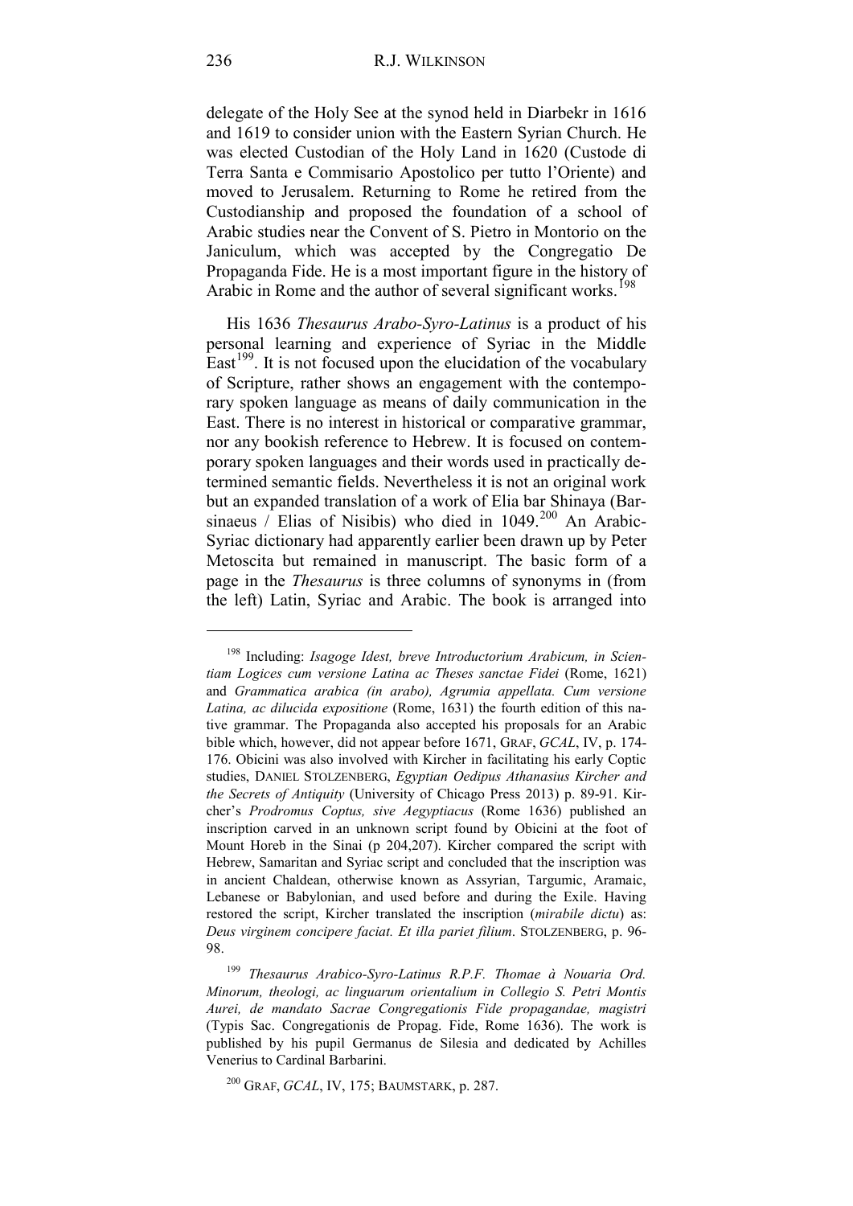delegate of the Holy See at the synod held in Diarbekr in 1616 and 1619 to consider union with the Eastern Syrian Church. He was elected Custodian of the Holy Land in 1620 (Custode di Terra Santa e Commisario Apostolico per tutto l'Oriente) and moved to Jerusalem. Returning to Rome he retired from the Custodianship and proposed the foundation of a school of Arabic studies near the Convent of S. Pietro in Montorio on the Janiculum, which was accepted by the Congregatio De Propaganda Fide. He is a most important figure in the history of Arabic in Rome and the author of several significant works.[198]

His 1636 *Thesaurus Arabo-Syro-Latinus* is a product of his personal learning and experience of Syriac in the Middle East[199]. It is not focused upon the elucidation of the vocabulary of Scripture, rather shows an engagement with the contemporary spoken language as means of daily communication in the East. There is no interest in historical or comparative grammar, nor any bookish reference to Hebrew. It is focused on contemporary spoken languages and their words used in practically determined semantic fields. Nevertheless it is not an original work but an expanded translation of a work of Elia bar Shinaya (Barsinaeus / Elias of Nisibis) who died in 1049.[200] An Arabic-Syriac dictionary had apparently earlier been drawn up by Peter Metoscita but remained in manuscript. The basic form of a page in the *Thesaurus* is three columns of synonyms in (from the left) Latin, Syriac and Arabic. The book is arranged into

---

[198] Including: *Isagoge Idest, breve Introductorium Arabicum, in Scientiam Logices cum versione Latina ac Theses sanctae Fidei* (Rome, 1621) and *Grammatica arabica (in arabo), Agrumia appellata. Cum versione Latina, ac dilucida expositione* (Rome, 1631) the fourth edition of this native grammar. The Propaganda also accepted his proposals for an Arabic bible which, however, did not appear before 1671, GRAF, *GCAL*, IV, p. 174-176. Obicini was also involved with Kircher in facilitating his early Coptic studies, DANIEL STOLZENBERG, *Egyptian Oedipus Athanasius Kircher and the Secrets of Antiquity* (University of Chicago Press 2013) p. 89-91. Kircher's *Prodromus Coptus, sive Aegyptiacus* (Rome 1636) published an inscription carved in an unknown script found by Obicini at the foot of Mount Horeb in the Sinai (p 204,207). Kircher compared the script with Hebrew, Samaritan and Syriac script and concluded that the inscription was in ancient Chaldean, otherwise known as Assyrian, Targumic, Aramaic, Lebanese or Babylonian, and used before and during the Exile. Having restored the script, Kircher translated the inscription (*mirabile dictu*) as: *Deus virginem concipere faciat. Et illa pariet filium*. STOLZENBERG, p. 96-98.

[199] *Thesaurus Arabico-Syro-Latinus R.P.F. Thomae à Nouaria Ord. Minorum, theologi, ac linguarum orientalium in Collegio S. Petri Montis Aurei, de mandato Sacrae Congregationis Fide propagandae, magistri* (Typis Sac. Congregationis de Propag. Fide, Rome 1636). The work is published by his pupil Germanus de Silesia and dedicated by Achilles Venerius to Cardinal Barbarini.

[200] GRAF, *GCAL*, IV, 175; BAUMSTARK, p. 287.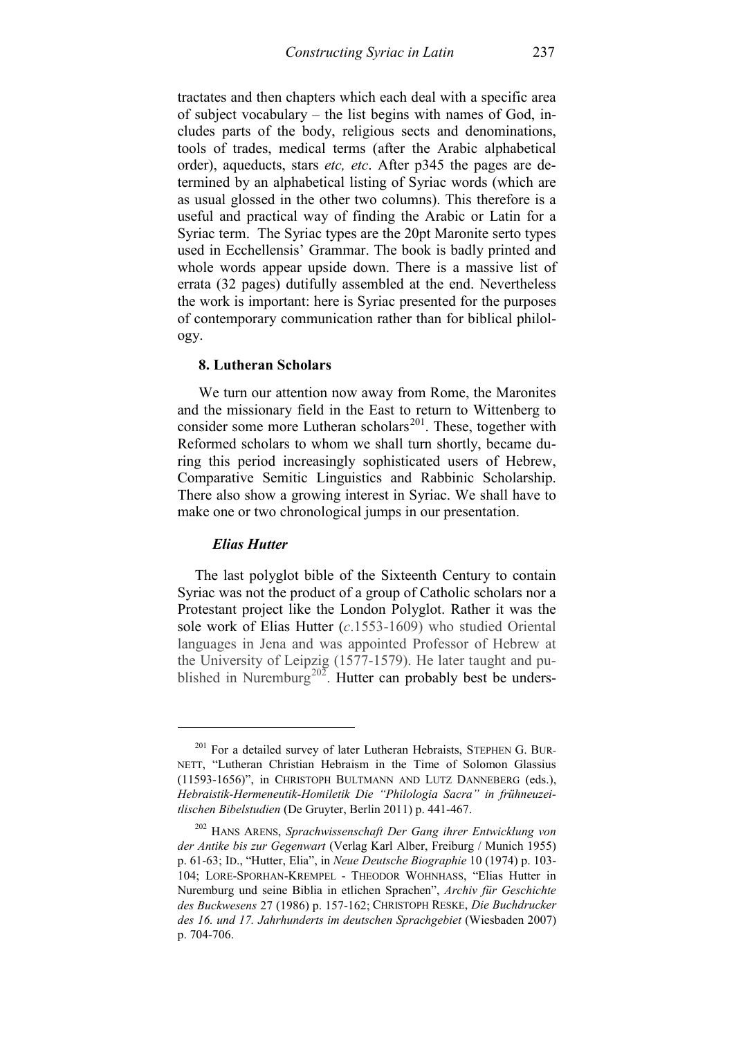tractates and then chapters which each deal with a specific area of subject vocabulary – the list begins with names of God, includes parts of the body, religious sects and denominations, tools of trades, medical terms (after the Arabic alphabetical order), aqueducts, stars *etc, etc*. After p345 the pages are determined by an alphabetical listing of Syriac words (which are as usual glossed in the other two columns). This therefore is a useful and practical way of finding the Arabic or Latin for a Syriac term. The Syriac types are the 20pt Maronite serto types used in Ecchellensis' Grammar. The book is badly printed and whole words appear upside down. There is a massive list of errata (32 pages) dutifully assembled at the end. Nevertheless the work is important: here is Syriac presented for the purposes of contemporary communication rather than for biblical philology.

### 8. Lutheran Scholars

We turn our attention now away from Rome, the Maronites and the missionary field in the East to return to Wittenberg to consider some more Lutheran scholars[201]. These, together with Reformed scholars to whom we shall turn shortly, became during this period increasingly sophisticated users of Hebrew, Comparative Semitic Linguistics and Rabbinic Scholarship. There also show a growing interest in Syriac. We shall have to make one or two chronological jumps in our presentation.

#### *Elias Hutter*

The last polyglot bible of the Sixteenth Century to contain Syriac was not the product of a group of Catholic scholars nor a Protestant project like the London Polyglot. Rather it was the sole work of Elias Hutter (*c*.1553-1609) who studied Oriental languages in Jena and was appointed Professor of Hebrew at the University of Leipzig (1577-1579). He later taught and published in Nuremburg[202]. Hutter can probably best be unders-

---

[201] For a detailed survey of later Lutheran Hebraists, STEPHEN G. BURNETT, "Lutheran Christian Hebraism in the Time of Solomon Glassius (11593-1656)", in CHRISTOPH BULTMANN AND LUTZ DANNEBERG (eds.), *Hebraistik-Hermeneutik-Homiletik Die "Philologia Sacra" in frühneuzeitlischen Bibelstudien* (De Gruyter, Berlin 2011) p. 441-467.

[202] HANS ARENS, *Sprachwissenschaft Der Gang ihrer Entwicklung von der Antike bis zur Gegenwart* (Verlag Karl Alber, Freiburg / Munich 1955) p. 61-63; ID., "Hutter, Elia", in *Neue Deutsche Biographie* 10 (1974) p. 103-104; LORE-SPORHAN-KREMPEL - THEODOR WOHNHASS, "Elias Hutter in Nuremburg und seine Biblia in etlichen Sprachen", *Archiv für Geschichte des Buckwesens* 27 (1986) p. 157-162; CHRISTOPH RESKE, *Die Buchdrucker des 16. und 17. Jahrhunderts im deutschen Sprachgebiet* (Wiesbaden 2007) p. 704-706.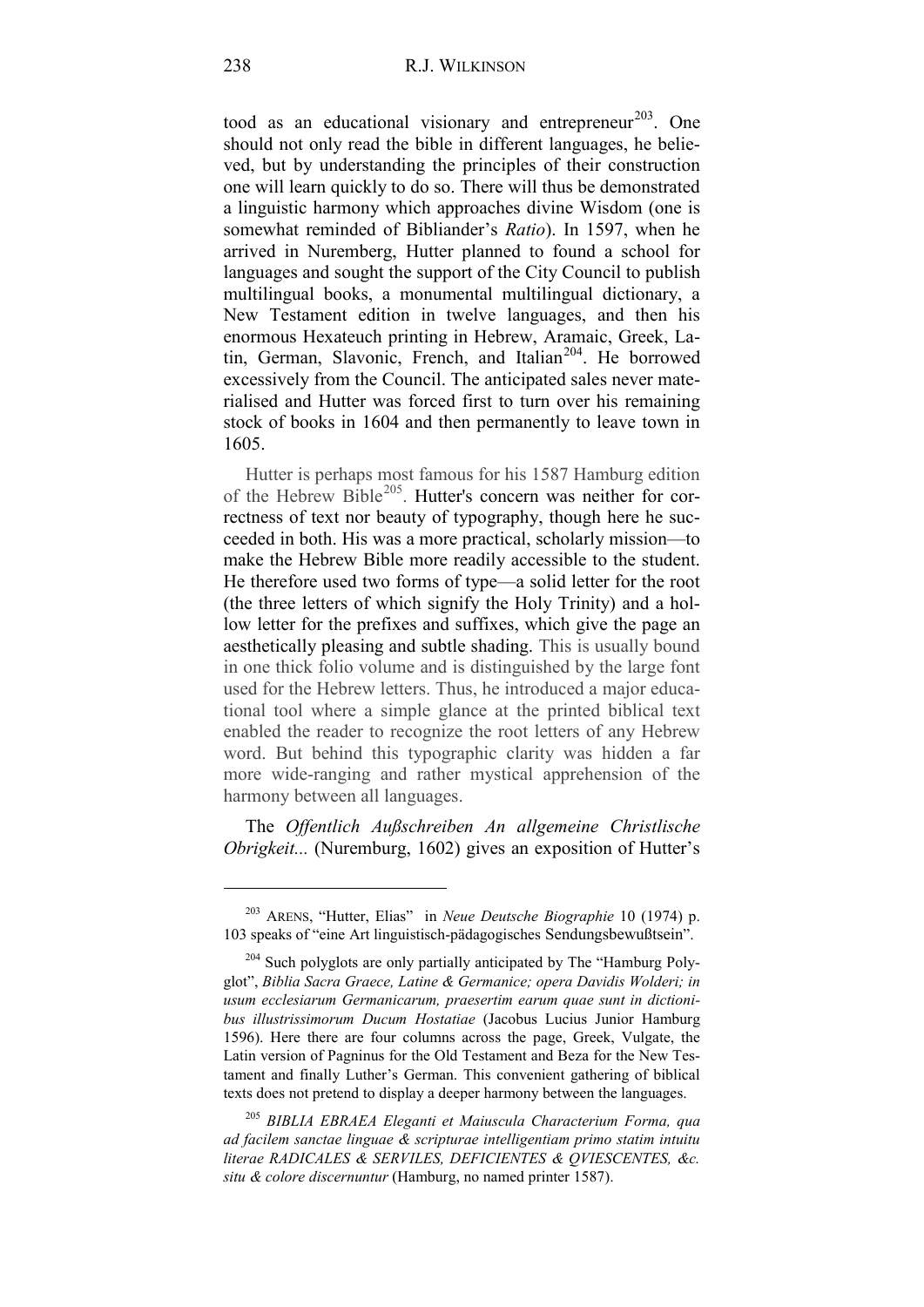tood as an educational visionary and entrepreneur[203]. One should not only read the bible in different languages, he believed, but by understanding the principles of their construction one will learn quickly to do so. There will thus be demonstrated a linguistic harmony which approaches divine Wisdom (one is somewhat reminded of Bibliander's *Ratio*). In 1597, when he arrived in Nuremberg, Hutter planned to found a school for languages and sought the support of the City Council to publish multilingual books, a monumental multilingual dictionary, a New Testament edition in twelve languages, and then his enormous Hexateuch printing in Hebrew, Aramaic, Greek, Latin, German, Slavonic, French, and Italian[204]. He borrowed excessively from the Council. The anticipated sales never materialised and Hutter was forced first to turn over his remaining stock of books in 1604 and then permanently to leave town in 1605.

Hutter is perhaps most famous for his 1587 Hamburg edition of the Hebrew Bible[205]. Hutter's concern was neither for correctness of text nor beauty of typography, though here he succeeded in both. His was a more practical, scholarly mission—to make the Hebrew Bible more readily accessible to the student. He therefore used two forms of type—a solid letter for the root (the three letters of which signify the Holy Trinity) and a hollow letter for the prefixes and suffixes, which give the page an aesthetically pleasing and subtle shading. This is usually bound in one thick folio volume and is distinguished by the large font used for the Hebrew letters. Thus, he introduced a major educational tool where a simple glance at the printed biblical text enabled the reader to recognize the root letters of any Hebrew word. But behind this typographic clarity was hidden a far more wide-ranging and rather mystical apprehension of the harmony between all languages.

The *Offentlich Außschreiben An allgemeine Christlische Obrigkeit...* (Nuremburg, 1602) gives an exposition of Hutter's

---

[203] ARENS, "Hutter, Elias" in *Neue Deutsche Biographie* 10 (1974) p. 103 speaks of "eine Art linguistisch-pädagogisches Sendungsbewußtsein".

[204] Such polyglots are only partially anticipated by The "Hamburg Polyglot", *Biblia Sacra Graece, Latine & Germanice; opera Davidis Wolderi; in usum ecclesiarum Germanicarum, praesertim earum quae sunt in dictionibus illustrissimorum Ducum Hostatiae* (Jacobus Lucius Junior Hamburg 1596). Here there are four columns across the page, Greek, Vulgate, the Latin version of Pagninus for the Old Testament and Beza for the New Testament and finally Luther's German. This convenient gathering of biblical texts does not pretend to display a deeper harmony between the languages.

[205] *BIBLIA EBRAEA Eleganti et Maiuscula Characterium Forma, qua ad facilem sanctae linguae & scripturae intelligentiam primo statim intuitu literae RADICALES & SERVILES, DEFICIENTES & QVIESCENTES, &c. situ & colore discernuntur* (Hamburg, no named printer 1587).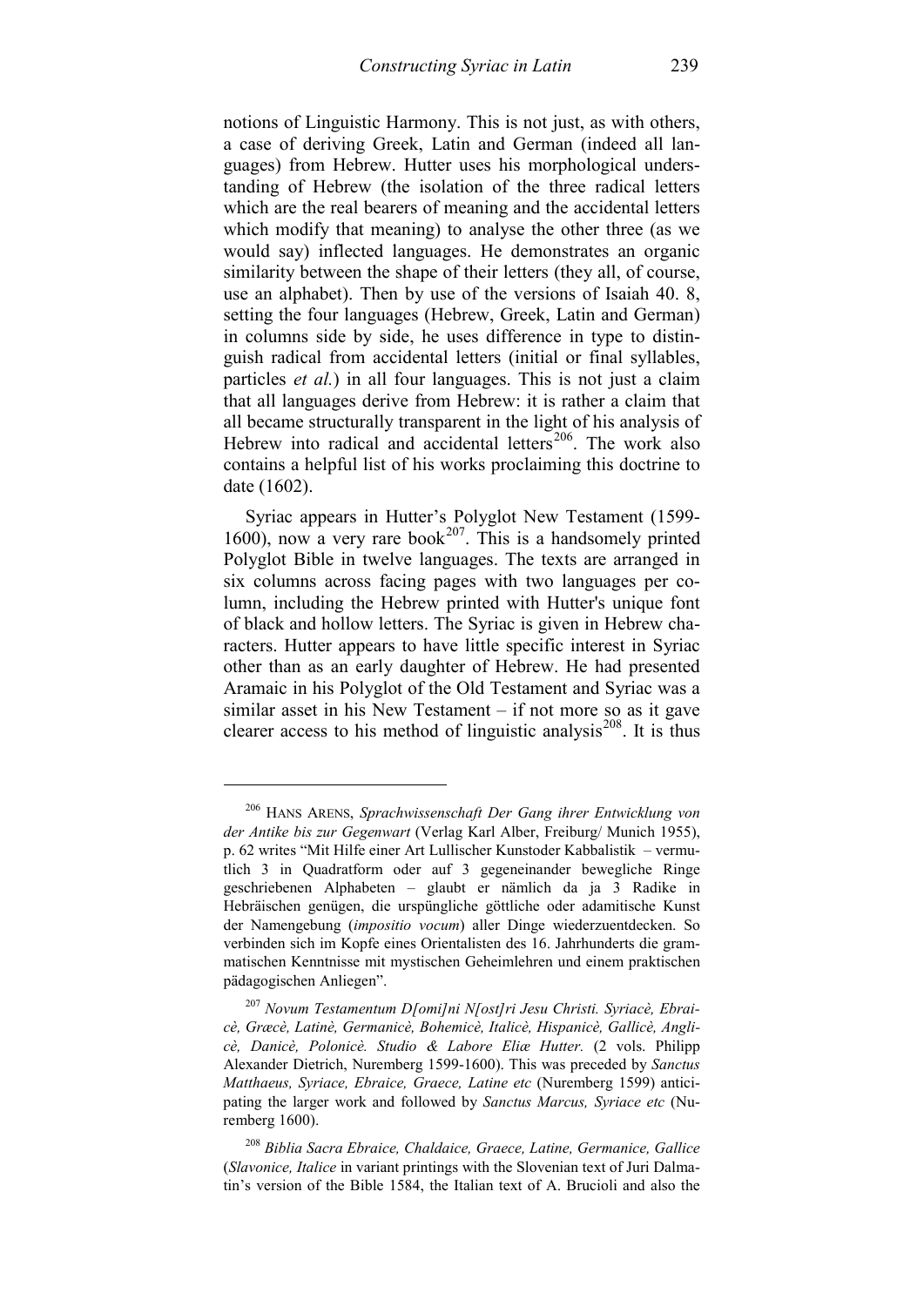notions of Linguistic Harmony. This is not just, as with others, a case of deriving Greek, Latin and German (indeed all languages) from Hebrew. Hutter uses his morphological understanding of Hebrew (the isolation of the three radical letters which are the real bearers of meaning and the accidental letters which modify that meaning) to analyse the other three (as we would say) inflected languages. He demonstrates an organic similarity between the shape of their letters (they all, of course, use an alphabet). Then by use of the versions of Isaiah 40. 8, setting the four languages (Hebrew, Greek, Latin and German) in columns side by side, he uses difference in type to distinguish radical from accidental letters (initial or final syllables, particles *et al.*) in all four languages. This is not just a claim that all languages derive from Hebrew: it is rather a claim that all became structurally transparent in the light of his analysis of Hebrew into radical and accidental letters[206]. The work also contains a helpful list of his works proclaiming this doctrine to date (1602).

Syriac appears in Hutter's Polyglot New Testament (1599-1600), now a very rare book[207]. This is a handsomely printed Polyglot Bible in twelve languages. The texts are arranged in six columns across facing pages with two languages per column, including the Hebrew printed with Hutter's unique font of black and hollow letters. The Syriac is given in Hebrew characters. Hutter appears to have little specific interest in Syriac other than as an early daughter of Hebrew. He had presented Aramaic in his Polyglot of the Old Testament and Syriac was a similar asset in his New Testament – if not more so as it gave clearer access to his method of linguistic analysis[208]. It is thus

---

[206] HANS ARENS, *Sprachwissenschaft Der Gang ihrer Entwicklung von der Antike bis zur Gegenwart* (Verlag Karl Alber, Freiburg/ Munich 1955), p. 62 writes "Mit Hilfe einer Art Lullischer Kunstoder Kabbalistik – vermutlich 3 in Quadratform oder auf 3 gegeneinander bewegliche Ringe geschriebenen Alphabeten – glaubt er nämlich da ja 3 Radike in Hebräischen genügen, die urspüngliche göttliche oder adamitische Kunst der Namengebung (*impositio vocum*) aller Dinge wiederzuentdecken. So verbinden sich im Kopfe eines Orientalisten des 16. Jahrhunderts die grammatischen Kenntnisse mit mystischen Geheimlehren und einem praktischen pädagogischen Anliegen".

[207] *Novum Testamentum D[omi]ni N[ost]ri Jesu Christi. Syriacè, Ebraicè, Græcè, Latinè, Germanicè, Bohemicè, Italicè, Hispanicè, Gallicè, Anglicè, Danicè, Polonicè. Studio & Labore Eliæ Hutter.* (2 vols. Philipp Alexander Dietrich, Nuremberg 1599-1600). This was preceded by *Sanctus Matthaeus, Syriace, Ebraice, Graece, Latine etc* (Nuremberg 1599) anticipating the larger work and followed by *Sanctus Marcus, Syriace etc* (Nuremberg 1600).

[208] *Biblia Sacra Ebraice, Chaldaice, Graece, Latine, Germanice, Gallice* (*Slavonice, Italice* in variant printings with the Slovenian text of Juri Dalmatin's version of the Bible 1584, the Italian text of A. Brucioli and also the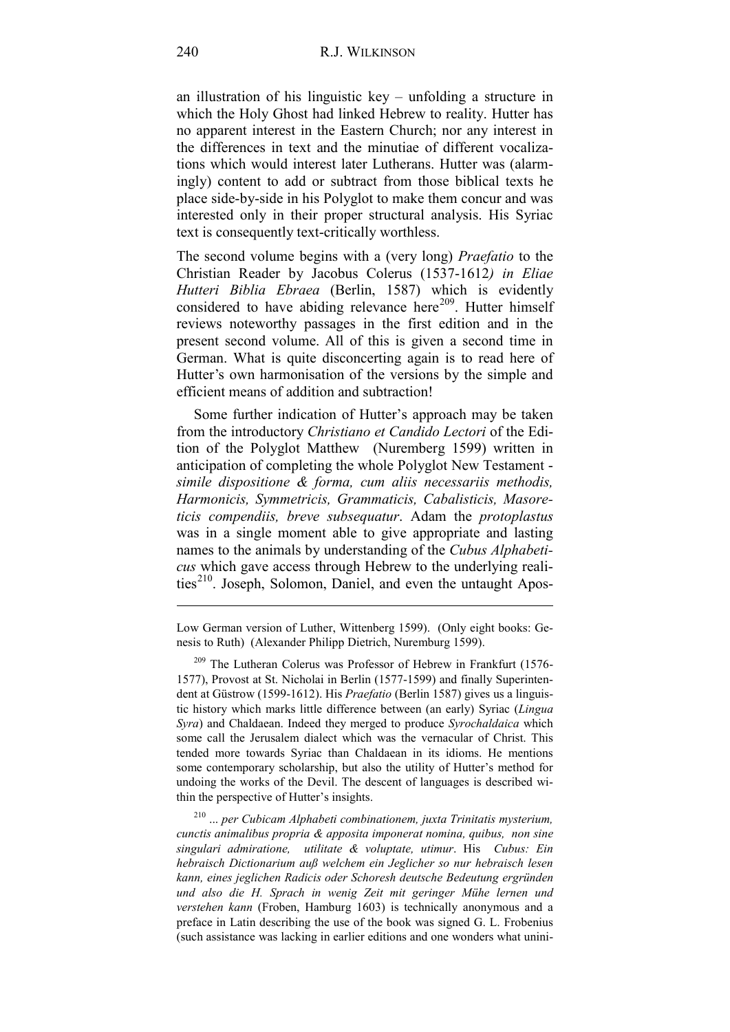an illustration of his linguistic key – unfolding a structure in which the Holy Ghost had linked Hebrew to reality. Hutter has no apparent interest in the Eastern Church; nor any interest in the differences in text and the minutiae of different vocalizations which would interest later Lutherans. Hutter was (alarmingly) content to add or subtract from those biblical texts he place side-by-side in his Polyglot to make them concur and was interested only in their proper structural analysis. His Syriac text is consequently text-critically worthless.

The second volume begins with a (very long) *Praefatio* to the Christian Reader by Jacobus Colerus (1537-1612*) in Eliae Hutteri Biblia Ebraea* (Berlin, 1587) which is evidently considered to have abiding relevance here[209]. Hutter himself reviews noteworthy passages in the first edition and in the present second volume. All of this is given a second time in German. What is quite disconcerting again is to read here of Hutter's own harmonisation of the versions by the simple and efficient means of addition and subtraction!

Some further indication of Hutter's approach may be taken from the introductory *Christiano et Candido Lectori* of the Edition of the Polyglot Matthew (Nuremberg 1599) written in anticipation of completing the whole Polyglot New Testament - *simile dispositione & forma, cum aliis necessariis methodis, Harmonicis, Symmetricis, Grammaticis, Cabalisticis, Masoreticis compendiis, breve subsequatur*. Adam the *protoplastus* was in a single moment able to give appropriate and lasting names to the animals by understanding of the *Cubus Alphabeticus* which gave access through Hebrew to the underlying realities[210]. Joseph, Solomon, Daniel, and even the untaught Apos-

---

Low German version of Luther, Wittenberg 1599). (Only eight books: Genesis to Ruth) (Alexander Philipp Dietrich, Nuremburg 1599).

[209] The Lutheran Colerus was Professor of Hebrew in Frankfurt (1576-1577), Provost at St. Nicholai in Berlin (1577-1599) and finally Superintendent at Güstrow (1599-1612). His *Praefatio* (Berlin 1587) gives us a linguistic history which marks little difference between (an early) Syriac (*Lingua Syra*) and Chaldaean. Indeed they merged to produce *Syrochaldaica* which some call the Jerusalem dialect which was the vernacular of Christ. This tended more towards Syriac than Chaldaean in its idioms. He mentions some contemporary scholarship, but also the utility of Hutter's method for undoing the works of the Devil. The descent of languages is described within the perspective of Hutter's insights.

[210] *... per Cubicam Alphabeti combinationem, juxta Trinitatis mysterium, cunctis animalibus propria & apposita imponerat nomina, quibus, non sine singulari admiratione, utilitate & voluptate, utimur*. His *Cubus: Ein hebraisch Dictionarium auß welchem ein Jeglicher so nur hebraisch lesen kann, eines jeglichen Radicis oder Schoresh deutsche Bedeutung ergründen und also die H. Sprach in wenig Zeit mit geringer Mühe lernen und verstehen kann* (Froben, Hamburg 1603) is technically anonymous and a preface in Latin describing the use of the book was signed G. L. Frobenius (such assistance was lacking in earlier editions and one wonders what unini-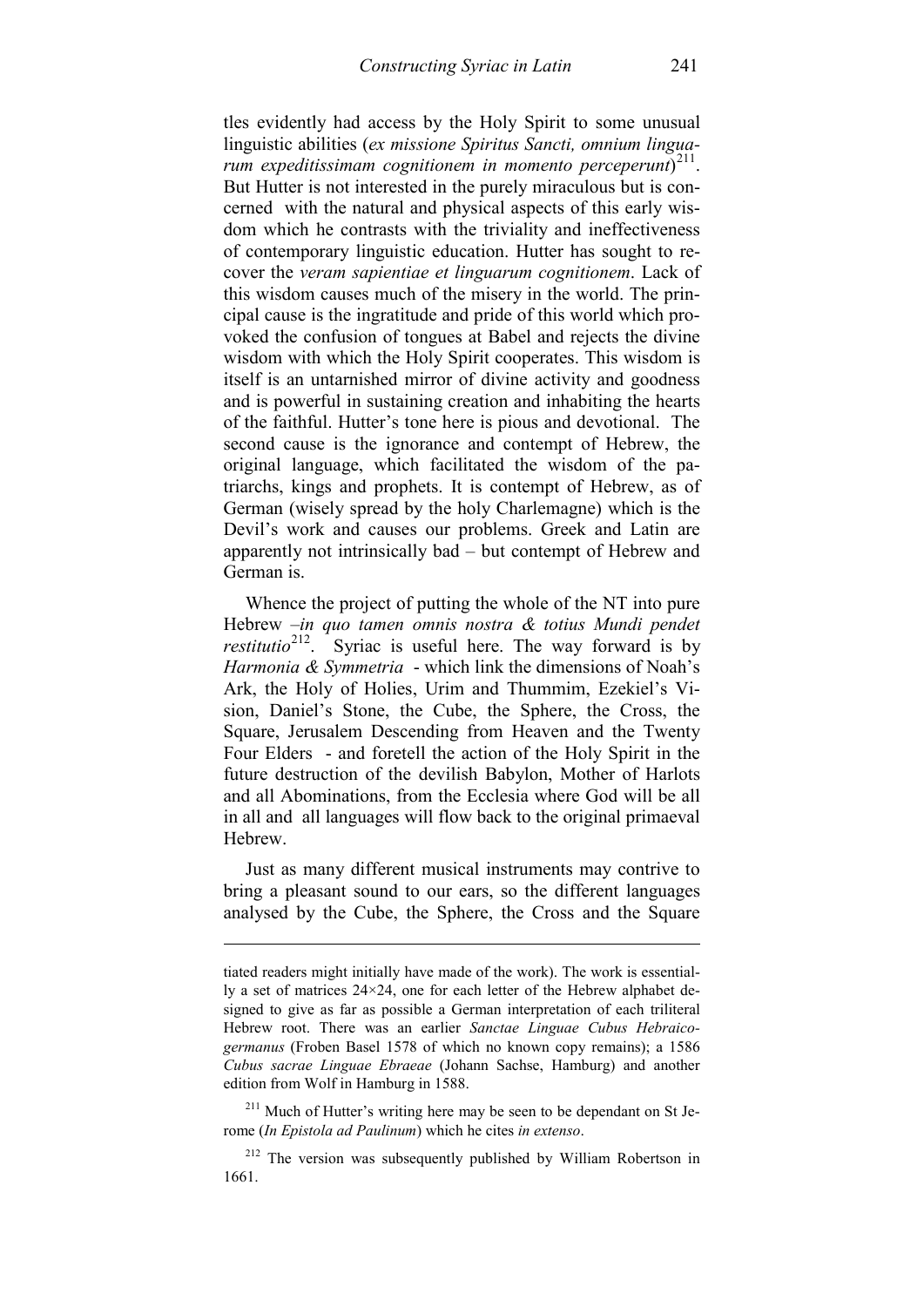tles evidently had access by the Holy Spirit to some unusual linguistic abilities (*ex missione Spiritus Sancti, omnium linguarum expeditissimam cognitionem in momento perceperunt*)[211]. But Hutter is not interested in the purely miraculous but is concerned with the natural and physical aspects of this early wisdom which he contrasts with the triviality and ineffectiveness of contemporary linguistic education. Hutter has sought to recover the *veram sapientiae et linguarum cognitionem*. Lack of this wisdom causes much of the misery in the world. The principal cause is the ingratitude and pride of this world which provoked the confusion of tongues at Babel and rejects the divine wisdom with which the Holy Spirit cooperates. This wisdom is itself is an untarnished mirror of divine activity and goodness and is powerful in sustaining creation and inhabiting the hearts of the faithful. Hutter's tone here is pious and devotional. The second cause is the ignorance and contempt of Hebrew, the original language, which facilitated the wisdom of the patriarchs, kings and prophets. It is contempt of Hebrew, as of German (wisely spread by the holy Charlemagne) which is the Devil's work and causes our problems. Greek and Latin are apparently not intrinsically bad – but contempt of Hebrew and German is.

Whence the project of putting the whole of the NT into pure Hebrew –*in quo tamen omnis nostra & totius Mundi pendet restitutio*[212]. Syriac is useful here. The way forward is by *Harmonia & Symmetria* - which link the dimensions of Noah's Ark, the Holy of Holies, Urim and Thummim, Ezekiel's Vision, Daniel's Stone, the Cube, the Sphere, the Cross, the Square, Jerusalem Descending from Heaven and the Twenty Four Elders - and foretell the action of the Holy Spirit in the future destruction of the devilish Babylon, Mother of Harlots and all Abominations, from the Ecclesia where God will be all in all and all languages will flow back to the original primaeval Hebrew.

Just as many different musical instruments may contrive to bring a pleasant sound to our ears, so the different languages analysed by the Cube, the Sphere, the Cross and the Square

---

tiated readers might initially have made of the work). The work is essentially a set of matrices 24×24, one for each letter of the Hebrew alphabet designed to give as far as possible a German interpretation of each triliteral Hebrew root. There was an earlier *Sanctae Linguae Cubus Hebraicogermanus* (Froben Basel 1578 of which no known copy remains); a 1586 *Cubus sacrae Linguae Ebraeae* (Johann Sachse, Hamburg) and another edition from Wolf in Hamburg in 1588.

[211] Much of Hutter's writing here may be seen to be dependant on St Jerome (*In Epistola ad Paulinum*) which he cites *in extenso*.

[212] The version was subsequently published by William Robertson in 1661.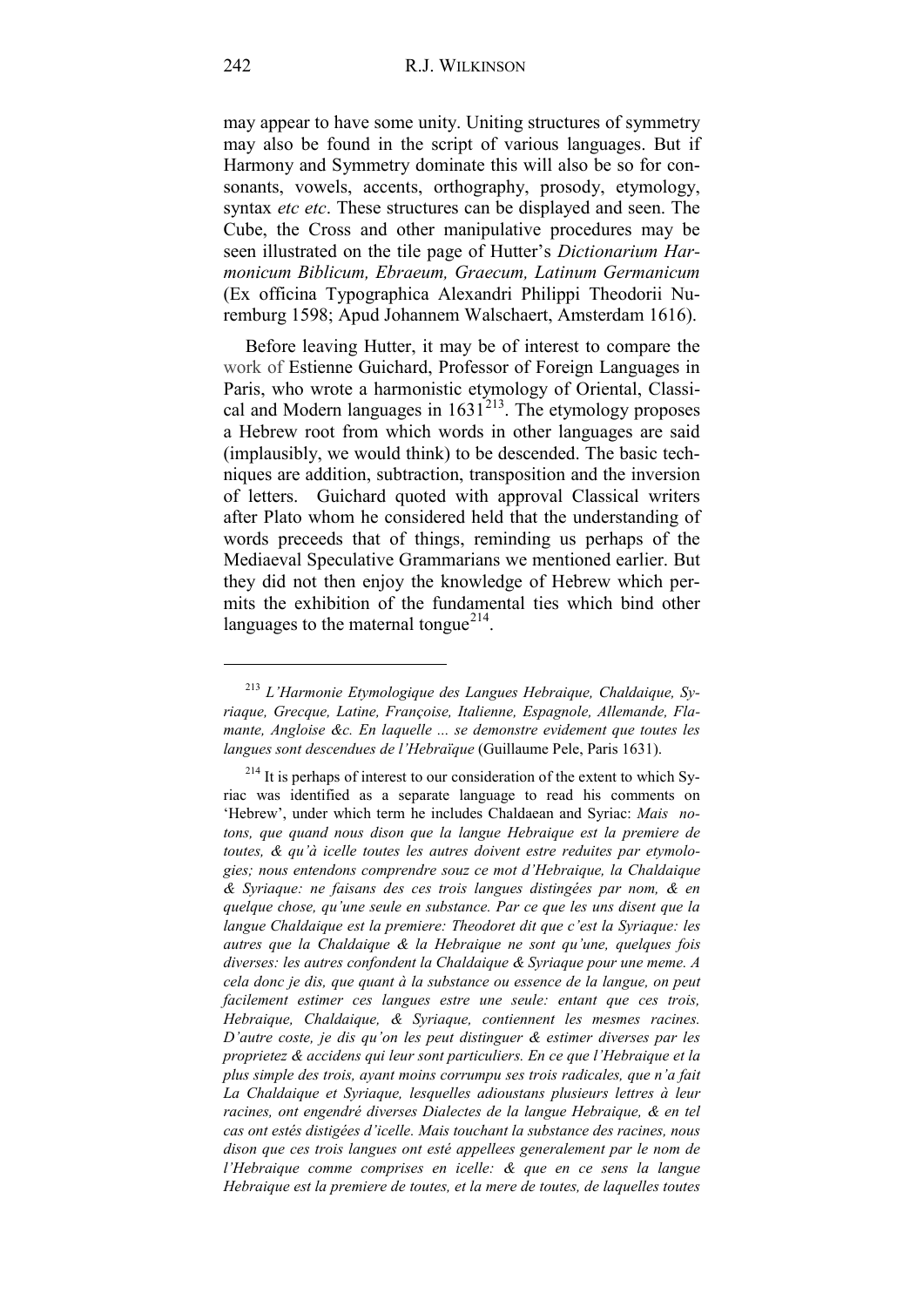may appear to have some unity. Uniting structures of symmetry may also be found in the script of various languages. But if Harmony and Symmetry dominate this will also be so for consonants, vowels, accents, orthography, prosody, etymology, syntax *etc etc*. These structures can be displayed and seen. The Cube, the Cross and other manipulative procedures may be seen illustrated on the tile page of Hutter's *Dictionarium Harmonicum Biblicum, Ebraeum, Graecum, Latinum Germanicum* (Ex officina Typographica Alexandri Philippi Theodorii Nuremburg 1598; Apud Johannem Walschaert, Amsterdam 1616).

Before leaving Hutter, it may be of interest to compare the work of Estienne Guichard, Professor of Foreign Languages in Paris, who wrote a harmonistic etymology of Oriental, Classical and Modern languages in 1631[213]. The etymology proposes a Hebrew root from which words in other languages are said (implausibly, we would think) to be descended. The basic techniques are addition, subtraction, transposition and the inversion of letters. Guichard quoted with approval Classical writers after Plato whom he considered held that the understanding of words preceeds that of things, reminding us perhaps of the Mediaeval Speculative Grammarians we mentioned earlier. But they did not then enjoy the knowledge of Hebrew which permits the exhibition of the fundamental ties which bind other languages to the maternal tongue[214].

---

[213] *L'Harmonie Etymologique des Langues Hebraique, Chaldaique, Syriaque, Grecque, Latine, Françoise, Italienne, Espagnole, Allemande, Flamante, Angloise &c. En laquelle ... se demonstre evidement que toutes les langues sont descendues de l'Hebraïque* (Guillaume Pele, Paris 1631).

[214] It is perhaps of interest to our consideration of the extent to which Syriac was identified as a separate language to read his comments on 'Hebrew', under which term he includes Chaldaean and Syriac: *Mais notons, que quand nous dison que la langue Hebraique est la premiere de toutes, & qu'à icelle toutes les autres doivent estre reduites par etymologies; nous entendons comprendre souz ce mot d'Hebraique, la Chaldaique & Syriaque: ne faisans des ces trois langues distingées par nom, & en quelque chose, qu'une seule en substance. Par ce que les uns disent que la langue Chaldaique est la premiere: Theodoret dit que c'est la Syriaque: les autres que la Chaldaique & la Hebraique ne sont qu'une, quelques fois diverses: les autres confondent la Chaldaique & Syriaque pour une meme. A cela donc je dis, que quant à la substance ou essence de la langue, on peut facilement estimer ces langues estre une seule: entant que ces trois, Hebraique, Chaldaique, & Syriaque, contiennent les mesmes racines. D'autre coste, je dis qu'on les peut distinguer & estimer diverses par les proprietez & accidens qui leur sont particuliers. En ce que l'Hebraique et la plus simple des trois, ayant moins corrumpu ses trois radicales, que n'a fait La Chaldaique et Syriaque, lesquelles adioustans plusieurs lettres à leur racines, ont engendré diverses Dialectes de la langue Hebraique, & en tel cas ont estés distigées d'icelle. Mais touchant la substance des racines, nous dison que ces trois langues ont esté appellees generalement par le nom de l'Hebraique comme comprises en icelle: & que en ce sens la langue Hebraique est la premiere de toutes, et la mere de toutes, de laquelles toutes*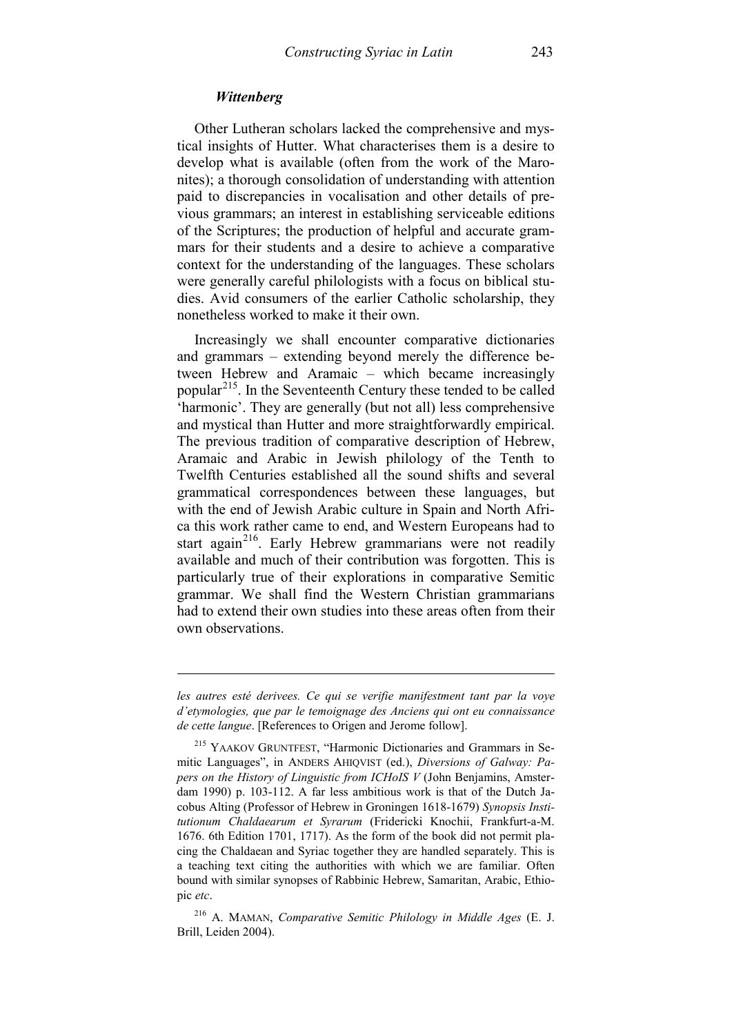### *Wittenberg*

Other Lutheran scholars lacked the comprehensive and mystical insights of Hutter. What characterises them is a desire to develop what is available (often from the work of the Maronites); a thorough consolidation of understanding with attention paid to discrepancies in vocalisation and other details of previous grammars; an interest in establishing serviceable editions of the Scriptures; the production of helpful and accurate grammars for their students and a desire to achieve a comparative context for the understanding of the languages. These scholars were generally careful philologists with a focus on biblical studies. Avid consumers of the earlier Catholic scholarship, they nonetheless worked to make it their own.

Increasingly we shall encounter comparative dictionaries and grammars – extending beyond merely the difference between Hebrew and Aramaic – which became increasingly popular[215]. In the Seventeenth Century these tended to be called 'harmonic'. They are generally (but not all) less comprehensive and mystical than Hutter and more straightforwardly empirical. The previous tradition of comparative description of Hebrew, Aramaic and Arabic in Jewish philology of the Tenth to Twelfth Centuries established all the sound shifts and several grammatical correspondences between these languages, but with the end of Jewish Arabic culture in Spain and North Africa this work rather came to end, and Western Europeans had to start again[216]. Early Hebrew grammarians were not readily available and much of their contribution was forgotten. This is particularly true of their explorations in comparative Semitic grammar. We shall find the Western Christian grammarians had to extend their own studies into these areas often from their own observations.

---

*les autres esté derivees. Ce qui se verifie manifestment tant par la voye d'etymologies, que par le temoignage des Anciens qui ont eu connaissance de cette langue*. [References to Origen and Jerome follow].

[215] YAAKOV GRUNTFEST, "Harmonic Dictionaries and Grammars in Semitic Languages", in ANDERS AHIQVIST (ed.), *Diversions of Galway: Papers on the History of Linguistic from ICHoIS V* (John Benjamins, Amsterdam 1990) p. 103-112. A far less ambitious work is that of the Dutch Jacobus Alting (Professor of Hebrew in Groningen 1618-1679) *Synopsis Institutionum Chaldaearum et Syrarum* (Fridericki Knochii, Frankfurt-a-M. 1676. 6th Edition 1701, 1717). As the form of the book did not permit placing the Chaldaean and Syriac together they are handled separately. This is a teaching text citing the authorities with which we are familiar. Often bound with similar synopses of Rabbinic Hebrew, Samaritan, Arabic, Ethiopic *etc*.

[216] A. MAMAN, *Comparative Semitic Philology in Middle Ages* (E. J. Brill, Leiden 2004).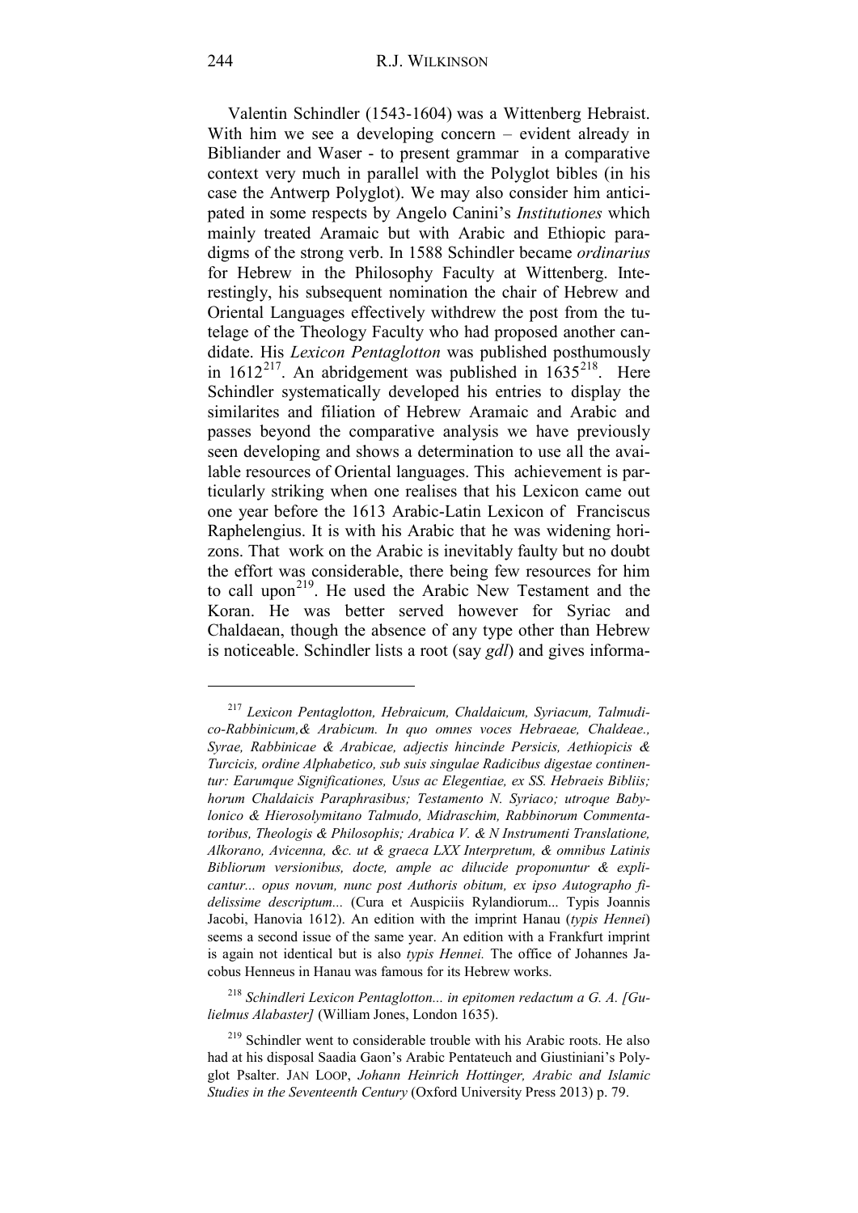Valentin Schindler (1543-1604) was a Wittenberg Hebraist. With him we see a developing concern – evident already in Bibliander and Waser - to present grammar in a comparative context very much in parallel with the Polyglot bibles (in his case the Antwerp Polyglot). We may also consider him anticipated in some respects by Angelo Canini's *Institutiones* which mainly treated Aramaic but with Arabic and Ethiopic paradigms of the strong verb. In 1588 Schindler became *ordinarius* for Hebrew in the Philosophy Faculty at Wittenberg. Interestingly, his subsequent nomination the chair of Hebrew and Oriental Languages effectively withdrew the post from the tutelage of the Theology Faculty who had proposed another candidate. His *Lexicon Pentaglotton* was published posthumously in 1612[217]. An abridgement was published in 1635[218]. Here Schindler systematically developed his entries to display the similarites and filiation of Hebrew Aramaic and Arabic and passes beyond the comparative analysis we have previously seen developing and shows a determination to use all the available resources of Oriental languages. This achievement is particularly striking when one realises that his Lexicon came out one year before the 1613 Arabic-Latin Lexicon of Franciscus Raphelengius. It is with his Arabic that he was widening horizons. That work on the Arabic is inevitably faulty but no doubt the effort was considerable, there being few resources for him to call upon[219]. He used the Arabic New Testament and the Koran. He was better served however for Syriac and Chaldaean, though the absence of any type other than Hebrew is noticeable. Schindler lists a root (say *gdl*) and gives informa-

---

[217] *Lexicon Pentaglotton, Hebraicum, Chaldaicum, Syriacum, Talmudico-Rabbinicum,& Arabicum. In quo omnes voces Hebraeae, Chaldeae., Syrae, Rabbinicae & Arabicae, adjectis hincinde Persicis, Aethiopicis & Turcicis, ordine Alphabetico, sub suis singulae Radicibus digestae continentur: Earumque Significationes, Usus ac Elegentiae, ex SS. Hebraeis Bibliis; horum Chaldaicis Paraphrasibus; Testamento N. Syriaco; utroque Babylonico & Hierosolymitano Talmudo, Midraschim, Rabbinorum Commentatoribus, Theologis & Philosophis; Arabica V. & N Instrumenti Translatione, Alkorano, Avicenna, &c. ut & graeca LXX Interpretum, & omnibus Latinis Bibliorum versionibus, docte, ample ac dilucide proponuntur & explicantur... opus novum, nunc post Authoris obitum, ex ipso Autographo fidelissime descriptum...* (Cura et Auspiciis Rylandiorum... Typis Joannis Jacobi, Hanovia 1612). An edition with the imprint Hanau (*typis Hennei*) seems a second issue of the same year. An edition with a Frankfurt imprint is again not identical but is also *typis Hennei.* The office of Johannes Jacobus Henneus in Hanau was famous for its Hebrew works.

[218] *Schindleri Lexicon Pentaglotton... in epitomen redactum a G. A. [Gulielmus Alabaster]* (William Jones, London 1635).

[219] Schindler went to considerable trouble with his Arabic roots. He also had at his disposal Saadia Gaon's Arabic Pentateuch and Giustiniani's Polyglot Psalter. JAN LOOP, *Johann Heinrich Hottinger, Arabic and Islamic Studies in the Seventeenth Century* (Oxford University Press 2013) p. 79.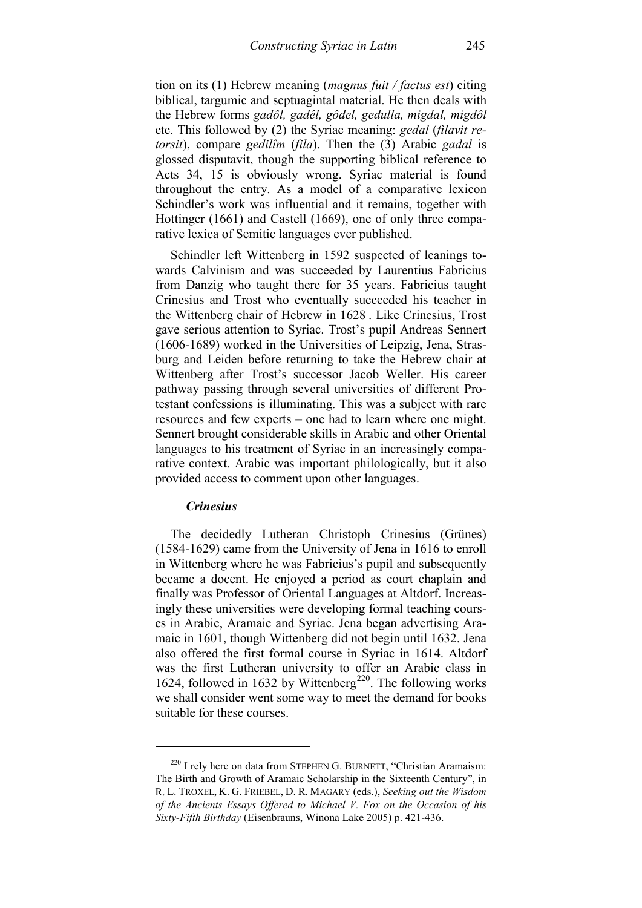tion on its (1) Hebrew meaning (*magnus fuit / factus est*) citing biblical, targumic and septuagintal material. He then deals with the Hebrew forms *gadôl, gadêl, gôdel, gedulla, migdal, migdôl* etc. This followed by (2) the Syriac meaning: *gedal* (*filavit retorsit*), compare *gedilîm* (*fila*). Then the (3) Arabic *gadal* is glossed disputavit, though the supporting biblical reference to Acts 34, 15 is obviously wrong. Syriac material is found throughout the entry. As a model of a comparative lexicon Schindler's work was influential and it remains, together with Hottinger (1661) and Castell (1669), one of only three comparative lexica of Semitic languages ever published.

Schindler left Wittenberg in 1592 suspected of leanings towards Calvinism and was succeeded by Laurentius Fabricius from Danzig who taught there for 35 years. Fabricius taught Crinesius and Trost who eventually succeeded his teacher in the Wittenberg chair of Hebrew in 1628 . Like Crinesius, Trost gave serious attention to Syriac. Trost's pupil Andreas Sennert (1606-1689) worked in the Universities of Leipzig, Jena, Strasburg and Leiden before returning to take the Hebrew chair at Wittenberg after Trost's successor Jacob Weller. His career pathway passing through several universities of different Protestant confessions is illuminating. This was a subject with rare resources and few experts – one had to learn where one might. Sennert brought considerable skills in Arabic and other Oriental languages to his treatment of Syriac in an increasingly comparative context. Arabic was important philologically, but it also provided access to comment upon other languages.

### *Crinesius*

The decidedly Lutheran Christoph Crinesius (Grünes) (1584-1629) came from the University of Jena in 1616 to enroll in Wittenberg where he was Fabricius's pupil and subsequently became a docent. He enjoyed a period as court chaplain and finally was Professor of Oriental Languages at Altdorf. Increasingly these universities were developing formal teaching courses in Arabic, Aramaic and Syriac. Jena began advertising Aramaic in 1601, though Wittenberg did not begin until 1632. Jena also offered the first formal course in Syriac in 1614. Altdorf was the first Lutheran university to offer an Arabic class in 1624, followed in 1632 by Wittenberg[220]. The following works we shall consider went some way to meet the demand for books suitable for these courses.

---

[220] I rely here on data from STEPHEN G. BURNETT, "Christian Aramaism: The Birth and Growth of Aramaic Scholarship in the Sixteenth Century", in R. L. TROXEL, K. G. FRIEBEL, D. R. MAGARY (eds.), *Seeking out the Wisdom of the Ancients Essays Offered to Michael V. Fox on the Occasion of his Sixty-Fifth Birthday* (Eisenbrauns, Winona Lake 2005) p. 421-436.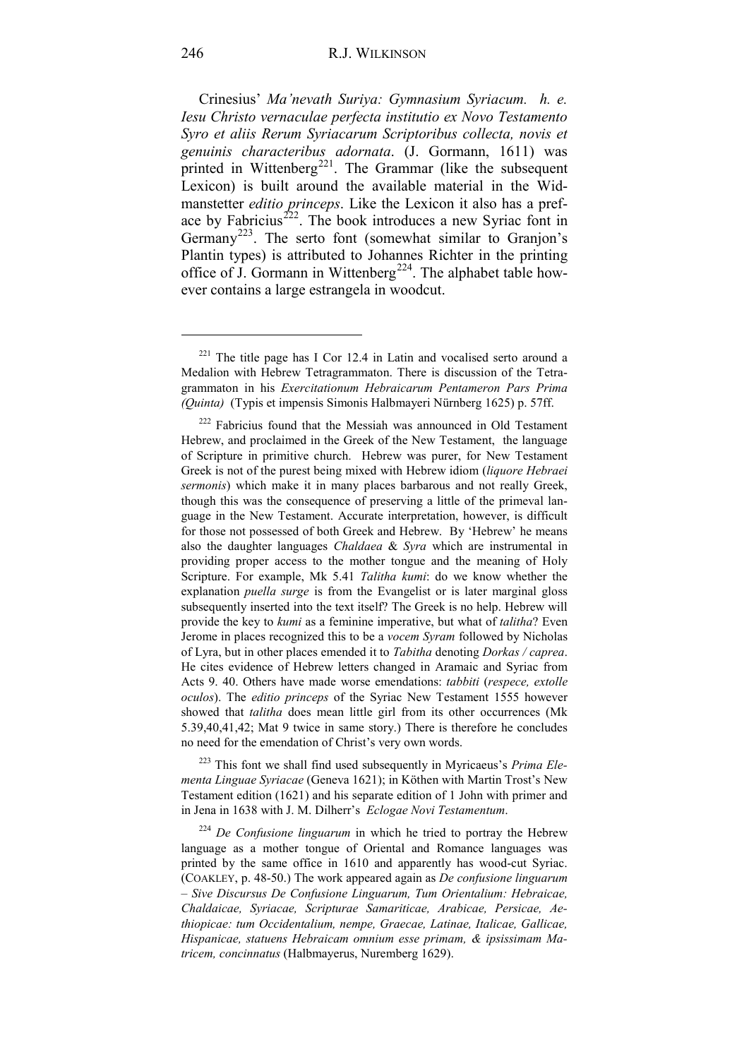Crinesius' *Ma'nevath Suriya: Gymnasium Syriacum. h. e. Iesu Christo vernaculae perfecta institutio ex Novo Testamento Syro et aliis Rerum Syriacarum Scriptoribus collecta, novis et genuinis characteribus adornata*. (J. Gormann, 1611) was printed in Wittenberg[221]. The Grammar (like the subsequent Lexicon) is built around the available material in the Widmanstetter *editio princeps*. Like the Lexicon it also has a preface by Fabricius[222]. The book introduces a new Syriac font in Germany[223]. The serto font (somewhat similar to Granjon's Plantin types) is attributed to Johannes Richter in the printing office of J. Gormann in Wittenberg[224]. The alphabet table however contains a large estrangela in woodcut.

---

[221] The title page has I Cor 12.4 in Latin and vocalised serto around a Medalion with Hebrew Tetragrammaton. There is discussion of the Tetragrammaton in his *Exercitationum Hebraicarum Pentameron Pars Prima (Quinta)* (Typis et impensis Simonis Halbmayeri Nürnberg 1625) p. 57ff.

[222] Fabricius found that the Messiah was announced in Old Testament Hebrew, and proclaimed in the Greek of the New Testament, the language of Scripture in primitive church. Hebrew was purer, for New Testament Greek is not of the purest being mixed with Hebrew idiom (*liquore Hebraei sermonis*) which make it in many places barbarous and not really Greek, though this was the consequence of preserving a little of the primeval language in the New Testament. Accurate interpretation, however, is difficult for those not possessed of both Greek and Hebrew. By 'Hebrew' he means also the daughter languages *Chaldaea* & *Syra* which are instrumental in providing proper access to the mother tongue and the meaning of Holy Scripture. For example, Mk 5.41 *Talitha kumi*: do we know whether the explanation *puella surge* is from the Evangelist or is later marginal gloss subsequently inserted into the text itself? The Greek is no help. Hebrew will provide the key to *kumi* as a feminine imperative, but what of *talitha*? Even Jerome in places recognized this to be a *vocem Syram* followed by Nicholas of Lyra, but in other places emended it to *Tabitha* denoting *Dorkas / caprea*. He cites evidence of Hebrew letters changed in Aramaic and Syriac from Acts 9. 40. Others have made worse emendations: *tabbiti* (*respece, extolle oculos*). The *editio princeps* of the Syriac New Testament 1555 however showed that *talitha* does mean little girl from its other occurrences (Mk 5.39,40,41,42; Mat 9 twice in same story.) There is therefore he concludes no need for the emendation of Christ's very own words.

[223] This font we shall find used subsequently in Myricaeus's *Prima Elementa Linguae Syriacae* (Geneva 1621); in Köthen with Martin Trost's New Testament edition (1621) and his separate edition of 1 John with primer and in Jena in 1638 with J. M. Dilherr's *Eclogae Novi Testamentum*.

[224] *De Confusione linguarum* in which he tried to portray the Hebrew language as a mother tongue of Oriental and Romance languages was printed by the same office in 1610 and apparently has wood-cut Syriac. (COAKLEY, p. 48-50.) The work appeared again as *De confusione linguarum – Sive Discursus De Confusione Linguarum, Tum Orientalium: Hebraicae, Chaldaicae, Syriacae, Scripturae Samariticae, Arabicae, Persicae, Aethiopicae: tum Occidentalium, nempe, Graecae, Latinae, Italicae, Gallicae, Hispanicae, statuens Hebraicam omnium esse primam, & ipsissimam Matricem, concinnatus* (Halbmayerus, Nuremberg 1629).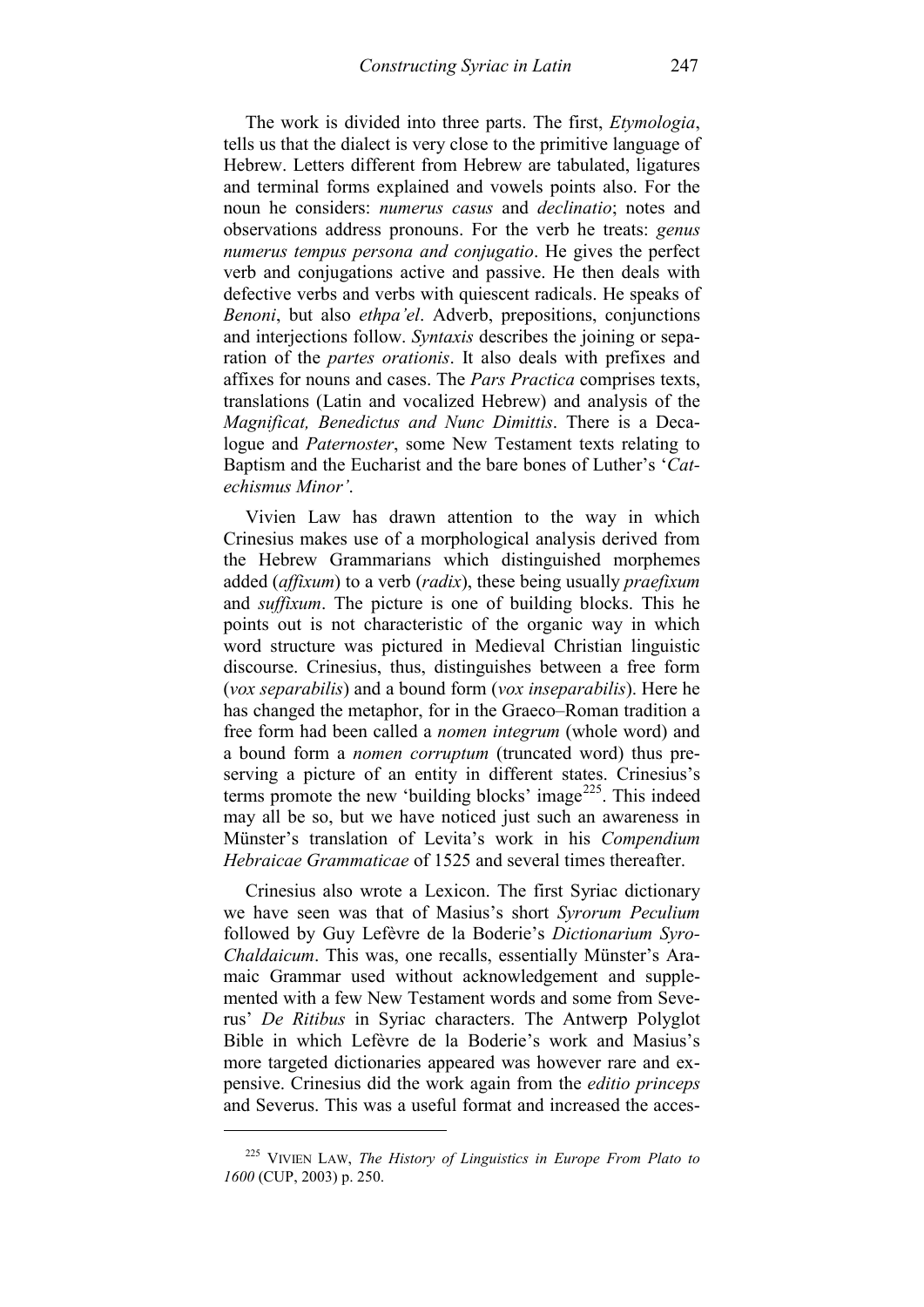The work is divided into three parts. The first, *Etymologia*, tells us that the dialect is very close to the primitive language of Hebrew. Letters different from Hebrew are tabulated, ligatures and terminal forms explained and vowels points also. For the noun he considers: *numerus casus* and *declinatio*; notes and observations address pronouns. For the verb he treats: *genus numerus tempus persona and conjugatio*. He gives the perfect verb and conjugations active and passive. He then deals with defective verbs and verbs with quiescent radicals. He speaks of *Benoni*, but also *ethpa'el*. Adverb, prepositions, conjunctions and interjections follow. *Syntaxis* describes the joining or separation of the *partes orationis*. It also deals with prefixes and affixes for nouns and cases. The *Pars Practica* comprises texts, translations (Latin and vocalized Hebrew) and analysis of the *Magnificat, Benedictus and Nunc Dimittis*. There is a Decalogue and *Paternoster*, some New Testament texts relating to Baptism and the Eucharist and the bare bones of Luther's '*Catechismus Minor'*.

Vivien Law has drawn attention to the way in which Crinesius makes use of a morphological analysis derived from the Hebrew Grammarians which distinguished morphemes added (*affixum*) to a verb (*radix*), these being usually *praefixum* and *suffixum*. The picture is one of building blocks. This he points out is not characteristic of the organic way in which word structure was pictured in Medieval Christian linguistic discourse. Crinesius, thus, distinguishes between a free form (*vox separabilis*) and a bound form (*vox inseparabilis*). Here he has changed the metaphor, for in the Graeco–Roman tradition a free form had been called a *nomen integrum* (whole word) and a bound form a *nomen corruptum* (truncated word) thus preserving a picture of an entity in different states. Crinesius's terms promote the new 'building blocks' image[225]. This indeed may all be so, but we have noticed just such an awareness in Münster's translation of Levita's work in his *Compendium Hebraicae Grammaticae* of 1525 and several times thereafter.

Crinesius also wrote a Lexicon. The first Syriac dictionary we have seen was that of Masius's short *Syrorum Peculium* followed by Guy Lefèvre de la Boderie's *Dictionarium Syro-Chaldaicum*. This was, one recalls, essentially Münster's Aramaic Grammar used without acknowledgement and supplemented with a few New Testament words and some from Severus' *De Ritibus* in Syriac characters. The Antwerp Polyglot Bible in which Lefèvre de la Boderie's work and Masius's more targeted dictionaries appeared was however rare and expensive. Crinesius did the work again from the *editio princeps* and Severus. This was a useful format and increased the acces-

---

[225] VIVIEN LAW, *The History of Linguistics in Europe From Plato to 1600* (CUP, 2003) p. 250.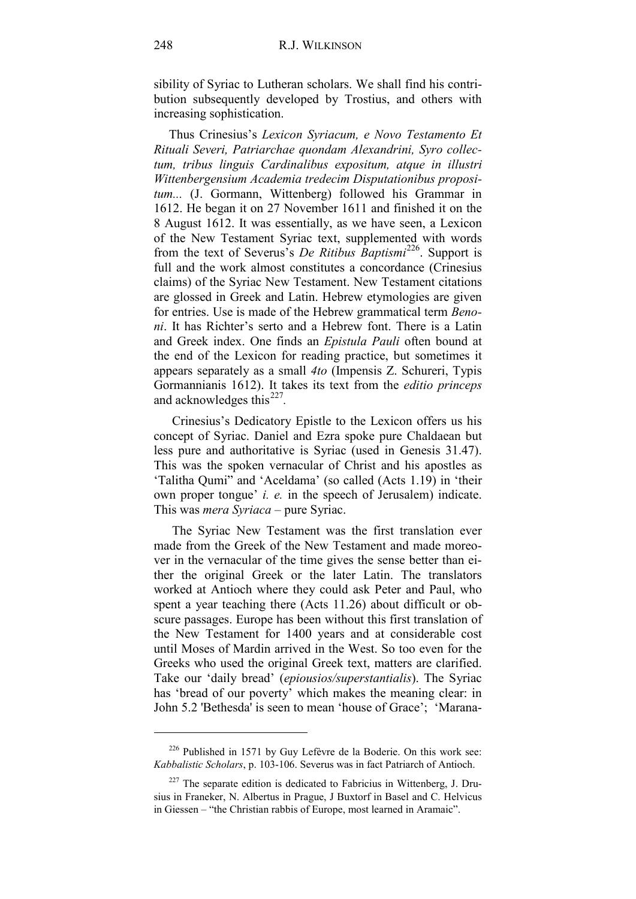sibility of Syriac to Lutheran scholars. We shall find his contribution subsequently developed by Trostius, and others with increasing sophistication.

Thus Crinesius's *Lexicon Syriacum, e Novo Testamento Et Rituali Severi, Patriarchae quondam Alexandrini, Syro collectum, tribus linguis Cardinalibus expositum, atque in illustri Wittenbergensium Academia tredecim Disputationibus propositum...* (J. Gormann, Wittenberg) followed his Grammar in 1612. He began it on 27 November 1611 and finished it on the 8 August 1612. It was essentially, as we have seen, a Lexicon of the New Testament Syriac text, supplemented with words from the text of Severus's *De Ritibus Baptismi*[226]. Support is full and the work almost constitutes a concordance (Crinesius claims) of the Syriac New Testament. New Testament citations are glossed in Greek and Latin. Hebrew etymologies are given for entries. Use is made of the Hebrew grammatical term *Benoni*. It has Richter's serto and a Hebrew font. There is a Latin and Greek index. One finds an *Epistula Pauli* often bound at the end of the Lexicon for reading practice, but sometimes it appears separately as a small *4to* (Impensis Z. Schureri, Typis Gormannianis 1612). It takes its text from the *editio princeps* and acknowledges this[227].

Crinesius's Dedicatory Epistle to the Lexicon offers us his concept of Syriac. Daniel and Ezra spoke pure Chaldaean but less pure and authoritative is Syriac (used in Genesis 31.47). This was the spoken vernacular of Christ and his apostles as 'Talitha Qumi" and 'Aceldama' (so called (Acts 1.19) in 'their own proper tongue' *i. e.* in the speech of Jerusalem) indicate. This was *mera Syriaca* – pure Syriac.

The Syriac New Testament was the first translation ever made from the Greek of the New Testament and made moreover in the vernacular of the time gives the sense better than either the original Greek or the later Latin. The translators worked at Antioch where they could ask Peter and Paul, who spent a year teaching there (Acts 11.26) about difficult or obscure passages. Europe has been without this first translation of the New Testament for 1400 years and at considerable cost until Moses of Mardin arrived in the West. So too even for the Greeks who used the original Greek text, matters are clarified. Take our 'daily bread' (*epiousios/superstantialis*). The Syriac has 'bread of our poverty' which makes the meaning clear: in John 5.2 'Bethesda' is seen to mean 'house of Grace'; 'Marana-

---

[226] Published in 1571 by Guy Lefèvre de la Boderie. On this work see: *Kabbalistic Scholars*, p. 103-106. Severus was in fact Patriarch of Antioch.

[227] The separate edition is dedicated to Fabricius in Wittenberg, J. Drusius in Franeker, N. Albertus in Prague, J Buxtorf in Basel and C. Helvicus in Giessen – "the Christian rabbis of Europe, most learned in Aramaic".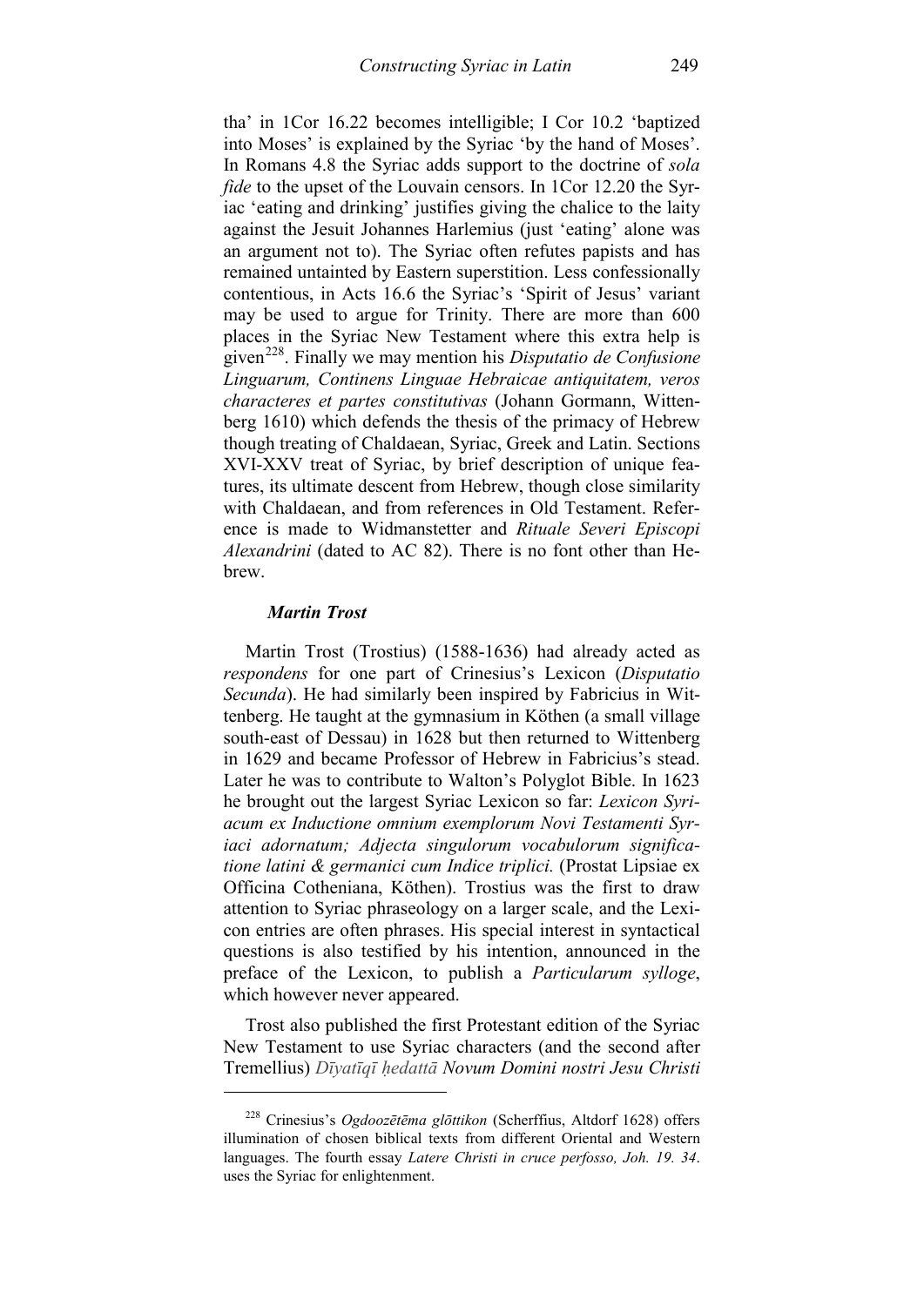tha' in 1Cor 16.22 becomes intelligible; I Cor 10.2 'baptized into Moses' is explained by the Syriac 'by the hand of Moses'. In Romans 4.8 the Syriac adds support to the doctrine of *sola fide* to the upset of the Louvain censors. In 1Cor 12.20 the Syriac 'eating and drinking' justifies giving the chalice to the laity against the Jesuit Johannes Harlemius (just 'eating' alone was an argument not to). The Syriac often refutes papists and has remained untainted by Eastern superstition. Less confessionally contentious, in Acts 16.6 the Syriac's 'Spirit of Jesus' variant may be used to argue for Trinity. There are more than 600 places in the Syriac New Testament where this extra help is given[228]. Finally we may mention his *Disputatio de Confusione Linguarum, Continens Linguae Hebraicae antiquitatem, veros characteres et partes constitutivas* (Johann Gormann, Wittenberg 1610) which defends the thesis of the primacy of Hebrew though treating of Chaldaean, Syriac, Greek and Latin. Sections XVI-XXV treat of Syriac, by brief description of unique features, its ultimate descent from Hebrew, though close similarity with Chaldaean, and from references in Old Testament. Reference is made to Widmanstetter and *Rituale Severi Episcopi Alexandrini* (dated to AC 82). There is no font other than Hebrew.

### *Martin Trost*

Martin Trost (Trostius) (1588-1636) had already acted as *respondens* for one part of Crinesius's Lexicon (*Disputatio Secunda*). He had similarly been inspired by Fabricius in Wittenberg. He taught at the gymnasium in Köthen (a small village south-east of Dessau) in 1628 but then returned to Wittenberg in 1629 and became Professor of Hebrew in Fabricius's stead. Later he was to contribute to Walton's Polyglot Bible. In 1623 he brought out the largest Syriac Lexicon so far: *Lexicon Syriacum ex Inductione omnium exemplorum Novi Testamenti Syriaci adornatum; Adjecta singulorum vocabulorum significatione latini & germanici cum Indice triplici.* (Prostat Lipsiae ex Officina Cotheniana, Köthen). Trostius was the first to draw attention to Syriac phraseology on a larger scale, and the Lexicon entries are often phrases. His special interest in syntactical questions is also testified by his intention, announced in the preface of the Lexicon, to publish a *Particularum sylloge*, which however never appeared.

Trost also published the first Protestant edition of the Syriac New Testament to use Syriac characters (and the second after Tremellius) *Dīyatīqī ḥedattā Novum Domini nostri Jesu Christi*

---

[228] Crinesius's *Ogdoozētēma glōttikon* (Scherffius, Altdorf 1628) offers illumination of chosen biblical texts from different Oriental and Western languages. The fourth essay *Latere Christi in cruce perfosso, Joh. 19. 34*. uses the Syriac for enlightenment.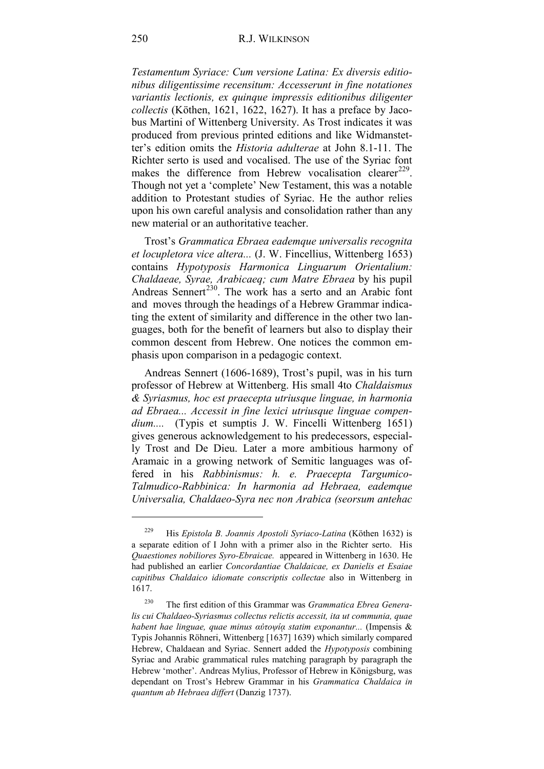*Testamentum Syriace: Cum versione Latina: Ex diversis editionibus diligentissime recensitum: Accesserunt in fine notationes variantis lectionis, ex quinque impressis editionibus diligenter collectis* (Köthen, 1621, 1622, 1627). It has a preface by Jacobus Martini of Wittenberg University. As Trost indicates it was produced from previous printed editions and like Widmanstetter's edition omits the *Historia adulterae* at John 8.1-11. The Richter serto is used and vocalised. The use of the Syriac font makes the difference from Hebrew vocalisation clearer[229]. Though not yet a 'complete' New Testament, this was a notable addition to Protestant studies of Syriac. He the author relies upon his own careful analysis and consolidation rather than any new material or an authoritative teacher.

Trost's *Grammatica Ebraea eademque universalis recognita et locupletora vice altera...* (J. W. Fincellius, Wittenberg 1653) contains *Hypotyposis Harmonica Linguarum Orientalium: Chaldaeae, Syrae, Arabicaeq; cum Matre Ebraea* by his pupil Andreas Sennert[230]. The work has a serto and an Arabic font and moves through the headings of a Hebrew Grammar indicating the extent of similarity and difference in the other two languages, both for the benefit of learners but also to display their common descent from Hebrew. One notices the common emphasis upon comparison in a pedagogic context.

Andreas Sennert (1606-1689), Trost's pupil, was in his turn professor of Hebrew at Wittenberg. His small 4to *Chaldaismus & Syriasmus, hoc est praecepta utriusque linguae, in harmonia ad Ebraea... Accessit in fine lexici utriusque linguae compendium....* (Typis et sumptis J. W. Fincelli Wittenberg 1651) gives generous acknowledgement to his predecessors, especially Trost and De Dieu. Later a more ambitious harmony of Aramaic in a growing network of Semitic languages was offered in his *Rabbinismus: h. e. Praecepta Targumico-Talmudico-Rabbinica: In harmonia ad Hebraea, eademque Universalia, Chaldaeo-Syra nec non Arabica (seorsum antehac*

---

[229] His *Epistola B. Joannis Apostoli Syriaco-Latina* (Köthen 1632) is a separate edition of I John with a primer also in the Richter serto. His *Quaestiones nobiliores Syro-Ebraicae.* appeared in Wittenberg in 1630. He had published an earlier *Concordantiae Chaldaicae, ex Danielis et Esaiae capitibus Chaldaico idiomate conscriptis collectae* also in Wittenberg in 1617.

[230] The first edition of this Grammar was *Grammatica Ebrea Generalis cui Chaldaeo-Syriasmus collectus relictis accessit, ita ut communia, quae habent hae linguae, quae minus αὐτοψίᾳ statim exponantur...* (Impensis & Typis Johannis Röhneri, Wittenberg [1637] 1639) which similarly compared Hebrew, Chaldaean and Syriac. Sennert added the *Hypotyposis* combining Syriac and Arabic grammatical rules matching paragraph by paragraph the Hebrew 'mother'. Andreas Mylius, Professor of Hebrew in Königsburg, was dependant on Trost's Hebrew Grammar in his *Grammatica Chaldaica in quantum ab Hebraea differt* (Danzig 1737).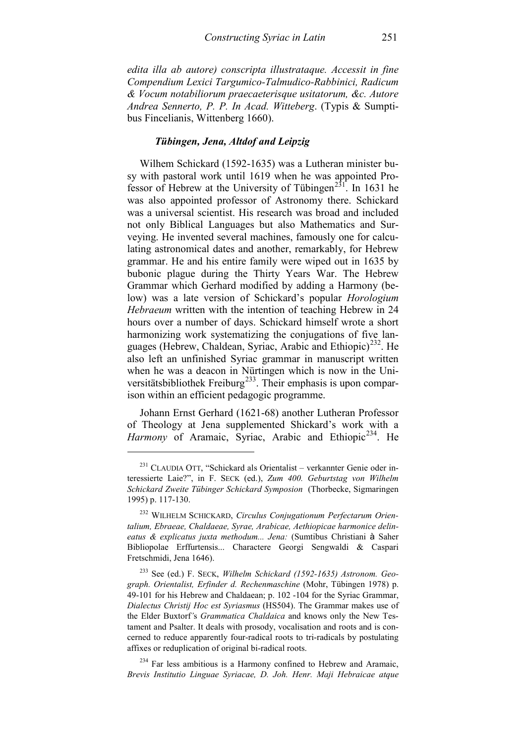*edita illa ab autore) conscripta illustrataque. Accessit in fine Compendium Lexici Targumico-Talmudico-Rabbinici, Radicum & Vocum notabiliorum praecaeterisque usitatorum, &c. Autore Andrea Sennerto, P. P. In Acad. Witteberg*. (Typis & Sumptibus Fincelianis, Wittenberg 1660).

### *Tübingen, Jena, Altdof and Leipzig*

Wilhem Schickard (1592-1635) was a Lutheran minister busy with pastoral work until 1619 when he was appointed Professor of Hebrew at the University of Tübingen[231]. In 1631 he was also appointed professor of Astronomy there. Schickard was a universal scientist. His research was broad and included not only Biblical Languages but also Mathematics and Surveying. He invented several machines, famously one for calculating astronomical dates and another, remarkably, for Hebrew grammar. He and his entire family were wiped out in 1635 by bubonic plague during the Thirty Years War. The Hebrew Grammar which Gerhard modified by adding a Harmony (below) was a late version of Schickard's popular *Horologium Hebraeum* written with the intention of teaching Hebrew in 24 hours over a number of days. Schickard himself wrote a short harmonizing work systematizing the conjugations of five languages (Hebrew, Chaldean, Syriac, Arabic and Ethiopic)[232]. He also left an unfinished Syriac grammar in manuscript written when he was a deacon in Nürtingen which is now in the Universitätsbibliothek Freiburg[233]. Their emphasis is upon comparison within an efficient pedagogic programme.

Johann Ernst Gerhard (1621-68) another Lutheran Professor of Theology at Jena supplemented Shickard's work with a *Harmony* of Aramaic, Syriac, Arabic and Ethiopic[234]. He

---

[231] CLAUDIA OTT, "Schickard als Orientalist – verkannter Genie oder interessierte Laie?", in F. SECK (ed.), *Zum 400. Geburtstag von Wilhelm Schickard Zweite Tübinger Schickard Symposion* (Thorbecke, Sigmaringen 1995) p. 117-130.

[232] WILHELM SCHICKARD, *Circulus Conjugationum Perfectarum Orientalium, Ebraeae, Chaldaeae, Syrae, Arabicae, Aethiopicae harmonice delineatus & explicatus juxta methodum... Jena:* (Sumtibus Christiani à Saher Bibliopolae Erffurtensis... Charactere Georgi Sengwaldi & Caspari Fretschmidi, Jena 1646).

[233] See (ed.) F. SECK, *Wilhelm Schickard (1592-1635) Astronom. Geograph. Orientalist, Erfinder d. Rechenmaschine* (Mohr, Tübingen 1978) p. 49-101 for his Hebrew and Chaldaean; p. 102 -104 for the Syriac Grammar, *Dialectus Christij Hoc est Syriasmus* (HS504). The Grammar makes use of the Elder Buxtorf*'s Grammatica Chaldaica* and knows only the New Testament and Psalter. It deals with prosody, vocalisation and roots and is concerned to reduce apparently four-radical roots to tri-radicals by postulating affixes or reduplication of original bi-radical roots.

[234] Far less ambitious is a Harmony confined to Hebrew and Aramaic, *Brevis Institutio Linguae Syriacae, D. Joh. Henr. Maji Hebraicae atque*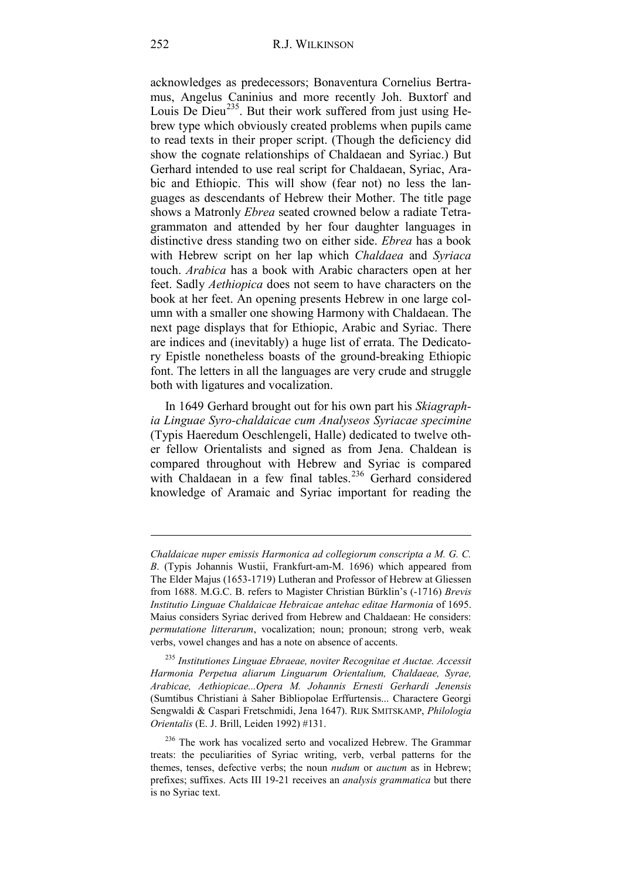acknowledges as predecessors; Bonaventura Cornelius Bertramus, Angelus Caninius and more recently Joh. Buxtorf and Louis De Dieu[235]. But their work suffered from just using Hebrew type which obviously created problems when pupils came to read texts in their proper script. (Though the deficiency did show the cognate relationships of Chaldaean and Syriac.) But Gerhard intended to use real script for Chaldaean, Syriac, Arabic and Ethiopic. This will show (fear not) no less the languages as descendants of Hebrew their Mother. The title page shows a Matronly *Ebrea* seated crowned below a radiate Tetragrammaton and attended by her four daughter languages in distinctive dress standing two on either side. *Ebrea* has a book with Hebrew script on her lap which *Chaldaea* and *Syriaca* touch. *Arabica* has a book with Arabic characters open at her feet. Sadly *Aethiopica* does not seem to have characters on the book at her feet. An opening presents Hebrew in one large column with a smaller one showing Harmony with Chaldaean. The next page displays that for Ethiopic, Arabic and Syriac. There are indices and (inevitably) a huge list of errata. The Dedicatory Epistle nonetheless boasts of the ground-breaking Ethiopic font. The letters in all the languages are very crude and struggle both with ligatures and vocalization.

In 1649 Gerhard brought out for his own part his *Skiagraphia Linguae Syro-chaldaicae cum Analyseos Syriacae specimine* (Typis Haeredum Oeschlengeli, Halle) dedicated to twelve other fellow Orientalists and signed as from Jena. Chaldean is compared throughout with Hebrew and Syriac is compared with Chaldaean in a few final tables.[236] Gerhard considered knowledge of Aramaic and Syriac important for reading the

---

*Chaldaicae nuper emissis Harmonica ad collegiorum conscripta a M. G. C. B*. (Typis Johannis Wustii, Frankfurt-am-M. 1696) which appeared from The Elder Majus (1653-1719) Lutheran and Professor of Hebrew at Gliessen from 1688. M.G.C. B. refers to Magister Christian Bürklin's (-1716) *Brevis Institutio Linguae Chaldaicae Hebraicae antehac editae Harmonia* of 1695. Maius considers Syriac derived from Hebrew and Chaldaean: He considers: *permutatione litterarum*, vocalization; noun; pronoun; strong verb, weak verbs, vowel changes and has a note on absence of accents.

[235] *Institutiones Linguae Ebraeae, noviter Recognitae et Auctae. Accessit Harmonia Perpetua aliarum Linguarum Orientalium, Chaldaeae, Syrae, Arabicae, Aethiopicae...Opera M. Johannis Ernesti Gerhardi Jenensis* (Sumtibus Christiani à Saher Bibliopolae Erffurtensis... Charactere Georgi Sengwaldi & Caspari Fretschmidi, Jena 1647). RIJK SMITSKAMP, *Philologia Orientalis* (E. J. Brill, Leiden 1992) #131.

[236] The work has vocalized serto and vocalized Hebrew. The Grammar treats: the peculiarities of Syriac writing, verb, verbal patterns for the themes, tenses, defective verbs; the noun *nudum* or *auctum* as in Hebrew; prefixes; suffixes. Acts III 19-21 receives an *analysis grammatica* but there is no Syriac text.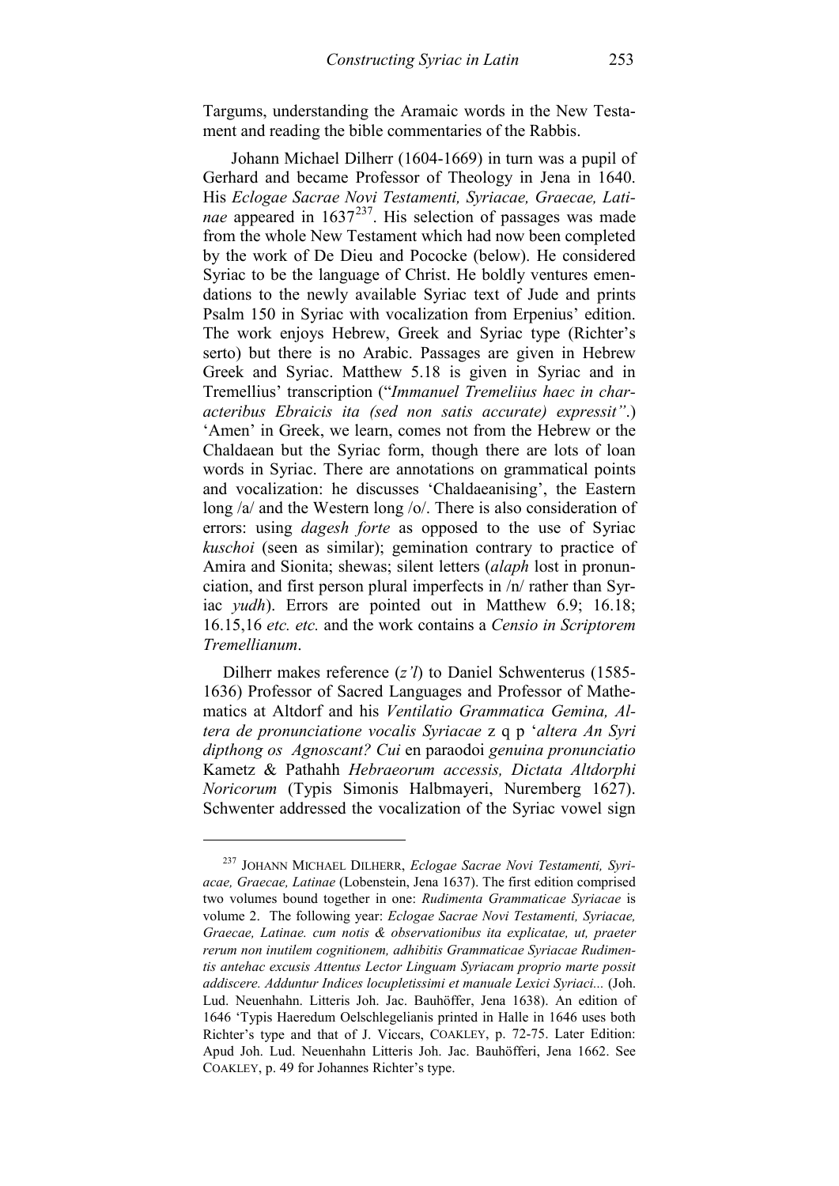Targums, understanding the Aramaic words in the New Testament and reading the bible commentaries of the Rabbis.

Johann Michael Dilherr (1604-1669) in turn was a pupil of Gerhard and became Professor of Theology in Jena in 1640. His *Eclogae Sacrae Novi Testamenti, Syriacae, Graecae, Latinae* appeared in 1637[237]. His selection of passages was made from the whole New Testament which had now been completed by the work of De Dieu and Pococke (below). He considered Syriac to be the language of Christ. He boldly ventures emendations to the newly available Syriac text of Jude and prints Psalm 150 in Syriac with vocalization from Erpenius' edition. The work enjoys Hebrew, Greek and Syriac type (Richter's serto) but there is no Arabic. Passages are given in Hebrew Greek and Syriac. Matthew 5.18 is given in Syriac and in Tremellius' transcription ("*Immanuel Tremeliius haec in characteribus Ebraicis ita (sed non satis accurate) expressit"*.) 'Amen' in Greek, we learn, comes not from the Hebrew or the Chaldaean but the Syriac form, though there are lots of loan words in Syriac. There are annotations on grammatical points and vocalization: he discusses 'Chaldaeanising', the Eastern long /a/ and the Western long /o/. There is also consideration of errors: using *dagesh forte* as opposed to the use of Syriac *kuschoi* (seen as similar); gemination contrary to practice of Amira and Sionita; shewas; silent letters (*alaph* lost in pronunciation, and first person plural imperfects in /n/ rather than Syriac *yudh*). Errors are pointed out in Matthew 6.9; 16.18; 16.15,16 *etc. etc.* and the work contains a *Censio in Scriptorem Tremellianum*.

Dilherr makes reference (*z'l*) to Daniel Schwenterus (1585-1636) Professor of Sacred Languages and Professor of Mathematics at Altdorf and his *Ventilatio Grammatica Gemina, Altera de pronunciatione vocalis Syriacae* z q p '*altera An Syri dipthong os Agnoscant? Cui* en paraodoi *genuina pronunciatio* Kametz & Pathahh *Hebraeorum accessis, Dictata Altdorphi Noricorum* (Typis Simonis Halbmayeri, Nuremberg 1627). Schwenter addressed the vocalization of the Syriac vowel sign

---

[237] JOHANN MICHAEL DILHERR, *Eclogae Sacrae Novi Testamenti, Syriacae, Graecae, Latinae* (Lobenstein, Jena 1637). The first edition comprised two volumes bound together in one: *Rudimenta Grammaticae Syriacae* is volume 2. The following year: *Eclogae Sacrae Novi Testamenti, Syriacae, Graecae, Latinae. cum notis & observationibus ita explicatae, ut, praeter rerum non inutilem cognitionem, adhibitis Grammaticae Syriacae Rudimentis antehac excusis Attentus Lector Linguam Syriacam proprio marte possit addiscere. Adduntur Indices locupletissimi et manuale Lexici Syriaci...* (Joh. Lud. Neuenhahn. Litteris Joh. Jac. Bauhöffer, Jena 1638). An edition of 1646 'Typis Haeredum Oelschlegelianis printed in Halle in 1646 uses both Richter's type and that of J. Viccars, COAKLEY, p. 72-75. Later Edition: Apud Joh. Lud. Neuenhahn Litteris Joh. Jac. Bauhöfferi, Jena 1662. See COAKLEY, p. 49 for Johannes Richter's type.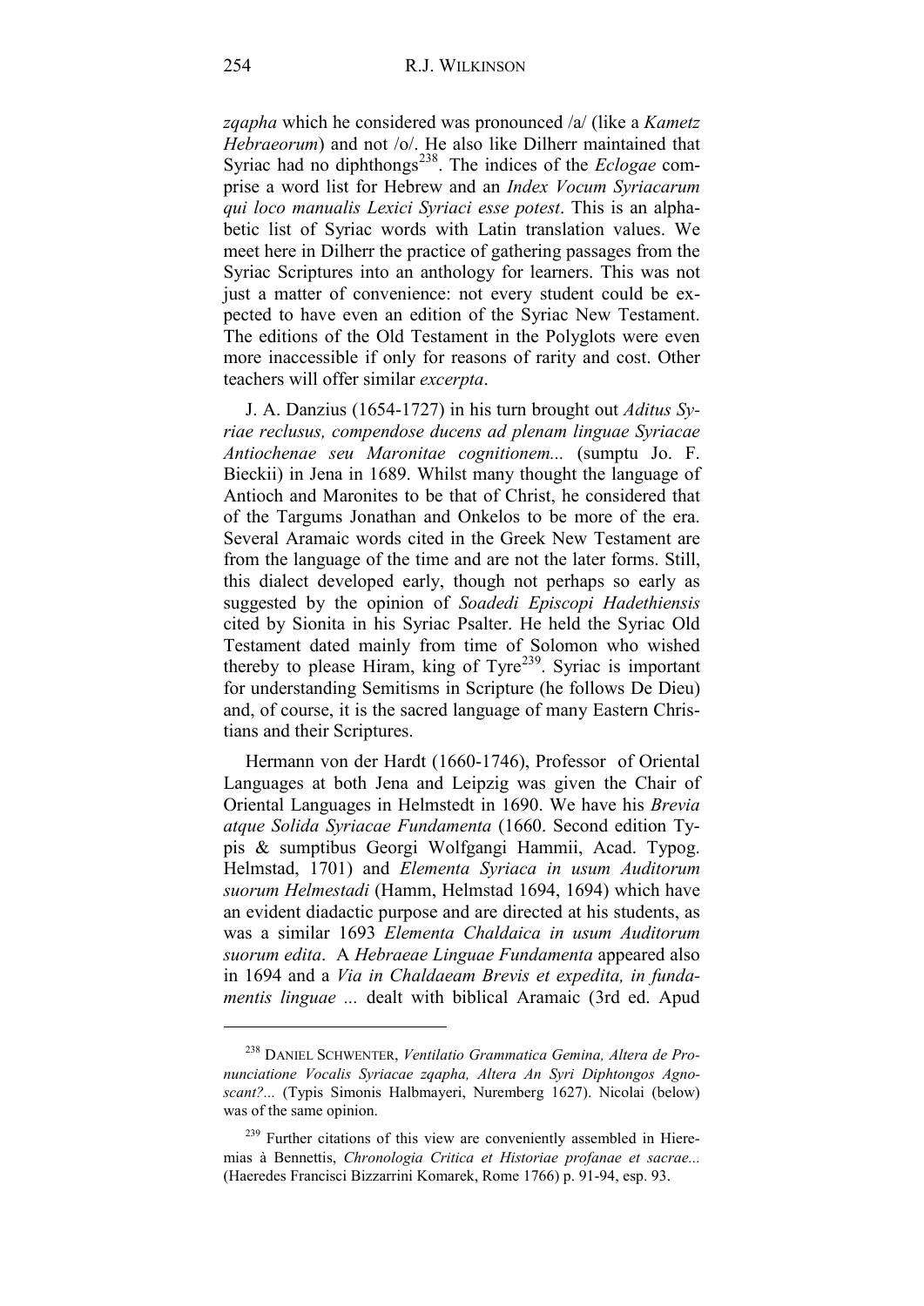*zqapha* which he considered was pronounced /a/ (like a *Kametz Hebraeorum*) and not /o/. He also like Dilherr maintained that Syriac had no diphthongs[238]. The indices of the *Eclogae* comprise a word list for Hebrew and an *Index Vocum Syriacarum qui loco manualis Lexici Syriaci esse potest*. This is an alphabetic list of Syriac words with Latin translation values. We meet here in Dilherr the practice of gathering passages from the Syriac Scriptures into an anthology for learners. This was not just a matter of convenience: not every student could be expected to have even an edition of the Syriac New Testament. The editions of the Old Testament in the Polyglots were even more inaccessible if only for reasons of rarity and cost. Other teachers will offer similar *excerpta*.

J. A. Danzius (1654-1727) in his turn brought out *Aditus Syriae reclusus, compendose ducens ad plenam linguae Syriacae Antiochenae seu Maronitae cognitionem...* (sumptu Jo. F. Bieckii) in Jena in 1689. Whilst many thought the language of Antioch and Maronites to be that of Christ, he considered that of the Targums Jonathan and Onkelos to be more of the era. Several Aramaic words cited in the Greek New Testament are from the language of the time and are not the later forms. Still, this dialect developed early, though not perhaps so early as suggested by the opinion of *Soadedi Episcopi Hadethiensis* cited by Sionita in his Syriac Psalter. He held the Syriac Old Testament dated mainly from time of Solomon who wished thereby to please Hiram, king of Tyre[239]. Syriac is important for understanding Semitisms in Scripture (he follows De Dieu) and, of course, it is the sacred language of many Eastern Christians and their Scriptures.

Hermann von der Hardt (1660-1746), Professor of Oriental Languages at both Jena and Leipzig was given the Chair of Oriental Languages in Helmstedt in 1690. We have his *Brevia atque Solida Syriacae Fundamenta* (1660. Second edition Typis & sumptibus Georgi Wolfgangi Hammii, Acad. Typog. Helmstad, 1701) and *Elementa Syriaca in usum Auditorum suorum Helmestadi* (Hamm, Helmstad 1694, 1694) which have an evident diadactic purpose and are directed at his students, as was a similar 1693 *Elementa Chaldaica in usum Auditorum suorum edita*. A *Hebraeae Linguae Fundamenta* appeared also in 1694 and a *Via in Chaldaeam Brevis et expedita, in fundamentis linguae ...* dealt with biblical Aramaic (3rd ed. Apud

---

[238] DANIEL SCHWENTER, *Ventilatio Grammatica Gemina, Altera de Pronunciatione Vocalis Syriacae zqapha, Altera An Syri Diphtongos Agnoscant?...* (Typis Simonis Halbmayeri, Nuremberg 1627). Nicolai (below) was of the same opinion.

[239] Further citations of this view are conveniently assembled in Hieremias à Bennettis, *Chronologia Critica et Historiae profanae et sacrae...* (Haeredes Francisci Bizzarrini Komarek, Rome 1766) p. 91-94, esp. 93.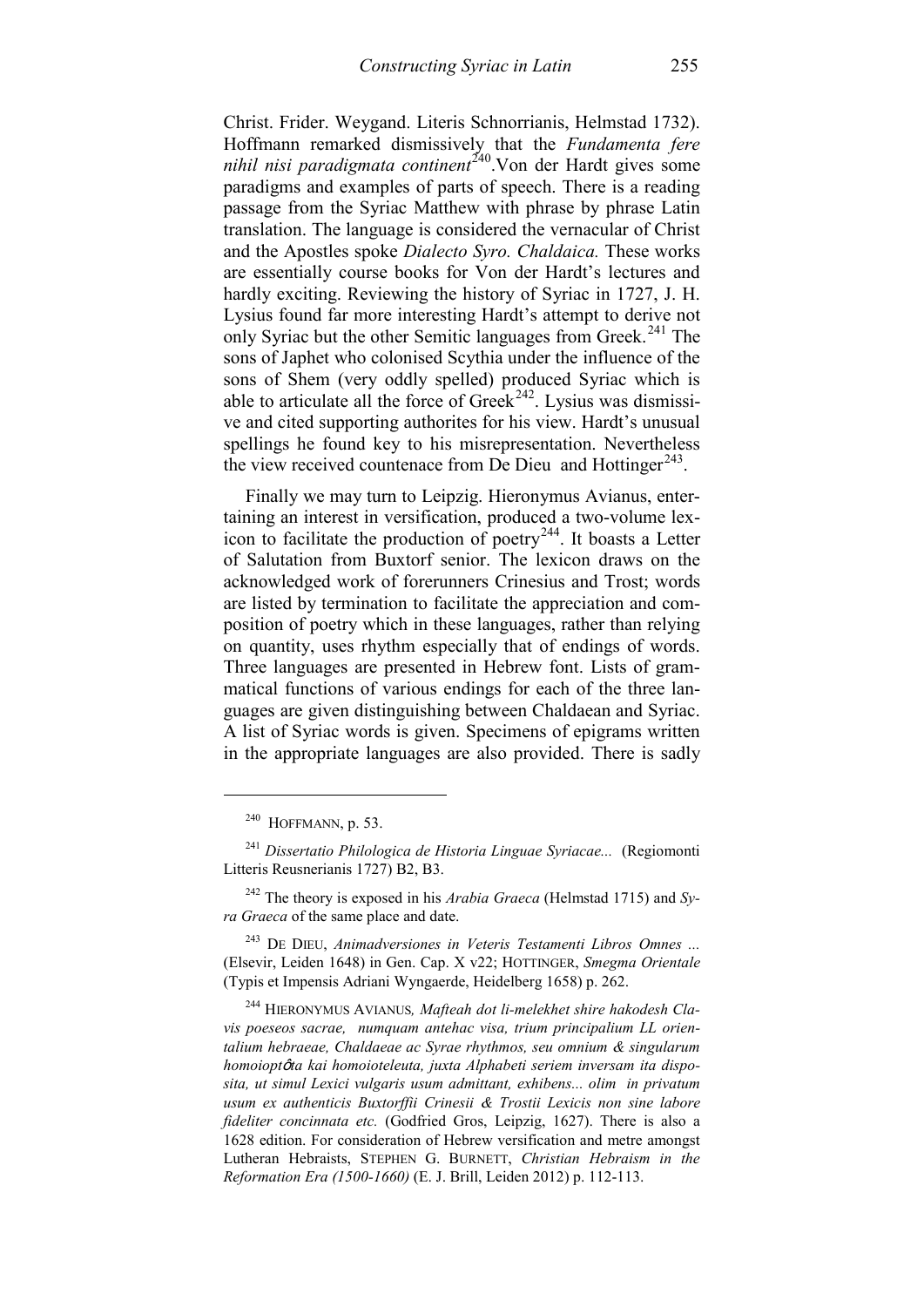Christ. Frider. Weygand. Literis Schnorrianis, Helmstad 1732). Hoffmann remarked dismissively that the *Fundamenta fere nihil nisi paradigmata continent*[240].Von der Hardt gives some paradigms and examples of parts of speech. There is a reading passage from the Syriac Matthew with phrase by phrase Latin translation. The language is considered the vernacular of Christ and the Apostles spoke *Dialecto Syro. Chaldaica.* These works are essentially course books for Von der Hardt's lectures and hardly exciting. Reviewing the history of Syriac in 1727, J. H. Lysius found far more interesting Hardt's attempt to derive not only Syriac but the other Semitic languages from Greek.[241] The sons of Japhet who colonised Scythia under the influence of the sons of Shem (very oddly spelled) produced Syriac which is able to articulate all the force of Greek[242]. Lysius was dismissive and cited supporting authorites for his view. Hardt's unusual spellings he found key to his misrepresentation. Nevertheless the view received countenace from De Dieu and Hottinger[243].

Finally we may turn to Leipzig. Hieronymus Avianus, entertaining an interest in versification, produced a two-volume lexicon to facilitate the production of poetry[244]. It boasts a Letter of Salutation from Buxtorf senior. The lexicon draws on the acknowledged work of forerunners Crinesius and Trost; words are listed by termination to facilitate the appreciation and composition of poetry which in these languages, rather than relying on quantity, uses rhythm especially that of endings of words. Three languages are presented in Hebrew font. Lists of grammatical functions of various endings for each of the three languages are given distinguishing between Chaldaean and Syriac. A list of Syriac words is given. Specimens of epigrams written in the appropriate languages are also provided. There is sadly

---

[240] HOFFMANN, p. 53.

[241] *Dissertatio Philologica de Historia Linguae Syriacae...* (Regiomonti Litteris Reusnerianis 1727) B2, B3.

[242] The theory is exposed in his *Arabia Graeca* (Helmstad 1715) and *Syra Graeca* of the same place and date.

[243] DE DIEU, *Animadversiones in Veteris Testamenti Libros Omnes ...* (Elsevir, Leiden 1648) in Gen. Cap. X v22; HOTTINGER, *Smegma Orientale* (Typis et Impensis Adriani Wyngaerde, Heidelberg 1658) p. 262.

[244] HIERONYMUS AVIANUS, *Mafteah dot li-melekhet shire hakodesh Clavis poeseos sacrae, numquam antehac visa, trium principalium LL orientalium hebraeae, Chaldaeae ac Syrae rhythmos, seu omnium & singularum homoioptóta kai homoioteleuta, juxta Alphabeti seriem inversam ita disposita, ut simul Lexici vulgaris usum admittant, exhibens... olim in privatum usum ex authenticis Buxtorffii Crinesii & Trostii Lexicis non sine labore fideliter concinnata etc.* (Godfried Gros, Leipzig, 1627). There is also a 1628 edition. For consideration of Hebrew versification and metre amongst Lutheran Hebraists, STEPHEN G. BURNETT, *Christian Hebraism in the Reformation Era (1500-1660)* (E. J. Brill, Leiden 2012) p. 112-113.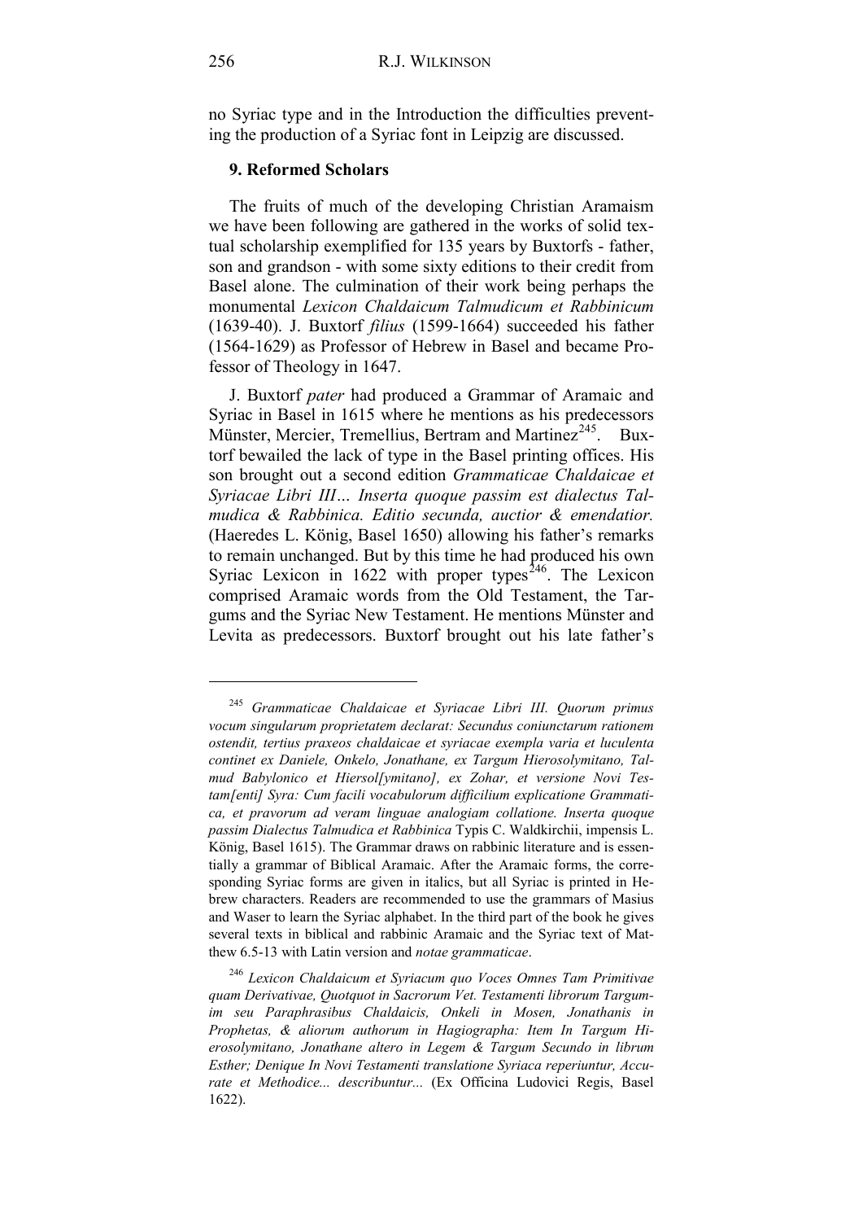no Syriac type and in the Introduction the difficulties preventing the production of a Syriac font in Leipzig are discussed.

### 9. Reformed Scholars

The fruits of much of the developing Christian Aramaism we have been following are gathered in the works of solid textual scholarship exemplified for 135 years by Buxtorfs - father, son and grandson - with some sixty editions to their credit from Basel alone. The culmination of their work being perhaps the monumental *Lexicon Chaldaicum Talmudicum et Rabbinicum* (1639-40). J. Buxtorf *filius* (1599-1664) succeeded his father (1564-1629) as Professor of Hebrew in Basel and became Professor of Theology in 1647.

J. Buxtorf *pater* had produced a Grammar of Aramaic and Syriac in Basel in 1615 where he mentions as his predecessors Münster, Mercier, Tremellius, Bertram and Martinez[245]. Buxtorf bewailed the lack of type in the Basel printing offices. His son brought out a second edition *Grammaticae Chaldaicae et Syriacae Libri III... Inserta quoque passim est dialectus Talmudica & Rabbinica. Editio secunda, auctior & emendatior.* (Haeredes L. König, Basel 1650) allowing his father's remarks to remain unchanged. But by this time he had produced his own Syriac Lexicon in 1622 with proper types[246]. The Lexicon comprised Aramaic words from the Old Testament, the Targums and the Syriac New Testament. He mentions Münster and Levita as predecessors. Buxtorf brought out his late father's

---

[245] *Grammaticae Chaldaicae et Syriacae Libri III. Quorum primus vocum singularum proprietatem declarat: Secundus coniunctarum rationem ostendit, tertius praxeos chaldaicae et syriacae exempla varia et luculenta continet ex Daniele, Onkelo, Jonathane, ex Targum Hierosolymitano, Talmud Babylonico et Hiersol[ymitano], ex Zohar, et versione Novi Testam[enti] Syra: Cum facili vocabulorum difficilium explicatione Grammatica, et pravorum ad veram linguae analogiam collatione. Inserta quoque passim Dialectus Talmudica et Rabbinica* Typis C. Waldkirchii, impensis L. König, Basel 1615). The Grammar draws on rabbinic literature and is essentially a grammar of Biblical Aramaic. After the Aramaic forms, the corresponding Syriac forms are given in italics, but all Syriac is printed in Hebrew characters. Readers are recommended to use the grammars of Masius and Waser to learn the Syriac alphabet. In the third part of the book he gives several texts in biblical and rabbinic Aramaic and the Syriac text of Matthew 6.5-13 with Latin version and *notae grammaticae*.

[246] *Lexicon Chaldaicum et Syriacum quo Voces Omnes Tam Primitivae quam Derivativae, Quotquot in Sacrorum Vet. Testamenti librorum Targumim seu Paraphrasibus Chaldaicis, Onkeli in Mosen, Jonathanis in Prophetas, & aliorum authorum in Hagiographa: Item In Targum Hierosolymitano, Jonathane altero in Legem & Targum Secundo in librum Esther; Denique In Novi Testamenti translatione Syriaca reperiuntur, Accurate et Methodice... describuntur...* (Ex Officina Ludovici Regis, Basel 1622).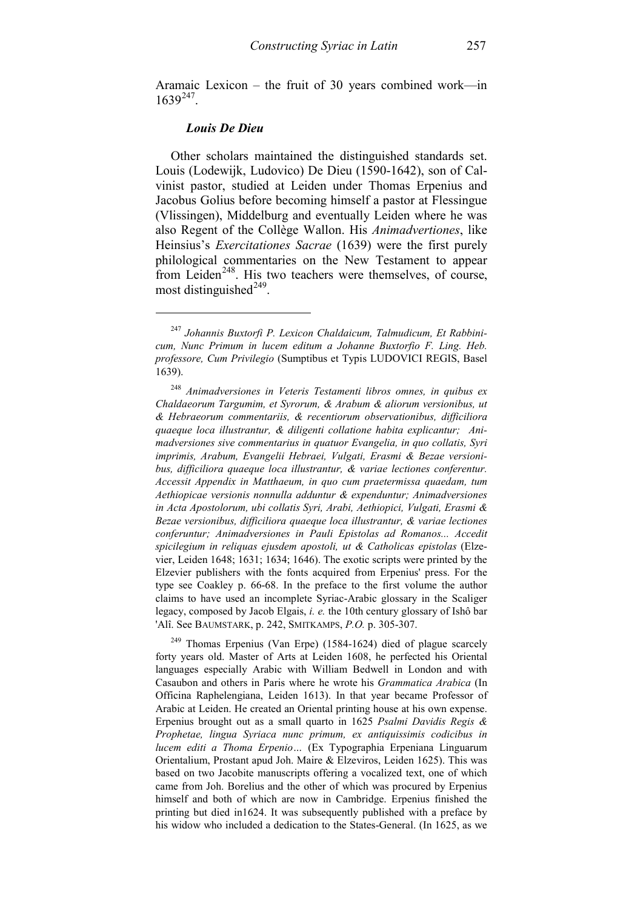Aramaic Lexicon – the fruit of 30 years combined work—in 1639[247].

### *Louis De Dieu*

Other scholars maintained the distinguished standards set. Louis (Lodewijk, Ludovico) De Dieu (1590-1642), son of Calvinist pastor, studied at Leiden under Thomas Erpenius and Jacobus Golius before becoming himself a pastor at Flessingue (Vlissingen), Middelburg and eventually Leiden where he was also Regent of the Collège Wallon. His *Animadvertiones*, like Heinsius's *Exercitationes Sacrae* (1639) were the first purely philological commentaries on the New Testament to appear from Leiden[248]. His two teachers were themselves, of course, most distinguished[249].

---

[247] *Johannis Buxtorfi P. Lexicon Chaldaicum, Talmudicum, Et Rabbinicum, Nunc Primum in lucem editum a Johanne Buxtorfio F. Ling. Heb. professore, Cum Privilegio* (Sumptibus et Typis LUDOVICI REGIS, Basel 1639).

[248] *Animadversiones in Veteris Testamenti libros omnes, in quibus ex Chaldaeorum Targumim, et Syrorum, & Arabum & aliorum versionibus, ut & Hebraeorum commentariis, & recentiorum observationibus, difficiliora quaeque loca illustrantur, & diligenti collatione habita explicantur; Animadversiones sive commentarius in quatuor Evangelia, in quo collatis, Syri imprimis, Arabum, Evangelii Hebraei, Vulgati, Erasmi & Bezae versionibus, difficiliora quaeque loca illustrantur, & variae lectiones conferentur. Accessit Appendix in Matthaeum, in quo cum praetermissa quaedam, tum Aethiopicae versionis nonnulla adduntur & expenduntur; Animadversiones in Acta Apostolorum, ubi collatis Syri, Arabi, Aethiopici, Vulgati, Erasmi & Bezae versionibus, difficiliora quaeque loca illustrantur, & variae lectiones conferuntur; Animadversiones in Pauli Epistolas ad Romanos... Accedit spicilegium in reliquas ejusdem apostoli, ut & Catholicas epistolas* (Elzevier, Leiden 1648; 1631; 1634; 1646). The exotic scripts were printed by the Elzevier publishers with the fonts acquired from Erpenius' press. For the type see Coakley p. 66-68. In the preface to the first volume the author claims to have used an incomplete Syriac-Arabic glossary in the Scaliger legacy, composed by Jacob Elgais, *i. e.* the 10th century glossary of Ishô bar 'Alî. See BAUMSTARK, p. 242, SMITKAMPS, *P.O.* p. 305-307.

[249] Thomas Erpenius (Van Erpe) (1584-1624) died of plague scarcely forty years old. Master of Arts at Leiden 1608, he perfected his Oriental languages especially Arabic with William Bedwell in London and with Casaubon and others in Paris where he wrote his *Grammatica Arabica* (In Officina Raphelengiana, Leiden 1613). In that year became Professor of Arabic at Leiden. He created an Oriental printing house at his own expense. Erpenius brought out as a small quarto in 1625 *Psalmi Davidis Regis & Prophetae, lingua Syriaca nunc primum, ex antiquissimis codicibus in lucem editi a Thoma Erpenio…* (Ex Typographia Erpeniana Linguarum Orientalium, Prostant apud Joh. Maire & Elzeviros, Leiden 1625). This was based on two Jacobite manuscripts offering a vocalized text, one of which came from Joh. Borelius and the other of which was procured by Erpenius himself and both of which are now in Cambridge. Erpenius finished the printing but died in1624. It was subsequently published with a preface by his widow who included a dedication to the States-General. (In 1625, as we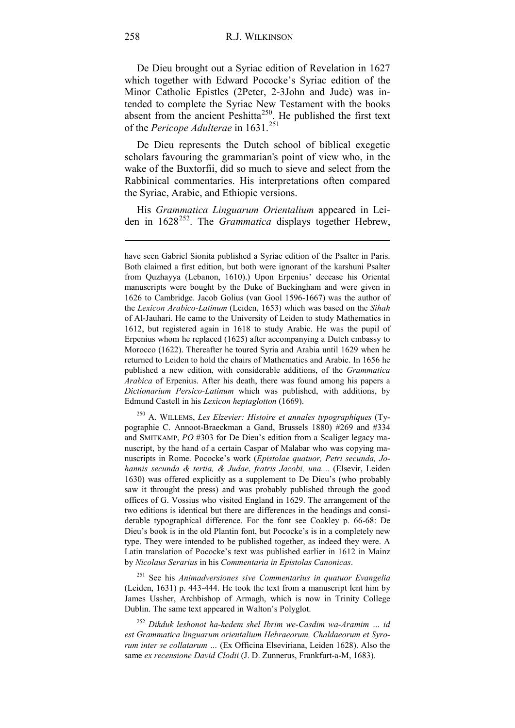De Dieu brought out a Syriac edition of Revelation in 1627 which together with Edward Pococke's Syriac edition of the Minor Catholic Epistles (2Peter, 2-3John and Jude) was intended to complete the Syriac New Testament with the books absent from the ancient Peshitta[250]. He published the first text of the *Pericope Adulterae* in 1631.[251]

De Dieu represents the Dutch school of biblical exegetic scholars favouring the grammarian's point of view who, in the wake of the Buxtorfii, did so much to sieve and select from the Rabbinical commentaries. His interpretations often compared the Syriac, Arabic, and Ethiopic versions.

His *Grammatica Linguarum Orientalium* appeared in Leiden in 1628[252]. The *Grammatica* displays together Hebrew,

---

have seen Gabriel Sionita published a Syriac edition of the Psalter in Paris. Both claimed a first edition, but both were ignorant of the karshuni Psalter from Quzhayya (Lebanon, 1610).) Upon Erpenius' decease his Oriental manuscripts were bought by the Duke of Buckingham and were given in 1626 to Cambridge. Jacob Golius (van Gool 1596-1667) was the author of the *Lexicon Arabico-Latinum* (Leiden, 1653) which was based on the *Sihah* of Al-Jauhari. He came to the University of Leiden to study Mathematics in 1612, but registered again in 1618 to study Arabic. He was the pupil of Erpenius whom he replaced (1625) after accompanying a Dutch embassy to Morocco (1622). Thereafter he toured Syria and Arabia until 1629 when he returned to Leiden to hold the chairs of Mathematics and Arabic. In 1656 he published a new edition, with considerable additions, of the *Grammatica Arabica* of Erpenius. After his death, there was found among his papers a *Dictionarium Persico-Latinum* which was published, with additions, by Edmund Castell in his *Lexicon heptaglotton* (1669).

[250] A. WILLEMS, *Les Elzevier: Histoire et annales typographiques* (Typographie C. Annoot-Braeckman a Gand, Brussels 1880) #269 and #334 and SMITKAMP, *PO* #303 for De Dieu's edition from a Scaliger legacy manuscript, by the hand of a certain Caspar of Malabar who was copying manuscripts in Rome. Pococke's work (*Epistolae quatuor, Petri secunda, Johannis secunda & tertia, & Judae, fratris Jacobi, una....* (Elsevir, Leiden 1630) was offered explicitly as a supplement to De Dieu's (who probably saw it throught the press) and was probably published through the good offices of G. Vossius who visited England in 1629. The arrangement of the two editions is identical but there are differences in the headings and considerable typographical difference. For the font see Coakley p. 66-68: De Dieu's book is in the old Plantin font, but Pococke's is in a completely new type. They were intended to be published together, as indeed they were. A Latin translation of Pococke's text was published earlier in 1612 in Mainz by *Nicolaus Serarius* in his *Commentaria in Epistolas Canonicas*.

[251] See his *Animadversiones sive Commentarius in quatuor Evangelia* (Leiden, 1631) p. 443-444. He took the text from a manuscript lent him by James Ussher, Archbishop of Armagh, which is now in Trinity College Dublin. The same text appeared in Walton's Polyglot.

[252] *Dikduk leshonot ha-kedem shel Ibrim we-Casdim wa-Aramim … id est Grammatica linguarum orientalium Hebraeorum, Chaldaeorum et Syrorum inter se collatarum …* (Ex Officina Elseviriana, Leiden 1628). Also the same *ex recensione David Clodii* (J. D. Zunnerus, Frankfurt-a-M, 1683).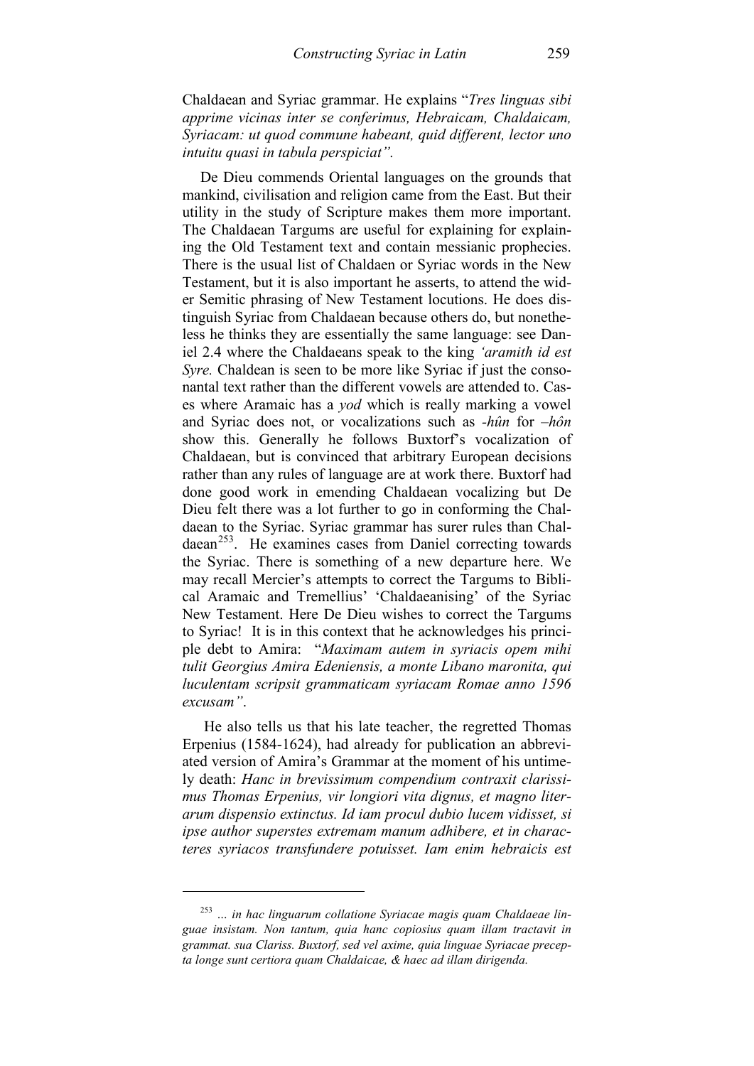Chaldaean and Syriac grammar. He explains "*Tres linguas sibi apprime vicinas inter se conferimus, Hebraicam, Chaldaicam, Syriacam: ut quod commune habeant, quid different, lector uno intuitu quasi in tabula perspiciat".*

De Dieu commends Oriental languages on the grounds that mankind, civilisation and religion came from the East. But their utility in the study of Scripture makes them more important. The Chaldaean Targums are useful for explaining for explaining the Old Testament text and contain messianic prophecies. There is the usual list of Chaldaen or Syriac words in the New Testament, but it is also important he asserts, to attend the wider Semitic phrasing of New Testament locutions. He does distinguish Syriac from Chaldaean because others do, but nonetheless he thinks they are essentially the same language: see Daniel 2.4 where the Chaldaeans speak to the king *'aramith id est Syre.* Chaldean is seen to be more like Syriac if just the consonantal text rather than the different vowels are attended to. Cases where Aramaic has a *yod* which is really marking a vowel and Syriac does not, or vocalizations such as *-hûn* for *–hôn* show this. Generally he follows Buxtorf's vocalization of Chaldaean, but is convinced that arbitrary European decisions rather than any rules of language are at work there. Buxtorf had done good work in emending Chaldaean vocalizing but De Dieu felt there was a lot further to go in conforming the Chaldaean to the Syriac. Syriac grammar has surer rules than Chaldaean[253]. He examines cases from Daniel correcting towards the Syriac. There is something of a new departure here. We may recall Mercier's attempts to correct the Targums to Biblical Aramaic and Tremellius' 'Chaldaeanising' of the Syriac New Testament. Here De Dieu wishes to correct the Targums to Syriac! It is in this context that he acknowledges his principle debt to Amira: "*Maximam autem in syriacis opem mihi tulit Georgius Amira Edeniensis, a monte Libano maronita, qui luculentam scripsit grammaticam syriacam Romae anno 1596 excusam"*.

He also tells us that his late teacher, the regretted Thomas Erpenius (1584-1624), had already for publication an abbreviated version of Amira's Grammar at the moment of his untimely death: *Hanc in brevissimum compendium contraxit clarissimus Thomas Erpenius, vir longiori vita dignus, et magno literarum dispensio extinctus. Id iam procul dubio lucem vidisset, si ipse author superstes extremam manum adhibere, et in characteres syriacos transfundere potuisset. Iam enim hebraicis est*

---

[253] *... in hac linguarum collatione Syriacae magis quam Chaldaeae linguae insistam. Non tantum, quia hanc copiosius quam illam tractavit in grammat. sua Clariss. Buxtorf, sed vel axime, quia linguae Syriacae praecepta longe sunt certiora quam Chaldaicae, & haec ad illam dirigenda.*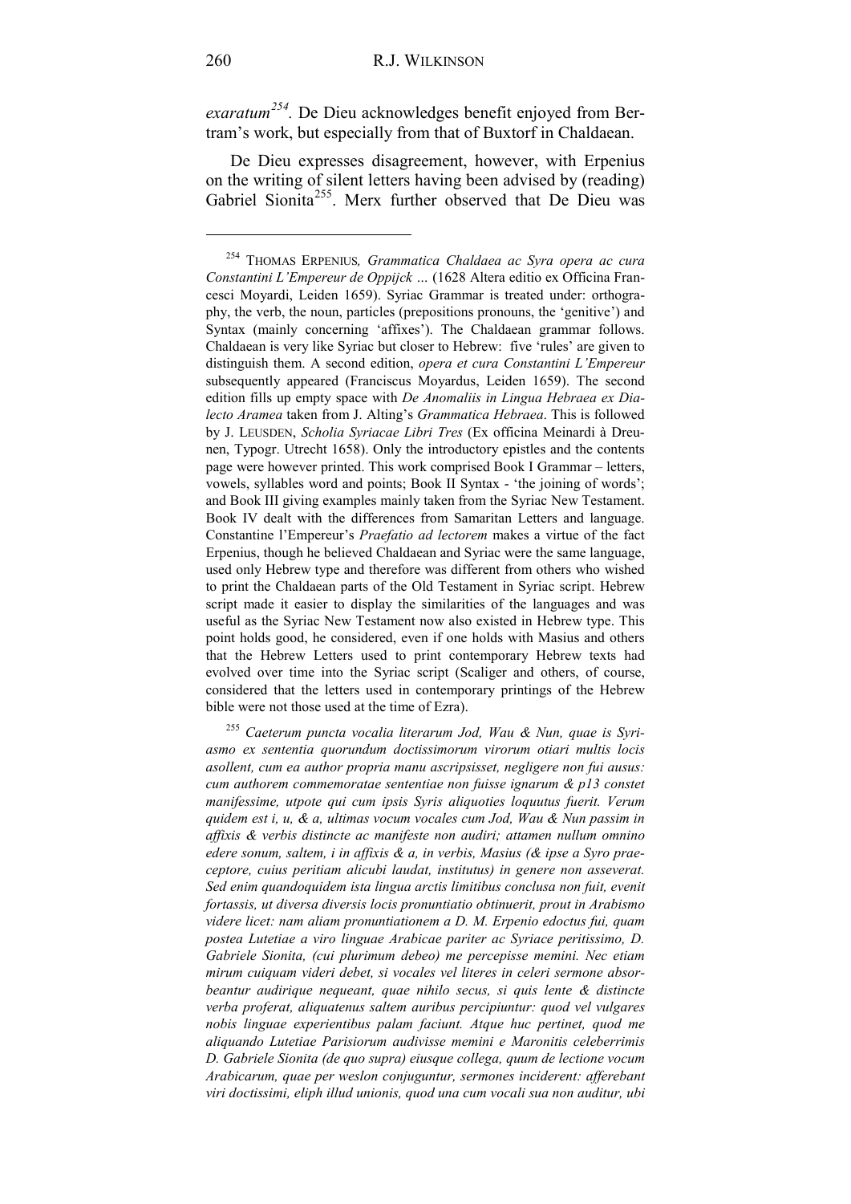*exaratum*[254]. De Dieu acknowledges benefit enjoyed from Bertram's work, but especially from that of Buxtorf in Chaldaean.

De Dieu expresses disagreement, however, with Erpenius on the writing of silent letters having been advised by (reading) Gabriel Sionita[255]. Merx further observed that De Dieu was

---

[254] THOMAS ERPENIUS*, Grammatica Chaldaea ac Syra opera ac cura Constantini L'Empereur de Oppijck …* (1628 Altera editio ex Officina Francesci Moyardi, Leiden 1659). Syriac Grammar is treated under: orthography, the verb, the noun, particles (prepositions pronouns, the 'genitive') and Syntax (mainly concerning 'affixes'). The Chaldaean grammar follows. Chaldaean is very like Syriac but closer to Hebrew: five 'rules' are given to distinguish them. A second edition, *opera et cura Constantini L'Empereur* subsequently appeared (Franciscus Moyardus, Leiden 1659). The second edition fills up empty space with *De Anomaliis in Lingua Hebraea ex Dialecto Aramea* taken from J. Alting's *Grammatica Hebraea*. This is followed by J. LEUSDEN, *Scholia Syriacae Libri Tres* (Ex officina Meinardi à Dreunen, Typogr. Utrecht 1658). Only the introductory epistles and the contents page were however printed. This work comprised Book I Grammar – letters, vowels, syllables word and points; Book II Syntax - 'the joining of words'; and Book III giving examples mainly taken from the Syriac New Testament. Book IV dealt with the differences from Samaritan Letters and language. Constantine l'Empereur's *Praefatio ad lectorem* makes a virtue of the fact Erpenius, though he believed Chaldaean and Syriac were the same language, used only Hebrew type and therefore was different from others who wished to print the Chaldaean parts of the Old Testament in Syriac script. Hebrew script made it easier to display the similarities of the languages and was useful as the Syriac New Testament now also existed in Hebrew type. This point holds good, he considered, even if one holds with Masius and others that the Hebrew Letters used to print contemporary Hebrew texts had evolved over time into the Syriac script (Scaliger and others, of course, considered that the letters used in contemporary printings of the Hebrew bible were not those used at the time of Ezra).

[255] *Caeterum puncta vocalia literarum Jod, Wau & Nun, quae is Syriasmo ex sententia quorundum doctissimorum virorum otiari multis locis asollent, cum ea author propria manu ascripsisset, negligere non fui ausus: cum authorem commemoratae sententiae non fuisse ignarum & p13 constet manifessime, utpote qui cum ipsis Syris aliquoties loquutus fuerit. Verum quidem est i, u, & a, ultimas vocum vocales cum Jod, Wau & Nun passim in affixis & verbis distincte ac manifeste non audiri; attamen nullum omnino edere sonum, saltem, i in affixis & a, in verbis, Masius (& ipse a Syro praeceptore, cuius peritiam alicubi laudat, institutus) in genere non asseverat. Sed enim quandoquidem ista lingua arctis limitibus conclusa non fuit, evenit fortassis, ut diversa diversis locis pronuntiatio obtinuerit, prout in Arabismo videre licet: nam aliam pronuntiationem a D. M. Erpenio edoctus fui, quam postea Lutetiae a viro linguae Arabicae pariter ac Syriace peritissimo, D. Gabriele Sionita, (cui plurimum debeo) me percepisse memini. Nec etiam mirum cuiquam videri debet, si vocales vel literes in celeri sermone absorbeantur audirique nequeant, quae nihilo secus, si quis lente & distincte verba proferat, aliquatenus saltem auribus percipiuntur: quod vel vulgares nobis linguae experientibus palam faciunt. Atque huc pertinet, quod me aliquando Lutetiae Parisiorum audivisse memini e Maronitis celeberrimis D. Gabriele Sionita (de quo supra) eiusque collega, quum de lectione vocum Arabicarum, quae per weslon conjuguntur, sermones inciderent: afferebant viri doctissimi, eliph illud unionis, quod una cum vocali sua non auditur, ubi*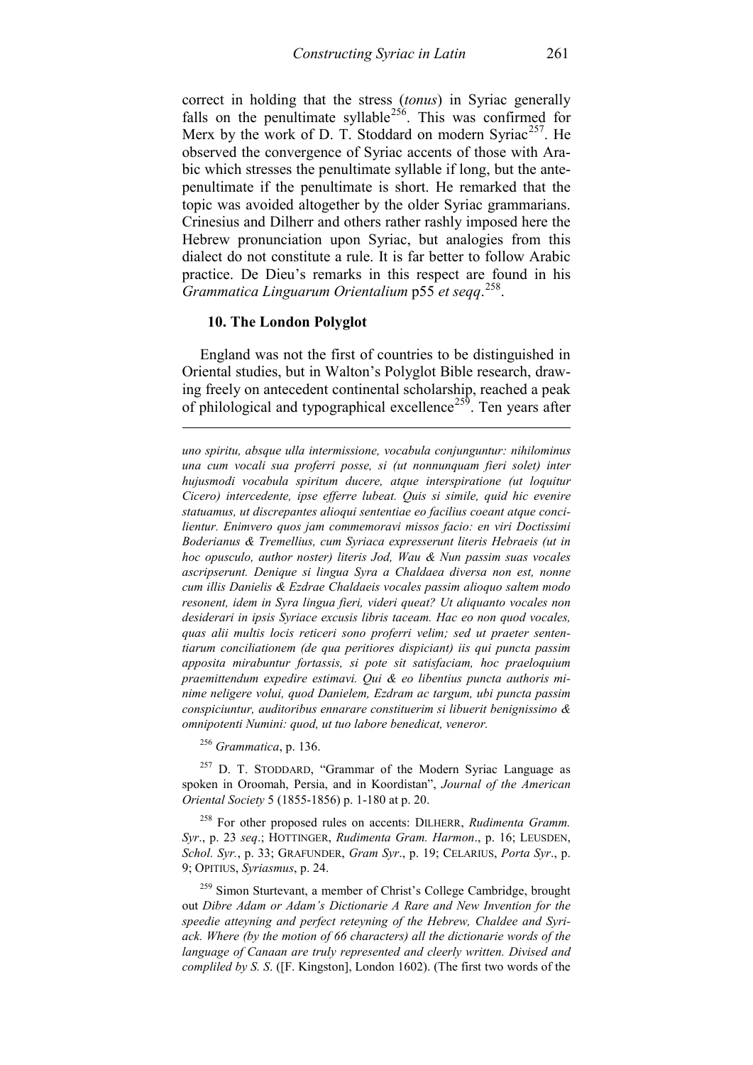correct in holding that the stress (*tonus*) in Syriac generally falls on the penultimate syllable[256]. This was confirmed for Merx by the work of D. T. Stoddard on modern Syriac[257]. He observed the convergence of Syriac accents of those with Arabic which stresses the penultimate syllable if long, but the antepenultimate if the penultimate is short. He remarked that the topic was avoided altogether by the older Syriac grammarians. Crinesius and Dilherr and others rather rashly imposed here the Hebrew pronunciation upon Syriac, but analogies from this dialect do not constitute a rule. It is far better to follow Arabic practice. De Dieu's remarks in this respect are found in his *Grammatica Linguarum Orientalium* p55 *et seqq*.[258].

**10. The London Polyglot**

England was not the first of countries to be distinguished in Oriental studies, but in Walton's Polyglot Bible research, drawing freely on antecedent continental scholarship, reached a peak of philological and typographical excellence[259]. Ten years after

---

*uno spiritu, absque ulla intermissione, vocabula conjunguntur: nihilominus una cum vocali sua proferri posse, si (ut nonnunquam fieri solet) inter hujusmodi vocabula spiritum ducere, atque interspiratione (ut loquitur Cicero) intercedente, ipse efferre lubeat. Quis si simile, quid hic evenire statuamus, ut discrepantes alioqui sententiae eo facilius coeant atque concilientur. Enimvero quos jam commemoravi missos facio: en viri Doctissimi Boderianus & Tremellius, cum Syriaca expresserunt literis Hebraeis (ut in hoc opusculo, author noster) literis Jod, Wau & Nun passim suas vocales ascripserunt. Denique si lingua Syra a Chaldaea diversa non est, nonne cum illis Danielis & Ezdrae Chaldaeis vocales passim alioquo saltem modo resonent, idem in Syra lingua fieri, videri queat? Ut aliquanto vocales non desiderari in ipsis Syriace excusis libris taceam. Hac eo non quod vocales, quas alii multis locis reticeri sono proferri velim; sed ut praeter sententiarum conciliationem (de qua peritiores dispiciant) iis qui puncta passim apposita mirabuntur fortassis, si pote sit satisfaciam, hoc praeloquium praemittendum expedire estimavi. Qui & eo libentius puncta authoris minime neligere volui, quod Danielem, Ezdram ac targum, ubi puncta passim conspiciuntur, auditoribus ennarare constituerim si libuerit benignissimo & omnipotenti Numini: quod, ut tuo labore benedicat, veneror.*

[256] *Grammatica*, p. 136.

[257] D. T. STODDARD, "Grammar of the Modern Syriac Language as spoken in Oroomah, Persia, and in Koordistan", *Journal of the American Oriental Society* 5 (1855-1856) p. 1-180 at p. 20.

[258] For other proposed rules on accents: DILHERR, *Rudimenta Gramm. Syr*., p. 23 *seq*.; HOTTINGER, *Rudimenta Gram. Harmon*., p. 16; LEUSDEN, *Schol. Syr.*, p. 33; GRAFUNDER, *Gram Syr*., p. 19; CELARIUS, *Porta Syr*., p. 9; OPITIUS, *Syriasmus*, p. 24.

[259] Simon Sturtevant, a member of Christ's College Cambridge, brought out *Dibre Adam or Adam's Dictionarie A Rare and New Invention for the speedie atteyning and perfect reteyning of the Hebrew, Chaldee and Syriack. Where (by the motion of 66 characters) all the dictionarie words of the language of Canaan are truly represented and cleerly written. Divised and compliled by S. S*. ([F. Kingston], London 1602). (The first two words of the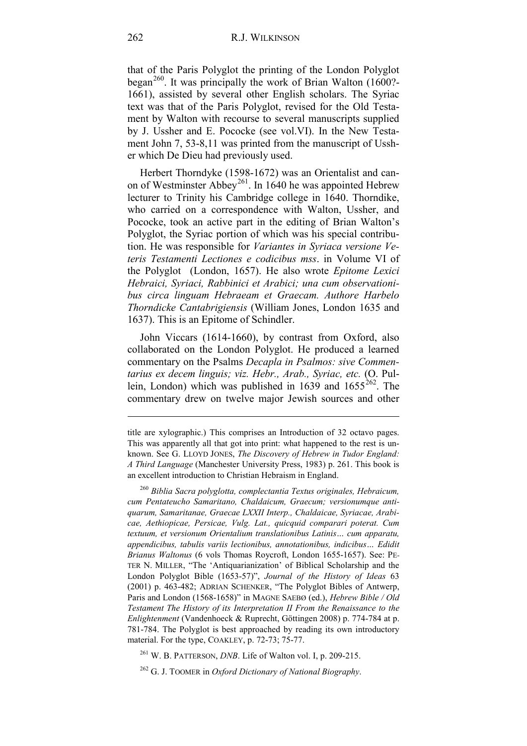that of the Paris Polyglot the printing of the London Polyglot began[260]. It was principally the work of Brian Walton (1600?-1661), assisted by several other English scholars. The Syriac text was that of the Paris Polyglot, revised for the Old Testament by Walton with recourse to several manuscripts supplied by J. Ussher and E. Pococke (see vol.VI). In the New Testament John 7, 53-8,11 was printed from the manuscript of Ussher which De Dieu had previously used.

Herbert Thorndyke (1598-1672) was an Orientalist and canon of Westminster Abbey[261]. In 1640 he was appointed Hebrew lecturer to Trinity his Cambridge college in 1640. Thorndike, who carried on a correspondence with Walton, Ussher, and Pococke, took an active part in the editing of Brian Walton's Polyglot, the Syriac portion of which was his special contribution. He was responsible for *Variantes in Syriaca versione Veteris Testamenti Lectiones e codicibus mss*. in Volume VI of the Polyglot (London, 1657). He also wrote *Epitome Lexici Hebraici, Syriaci, Rabbinici et Arabici; una cum observationibus circa linguam Hebraeam et Graecam. Authore Harbelo Thorndicke Cantabrigiensis* (William Jones, London 1635 and 1637). This is an Epitome of Schindler.

John Viccars (1614-1660), by contrast from Oxford, also collaborated on the London Polyglot. He produced a learned commentary on the Psalms *Decapla in Psalmos: sive Commentarius ex decem linguis; viz. Hebr., Arab., Syriac, etc.* (O. Pullein, London) which was published in 1639 and 1655[262]. The commentary drew on twelve major Jewish sources and other

---

title are xylographic.) This comprises an Introduction of 32 octavo pages. This was apparently all that got into print: what happened to the rest is unknown. See G. LLOYD JONES, *The Discovery of Hebrew in Tudor England: A Third Language* (Manchester University Press, 1983) p. 261. This book is an excellent introduction to Christian Hebraism in England.

[260] *Biblia Sacra polyglotta, complectantia Textus originales, Hebraicum, cum Pentateucho Samaritano, Chaldaicum, Graecum; versionumque antiquarum, Samaritanae, Graecae LXXII Interp., Chaldaicae, Syriacae, Arabicae, Aethiopicae, Persicae, Vulg. Lat., quicquid comparari poterat. Cum textuum, et versionum Orientalium translationibus Latinis… cum apparatu, appendicibus, tabulis variis lectionibus, annotationibus, indicibus… Edidit Brianus Waltonus* (6 vols Thomas Roycroft, London 1655-1657). See: PETER N. MILLER, "The 'Antiquarianization' of Biblical Scholarship and the London Polyglot Bible (1653-57)", *Journal of the History of Ideas* 63 (2001) p. 463-482; ADRIAN SCHENKER, "The Polyglot Bibles of Antwerp, Paris and London (1568-1658)" in MAGNE SAEBØ (ed.), *Hebrew Bible / Old Testament The History of its Interpretation II From the Renaissance to the Enlightenment* (Vandenhoeck & Ruprecht, Göttingen 2008) p. 774-784 at p. 781-784. The Polyglot is best approached by reading its own introductory material. For the type, COAKLEY, p. 72-73; 75-77.

[261] W. B. PATTERSON, *DNB*. Life of Walton vol. I, p. 209-215.

[262] G. J. TOOMER in *Oxford Dictionary of National Biography*.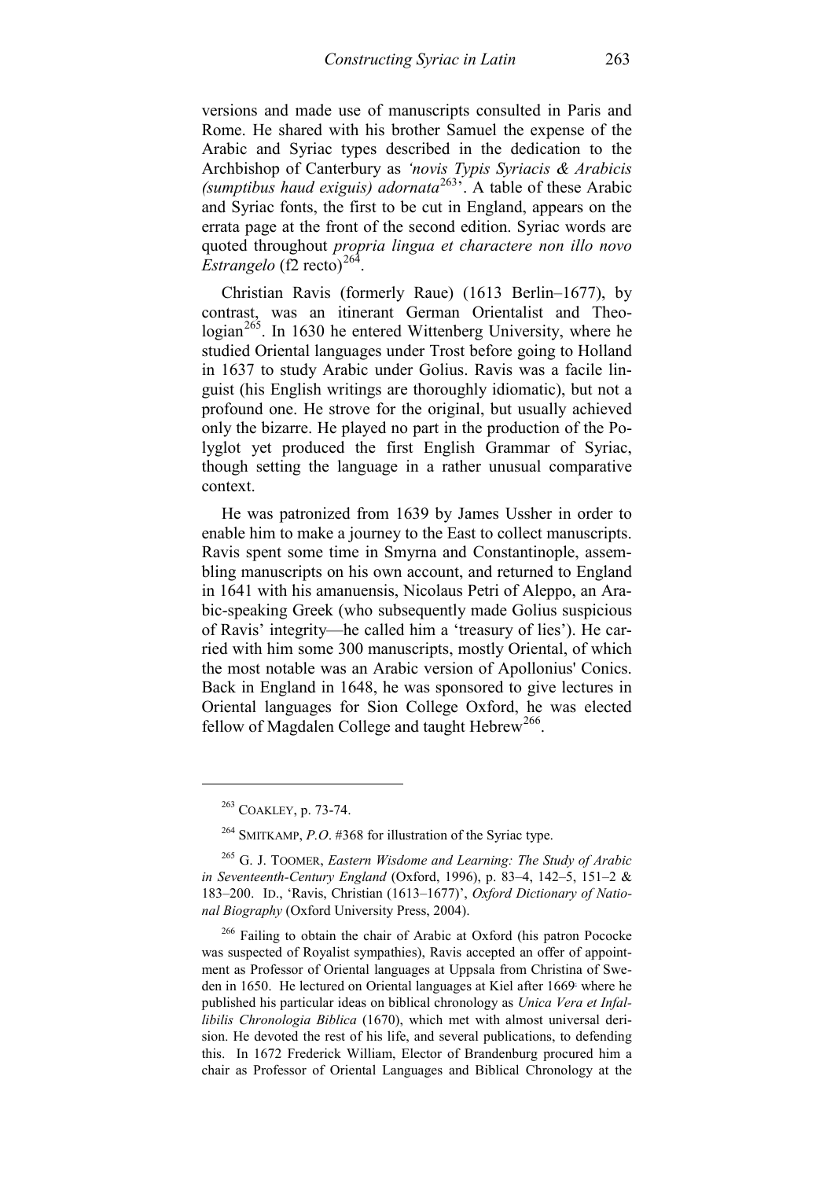versions and made use of manuscripts consulted in Paris and Rome. He shared with his brother Samuel the expense of the Arabic and Syriac types described in the dedication to the Archbishop of Canterbury as *'novis Typis Syriacis & Arabicis (sumptibus haud exiguis) adornata*[263]'. A table of these Arabic and Syriac fonts, the first to be cut in England, appears on the errata page at the front of the second edition. Syriac words are quoted throughout *propria lingua et charactere non illo novo Estrangelo* (f2 recto)[264].

Christian Ravis (formerly Raue) (1613 Berlin–1677), by contrast, was an itinerant German Orientalist and Theologian[265]. In 1630 he entered Wittenberg University, where he studied Oriental languages under Trost before going to Holland in 1637 to study Arabic under Golius. Ravis was a facile linguist (his English writings are thoroughly idiomatic), but not a profound one. He strove for the original, but usually achieved only the bizarre. He played no part in the production of the Polyglot yet produced the first English Grammar of Syriac, though setting the language in a rather unusual comparative context.

He was patronized from 1639 by James Ussher in order to enable him to make a journey to the East to collect manuscripts. Ravis spent some time in Smyrna and Constantinople, assembling manuscripts on his own account, and returned to England in 1641 with his amanuensis, Nicolaus Petri of Aleppo, an Arabic-speaking Greek (who subsequently made Golius suspicious of Ravis' integrity—he called him a 'treasury of lies'). He carried with him some 300 manuscripts, mostly Oriental, of which the most notable was an Arabic version of Apollonius' Conics. Back in England in 1648, he was sponsored to give lectures in Oriental languages for Sion College Oxford, he was elected fellow of Magdalen College and taught Hebrew[266].

---

[263] COAKLEY, p. 73-74.

[264] SMITKAMP, *P.O*. #368 for illustration of the Syriac type.

[265] G. J. TOOMER, *Eastern Wisdome and Learning: The Study of Arabic in Seventeenth-Century England* (Oxford, 1996), p. 83–4, 142–5, 151–2 & 183–200. ID., 'Ravis, Christian (1613–1677)', *Oxford Dictionary of National Biography* (Oxford University Press, 2004).

[266] Failing to obtain the chair of Arabic at Oxford (his patron Pococke was suspected of Royalist sympathies), Ravis accepted an offer of appointment as Professor of Oriental languages at Uppsala from Christina of Sweden in 1650. He lectured on Oriental languages at Kiel after 1669, where he published his particular ideas on biblical chronology as *Unica Vera et Infallibilis Chronologia Biblica* (1670), which met with almost universal derision. He devoted the rest of his life, and several publications, to defending this. In 1672 Frederick William, Elector of Brandenburg procured him a chair as Professor of Oriental Languages and Biblical Chronology at the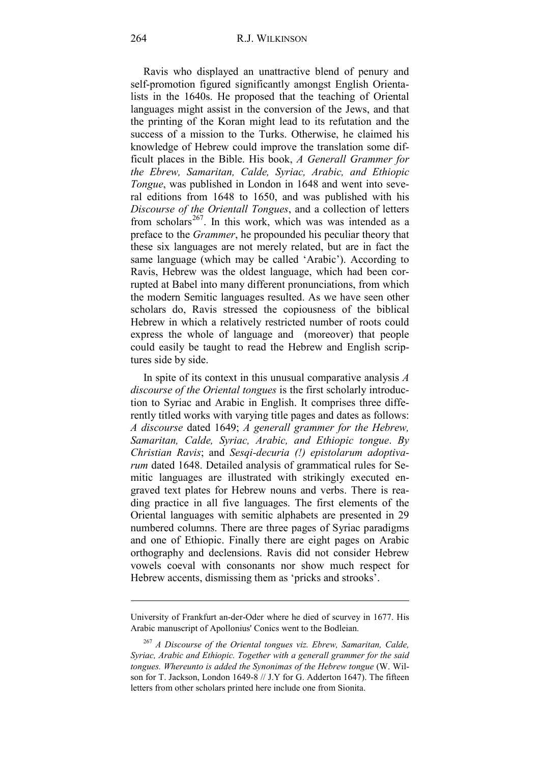Ravis who displayed an unattractive blend of penury and self-promotion figured significantly amongst English Orientalists in the 1640s. He proposed that the teaching of Oriental languages might assist in the conversion of the Jews, and that the printing of the Koran might lead to its refutation and the success of a mission to the Turks. Otherwise, he claimed his knowledge of Hebrew could improve the translation some difficult places in the Bible. His book, *A Generall Grammer for the Ebrew, Samaritan, Calde, Syriac, Arabic, and Ethiopic Tongue*, was published in London in 1648 and went into several editions from 1648 to 1650, and was published with his *Discourse of the Orientall Tongues*, and a collection of letters from scholars[267]. In this work, which was was intended as a preface to the *Grammer*, he propounded his peculiar theory that these six languages are not merely related, but are in fact the same language (which may be called 'Arabic'). According to Ravis, Hebrew was the oldest language, which had been corrupted at Babel into many different pronunciations, from which the modern Semitic languages resulted. As we have seen other scholars do, Ravis stressed the copiousness of the biblical Hebrew in which a relatively restricted number of roots could express the whole of language and (moreover) that people could easily be taught to read the Hebrew and English scriptures side by side.

In spite of its context in this unusual comparative analysis *A discourse of the Oriental tongues* is the first scholarly introduction to Syriac and Arabic in English. It comprises three differently titled works with varying title pages and dates as follows: *A discourse* dated 1649; *A generall grammer for the Hebrew, Samaritan, Calde, Syriac, Arabic, and Ethiopic tongue*. *By Christian Ravis*; and *Sesqi-decuria (!) epistolarum adoptivarum* dated 1648. Detailed analysis of grammatical rules for Semitic languages are illustrated with strikingly executed engraved text plates for Hebrew nouns and verbs. There is reading practice in all five languages. The first elements of the Oriental languages with semitic alphabets are presented in 29 numbered columns. There are three pages of Syriac paradigms and one of Ethiopic. Finally there are eight pages on Arabic orthography and declensions. Ravis did not consider Hebrew vowels coeval with consonants nor show much respect for Hebrew accents, dismissing them as 'pricks and strooks'.

---

University of Frankfurt an-der-Oder where he died of scurvey in 1677. His Arabic manuscript of Apollonius' Conics went to the Bodleian.

[267] *A Discourse of the Oriental tongues viz. Ebrew, Samaritan, Calde, Syriac, Arabic and Ethiopic. Together with a generall grammer for the said tongues. Whereunto is added the Synonimas of the Hebrew tongue* (W. Wilson for T. Jackson, London 1649-8 // J.Y for G. Adderton 1647). The fifteen letters from other scholars printed here include one from Sionita.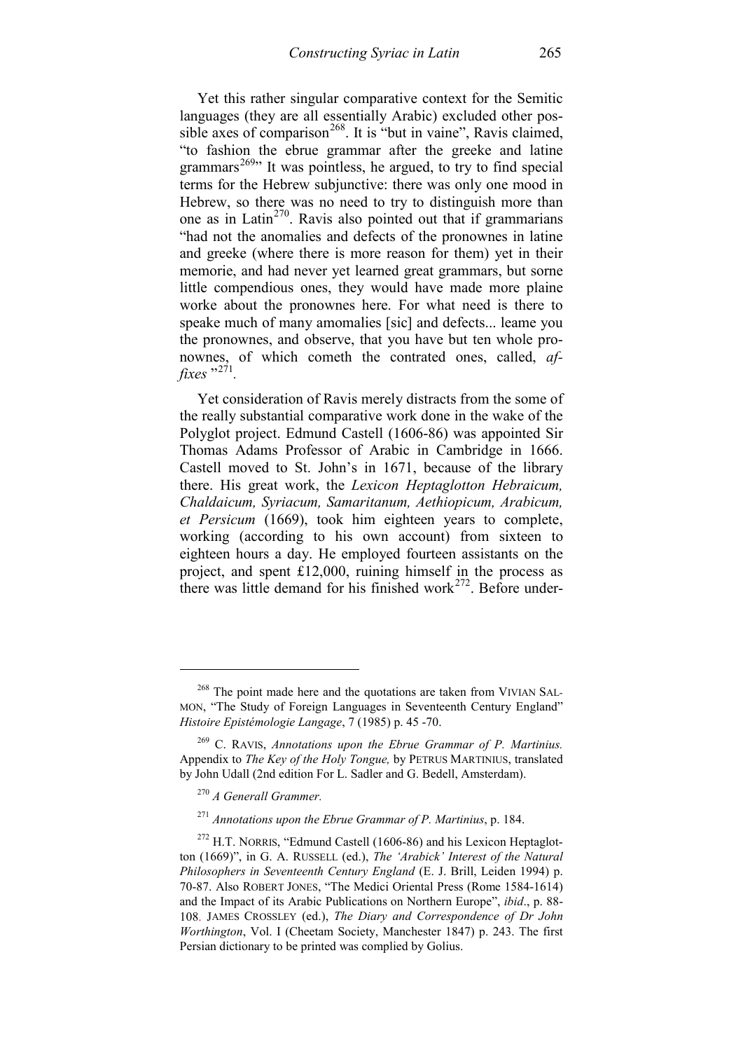Yet this rather singular comparative context for the Semitic languages (they are all essentially Arabic) excluded other possible axes of comparison[268]. It is "but in vaine", Ravis claimed, "to fashion the ebrue grammar after the greeke and latine grammars[269]" It was pointless, he argued, to try to find special terms for the Hebrew subjunctive: there was only one mood in Hebrew, so there was no need to try to distinguish more than one as in Latin[270]. Ravis also pointed out that if grammarians "had not the anomalies and defects of the pronownes in latine and greeke (where there is more reason for them) yet in their memorie, and had never yet learned great grammars, but sorne little compendious ones, they would have made more plaine worke about the pronownes here. For what need is there to speake much of many amomalies [sic] and defects... leame you the pronownes, and observe, that you have but ten whole pronownes, of which cometh the contrated ones, called, *affixes* "[271].

Yet consideration of Ravis merely distracts from the some of the really substantial comparative work done in the wake of the Polyglot project. Edmund Castell (1606-86) was appointed Sir Thomas Adams Professor of Arabic in Cambridge in 1666. Castell moved to St. John's in 1671, because of the library there. His great work, the *Lexicon Heptaglotton Hebraicum, Chaldaicum, Syriacum, Samaritanum, Aethiopicum, Arabicum, et Persicum* (1669), took him eighteen years to complete, working (according to his own account) from sixteen to eighteen hours a day. He employed fourteen assistants on the project, and spent £12,000, ruining himself in the process as there was little demand for his finished work[272]. Before under-

---

[268] The point made here and the quotations are taken from VIVIAN SALMON, "The Study of Foreign Languages in Seventeenth Century England" *Histoire Epistémologie Langage*, 7 (1985) p. 45 -70.

[269] C. RAVIS, *Annotations upon the Ebrue Grammar of P. Martinius.* Appendix to *The Key of the Holy Tongue,* by PETRUS MARTINIUS, translated by John Udall (2nd edition For L. Sadler and G. Bedell, Amsterdam).

[270] *A Generall Grammer.*

[271] *Annotations upon the Ebrue Grammar of P. Martinius*, p. 184.

[272] H.T. NORRIS, "Edmund Castell (1606-86) and his Lexicon Heptaglotton (1669)", in G. A. RUSSELL (ed.), *The 'Arabick' Interest of the Natural Philosophers in Seventeenth Century England* (E. J. Brill, Leiden 1994) p. 70-87. Also ROBERT JONES, "The Medici Oriental Press (Rome 1584-1614) and the Impact of its Arabic Publications on Northern Europe", *ibid*., p. 88-108. JAMES CROSSLEY (ed.), *The Diary and Correspondence of Dr John Worthington*, Vol. I (Cheetam Society, Manchester 1847) p. 243. The first Persian dictionary to be printed was complied by Golius.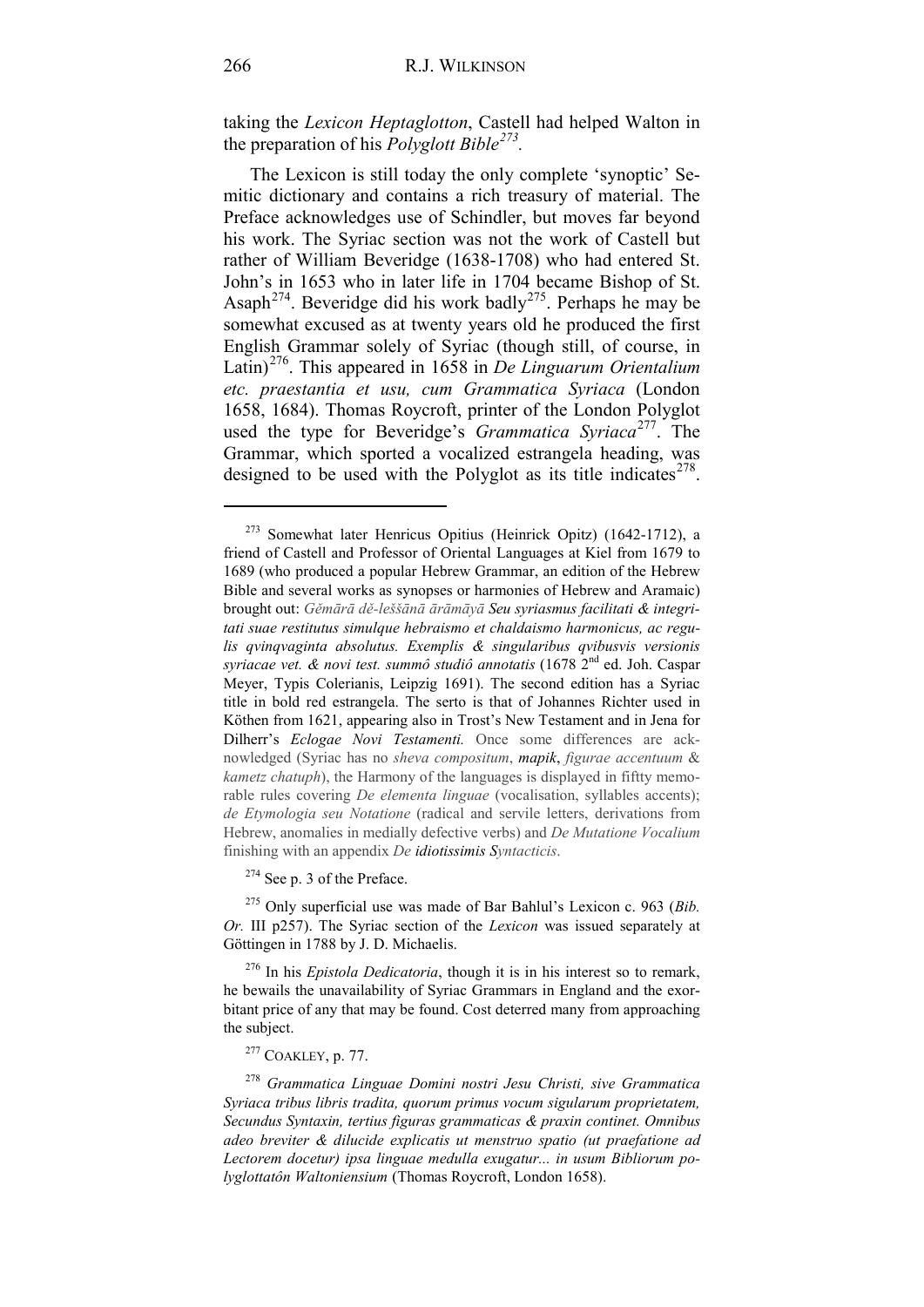taking the *Lexicon Heptaglotton*, Castell had helped Walton in the preparation of his *Polyglott Bible*[273].

The Lexicon is still today the only complete 'synoptic' Semitic dictionary and contains a rich treasury of material. The Preface acknowledges use of Schindler, but moves far beyond his work. The Syriac section was not the work of Castell but rather of William Beveridge (1638-1708) who had entered St. John's in 1653 who in later life in 1704 became Bishop of St. Asaph[274]. Beveridge did his work badly[275]. Perhaps he may be somewhat excused as at twenty years old he produced the first English Grammar solely of Syriac (though still, of course, in Latin)[276]. This appeared in 1658 in *De Linguarum Orientalium etc. praestantia et usu, cum Grammatica Syriaca* (London 1658, 1684). Thomas Roycroft, printer of the London Polyglot used the type for Beveridge's *Grammatica Syriaca*[277]. The Grammar, which sported a vocalized estrangela heading, was designed to be used with the Polyglot as its title indicates[278].

---

[273] Somewhat later Henricus Opitius (Heinrick Opitz) (1642-1712), a friend of Castell and Professor of Oriental Languages at Kiel from 1679 to 1689 (who produced a popular Hebrew Grammar, an edition of the Hebrew Bible and several works as synopses or harmonies of Hebrew and Aramaic) brought out: *Gĕmārā dĕ-leššānā ārāmāyā* ***Seu syriasmus facilitati & integritati suae restitutus simulque hebraismo et chaldaismo harmonicus, ac regulis qvinqvaginta absolutus. Exemplis & singularibus qvibusvis versionis syriacae vet. & novi test. summô studiô annotatis*** (1678 2[nd] ed. Joh. Caspar Meyer, Typis Colerianis, Leipzig 1691). The second edition has a Syriac title in bold red estrangela. The serto is that of Johannes Richter used in Köthen from 1621, appearing also in Trost's New Testament and in Jena for Dilherr's *Eclogae Novi Testamenti.* Once some differences are acknowledged (Syriac has no *sheva compositum*, ***mapik***, *figurae accentuum* & *kametz chatuph*), the Harmony of the languages is displayed in fiftty memorable rules covering *De elementa linguae* (vocalisation, syllables accents); *de Etymologia seu Notatione* (radical and servile letters, derivations from Hebrew, anomalies in medially defective verbs) and *De Mutatione Vocalium* finishing with an appendix *De* ***idiotissimis Syntacticis***.

[274] See p. 3 of the Preface.

[275] Only superficial use was made of Bar Bahlul's Lexicon c. 963 (*Bib. Or.* III p257). The Syriac section of the *Lexicon* was issued separately at Göttingen in 1788 by J. D. Michaelis.

[276] In his *Epistola Dedicatoria*, though it is in his interest so to remark, he bewails the unavailability of Syriac Grammars in England and the exorbitant price of any that may be found. Cost deterred many from approaching the subject.

[277] COAKLEY, p. 77.

[278] *Grammatica Linguae Domini nostri Jesu Christi, sive Grammatica Syriaca tribus libris tradita, quorum primus vocum sigularum proprietatem, Secundus Syntaxin, tertius figuras grammaticas & praxin continet. Omnibus adeo breviter & dilucide explicatis ut menstruo spatio (ut praefatione ad Lectorem docetur) ipsa linguae medulla exugatur... in usum Bibliorum polyglottatôn Waltoniensium* (Thomas Roycroft, London 1658).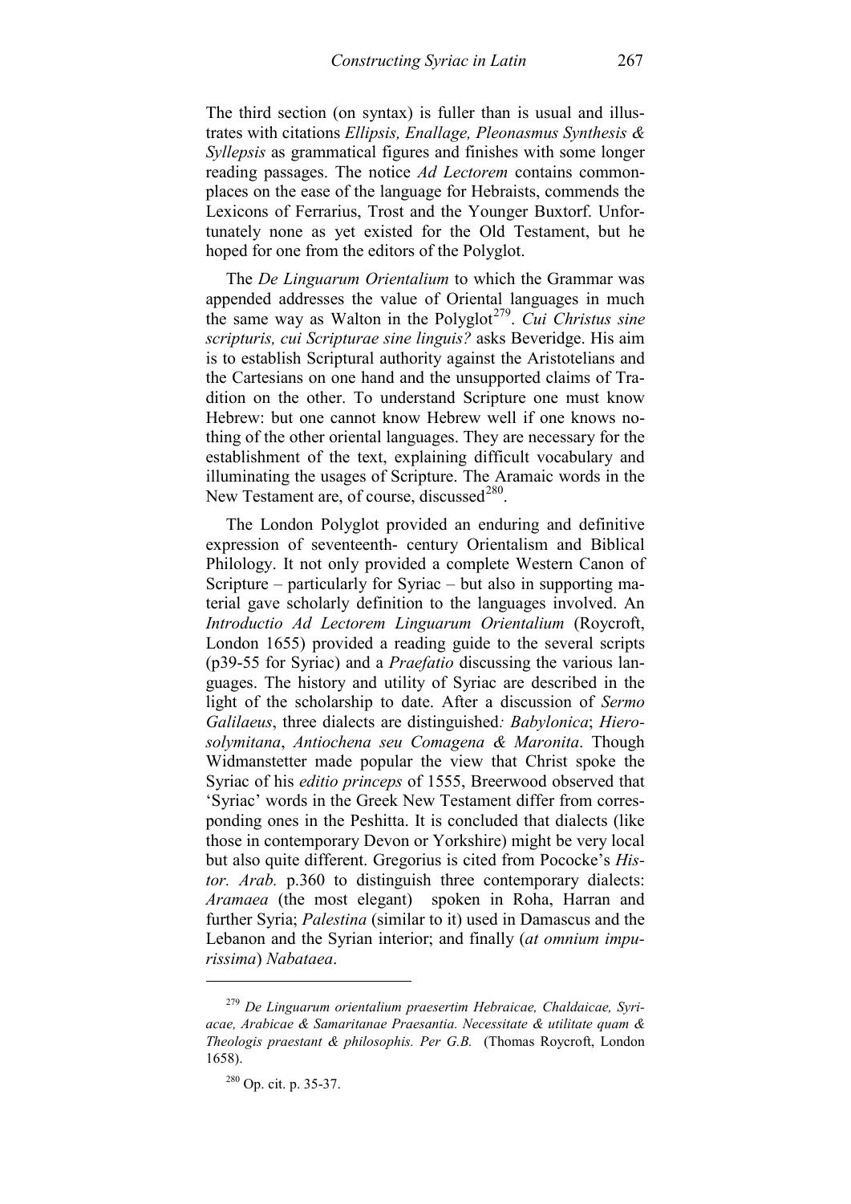The third section (on syntax) is fuller than is usual and illustrates with citations *Ellipsis, Enallage, Pleonasmus Synthesis & Syllepsis* as grammatical figures and finishes with some longer reading passages. The notice *Ad Lectorem* contains commonplaces on the ease of the language for Hebraists, commends the Lexicons of Ferrarius, Trost and the Younger Buxtorf. Unfortunately none as yet existed for the Old Testament, but he hoped for one from the editors of the Polyglot.

The *De Linguarum Orientalium* to which the Grammar was appended addresses the value of Oriental languages in much the same way as Walton in the Polyglot[279]. *Cui Christus sine scripturis, cui Scripturae sine linguis?* asks Beveridge. His aim is to establish Scriptural authority against the Aristotelians and the Cartesians on one hand and the unsupported claims of Tradition on the other. To understand Scripture one must know Hebrew: but one cannot know Hebrew well if one knows nothing of the other oriental languages. They are necessary for the establishment of the text, explaining difficult vocabulary and illuminating the usages of Scripture. The Aramaic words in the New Testament are, of course, discussed[280].

The London Polyglot provided an enduring and definitive expression of seventeenth- century Orientalism and Biblical Philology. It not only provided a complete Western Canon of Scripture – particularly for Syriac – but also in supporting material gave scholarly definition to the languages involved. An *Introductio Ad Lectorem Linguarum Orientalium* (Roycroft, London 1655) provided a reading guide to the several scripts (p39-55 for Syriac) and a *Praefatio* discussing the various languages. The history and utility of Syriac are described in the light of the scholarship to date. After a discussion of *Sermo Galilaeus*, three dialects are distinguished*: Babylonica*; *Hierosolymitana*, *Antiochena seu Comagena & Maronita*. Though Widmanstetter made popular the view that Christ spoke the Syriac of his *editio princeps* of 1555, Breerwood observed that 'Syriac' words in the Greek New Testament differ from corresponding ones in the Peshitta. It is concluded that dialects (like those in contemporary Devon or Yorkshire) might be very local but also quite different. Gregorius is cited from Pococke's *Histor. Arab.* p.360 to distinguish three contemporary dialects: *Aramaea* (the most elegant) spoken in Roha, Harran and further Syria; *Palestina* (similar to it) used in Damascus and the Lebanon and the Syrian interior; and finally (*at omnium impurissima*) *Nabataea*.

---

[279] *De Linguarum orientalium praesertim Hebraicae, Chaldaicae, Syriacae, Arabicae & Samaritanae Praesantia. Necessitate & utilitate quam & Theologis praestant & philosophis. Per G.B.* (Thomas Roycroft, London 1658).

[280] Op. cit. p. 35-37.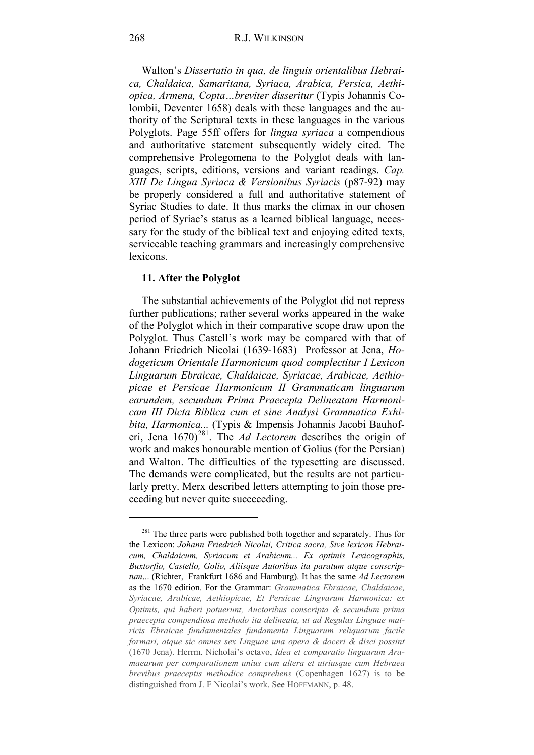Walton's *Dissertatio in qua, de linguis orientalibus Hebraica, Chaldaica, Samaritana, Syriaca, Arabica, Persica, Aethiopica, Armena, Copta…breviter disseritur* (Typis Johannis Colombii, Deventer 1658) deals with these languages and the authority of the Scriptural texts in these languages in the various Polyglots. Page 55ff offers for *lingua syriaca* a compendious and authoritative statement subsequently widely cited. The comprehensive Prolegomena to the Polyglot deals with languages, scripts, editions, versions and variant readings. *Cap. XIII De Lingua Syriaca & Versionibus Syriacis* (p87-92) may be properly considered a full and authoritative statement of Syriac Studies to date. It thus marks the climax in our chosen period of Syriac's status as a learned biblical language, necessary for the study of the biblical text and enjoying edited texts, serviceable teaching grammars and increasingly comprehensive lexicons.

### 11. After the Polyglot

The substantial achievements of the Polyglot did not repress further publications; rather several works appeared in the wake of the Polyglot which in their comparative scope draw upon the Polyglot. Thus Castell's work may be compared with that of Johann Friedrich Nicolai (1639-1683) Professor at Jena, *Hodogeticum Orientale Harmonicum quod complectitur I Lexicon Linguarum Ebraicae, Chaldaicae, Syriacae, Arabicae, Aethiopicae et Persicae Harmonicum II Grammaticam linguarum earundem, secundum Prima Praecepta Delineatam Harmonicam III Dicta Biblica cum et sine Analysi Grammatica Exhibita, Harmonica...* (Typis & Impensis Johannis Jacobi Bauhoferi, Jena 1670)[281]. The *Ad Lectorem* describes the origin of work and makes honourable mention of Golius (for the Persian) and Walton. The difficulties of the typesetting are discussed. The demands were complicated, but the results are not particularly pretty. Merx described letters attempting to join those preceeding but never quite succeeeding.

---

[281] The three parts were published both together and separately. Thus for the Lexicon: *Johann Friedrich Nicolai, Critica sacra, Sive lexicon Hebraicum, Chaldaicum, Syriacum et Arabicum... Ex optimis Lexicographis, Buxtorfio, Castello, Golio, Aliisque Autoribus ita paratum atque conscriptum...* (Richter, Frankfurt 1686 and Hamburg). It has the same *Ad Lectorem* as the 1670 edition. For the Grammar: *Grammatica Ebraicae, Chaldaicae, Syriacae, Arabicae, Aethiopicae, Et Persicae Lingvarum Harmonica: ex Optimis, qui haberi potuerunt, Auctoribus conscripta & secundum prima praecepta compendiosa methodo ita delineata, ut ad Regulas Linguae matricis Ebraicae fundamentales fundamenta Linguarum reliquarum facile formari, atque sic omnes sex Linguae una opera & doceri & disci possint* (1670 Jena). Herrm. Nicholai's octavo, *Idea et comparatio linguarum Aramaearum per comparationem unius cum altera et utriusque cum Hebraea brevibus praeceptis methodice comprehens* (Copenhagen 1627) is to be distinguished from J. F Nicolai's work. See HOFFMANN, p. 48.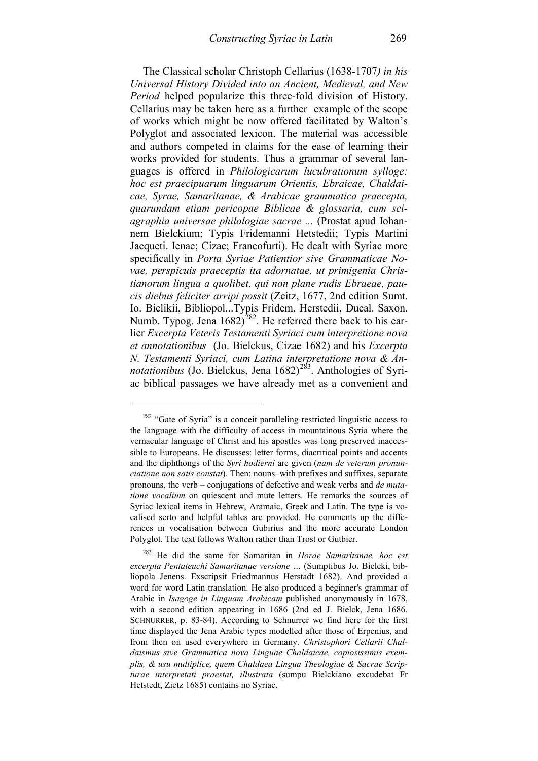The Classical scholar Christoph Cellarius (1638-1707*) in his Universal History Divided into an Ancient, Medieval, and New Period* helped popularize this three-fold division of History. Cellarius may be taken here as a further example of the scope of works which might be now offered facilitated by Walton's Polyglot and associated lexicon. The material was accessible and authors competed in claims for the ease of learning their works provided for students. Thus a grammar of several languages is offered in *Philologicarum lucubrationum sylloge: hoc est praecipuarum linguarum Orientis, Ebraicae, Chaldaicae, Syrae, Samaritanae, & Arabicae grammatica praecepta, quarundam etiam pericopae Biblicae & glossaria, cum sciagraphia universae philologiae sacrae ...* (Prostat apud Iohannem Bielckium; Typis Fridemanni Hetstedii; Typis Martini Jacqueti. Ienae; Cizae; Francofurti). He dealt with Syriac more specifically in *Porta Syriae Patientior sive Grammaticae Novae, perspicuis praeceptis ita adornatae, ut primigenia Christianorum lingua a quolibet, qui non plane rudis Ebraeae, paucis diebus feliciter arripi possit* (Zeitz, 1677, 2nd edition Sumt. Io. Bielikii, Bibliopol...Typis Fridem. Herstedii, Ducal. Saxon. Numb. Typog. Jena 1682)[282]. He referred there back to his earlier *Excerpta Veteris Testamenti Syriaci cum interpretione nova et annotationibus* (Jo. Bielckus, Cizae 1682) and his *Excerpta N. Testamenti Syriaci, cum Latina interpretatione nova & Annotationibus* (Jo. Bielckus, Jena 1682)[283]. Anthologies of Syriac biblical passages we have already met as a convenient and

[282] "Gate of Syria" is a conceit paralleling restricted linguistic access to the language with the difficulty of access in mountainous Syria where the vernacular language of Christ and his apostles was long preserved inaccessible to Europeans. He discusses: letter forms, diacritical points and accents and the diphthongs of the *Syri hodierni* are given (*nam de veterum pronunciatione non satis constat*). Then: nouns–with prefixes and suffixes, separate pronouns, the verb – conjugations of defective and weak verbs and *de mutatione vocalium* on quiescent and mute letters. He remarks the sources of Syriac lexical items in Hebrew, Aramaic, Greek and Latin. The type is vocalised serto and helpful tables are provided. He comments up the differences in vocalisation between Gubirius and the more accurate London Polyglot. The text follows Walton rather than Trost or Gutbier.

[283] He did the same for Samaritan in *Horae Samaritanae, hoc est excerpta Pentateuchi Samaritanae versione* ... (Sumptibus Jo. Bielcki, bibliopola Jenens. Exscripsit Friedmannus Herstadt 1682). And provided a word for word Latin translation. He also produced a beginner's grammar of Arabic in *Isagoge in Linguam Arabicam* published anonymously in 1678, with a second edition appearing in 1686 (2nd ed J. Bielck, Jena 1686. SCHNURRER, p. 83-84). According to Schnurrer we find here for the first time displayed the Jena Arabic types modelled after those of Erpenius, and from then on used everywhere in Germany. *Christophori Cellarii Chaldaismus sive Grammatica nova Linguae Chaldaicae, copiosissimis exemplis, & usu multiplice, quem Chaldaea Lingua Theologiae & Sacrae Scripturae interpretati praestat, illustrata* (sumpu Bielckiano excudebat Fr Hetstedt, Zietz 1685) contains no Syriac.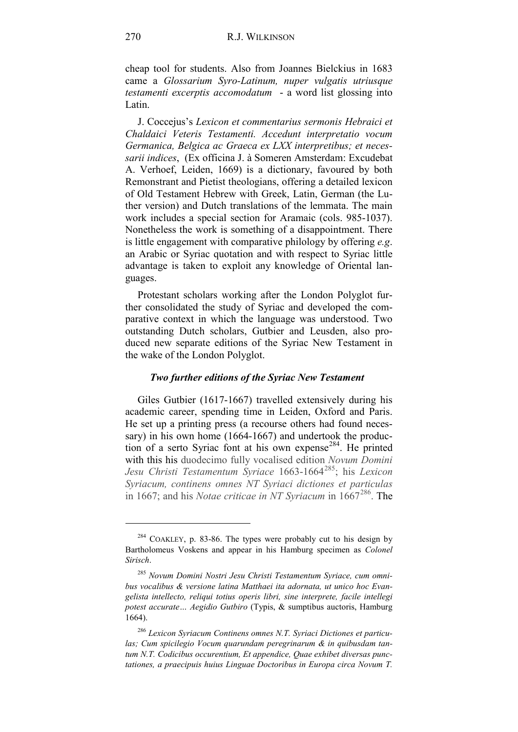cheap tool for students. Also from Joannes Bielckius in 1683 came a *Glossarium Syro-Latinum, nuper vulgatis utriusque testamenti excerptis accomodatum* - a word list glossing into Latin.

J. Coccejus's *Lexicon et commentarius sermonis Hebraici et Chaldaici Veteris Testamenti. Accedunt interpretatio vocum Germanica, Belgica ac Graeca ex LXX interpretibus; et necessarii indices*, (Ex officina J. à Someren Amsterdam: Excudebat A. Verhoef, Leiden, 1669) is a dictionary, favoured by both Remonstrant and Pietist theologians, offering a detailed lexicon of Old Testament Hebrew with Greek, Latin, German (the Luther version) and Dutch translations of the lemmata. The main work includes a special section for Aramaic (cols. 985-1037). Nonetheless the work is something of a disappointment. There is little engagement with comparative philology by offering *e.g*. an Arabic or Syriac quotation and with respect to Syriac little advantage is taken to exploit any knowledge of Oriental languages.

Protestant scholars working after the London Polyglot further consolidated the study of Syriac and developed the comparative context in which the language was understood. Two outstanding Dutch scholars, Gutbier and Leusden, also produced new separate editions of the Syriac New Testament in the wake of the London Polyglot.

### *Two further editions of the Syriac New Testament*

Giles Gutbier (1617-1667) travelled extensively during his academic career, spending time in Leiden, Oxford and Paris. He set up a printing press (a recourse others had found necessary) in his own home (1664-1667) and undertook the production of a serto Syriac font at his own expense[284]. He printed with this his duodecimo fully vocalised edition *Novum Domini Jesu Christi Testamentum Syriace* 1663-1664[285]; his *Lexicon Syriacum, continens omnes NT Syriaci dictiones et particulas* in 1667; and his *Notae criticae in NT Syriacum* in 1667[286]. The

---

[284] COAKLEY, p. 83-86. The types were probably cut to his design by Bartholomeus Voskens and appear in his Hamburg specimen as *Colonel Sirisch*.

[285] *Novum Domini Nostri Jesu Christi Testamentum Syriace, cum omnibus vocalibus & versione latina Matthaei ita adornata, ut unico hoc Evangelista intellecto, reliqui totius operis libri, sine interprete, facile intellegi potest accurate… Aegidio Gutbiro* (Typis, & sumptibus auctoris, Hamburg 1664).

[286] *Lexicon Syriacum Continens omnes N.T. Syriaci Dictiones et particulas; Cum spicilegio Vocum quarundam peregrinarum & in quibusdam tantum N.T. Codicibus occurentium, Et appendice, Quae exhibet diversas punctationes, a praecipuis huius Linguae Doctoribus in Europa circa Novum T.*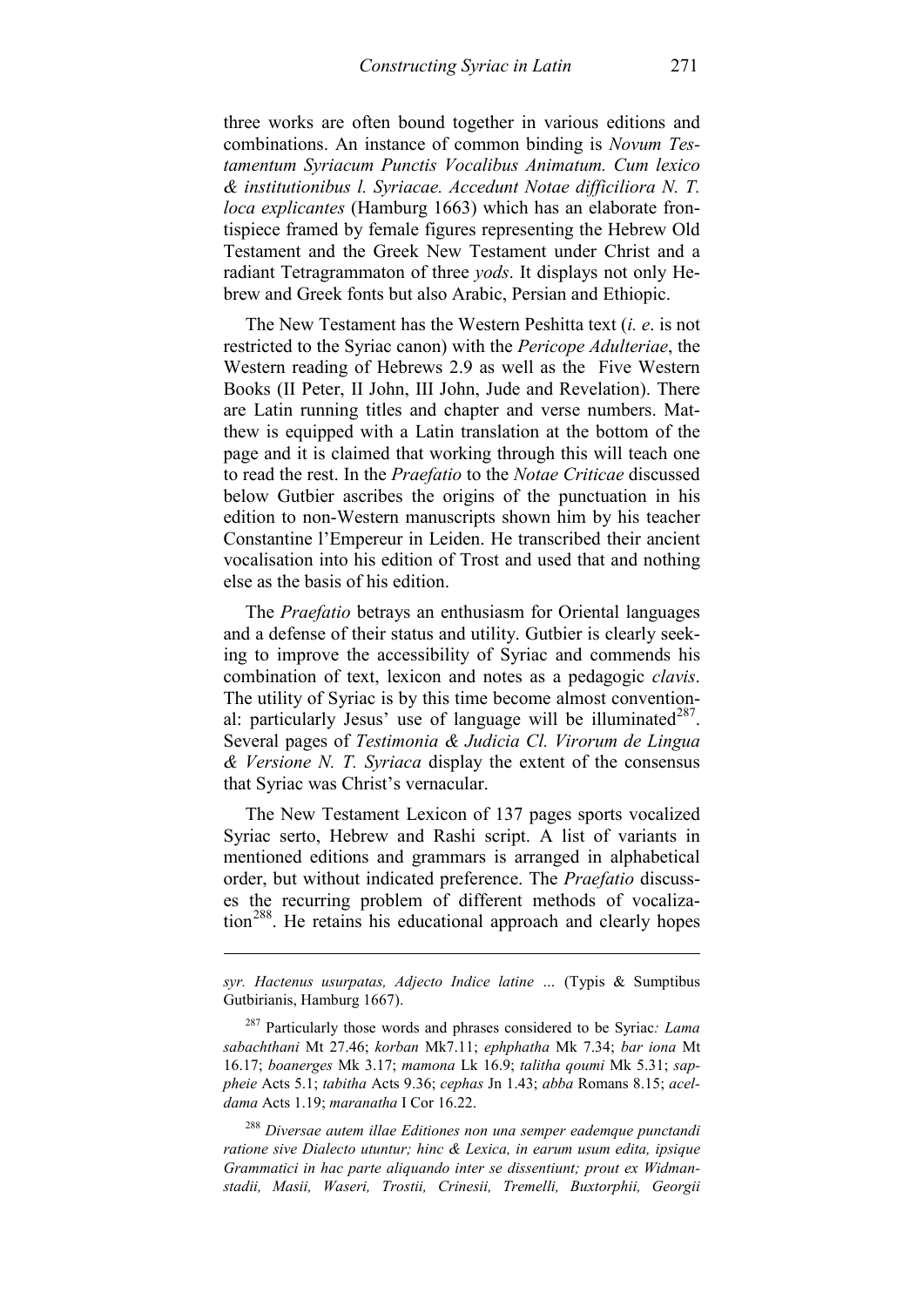three works are often bound together in various editions and combinations. An instance of common binding is *Novum Testamentum Syriacum Punctis Vocalibus Animatum. Cum lexico & institutionibus l. Syriacae. Accedunt Notae difficiliora N. T. loca explicantes* (Hamburg 1663) which has an elaborate frontispiece framed by female figures representing the Hebrew Old Testament and the Greek New Testament under Christ and a radiant Tetragrammaton of three *yods*. It displays not only Hebrew and Greek fonts but also Arabic, Persian and Ethiopic.

The New Testament has the Western Peshitta text (*i. e*. is not restricted to the Syriac canon) with the *Pericope Adulteriae*, the Western reading of Hebrews 2.9 as well as the Five Western Books (II Peter, II John, III John, Jude and Revelation). There are Latin running titles and chapter and verse numbers. Matthew is equipped with a Latin translation at the bottom of the page and it is claimed that working through this will teach one to read the rest. In the *Praefatio* to the *Notae Criticae* discussed below Gutbier ascribes the origins of the punctuation in his edition to non-Western manuscripts shown him by his teacher Constantine l'Empereur in Leiden. He transcribed their ancient vocalisation into his edition of Trost and used that and nothing else as the basis of his edition.

The *Praefatio* betrays an enthusiasm for Oriental languages and a defense of their status and utility. Gutbier is clearly seeking to improve the accessibility of Syriac and commends his combination of text, lexicon and notes as a pedagogic *clavis*. The utility of Syriac is by this time become almost conventional: particularly Jesus' use of language will be illuminated[287]. Several pages of *Testimonia & Judicia Cl. Virorum de Lingua & Versione N. T. Syriaca* display the extent of the consensus that Syriac was Christ's vernacular.

The New Testament Lexicon of 137 pages sports vocalized Syriac serto, Hebrew and Rashi script. A list of variants in mentioned editions and grammars is arranged in alphabetical order, but without indicated preference. The *Praefatio* discusses the recurring problem of different methods of vocalization[288]. He retains his educational approach and clearly hopes

---

*syr. Hactenus usurpatas, Adjecto Indice latine* ... (Typis & Sumptibus Gutbirianis, Hamburg 1667).

[287] Particularly those words and phrases considered to be Syriac*: Lama sabachthani* Mt 27.46; *korban* Mk7.11; *ephphatha* Mk 7.34; *bar iona* Mt 16.17; *boanerges* Mk 3.17; *mamona* Lk 16.9; *talitha qoumi* Mk 5.31; *sappheie* Acts 5.1; *tabitha* Acts 9.36; *cephas* Jn 1.43; *abba* Romans 8.15; *aceldama* Acts 1.19; *maranatha* I Cor 16.22.

[288] *Diversae autem illae Editiones non una semper eademque punctandi ratione sive Dialecto utuntur; hinc & Lexica, in earum usum edita, ipsique Grammatici in hac parte aliquando inter se dissentiunt; prout ex Widmanstadii, Masii, Waseri, Trostii, Crinesii, Tremelli, Buxtorphii, Georgii*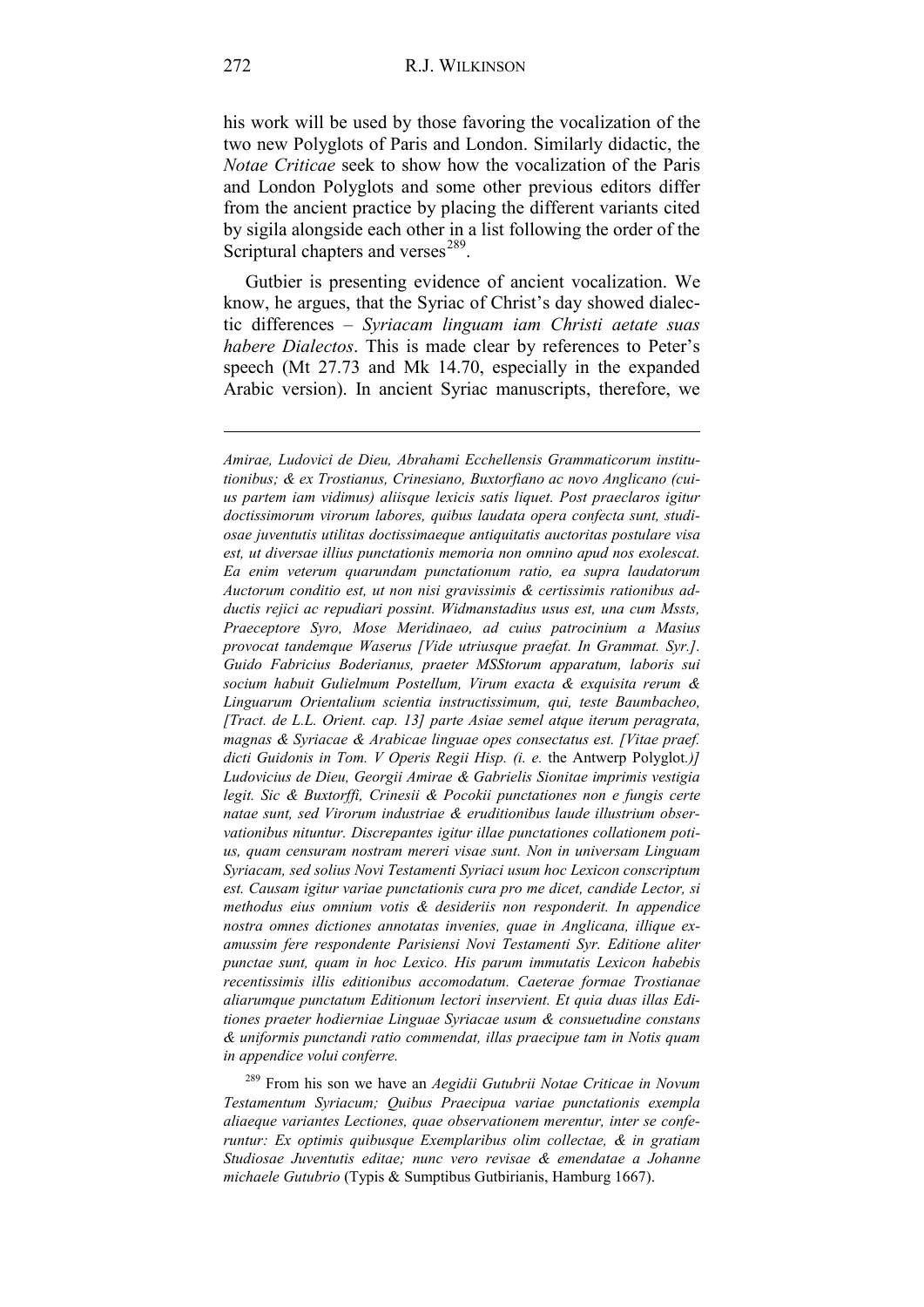his work will be used by those favoring the vocalization of the two new Polyglots of Paris and London. Similarly didactic, the *Notae Criticae* seek to show how the vocalization of the Paris and London Polyglots and some other previous editors differ from the ancient practice by placing the different variants cited by sigila alongside each other in a list following the order of the Scriptural chapters and verses[289].

Gutbier is presenting evidence of ancient vocalization. We know, he argues, that the Syriac of Christ's day showed dialectic differences – *Syriacam linguam iam Christi aetate suas habere Dialectos*. This is made clear by references to Peter's speech (Mt 27.73 and Mk 14.70, especially in the expanded Arabic version). In ancient Syriac manuscripts, therefore, we

---

*Amirae, Ludovici de Dieu, Abrahami Ecchellensis Grammaticorum institutionibus; & ex Trostianus, Crinesiano, Buxtorfiano ac novo Anglicano (cuius partem iam vidimus) aliisque lexicis satis liquet. Post praeclaros igitur doctissimorum virorum labores, quibus laudata opera confecta sunt, studiosae juventutis utilitas doctissimaeque antiquitatis auctoritas postulare visa est, ut diversae illius punctationis memoria non omnino apud nos exolescat. Ea enim veterum quarundam punctationum ratio, ea supra laudatorum Auctorum conditio est, ut non nisi gravissimis & certissimis rationibus adductis rejici ac repudiari possint. Widmanstadius usus est, una cum Mssts, Praeceptore Syro, Mose Meridinaeo, ad cuius patrocinium a Masius provocat tandemque Waserus [Vide utriusque praefat. In Grammat. Syr.]. Guido Fabricius Boderianus, praeter MSStorum apparatum, laboris sui socium habuit Gulielmum Postellum, Virum exacta & exquisita rerum & Linguarum Orientalium scientia instructissimum, qui, teste Baumbacheo, [Tract. de L.L. Orient. cap. 13] parte Asiae semel atque iterum peragrata, magnas & Syriacae & Arabicae linguae opes consectatus est. [Vitae praef. dicti Guidonis in Tom. V Operis Regii Hisp. (i. e.* the Antwerp Polyglot.*)] Ludovicius de Dieu, Georgii Amirae & Gabrielis Sionitae imprimis vestigia legit. Sic & Buxtorffi, Crinesii & Pocokii punctationes non e fungis certe natae sunt, sed Virorum industriae & eruditionibus laude illustrium observationibus nituntur. Discrepantes igitur illae punctationes collationem potius, quam censuram nostram mereri visae sunt. Non in universam Linguam Syriacam, sed solius Novi Testamenti Syriaci usum hoc Lexicon conscriptum est. Causam igitur variae punctationis cura pro me dicet, candide Lector, si methodus eius omnium votis & desideriis non responderit. In appendice nostra omnes dictiones annotatas invenies, quae in Anglicana, illique examussim fere respondente Parisiensi Novi Testamenti Syr. Editione aliter punctae sunt, quam in hoc Lexico. His parum immutatis Lexicon habebis recentissimis illis editionibus accomodatum. Caeterae formae Trostianae aliarumque punctatum Editionum lectori inservient. Et quia duas illas Editiones praeter hodierniae Linguae Syriacae usum & consuetudine constans & uniformis punctandi ratio commendat, illas praecipue tam in Notis quam in appendice volui conferre.*

[289] From his son we have an *Aegidii Gutubrii Notae Criticae in Novum Testamentum Syriacum; Quibus Praecipua variae punctationis exempla aliaeque variantes Lectiones, quae observationem merentur, inter se conferuntur: Ex optimis quibusque Exemplaribus olim collectae, & in gratiam Studiosae Juventutis editae; nunc vero revisae & emendatae a Johanne michaele Gutubrio* (Typis & Sumptibus Gutbirianis, Hamburg 1667).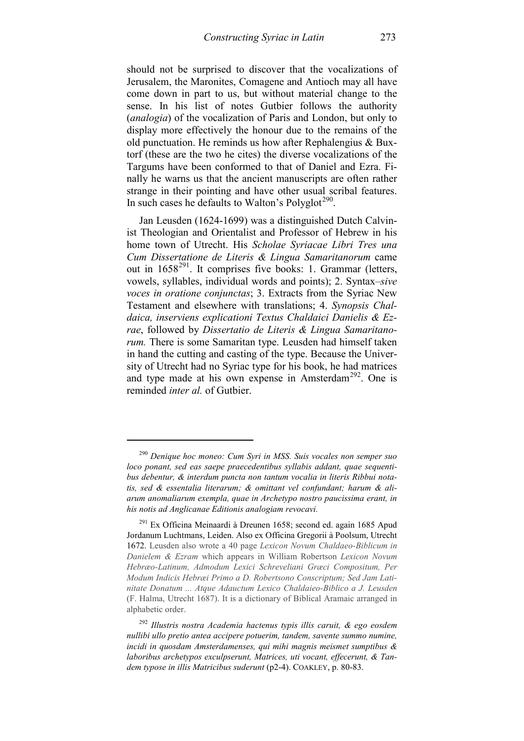should not be surprised to discover that the vocalizations of Jerusalem, the Maronites, Comagene and Antioch may all have come down in part to us, but without material change to the sense. In his list of notes Gutbier follows the authority (*analogia*) of the vocalization of Paris and London, but only to display more effectively the honour due to the remains of the old punctuation. He reminds us how after Rephalengius & Buxtorf (these are the two he cites) the diverse vocalizations of the Targums have been conformed to that of Daniel and Ezra. Finally he warns us that the ancient manuscripts are often rather strange in their pointing and have other usual scribal features. In such cases he defaults to Walton's Polyglot[290].

Jan Leusden (1624-1699) was a distinguished Dutch Calvinist Theologian and Orientalist and Professor of Hebrew in his home town of Utrecht. His *Scholae Syriacae Libri Tres una Cum Dissertatione de Literis & Lingua Samaritanorum* came out in 1658[291]. It comprises five books: 1. Grammar (letters, vowels, syllables, individual words and points); 2. Syntax–*sive voces in oratione conjunctas*; 3. Extracts from the Syriac New Testament and elsewhere with translations; 4. *Synopsis Chaldaica, inserviens explicationi Textus Chaldaici Danielis & Ezrae*, followed by *Dissertatio de Literis & Lingua Samaritanorum.* There is some Samaritan type. Leusden had himself taken in hand the cutting and casting of the type. Because the University of Utrecht had no Syriac type for his book, he had matrices and type made at his own expense in Amsterdam[292]. One is reminded *inter al.* of Gutbier.

---

[290] *Denique hoc moneo: Cum Syri in MSS. Suis vocales non semper suo loco ponant, sed eas saepe praecedentibus syllabis addant, quae sequentibus debentur, & interdum puncta non tantum vocalia in literis Ribbui notatis, sed & essentialia literarum; & omittant vel confundant; harum & aliarum anomaliarum exempla, quae in Archetypo nostro paucissima erant, in his notis ad Anglicanae Editionis analogiam revocavi.*

[291] Ex Officina Meinaardi à Dreunen 1658; second ed. again 1685 Apud Jordanum Luchtmans, Leiden. Also ex Officina Gregorii à Poolsum, Utrecht 1672. Leusden also wrote a 40 page *Lexicon Novum Chaldaeo-Biblicum in Danielem & Ezram* which appears in William Robertson *Lexicon Novum Hebræo-Latinum, Admodum Lexici Schreveliani Græci Compositum, Per Modum Indicis Hebræi Primo a D. Robertsono Conscriptum; Sed Jam Latinitate Donatum ... Atque Adauctum Lexico Chaldaieo-Biblico a J. Leusden* (F. Halma, Utrecht 1687). It is a dictionary of Biblical Aramaic arranged in alphabetic order.

[292] *Illustris nostra Academia hactenus typis illis caruit, & ego eosdem nullibi ullo pretio antea accipere potuerim, tandem, savente summo numine, incidi in quosdam Amsterdamenses, qui mihi magnis meismet sumptibus & laboribus archetypos exculpserunt, Matrices, uti vocant, effecerunt, & Tandem typose in illis Matricibus suderunt* (p2-4). COAKLEY, p. 80-83.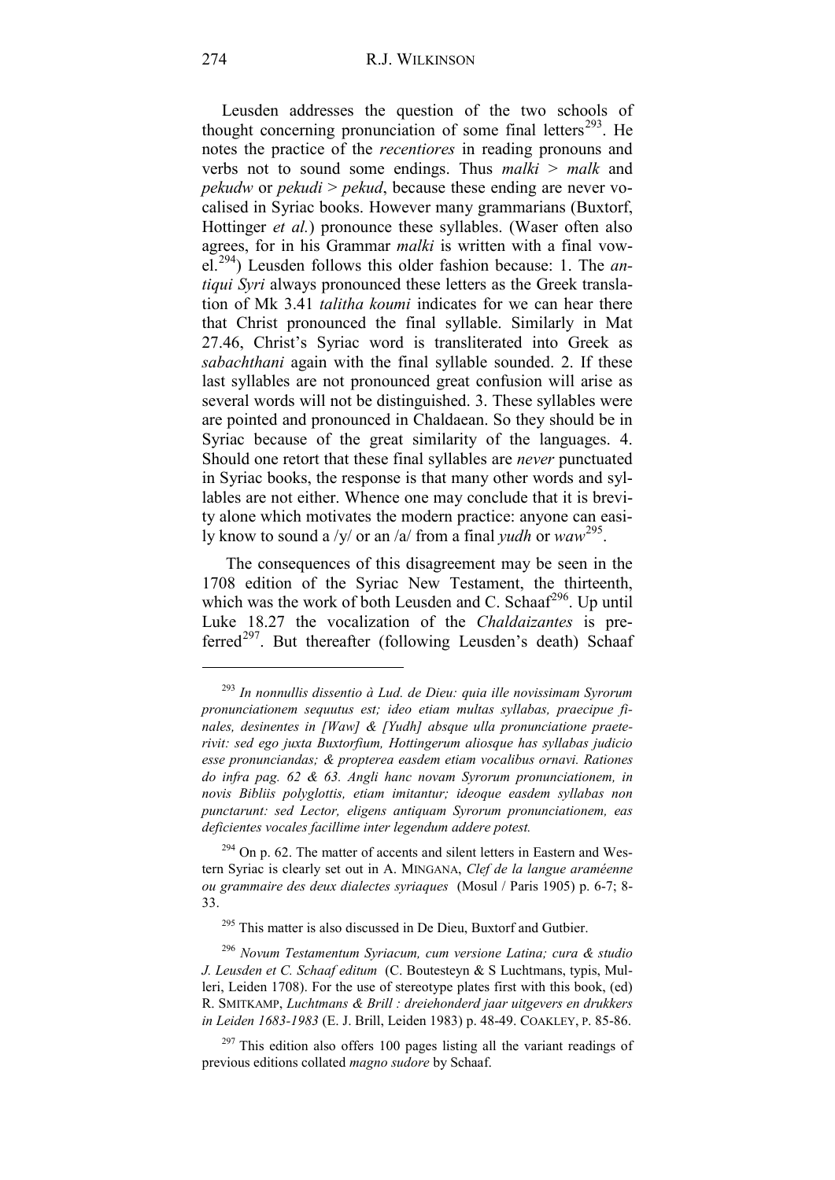Leusden addresses the question of the two schools of thought concerning pronunciation of some final letters[293]. He notes the practice of the *recentiores* in reading pronouns and verbs not to sound some endings. Thus *malki* > *malk* and *pekudw* or *pekudi* > *pekud*, because these ending are never vocalised in Syriac books. However many grammarians (Buxtorf, Hottinger *et al.*) pronounce these syllables. (Waser often also agrees, for in his Grammar *malki* is written with a final vowel.[294]) Leusden follows this older fashion because: 1. The *antiqui Syri* always pronounced these letters as the Greek translation of Mk 3.41 *talitha koumi* indicates for we can hear there that Christ pronounced the final syllable. Similarly in Mat 27.46, Christ's Syriac word is transliterated into Greek as *sabachthani* again with the final syllable sounded. 2. If these last syllables are not pronounced great confusion will arise as several words will not be distinguished. 3. These syllables were are pointed and pronounced in Chaldaean. So they should be in Syriac because of the great similarity of the languages. 4. Should one retort that these final syllables are *never* punctuated in Syriac books, the response is that many other words and syllables are not either. Whence one may conclude that it is brevity alone which motivates the modern practice: anyone can easily know to sound a /y/ or an /a/ from a final *yudh* or *waw*[295].

The consequences of this disagreement may be seen in the 1708 edition of the Syriac New Testament, the thirteenth, which was the work of both Leusden and C. Schaaf[296]. Up until Luke 18.27 the vocalization of the *Chaldaizantes* is preferred[297]. But thereafter (following Leusden's death) Schaaf

---

[293] *In nonnullis dissentio à Lud. de Dieu: quia ille novissimam Syrorum pronunciationem sequutus est; ideo etiam multas syllabas, praecipue finales, desinentes in [Waw] & [Yudh] absque ulla pronunciatione praeterivit: sed ego juxta Buxtorfium, Hottingerum aliosque has syllabas judicio esse pronunciandas; & propterea easdem etiam vocalibus ornavi. Rationes do infra pag. 62 & 63. Angli hanc novam Syrorum pronunciationem, in novis Bibliis polyglottis, etiam imitantur; ideoque easdem syllabas non punctarunt: sed Lector, eligens antiquam Syrorum pronunciationem, eas deficientes vocales facillime inter legendum addere potest.*

[294] On p. 62. The matter of accents and silent letters in Eastern and Western Syriac is clearly set out in A. MINGANA, *Clef de la langue araméenne ou grammaire des deux dialectes syriaques* (Mosul / Paris 1905) p. 6-7; 8-33.

[295] This matter is also discussed in De Dieu, Buxtorf and Gutbier.

[296] *Novum Testamentum Syriacum, cum versione Latina; cura & studio J. Leusden et C. Schaaf editum* (C. Boutesteyn & S Luchtmans, typis, Mulleri, Leiden 1708). For the use of stereotype plates first with this book, (ed) R. SMITKAMP, *Luchtmans & Brill : dreiehonderd jaar uitgevers en drukkers in Leiden 1683-1983* (E. J. Brill, Leiden 1983) p. 48-49. COAKLEY, P. 85-86.

[297] This edition also offers 100 pages listing all the variant readings of previous editions collated *magno sudore* by Schaaf.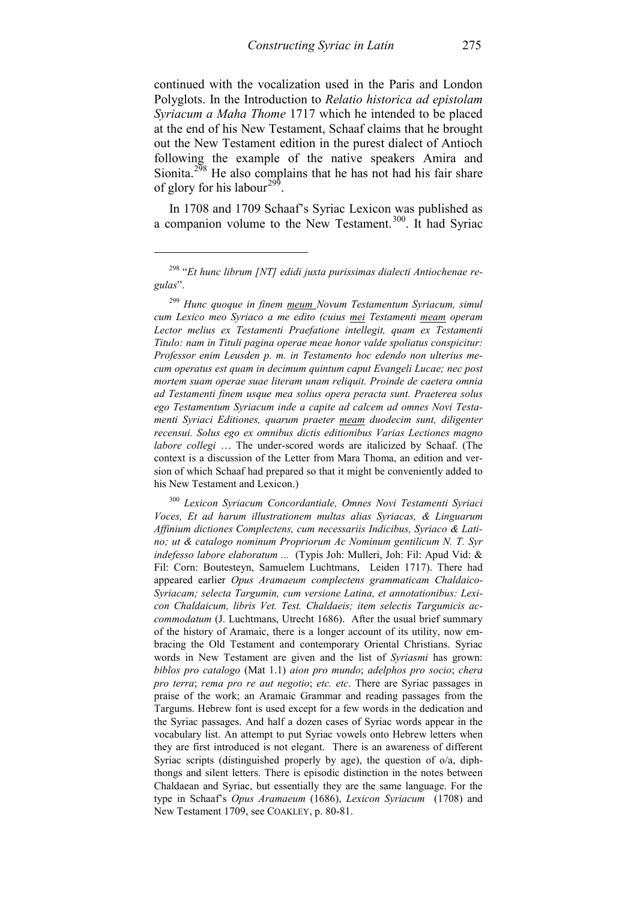continued with the vocalization used in the Paris and London Polyglots. In the Introduction to *Relatio historica ad epistolam Syriacum a Maha Thome* 1717 which he intended to be placed at the end of his New Testament, Schaaf claims that he brought out the New Testament edition in the purest dialect of Antioch following the example of the native speakers Amira and Sionita.[298] He also complains that he has not had his fair share of glory for his labour[299].

In 1708 and 1709 Schaaf's Syriac Lexicon was published as a companion volume to the New Testament.[300]. It had Syriac

---

[298] "*Et hunc librum [NT] edidi juxta purissimas dialecti Antiochenae regulas*".

[299] *Hunc quoque in finem <u>meum</u> Novum Testamentum Syriacum, simul cum Lexico meo Syriaco a me edito (cuius <u>mei</u> Testamenti <u>meam</u> operam Lector melius ex Testamenti Praefatione intellegit, quam ex Testamenti Titulo: nam in Tituli pagina operae meae honor valde spoliatus conspicitur: Professor enim Leusden p. m. in Testamento hoc edendo non ulterius mecum operatus est quam in decimum quintum caput Evangeli Lucae; nec post mortem suam operae suae literam unam reliquit. Proinde de caetera omnia ad Testamenti finem usque mea solius opera peracta sunt. Praeterea solus ego Testamentum Syriacum inde a capite ad calcem ad omnes Novi Testamenti Syriaci Editiones, quarum praeter <u>meam</u> duodecim sunt, diligenter recensui. Solus ego ex omnibus dictis editionibus Varias Lectiones magno labore collegi* … The under-scored words are italicized by Schaaf. (The context is a discussion of the Letter from Mara Thoma, an edition and version of which Schaaf had prepared so that it might be conveniently added to his New Testament and Lexicon.)

[300] *Lexicon Syriacum Concordantiale, Omnes Novi Testamenti Syriaci Voces, Et ad harum illustrationem multas alias Syriacas, & Linguarum Affinium dictiones Complectens, cum necessariis Indicibus, Syriaco & Latino; ut & catalogo nominum Propriorum Ac Nominum gentilicum N. T. Syr indefesso labore elaboratum ...* (Typis Joh: Mulleri, Joh: Fil: Apud Vid: & Fil: Corn: Boutesteyn, Samuelem Luchtmans, Leiden 1717). There had appeared earlier *Opus Aramaeum complectens grammaticam Chaldaico-Syriacam; selecta Targumin, cum versione Latina, et annotationibus: Lexicon Chaldaicum, libris Vet. Test. Chaldaeis; item selectis Targumicis accommodatum* (J. Luchtmans, Utrecht 1686). After the usual brief summary of the history of Aramaic, there is a longer account of its utility, now embracing the Old Testament and contemporary Oriental Christians. Syriac words in New Testament are given and the list of *Syriasmi* has grown: *biblos pro catalogo* (Mat 1.1) *aion pro mundo*; *adelphos pro socio*; *chera pro terra*; *rema pro re aut negotio*; *etc. etc*. There are Syriac passages in praise of the work; an Aramaic Grammar and reading passages from the Targums. Hebrew font is used except for a few words in the dedication and the Syriac passages. And half a dozen cases of Syriac words appear in the vocabulary list. An attempt to put Syriac vowels onto Hebrew letters when they are first introduced is not elegant. There is an awareness of different Syriac scripts (distinguished properly by age), the question of o/a, diphthongs and silent letters. There is episodic distinction in the notes between Chaldaean and Syriac, but essentially they are the same language. For the type in Schaaf's *Opus Aramaeum* (1686), *Lexicon Syriacum* (1708) and New Testament 1709, see COAKLEY, p. 80-81.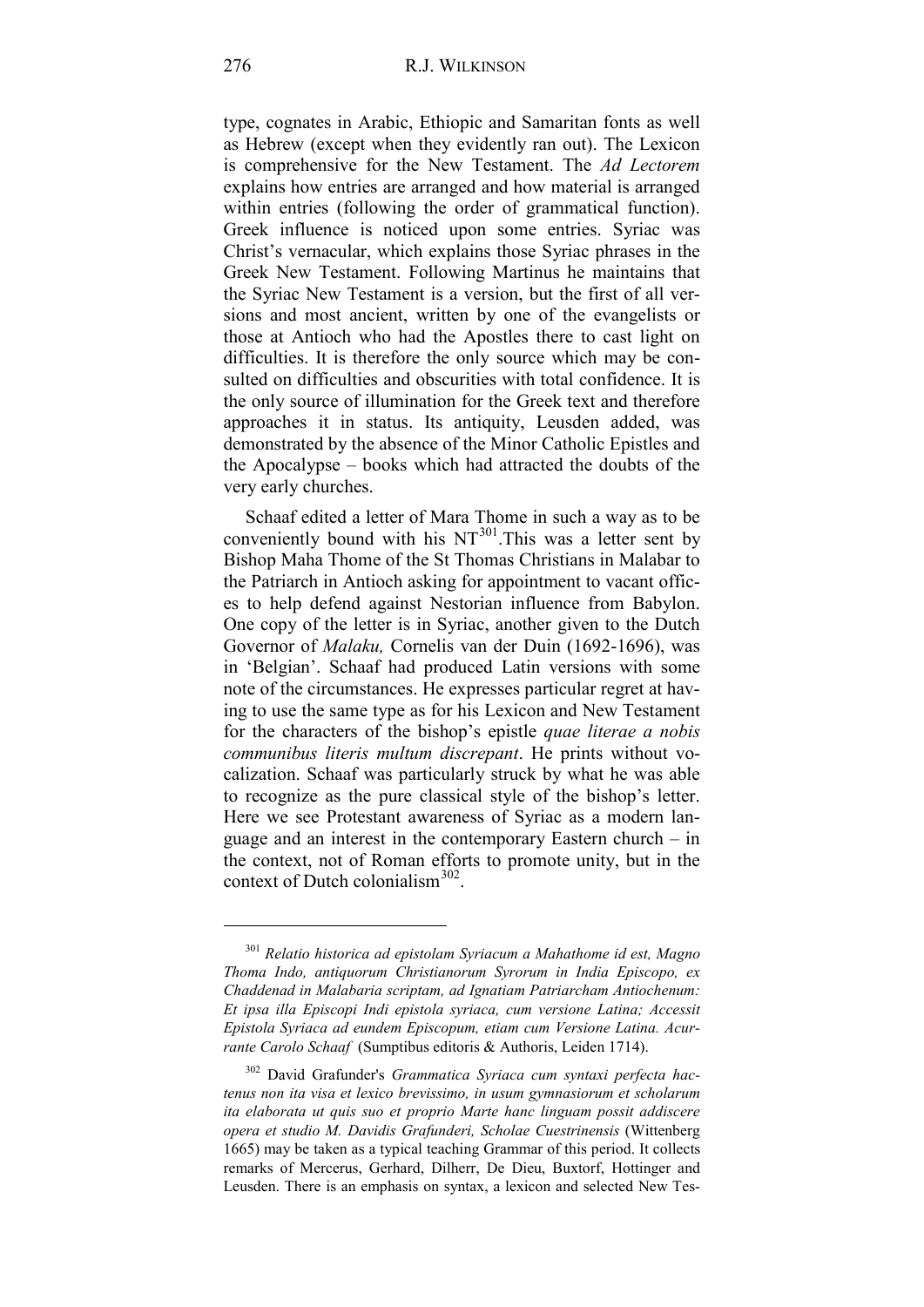type, cognates in Arabic, Ethiopic and Samaritan fonts as well as Hebrew (except when they evidently ran out). The Lexicon is comprehensive for the New Testament. The *Ad Lectorem* explains how entries are arranged and how material is arranged within entries (following the order of grammatical function). Greek influence is noticed upon some entries. Syriac was Christ's vernacular, which explains those Syriac phrases in the Greek New Testament. Following Martinus he maintains that the Syriac New Testament is a version, but the first of all versions and most ancient, written by one of the evangelists or those at Antioch who had the Apostles there to cast light on difficulties. It is therefore the only source which may be consulted on difficulties and obscurities with total confidence. It is the only source of illumination for the Greek text and therefore approaches it in status. Its antiquity, Leusden added, was demonstrated by the absence of the Minor Catholic Epistles and the Apocalypse – books which had attracted the doubts of the very early churches.

Schaaf edited a letter of Mara Thome in such a way as to be conveniently bound with his NT[301].This was a letter sent by Bishop Maha Thome of the St Thomas Christians in Malabar to the Patriarch in Antioch asking for appointment to vacant offices to help defend against Nestorian influence from Babylon. One copy of the letter is in Syriac, another given to the Dutch Governor of *Malaku,* Cornelis van der Duin (1692-1696), was in 'Belgian'. Schaaf had produced Latin versions with some note of the circumstances. He expresses particular regret at having to use the same type as for his Lexicon and New Testament for the characters of the bishop's epistle *quae literae a nobis communibus literis multum discrepant*. He prints without vocalization. Schaaf was particularly struck by what he was able to recognize as the pure classical style of the bishop's letter. Here we see Protestant awareness of Syriac as a modern language and an interest in the contemporary Eastern church – in the context, not of Roman efforts to promote unity, but in the context of Dutch colonialism[302].

---

[301] *Relatio historica ad epistolam Syriacum a Mahathome id est, Magno Thoma Indo, antiquorum Christianorum Syrorum in India Episcopo, ex Chaddenad in Malabaria scriptam, ad Ignatiam Patriarcham Antiochenum: Et ipsa illa Episcopi Indi epistola syriaca, cum versione Latina; Accessit Epistola Syriaca ad eundem Episcopum, etiam cum Versione Latina. Acurrante Carolo Schaaf* (Sumptibus editoris & Authoris, Leiden 1714).

[302] David Grafunder's *Grammatica Syriaca cum syntaxi perfecta hactenus non ita visa et lexico brevissimo, in usum gymnasiorum et scholarum ita elaborata ut quis suo et proprio Marte hanc linguam possit addiscere opera et studio M. Davidis Grafunderi, Scholae Cuestrinensis* (Wittenberg 1665) may be taken as a typical teaching Grammar of this period. It collects remarks of Mercerus, Gerhard, Dilherr, De Dieu, Buxtorf, Hottinger and Leusden. There is an emphasis on syntax, a lexicon and selected New Tes-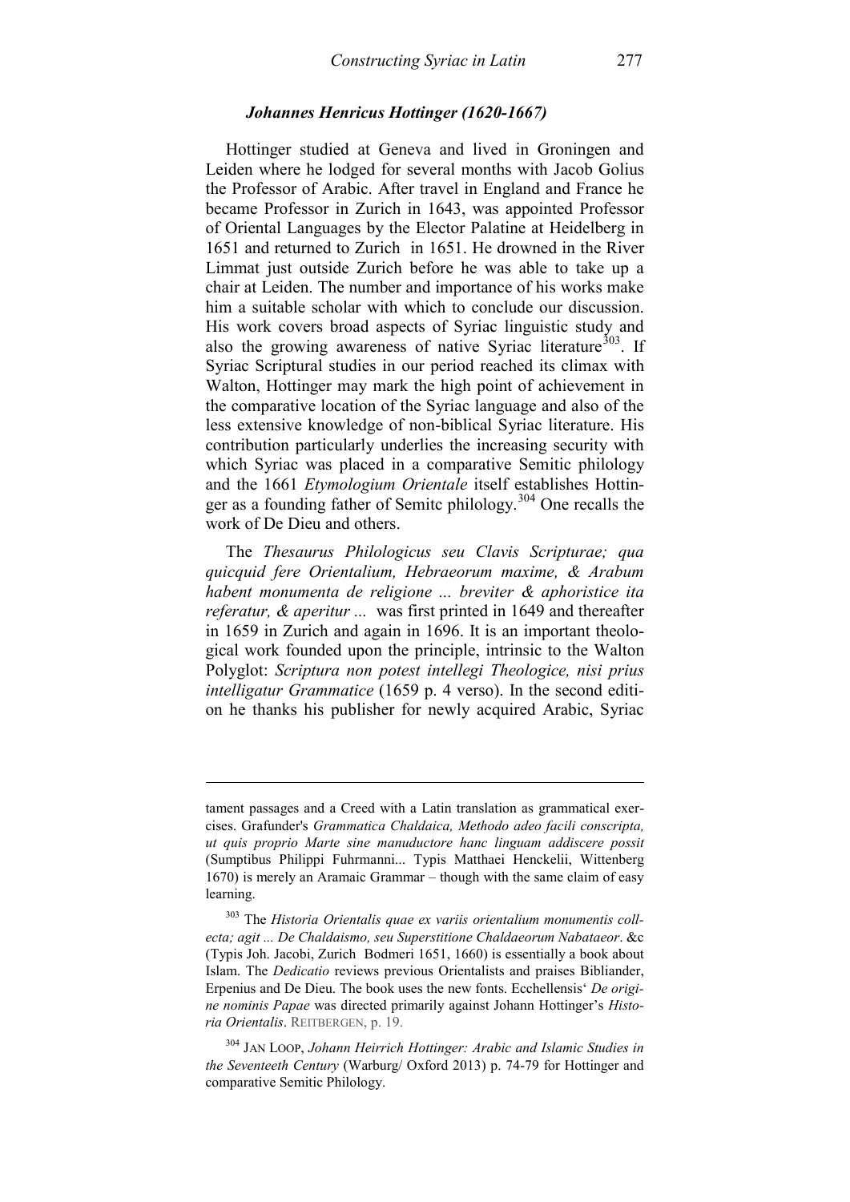### *Johannes Henricus Hottinger (1620-1667)*

Hottinger studied at Geneva and lived in Groningen and Leiden where he lodged for several months with Jacob Golius the Professor of Arabic. After travel in England and France he became Professor in Zurich in 1643, was appointed Professor of Oriental Languages by the Elector Palatine at Heidelberg in 1651 and returned to Zurich in 1651. He drowned in the River Limmat just outside Zurich before he was able to take up a chair at Leiden. The number and importance of his works make him a suitable scholar with which to conclude our discussion. His work covers broad aspects of Syriac linguistic study and also the growing awareness of native Syriac literature[303]. If Syriac Scriptural studies in our period reached its climax with Walton, Hottinger may mark the high point of achievement in the comparative location of the Syriac language and also of the less extensive knowledge of non-biblical Syriac literature. His contribution particularly underlies the increasing security with which Syriac was placed in a comparative Semitic philology and the 1661 *Etymologium Orientale* itself establishes Hottinger as a founding father of Semitc philology.[304] One recalls the work of De Dieu and others.

The *Thesaurus Philologicus seu Clavis Scripturae; qua quicquid fere Orientalium, Hebraeorum maxime, & Arabum habent monumenta de religione ... breviter & aphoristice ita referatur, & aperitur ...* was first printed in 1649 and thereafter in 1659 in Zurich and again in 1696. It is an important theological work founded upon the principle, intrinsic to the Walton Polyglot: *Scriptura non potest intellegi Theologice, nisi prius intelligatur Grammatice* (1659 p. 4 verso). In the second edition he thanks his publisher for newly acquired Arabic, Syriac

---

tament passages and a Creed with a Latin translation as grammatical exercises. Grafunder's *Grammatica Chaldaica, Methodo adeo facili conscripta, ut quis proprio Marte sine manuductore hanc linguam addiscere possit* (Sumptibus Philippi Fuhrmanni... Typis Matthaei Henckelii, Wittenberg 1670) is merely an Aramaic Grammar – though with the same claim of easy learning.

[303] The *Historia Orientalis quae ex variis orientalium monumentis collecta; agit ... De Chaldaismo, seu Superstitione Chaldaeorum Nabataeor*. &c (Typis Joh. Jacobi, Zurich Bodmeri 1651, 1660) is essentially a book about Islam. The *Dedicatio* reviews previous Orientalists and praises Bibliander, Erpenius and De Dieu. The book uses the new fonts. Ecchellensis' *De origine nominis Papae* was directed primarily against Johann Hottinger's *Historia Orientalis*. REITBERGEN, p. 19.

[304] JAN LOOP, *Johann Heirrich Hottinger: Arabic and Islamic Studies in the Seventeeth Century* (Warburg/ Oxford 2013) p. 74-79 for Hottinger and comparative Semitic Philology.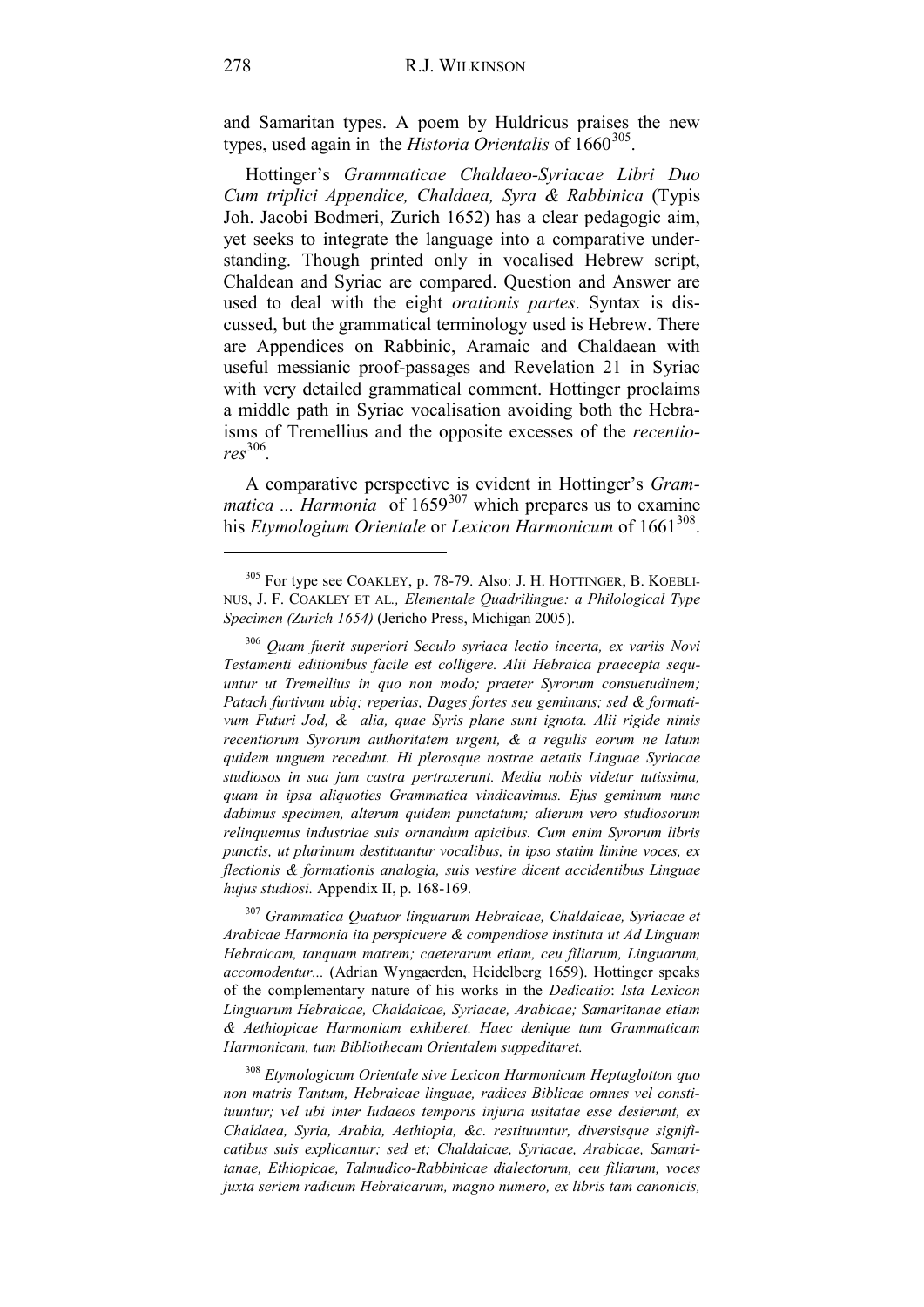and Samaritan types. A poem by Huldricus praises the new types, used again in the *Historia Orientalis* of 1660[305].

Hottinger's *Grammaticae Chaldaeo-Syriacae Libri Duo Cum triplici Appendice, Chaldaea, Syra & Rabbinica* (Typis Joh. Jacobi Bodmeri, Zurich 1652) has a clear pedagogic aim, yet seeks to integrate the language into a comparative understanding. Though printed only in vocalised Hebrew script, Chaldean and Syriac are compared. Question and Answer are used to deal with the eight *orationis partes*. Syntax is discussed, but the grammatical terminology used is Hebrew. There are Appendices on Rabbinic, Aramaic and Chaldaean with useful messianic proof-passages and Revelation 21 in Syriac with very detailed grammatical comment. Hottinger proclaims a middle path in Syriac vocalisation avoiding both the Hebraisms of Tremellius and the opposite excesses of the *recentiores*[306].

A comparative perspective is evident in Hottinger's *Grammatica ... Harmonia* of 1659[307] which prepares us to examine his *Etymologium Orientale* or *Lexicon Harmonicum* of 1661[308].

---

[305] For type see COAKLEY, p. 78-79. Also: J. H. HOTTINGER, B. KOEBLINUS, J. F. COAKLEY ET AL., *Elementale Quadrilingue: a Philological Type Specimen (Zurich 1654)* (Jericho Press, Michigan 2005).

[306] *Quam fuerit superiori Seculo syriaca lectio incerta, ex variis Novi Testamenti editionibus facile est colligere. Alii Hebraica praecepta sequuntur ut Tremellius in quo non modo; praeter Syrorum consuetudinem; Patach furtivum ubiq; reperias, Dages fortes seu geminans; sed & formativum Futuri Jod, & alia, quae Syris plane sunt ignota. Alii rigide nimis recentiorum Syrorum authoritatem urgent, & a regulis eorum ne latum quidem unguem recedunt. Hi plerosque nostrae aetatis Linguae Syriacae studiosos in sua jam castra pertraxerunt. Media nobis videtur tutissima, quam in ipsa aliquoties Grammatica vindicavimus. Ejus geminum nunc dabimus specimen, alterum quidem punctatum; alterum vero studiosorum relinquemus industriae suis ornandum apicibus. Cum enim Syrorum libris punctis, ut plurimum destituantur vocalibus, in ipso statim limine voces, ex flectionis & formationis analogia, suis vestire dicent accidentibus Linguae hujus studiosi.* Appendix II, p. 168-169.

[307] *Grammatica Quatuor linguarum Hebraicae, Chaldaicae, Syriacae et Arabicae Harmonia ita perspicuere & compendiose instituta ut Ad Linguam Hebraicam, tanquam matrem; caeterarum etiam, ceu filiarum, Linguarum, accomodentur...* (Adrian Wyngaerden, Heidelberg 1659). Hottinger speaks of the complementary nature of his works in the *Dedicatio*: *Ista Lexicon Linguarum Hebraicae, Chaldaicae, Syriacae, Arabicae; Samaritanae etiam & Aethiopicae Harmoniam exhiberet. Haec denique tum Grammaticam Harmonicam, tum Bibliothecam Orientalem suppeditaret.*

[308] *Etymologicum Orientale sive Lexicon Harmonicum Heptaglotton quo non matris Tantum, Hebraicae linguae, radices Biblicae omnes vel constituuntur; vel ubi inter Iudaeos temporis injuria usitatae esse desierunt, ex Chaldaea, Syria, Arabia, Aethiopia, &c. restituuntur, diversisque significatibus suis explicantur; sed et; Chaldaicae, Syriacae, Arabicae, Samaritanae, Ethiopicae, Talmudico-Rabbinicae dialectorum, ceu filiarum, voces juxta seriem radicum Hebraicarum, magno numero, ex libris tam canonicis,*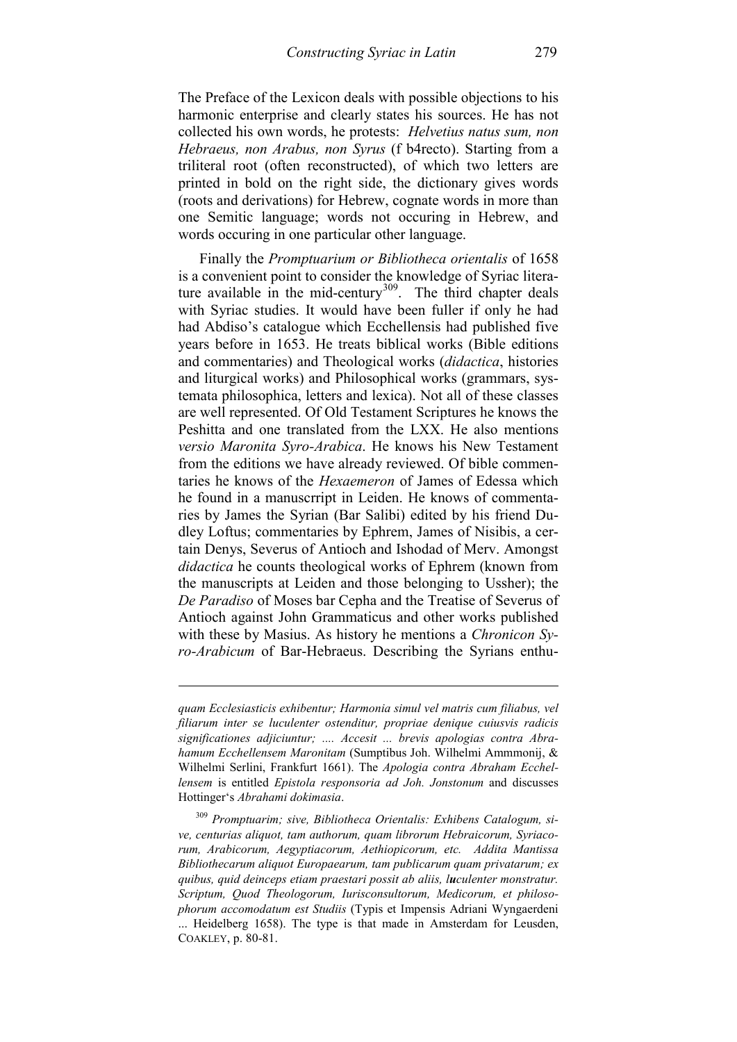The Preface of the Lexicon deals with possible objections to his harmonic enterprise and clearly states his sources. He has not collected his own words, he protests: *Helvetius natus sum, non Hebraeus, non Arabus, non Syrus* (f b4recto). Starting from a triliteral root (often reconstructed), of which two letters are printed in bold on the right side, the dictionary gives words (roots and derivations) for Hebrew, cognate words in more than one Semitic language; words not occuring in Hebrew, and words occuring in one particular other language.

Finally the *Promptuarium or Bibliotheca orientalis* of 1658 is a convenient point to consider the knowledge of Syriac literature available in the mid-century[309]. The third chapter deals with Syriac studies. It would have been fuller if only he had had Abdiso's catalogue which Ecchellensis had published five years before in 1653. He treats biblical works (Bible editions and commentaries) and Theological works (*didactica*, histories and liturgical works) and Philosophical works (grammars, systemata philosophica, letters and lexica). Not all of these classes are well represented. Of Old Testament Scriptures he knows the Peshitta and one translated from the LXX. He also mentions *versio Maronita Syro-Arabica*. He knows his New Testament from the editions we have already reviewed. Of bible commentaries he knows of the *Hexaemeron* of James of Edessa which he found in a manuscrript in Leiden. He knows of commentaries by James the Syrian (Bar Salibi) edited by his friend Dudley Loftus; commentaries by Ephrem, James of Nisibis, a certain Denys, Severus of Antioch and Ishodad of Merv. Amongst *didactica* he counts theological works of Ephrem (known from the manuscripts at Leiden and those belonging to Ussher); the *De Paradiso* of Moses bar Cepha and the Treatise of Severus of Antioch against John Grammaticus and other works published with these by Masius. As history he mentions a *Chronicon Syro-Arabicum* of Bar-Hebraeus. Describing the Syrians enthu-

---

*quam Ecclesiasticis exhibentur; Harmonia simul vel matris cum filiabus, vel filiarum inter se luculenter ostenditur, propriae denique cuiusvis radicis significationes adjiciuntur; .... Accesit ... brevis apologias contra Abrahamum Ecchellensem Maronitam* (Sumptibus Joh. Wilhelmi Ammmonij, & Wilhelmi Serlini, Frankfurt 1661). The *Apologia contra Abraham Ecchellensem* is entitled *Epistola responsoria ad Joh. Jonstonum* and discusses Hottinger's *Abrahami dokimasia*.

[309] *Promptuarim; sive, Bibliotheca Orientalis: Exhibens Catalogum, sive, centurias aliquot, tam authorum, quam librorum Hebraicorum, Syriacorum, Arabicorum, Aegyptiacorum, Aethiopicorum, etc. Addita Mantissa Bibliothecarum aliquot Europaearum, tam publicarum quam privatarum; ex quibus, quid deinceps etiam praestari possit ab aliis, luculenter monstratur. Scriptum, Quod Theologorum, Iurisconsultorum, Medicorum, et philosophorum accomodatum est Studiis* (Typis et Impensis Adriani Wyngaerdeni ... Heidelberg 1658). The type is that made in Amsterdam for Leusden, COAKLEY, p. 80-81.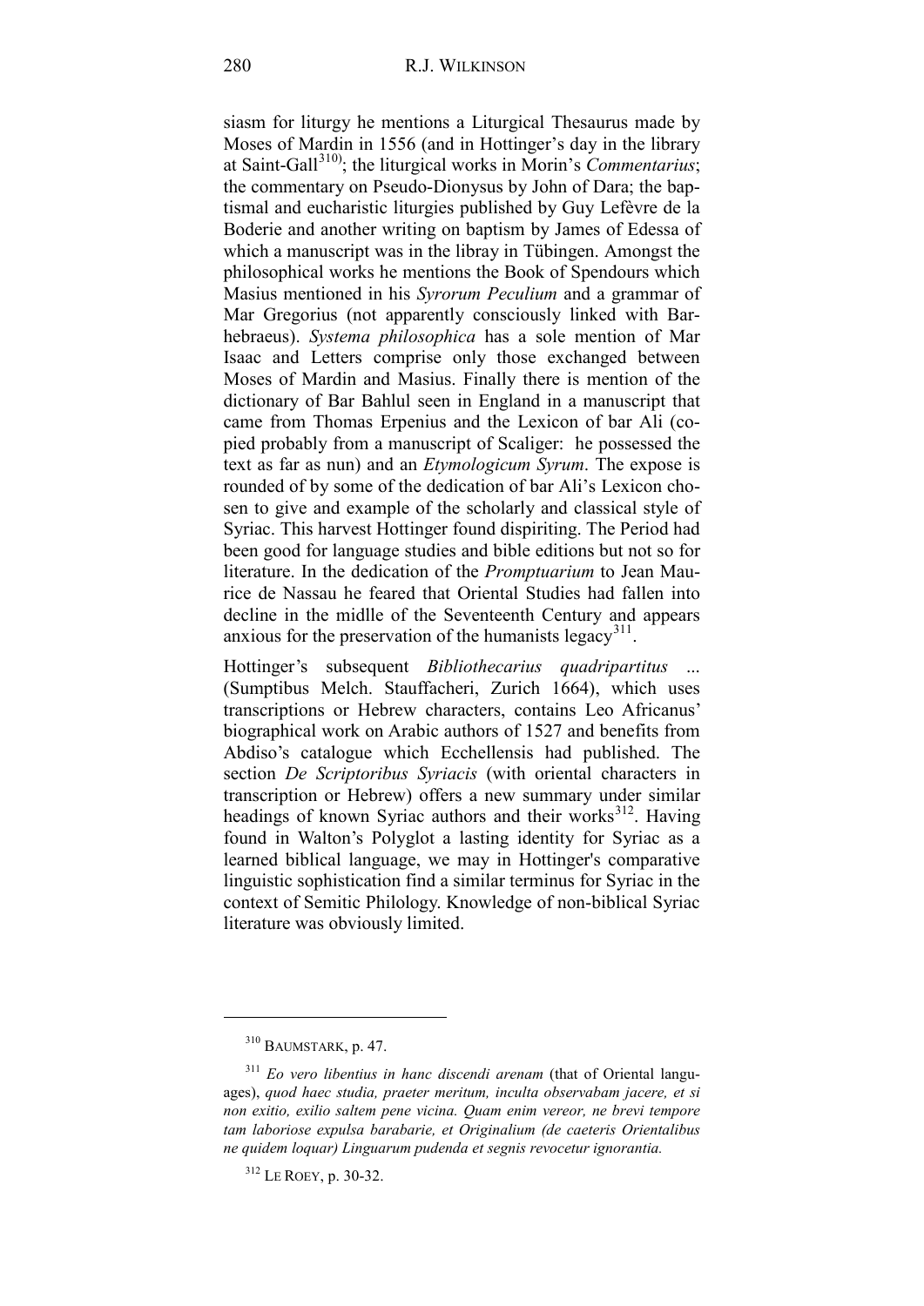siasm for liturgy he mentions a Liturgical Thesaurus made by Moses of Mardin in 1556 (and in Hottinger's day in the library at Saint-Gall[310]); the liturgical works in Morin's *Commentarius*; the commentary on Pseudo-Dionysus by John of Dara; the baptismal and eucharistic liturgies published by Guy Lefèvre de la Boderie and another writing on baptism by James of Edessa of which a manuscript was in the libray in Tübingen. Amongst the philosophical works he mentions the Book of Spendours which Masius mentioned in his *Syrorum Peculium* and a grammar of Mar Gregorius (not apparently consciously linked with Barhebraeus). *Systema philosophica* has a sole mention of Mar Isaac and Letters comprise only those exchanged between Moses of Mardin and Masius. Finally there is mention of the dictionary of Bar Bahlul seen in England in a manuscript that came from Thomas Erpenius and the Lexicon of bar Ali (copied probably from a manuscript of Scaliger: he possessed the text as far as nun) and an *Etymologicum Syrum*. The expose is rounded of by some of the dedication of bar Ali's Lexicon chosen to give and example of the scholarly and classical style of Syriac. This harvest Hottinger found dispiriting. The Period had been good for language studies and bible editions but not so for literature. In the dedication of the *Promptuarium* to Jean Maurice de Nassau he feared that Oriental Studies had fallen into decline in the midlle of the Seventeenth Century and appears anxious for the preservation of the humanists legacy[311].

Hottinger's subsequent *Bibliothecarius quadripartitus* ... (Sumptibus Melch. Stauffacheri, Zurich 1664), which uses transcriptions or Hebrew characters, contains Leo Africanus' biographical work on Arabic authors of 1527 and benefits from Abdiso's catalogue which Ecchellensis had published. The section *De Scriptoribus Syriacis* (with oriental characters in transcription or Hebrew) offers a new summary under similar headings of known Syriac authors and their works[312]. Having found in Walton's Polyglot a lasting identity for Syriac as a learned biblical language, we may in Hottinger's comparative linguistic sophistication find a similar terminus for Syriac in the context of Semitic Philology. Knowledge of non-biblical Syriac literature was obviously limited.

---

[310] BAUMSTARK, p. 47.

[311] *Eo vero libentius in hanc discendi arenam* (that of Oriental languages), *quod haec studia, praeter meritum, inculta observabam jacere, et si non exitio, exilio saltem pene vicina. Quam enim vereor, ne brevi tempore tam laboriose expulsa barabarie, et Originalium (de caeteris Orientalibus ne quidem loquar) Linguarum pudenda et segnis revocetur ignorantia.*

[312] LE ROEY, p. 30-32.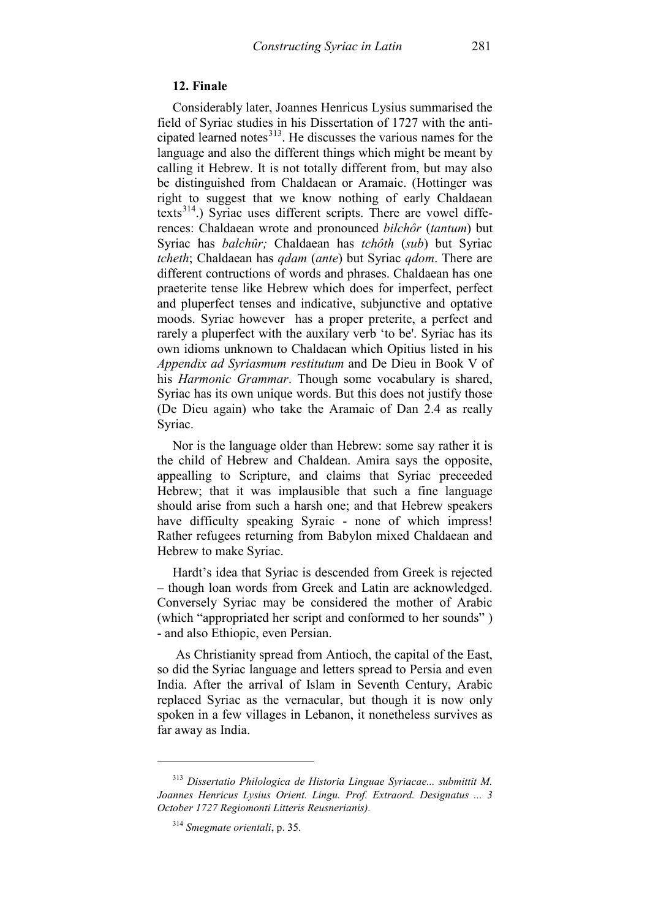### 12. Finale

Considerably later, Joannes Henricus Lysius summarised the field of Syriac studies in his Dissertation of 1727 with the anticipated learned notes[313]. He discusses the various names for the language and also the different things which might be meant by calling it Hebrew. It is not totally different from, but may also be distinguished from Chaldaean or Aramaic. (Hottinger was right to suggest that we know nothing of early Chaldaean texts[314].) Syriac uses different scripts. There are vowel differences: Chaldaean wrote and pronounced *bilchôr* (*tantum*) but Syriac has *balchûr;* Chaldaean has *tchôth* (*sub*) but Syriac *tcheth*; Chaldaean has *qdam* (*ante*) but Syriac *qdom*. There are different contructions of words and phrases. Chaldaean has one praeterite tense like Hebrew which does for imperfect, perfect and pluperfect tenses and indicative, subjunctive and optative moods. Syriac however has a proper preterite, a perfect and rarely a pluperfect with the auxilary verb 'to be'. Syriac has its own idioms unknown to Chaldaean which Opitius listed in his *Appendix ad Syriasmum restitutum* and De Dieu in Book V of his *Harmonic Grammar*. Though some vocabulary is shared, Syriac has its own unique words. But this does not justify those (De Dieu again) who take the Aramaic of Dan 2.4 as really Syriac.

Nor is the language older than Hebrew: some say rather it is the child of Hebrew and Chaldean. Amira says the opposite, appealling to Scripture, and claims that Syriac preceeded Hebrew; that it was implausible that such a fine language should arise from such a harsh one; and that Hebrew speakers have difficulty speaking Syraic - none of which impress! Rather refugees returning from Babylon mixed Chaldaean and Hebrew to make Syriac.

Hardt's idea that Syriac is descended from Greek is rejected – though loan words from Greek and Latin are acknowledged. Conversely Syriac may be considered the mother of Arabic (which "appropriated her script and conformed to her sounds" ) - and also Ethiopic, even Persian.

As Christianity spread from Antioch, the capital of the East, so did the Syriac language and letters spread to Persia and even India. After the arrival of Islam in Seventh Century, Arabic replaced Syriac as the vernacular, but though it is now only spoken in a few villages in Lebanon, it nonetheless survives as far away as India.

---

[313] *Dissertatio Philologica de Historia Linguae Syriacae... submittit M. Joannes Henricus Lysius Orient. Lingu. Prof. Extraord. Designatus ... 3 October 1727 Regiomonti Litteris Reusnerianis).*

[314] *Smegmate orientali*, p. 35.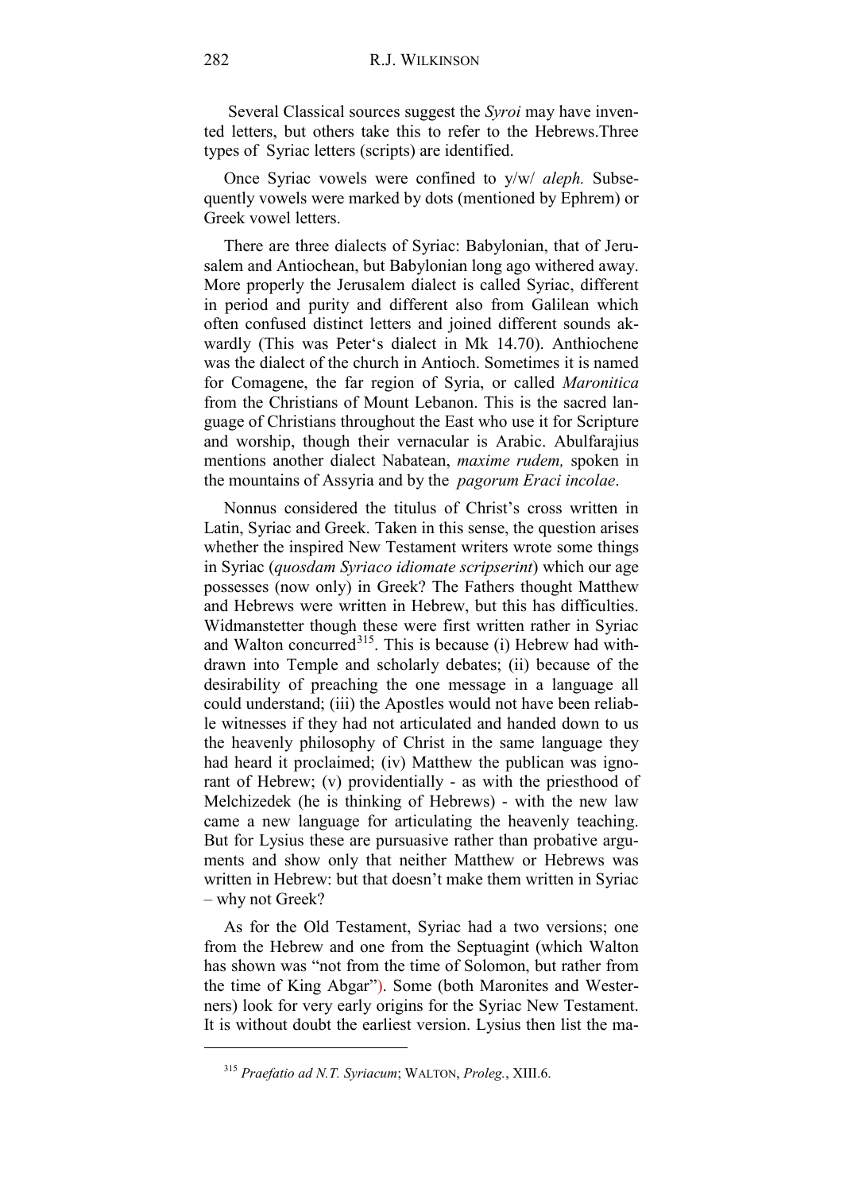Several Classical sources suggest the *Syroi* may have invented letters, but others take this to refer to the Hebrews.Three types of Syriac letters (scripts) are identified.

Once Syriac vowels were confined to y/w/ *aleph.* Subsequently vowels were marked by dots (mentioned by Ephrem) or Greek vowel letters.

There are three dialects of Syriac: Babylonian, that of Jerusalem and Antiochean, but Babylonian long ago withered away. More properly the Jerusalem dialect is called Syriac, different in period and purity and different also from Galilean which often confused distinct letters and joined different sounds akwardly (This was Peter's dialect in Mk 14.70). Anthiochene was the dialect of the church in Antioch. Sometimes it is named for Comagene, the far region of Syria, or called *Maronitica* from the Christians of Mount Lebanon. This is the sacred language of Christians throughout the East who use it for Scripture and worship, though their vernacular is Arabic. Abulfarajius mentions another dialect Nabatean, *maxime rudem,* spoken in the mountains of Assyria and by the *pagorum Eraci incolae*.

Nonnus considered the titulus of Christ's cross written in Latin, Syriac and Greek. Taken in this sense, the question arises whether the inspired New Testament writers wrote some things in Syriac (*quosdam Syriaco idiomate scripserint*) which our age possesses (now only) in Greek? The Fathers thought Matthew and Hebrews were written in Hebrew, but this has difficulties. Widmanstetter though these were first written rather in Syriac and Walton concurred[315]. This is because (i) Hebrew had withdrawn into Temple and scholarly debates; (ii) because of the desirability of preaching the one message in a language all could understand; (iii) the Apostles would not have been reliable witnesses if they had not articulated and handed down to us the heavenly philosophy of Christ in the same language they had heard it proclaimed; (iv) Matthew the publican was ignorant of Hebrew; (v) providentially - as with the priesthood of Melchizedek (he is thinking of Hebrews) - with the new law came a new language for articulating the heavenly teaching. But for Lysius these are pursuasive rather than probative arguments and show only that neither Matthew or Hebrews was written in Hebrew: but that doesn't make them written in Syriac – why not Greek?

As for the Old Testament, Syriac had a two versions; one from the Hebrew and one from the Septuagint (which Walton has shown was "not from the time of Solomon, but rather from the time of King Abgar"). Some (both Maronites and Westerners) look for very early origins for the Syriac New Testament. It is without doubt the earliest version. Lysius then list the ma-

---

[315] *Praefatio ad N.T. Syriacum*; WALTON, *Proleg.*, XIII.6.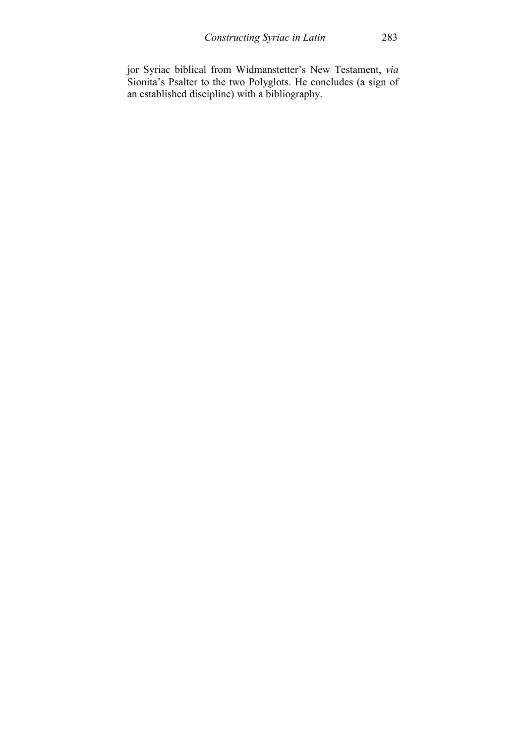jor Syriac biblical from Widmanstetter's New Testament, *via* Sionita's Psalter to the two Polyglots. He concludes (a sign of an established discipline) with a bibliography.